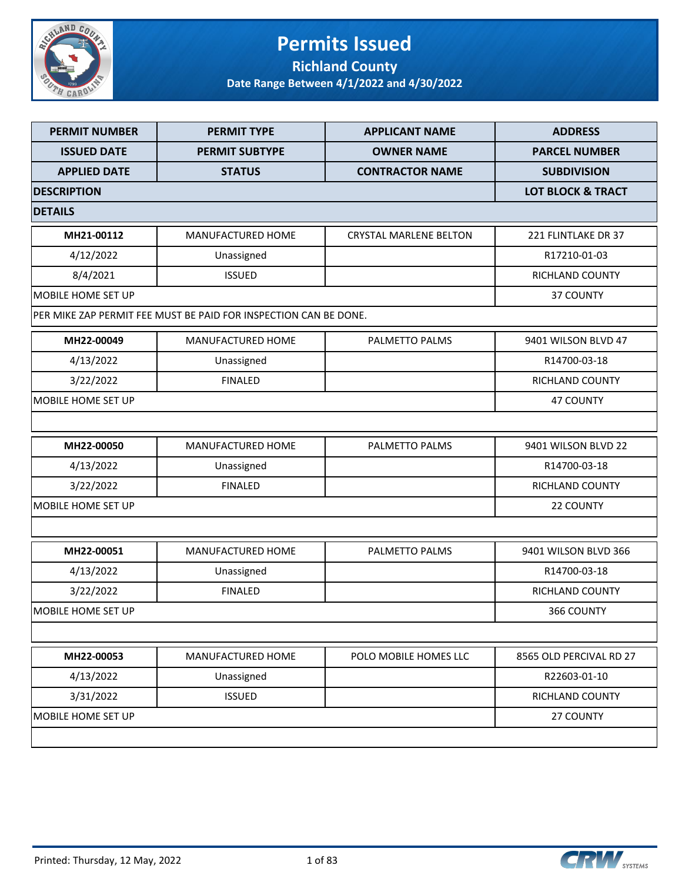# Permits Issued

## Richland County

### Date Range Between 4/1/2022 and 4/30/2022

| PERMIT NUMBER | PERMIT TYPE | APPLICANT NAME | ADDRESS |
|---|---|---|---|
| ISSUED DATE | PERMIT SUBTYPE | OWNER NAME | PARCEL NUMBER |
| APPLIED DATE | STATUS | CONTRACTOR NAME | SUBDIVISION |
| DESCRIPTION | | | LOT BLOCK & TRACT |
| DETAILS | | | |
| MH21-00112 | MANUFACTURED HOME | CRYSTAL MARLENE BELTON | 221 FLINTLAKE DR 37 |
| 4/12/2022 | Unassigned | | R17210-01-03 |
| 8/4/2021 | ISSUED | | RICHLAND COUNTY |
| MOBILE HOME SET UP | | | 37 COUNTY |
| PER MIKE ZAP PERMIT FEE MUST BE PAID FOR INSPECTION CAN BE DONE. | | | |
| MH22-00049 | MANUFACTURED HOME | PALMETTO PALMS | 9401 WILSON BLVD 47 |
| 4/13/2022 | Unassigned | | R14700-03-18 |
| 3/22/2022 | FINALED | | RICHLAND COUNTY |
| MOBILE HOME SET UP | | | 47 COUNTY |
| | | | |
| MH22-00050 | MANUFACTURED HOME | PALMETTO PALMS | 9401 WILSON BLVD 22 |
| 4/13/2022 | Unassigned | | R14700-03-18 |
| 3/22/2022 | FINALED | | RICHLAND COUNTY |
| MOBILE HOME SET UP | | | 22 COUNTY |
| | | | |
| MH22-00051 | MANUFACTURED HOME | PALMETTO PALMS | 9401 WILSON BLVD 366 |
| 4/13/2022 | Unassigned | | R14700-03-18 |
| 3/22/2022 | FINALED | | RICHLAND COUNTY |
| MOBILE HOME SET UP | | | 366 COUNTY |
| | | | |
| MH22-00053 | MANUFACTURED HOME | POLO MOBILE HOMES LLC | 8565 OLD PERCIVAL RD 27 |
| 4/13/2022 | Unassigned | | R22603-01-10 |
| 3/31/2022 | ISSUED | | RICHLAND COUNTY |
| MOBILE HOME SET UP | | | 27 COUNTY |
| | | | |

Printed: Thursday, 12 May, 2022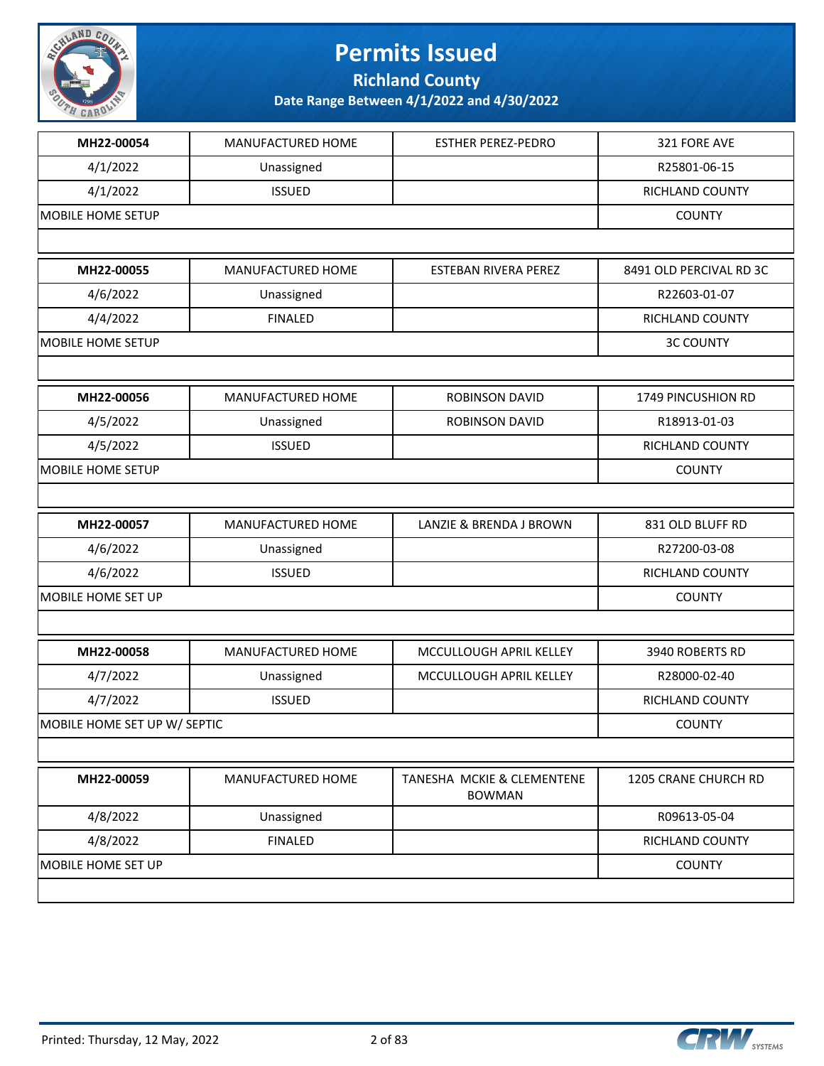# Permits Issued

## Richland County

### Date Range Between 4/1/2022 and 4/30/2022

| | | | |
|---|---|---|---|
| **MH22-00054** | MANUFACTURED HOME | ESTHER PEREZ-PEDRO | 321 FORE AVE |
| 4/1/2022 | Unassigned | | R25801-06-15 |
| 4/1/2022 | ISSUED | | RICHLAND COUNTY |
| MOBILE HOME SETUP | | | COUNTY |

| | | | |
|---|---|---|---|
| **MH22-00055** | MANUFACTURED HOME | ESTEBAN RIVERA PEREZ | 8491 OLD PERCIVAL RD 3C |
| 4/6/2022 | Unassigned | | R22603-01-07 |
| 4/4/2022 | FINALED | | RICHLAND COUNTY |
| MOBILE HOME SETUP | | | 3C COUNTY |

| | | | |
|---|---|---|---|
| **MH22-00056** | MANUFACTURED HOME | ROBINSON DAVID | 1749 PINCUSHION RD |
| 4/5/2022 | Unassigned | ROBINSON DAVID | R18913-01-03 |
| 4/5/2022 | ISSUED | | RICHLAND COUNTY |
| MOBILE HOME SETUP | | | COUNTY |

| | | | |
|---|---|---|---|
| **MH22-00057** | MANUFACTURED HOME | LANZIE & BRENDA J BROWN | 831 OLD BLUFF RD |
| 4/6/2022 | Unassigned | | R27200-03-08 |
| 4/6/2022 | ISSUED | | RICHLAND COUNTY |
| MOBILE HOME SET UP | | | COUNTY |

| | | | |
|---|---|---|---|
| **MH22-00058** | MANUFACTURED HOME | MCCULLOUGH APRIL KELLEY | 3940 ROBERTS RD |
| 4/7/2022 | Unassigned | MCCULLOUGH APRIL KELLEY | R28000-02-40 |
| 4/7/2022 | ISSUED | | RICHLAND COUNTY |
| MOBILE HOME SET UP W/ SEPTIC | | | COUNTY |

| | | | |
|---|---|---|---|
| **MH22-00059** | MANUFACTURED HOME | TANESHA MCKIE & CLEMENTENE BOWMAN | 1205 CRANE CHURCH RD |
| 4/8/2022 | Unassigned | | R09613-05-04 |
| 4/8/2022 | FINALED | | RICHLAND COUNTY |
| MOBILE HOME SET UP | | | COUNTY |

Printed: Thursday, 12 May, 2022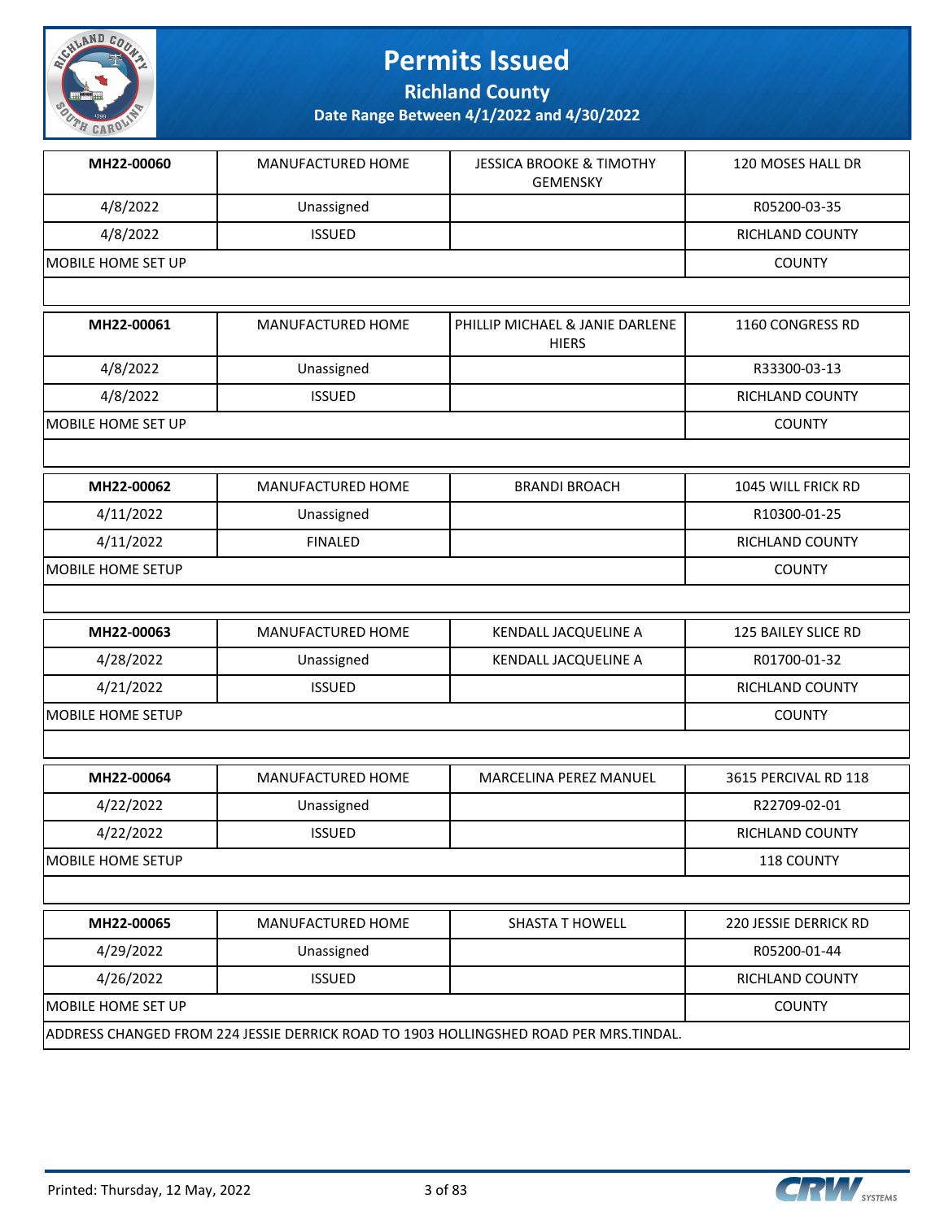# Permits Issued

## Richland County

### Date Range Between 4/1/2022 and 4/30/2022

| MH22-00060 | MANUFACTURED HOME | JESSICA BROOKE & TIMOTHY GEMENSKY | 120 MOSES HALL DR |
|---|---|---|---|
| 4/8/2022 | Unassigned | | R05200-03-35 |
| 4/8/2022 | ISSUED | | RICHLAND COUNTY |
| MOBILE HOME SET UP | | | COUNTY |

| MH22-00061 | MANUFACTURED HOME | PHILLIP MICHAEL & JANIE DARLENE HIERS | 1160 CONGRESS RD |
|---|---|---|---|
| 4/8/2022 | Unassigned | | R33300-03-13 |
| 4/8/2022 | ISSUED | | RICHLAND COUNTY |
| MOBILE HOME SET UP | | | COUNTY |

| MH22-00062 | MANUFACTURED HOME | BRANDI BROACH | 1045 WILL FRICK RD |
|---|---|---|---|
| 4/11/2022 | Unassigned | | R10300-01-25 |
| 4/11/2022 | FINALED | | RICHLAND COUNTY |
| MOBILE HOME SETUP | | | COUNTY |

| MH22-00063 | MANUFACTURED HOME | KENDALL JACQUELINE A | 125 BAILEY SLICE RD |
|---|---|---|---|
| 4/28/2022 | Unassigned | KENDALL JACQUELINE A | R01700-01-32 |
| 4/21/2022 | ISSUED | | RICHLAND COUNTY |
| MOBILE HOME SETUP | | | COUNTY |

| MH22-00064 | MANUFACTURED HOME | MARCELINA PEREZ MANUEL | 3615 PERCIVAL RD 118 |
|---|---|---|---|
| 4/22/2022 | Unassigned | | R22709-02-01 |
| 4/22/2022 | ISSUED | | RICHLAND COUNTY |
| MOBILE HOME SETUP | | | 118 COUNTY |

| MH22-00065 | MANUFACTURED HOME | SHASTA T HOWELL | 220 JESSIE DERRICK RD |
|---|---|---|---|
| 4/29/2022 | Unassigned | | R05200-01-44 |
| 4/26/2022 | ISSUED | | RICHLAND COUNTY |
| MOBILE HOME SET UP | | | COUNTY |
| ADDRESS CHANGED FROM 224 JESSIE DERRICK ROAD TO 1903 HOLLINGSHED ROAD PER MRS.TINDAL. | | | |

Printed: Thursday, 12 May, 2022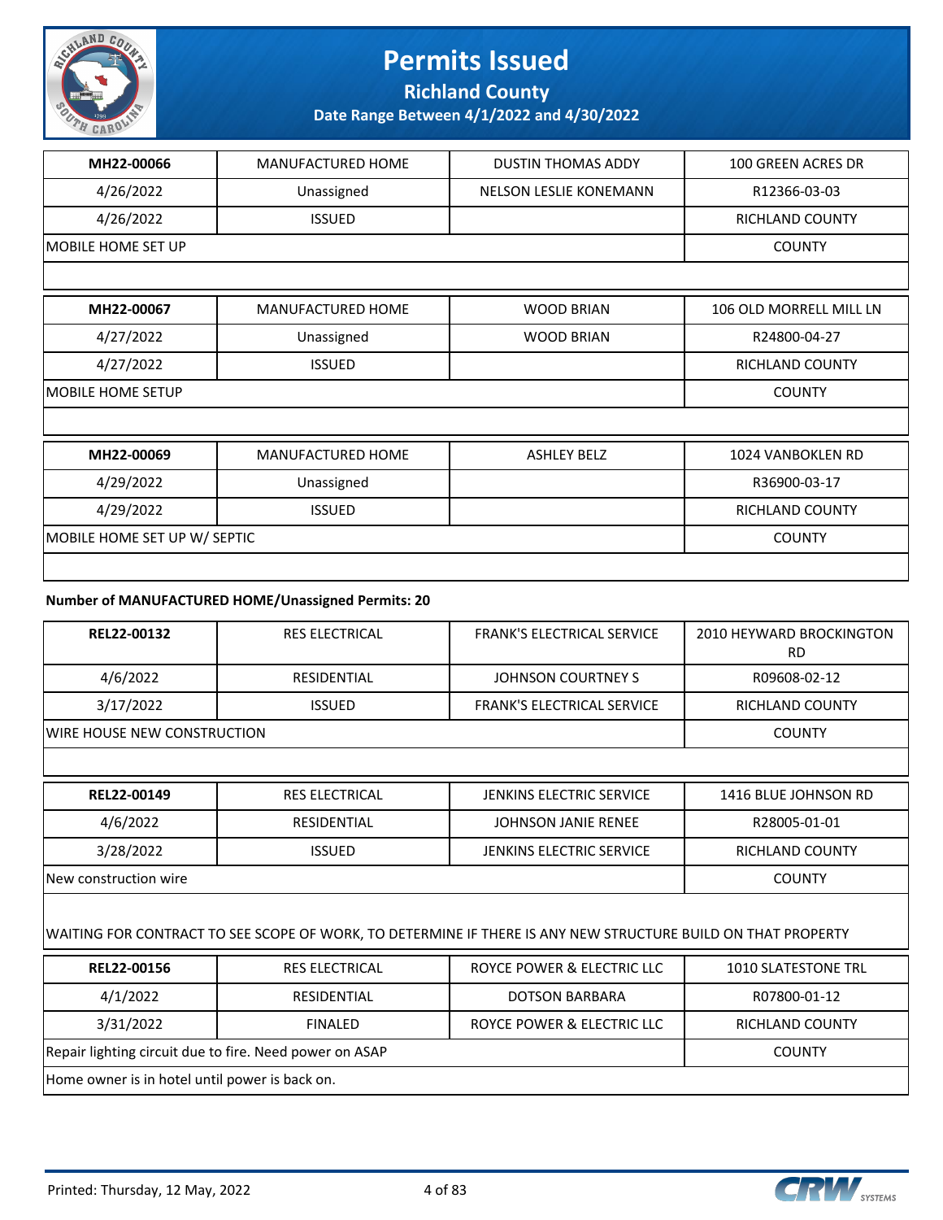| MH22-00066 | MANUFACTURED HOME | DUSTIN THOMAS ADDY | 100 GREEN ACRES DR |
|---|---|---|---|
| 4/26/2022 | Unassigned | NELSON LESLIE KONEMANN | R12366-03-03 |
| 4/26/2022 | ISSUED | | RICHLAND COUNTY |
| MOBILE HOME SET UP | | | COUNTY |

| MH22-00067 | MANUFACTURED HOME | WOOD BRIAN | 106 OLD MORRELL MILL LN |
|---|---|---|---|
| 4/27/2022 | Unassigned | WOOD BRIAN | R24800-04-27 |
| 4/27/2022 | ISSUED | | RICHLAND COUNTY |
| MOBILE HOME SETUP | | | COUNTY |

| MH22-00069 | MANUFACTURED HOME | ASHLEY BELZ | 1024 VANBOKLEN RD |
|---|---|---|---|
| 4/29/2022 | Unassigned | | R36900-03-17 |
| 4/29/2022 | ISSUED | | RICHLAND COUNTY |
| MOBILE HOME SET UP W/ SEPTIC | | | COUNTY |

**Number of MANUFACTURED HOME/Unassigned Permits: 20**

| REL22-00132 | RES ELECTRICAL | FRANK'S ELECTRICAL SERVICE | 2010 HEYWARD BROCKINGTON RD |
|---|---|---|---|
| 4/6/2022 | RESIDENTIAL | JOHNSON COURTNEY S | R09608-02-12 |
| 3/17/2022 | ISSUED | FRANK'S ELECTRICAL SERVICE | RICHLAND COUNTY |
| WIRE HOUSE NEW CONSTRUCTION | | | COUNTY |

| REL22-00149 | RES ELECTRICAL | JENKINS ELECTRIC SERVICE | 1416 BLUE JOHNSON RD |
|---|---|---|---|
| 4/6/2022 | RESIDENTIAL | JOHNSON JANIE RENEE | R28005-01-01 |
| 3/28/2022 | ISSUED | JENKINS ELECTRIC SERVICE | RICHLAND COUNTY |
| New construction wire | | | COUNTY |
| WAITING FOR CONTRACT TO SEE SCOPE OF WORK, TO DETERMINE IF THERE IS ANY NEW STRUCTURE BUILD ON THAT PROPERTY | | | |

| REL22-00156 | RES ELECTRICAL | ROYCE POWER & ELECTRIC LLC | 1010 SLATESTONE TRL |
|---|---|---|---|
| 4/1/2022 | RESIDENTIAL | DOTSON BARBARA | R07800-01-12 |
| 3/31/2022 | FINALED | ROYCE POWER & ELECTRIC LLC | RICHLAND COUNTY |
| Repair lighting circuit due to fire. Need power on ASAP | | | COUNTY |
| Home owner is in hotel until power is back on. | | | |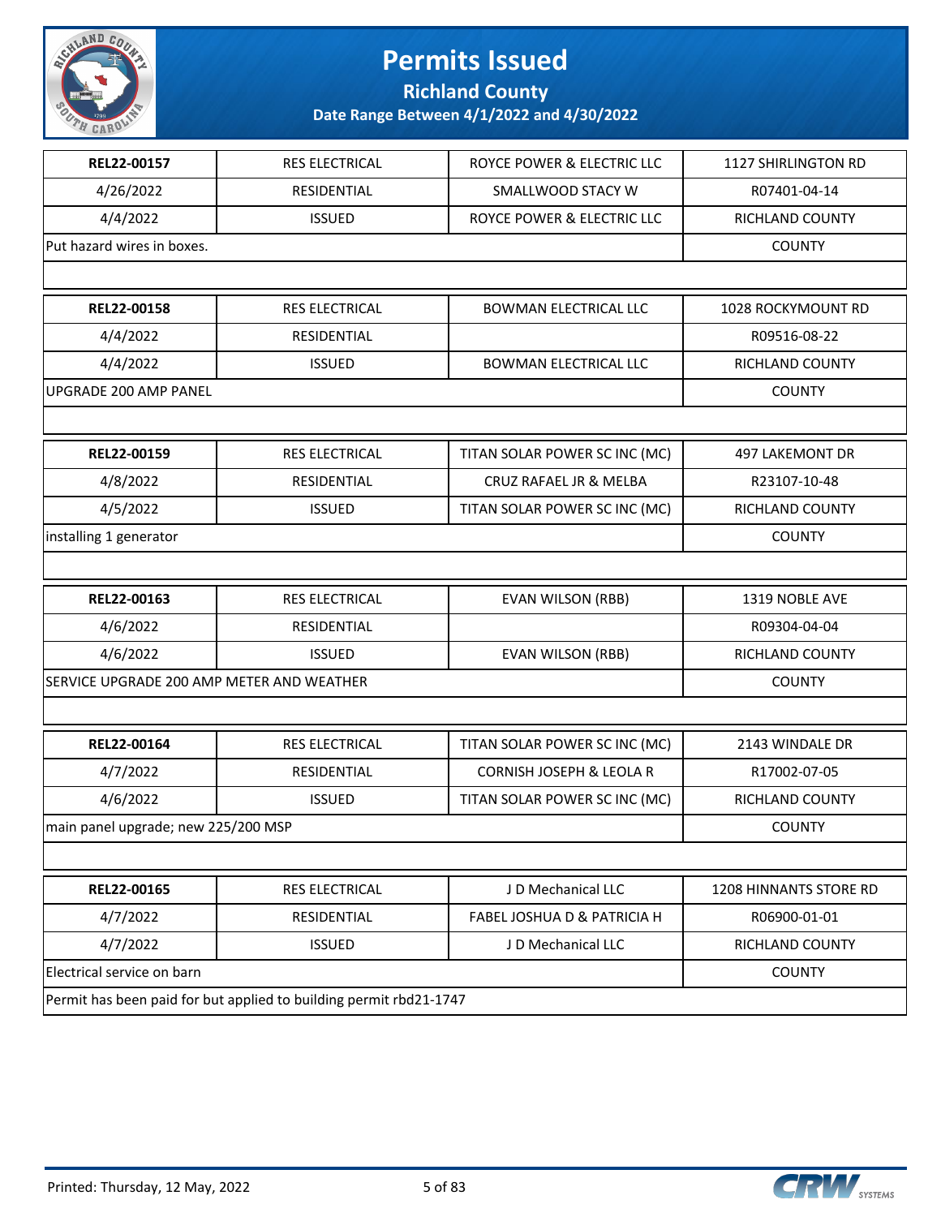# Permits Issued

## Richland County

### Date Range Between 4/1/2022 and 4/30/2022

| | | | |
|---|---|---|---|
| **REL22-00157** | RES ELECTRICAL | ROYCE POWER & ELECTRIC LLC | 1127 SHIRLINGTON RD |
| 4/26/2022 | RESIDENTIAL | SMALLWOOD STACY W | R07401-04-14 |
| 4/4/2022 | ISSUED | ROYCE POWER & ELECTRIC LLC | RICHLAND COUNTY |
| Put hazard wires in boxes. | | | COUNTY |

| | | | |
|---|---|---|---|
| **REL22-00158** | RES ELECTRICAL | BOWMAN ELECTRICAL LLC | 1028 ROCKYMOUNT RD |
| 4/4/2022 | RESIDENTIAL | | R09516-08-22 |
| 4/4/2022 | ISSUED | BOWMAN ELECTRICAL LLC | RICHLAND COUNTY |
| UPGRADE 200 AMP PANEL | | | COUNTY |

| | | | |
|---|---|---|---|
| **REL22-00159** | RES ELECTRICAL | TITAN SOLAR POWER SC INC (MC) | 497 LAKEMONT DR |
| 4/8/2022 | RESIDENTIAL | CRUZ RAFAEL JR & MELBA | R23107-10-48 |
| 4/5/2022 | ISSUED | TITAN SOLAR POWER SC INC (MC) | RICHLAND COUNTY |
| installing 1 generator | | | COUNTY |

| | | | |
|---|---|---|---|
| **REL22-00163** | RES ELECTRICAL | EVAN WILSON (RBB) | 1319 NOBLE AVE |
| 4/6/2022 | RESIDENTIAL | | R09304-04-04 |
| 4/6/2022 | ISSUED | EVAN WILSON (RBB) | RICHLAND COUNTY |
| SERVICE UPGRADE 200 AMP METER AND WEATHER | | | COUNTY |

| | | | |
|---|---|---|---|
| **REL22-00164** | RES ELECTRICAL | TITAN SOLAR POWER SC INC (MC) | 2143 WINDALE DR |
| 4/7/2022 | RESIDENTIAL | CORNISH JOSEPH & LEOLA R | R17002-07-05 |
| 4/6/2022 | ISSUED | TITAN SOLAR POWER SC INC (MC) | RICHLAND COUNTY |
| main panel upgrade; new 225/200 MSP | | | COUNTY |

| | | | |
|---|---|---|---|
| **REL22-00165** | RES ELECTRICAL | J D Mechanical LLC | 1208 HINNANTS STORE RD |
| 4/7/2022 | RESIDENTIAL | FABEL JOSHUA D & PATRICIA H | R06900-01-01 |
| 4/7/2022 | ISSUED | J D Mechanical LLC | RICHLAND COUNTY |
| Electrical service on barn | | | COUNTY |
| Permit has been paid for but applied to building permit rbd21-1747 | | | |

Printed: Thursday, 12 May, 2022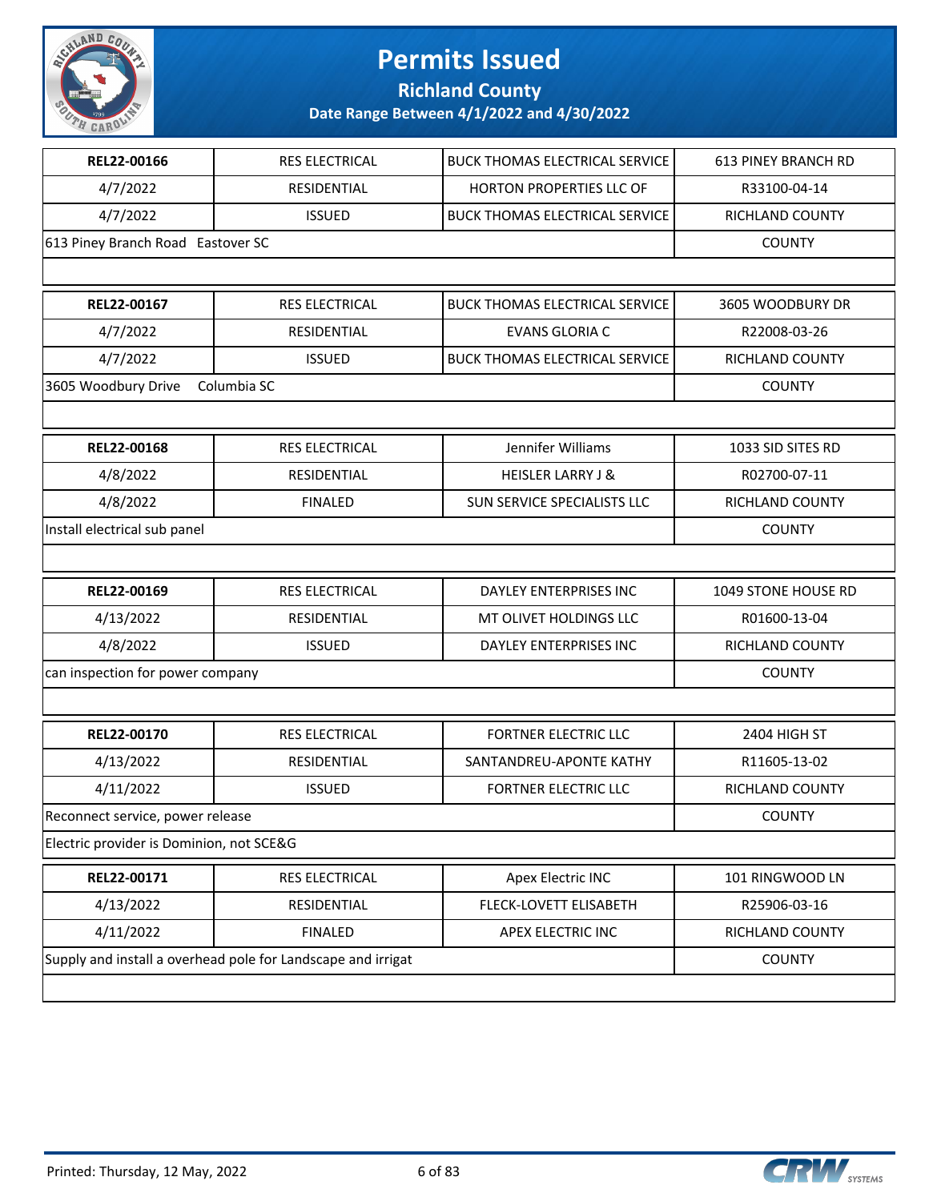# Permits Issued

## Richland County

### Date Range Between 4/1/2022 and 4/30/2022

| | | | |
|---|---|---|---|
| **REL22-00166** | RES ELECTRICAL | BUCK THOMAS ELECTRICAL SERVICE | 613 PINEY BRANCH RD |
| 4/7/2022 | RESIDENTIAL | HORTON PROPERTIES LLC OF | R33100-04-14 |
| 4/7/2022 | ISSUED | BUCK THOMAS ELECTRICAL SERVICE | RICHLAND COUNTY |
| 613 Piney Branch Road Eastover SC | | | COUNTY |
| | | | |

| | | | |
|---|---|---|---|
| **REL22-00167** | RES ELECTRICAL | BUCK THOMAS ELECTRICAL SERVICE | 3605 WOODBURY DR |
| 4/7/2022 | RESIDENTIAL | EVANS GLORIA C | R22008-03-26 |
| 4/7/2022 | ISSUED | BUCK THOMAS ELECTRICAL SERVICE | RICHLAND COUNTY |
| 3605 Woodbury Drive Columbia SC | | | COUNTY |
| | | | |

| | | | |
|---|---|---|---|
| **REL22-00168** | RES ELECTRICAL | Jennifer Williams | 1033 SID SITES RD |
| 4/8/2022 | RESIDENTIAL | HEISLER LARRY J & | R02700-07-11 |
| 4/8/2022 | FINALED | SUN SERVICE SPECIALISTS LLC | RICHLAND COUNTY |
| Install electrical sub panel | | | COUNTY |
| | | | |

| | | | |
|---|---|---|---|
| **REL22-00169** | RES ELECTRICAL | DAYLEY ENTERPRISES INC | 1049 STONE HOUSE RD |
| 4/13/2022 | RESIDENTIAL | MT OLIVET HOLDINGS LLC | R01600-13-04 |
| 4/8/2022 | ISSUED | DAYLEY ENTERPRISES INC | RICHLAND COUNTY |
| can inspection for power company | | | COUNTY |
| | | | |

| | | | |
|---|---|---|---|
| **REL22-00170** | RES ELECTRICAL | FORTNER ELECTRIC LLC | 2404 HIGH ST |
| 4/13/2022 | RESIDENTIAL | SANTANDREU-APONTE KATHY | R11605-13-02 |
| 4/11/2022 | ISSUED | FORTNER ELECTRIC LLC | RICHLAND COUNTY |
| Reconnect service, power release | | | COUNTY |
| Electric provider is Dominion, not SCE&G | | | |

| | | | |
|---|---|---|---|
| **REL22-00171** | RES ELECTRICAL | Apex Electric INC | 101 RINGWOOD LN |
| 4/13/2022 | RESIDENTIAL | FLECK-LOVETT ELISABETH | R25906-03-16 |
| 4/11/2022 | FINALED | APEX ELECTRIC INC | RICHLAND COUNTY |
| Supply and install a overhead pole for Landscape and irrigat | | | COUNTY |
| | | | |

Printed: Thursday, 12 May, 2022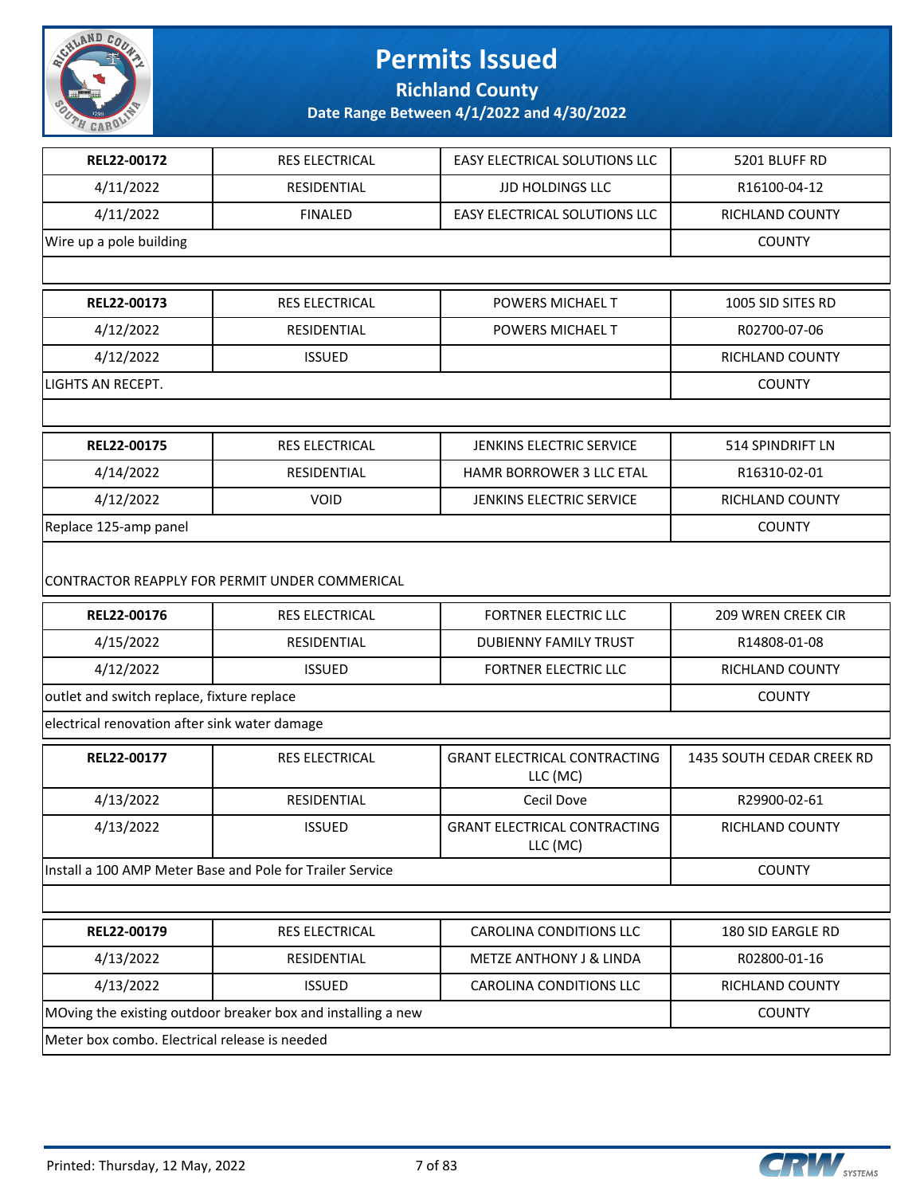# Permits Issued

## Richland County

### Date Range Between 4/1/2022 and 4/30/2022

| | | | |
|---|---|---|---|
| **REL22-00172** | RES ELECTRICAL | EASY ELECTRICAL SOLUTIONS LLC | 5201 BLUFF RD |
| 4/11/2022 | RESIDENTIAL | JJD HOLDINGS LLC | R16100-04-12 |
| 4/11/2022 | FINALED | EASY ELECTRICAL SOLUTIONS LLC | RICHLAND COUNTY |
| Wire up a pole building | | | COUNTY |
| | | | |

| | | | |
|---|---|---|---|
| **REL22-00173** | RES ELECTRICAL | POWERS MICHAEL T | 1005 SID SITES RD |
| 4/12/2022 | RESIDENTIAL | POWERS MICHAEL T | R02700-07-06 |
| 4/12/2022 | ISSUED | | RICHLAND COUNTY |
| LIGHTS AN RECEPT. | | | COUNTY |
| | | | |

| | | | |
|---|---|---|---|
| **REL22-00175** | RES ELECTRICAL | JENKINS ELECTRIC SERVICE | 514 SPINDRIFT LN |
| 4/14/2022 | RESIDENTIAL | HAMR BORROWER 3 LLC ETAL | R16310-02-01 |
| 4/12/2022 | VOID | JENKINS ELECTRIC SERVICE | RICHLAND COUNTY |
| Replace 125-amp panel | | | COUNTY |
| CONTRACTOR REAPPLY FOR PERMIT UNDER COMMERICAL | | | |

| | | | |
|---|---|---|---|
| **REL22-00176** | RES ELECTRICAL | FORTNER ELECTRIC LLC | 209 WREN CREEK CIR |
| 4/15/2022 | RESIDENTIAL | DUBIENNY FAMILY TRUST | R14808-01-08 |
| 4/12/2022 | ISSUED | FORTNER ELECTRIC LLC | RICHLAND COUNTY |
| outlet and switch replace, fixture replace | | | COUNTY |
| electrical renovation after sink water damage | | | |

| | | | |
|---|---|---|---|
| **REL22-00177** | RES ELECTRICAL | GRANT ELECTRICAL CONTRACTING LLC (MC) | 1435 SOUTH CEDAR CREEK RD |
| 4/13/2022 | RESIDENTIAL | Cecil Dove | R29900-02-61 |
| 4/13/2022 | ISSUED | GRANT ELECTRICAL CONTRACTING LLC (MC) | RICHLAND COUNTY |
| Install a 100 AMP Meter Base and Pole for Trailer Service | | | COUNTY |
| | | | |

| | | | |
|---|---|---|---|
| **REL22-00179** | RES ELECTRICAL | CAROLINA CONDITIONS LLC | 180 SID EARGLE RD |
| 4/13/2022 | RESIDENTIAL | METZE ANTHONY J & LINDA | R02800-01-16 |
| 4/13/2022 | ISSUED | CAROLINA CONDITIONS LLC | RICHLAND COUNTY |
| MOving the existing outdoor breaker box and installing a new | | | COUNTY |
| Meter box combo. Electrical release is needed | | | |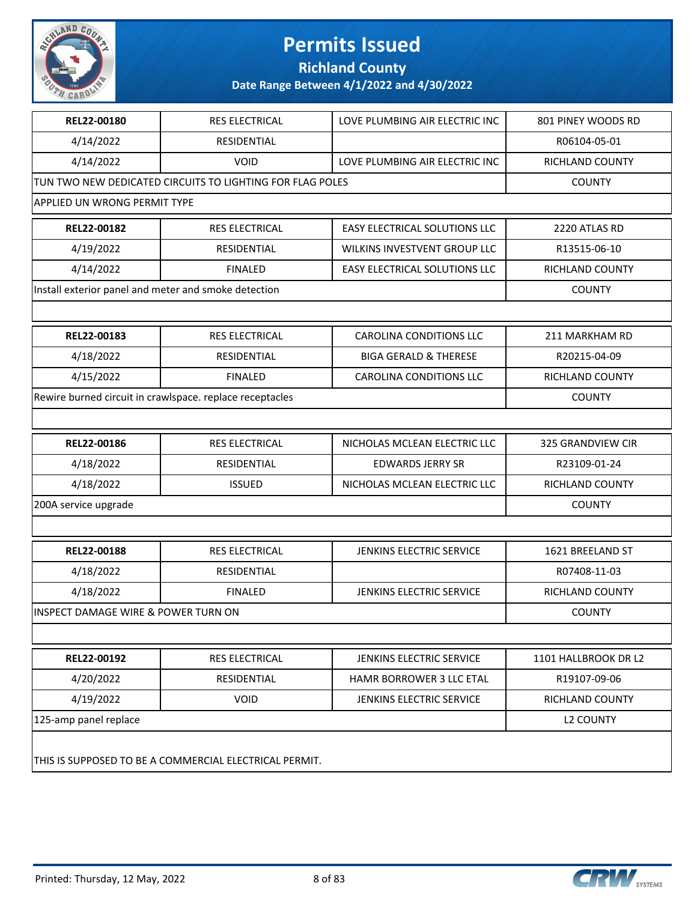# Permits Issued

## Richland County

### Date Range Between 4/1/2022 and 4/30/2022

| | | | |
|---|---|---|---|
| **REL22-00180** | RES ELECTRICAL | LOVE PLUMBING AIR ELECTRIC INC | 801 PINEY WOODS RD |
| 4/14/2022 | RESIDENTIAL | | R06104-05-01 |
| 4/14/2022 | VOID | LOVE PLUMBING AIR ELECTRIC INC | RICHLAND COUNTY |
| TUN TWO NEW DEDICATED CIRCUITS TO LIGHTING FOR FLAG POLES | | | COUNTY |
| APPLIED UN WRONG PERMIT TYPE | | | |

| | | | |
|---|---|---|---|
| **REL22-00182** | RES ELECTRICAL | EASY ELECTRICAL SOLUTIONS LLC | 2220 ATLAS RD |
| 4/19/2022 | RESIDENTIAL | WILKINS INVESTVENT GROUP LLC | R13515-06-10 |
| 4/14/2022 | FINALED | EASY ELECTRICAL SOLUTIONS LLC | RICHLAND COUNTY |
| Install exterior panel and meter and smoke detection | | | COUNTY |

| | | | |
|---|---|---|---|
| **REL22-00183** | RES ELECTRICAL | CAROLINA CONDITIONS LLC | 211 MARKHAM RD |
| 4/18/2022 | RESIDENTIAL | BIGA GERALD & THERESE | R20215-04-09 |
| 4/15/2022 | FINALED | CAROLINA CONDITIONS LLC | RICHLAND COUNTY |
| Rewire burned circuit in crawlspace. replace receptacles | | | COUNTY |

| | | | |
|---|---|---|---|
| **REL22-00186** | RES ELECTRICAL | NICHOLAS MCLEAN ELECTRIC LLC | 325 GRANDVIEW CIR |
| 4/18/2022 | RESIDENTIAL | EDWARDS JERRY SR | R23109-01-24 |
| 4/18/2022 | ISSUED | NICHOLAS MCLEAN ELECTRIC LLC | RICHLAND COUNTY |
| 200A service upgrade | | | COUNTY |

| | | | |
|---|---|---|---|
| **REL22-00188** | RES ELECTRICAL | JENKINS ELECTRIC SERVICE | 1621 BREELAND ST |
| 4/18/2022 | RESIDENTIAL | | R07408-11-03 |
| 4/18/2022 | FINALED | JENKINS ELECTRIC SERVICE | RICHLAND COUNTY |
| INSPECT DAMAGE WIRE & POWER TURN ON | | | COUNTY |

| | | | |
|---|---|---|---|
| **REL22-00192** | RES ELECTRICAL | JENKINS ELECTRIC SERVICE | 1101 HALLBROOK DR L2 |
| 4/20/2022 | RESIDENTIAL | HAMR BORROWER 3 LLC ETAL | R19107-09-06 |
| 4/19/2022 | VOID | JENKINS ELECTRIC SERVICE | RICHLAND COUNTY |
| 125-amp panel replace | | | L2 COUNTY |
| THIS IS SUPPOSED TO BE A COMMERCIAL ELECTRICAL PERMIT. | | | |

Printed: Thursday, 12 May, 2022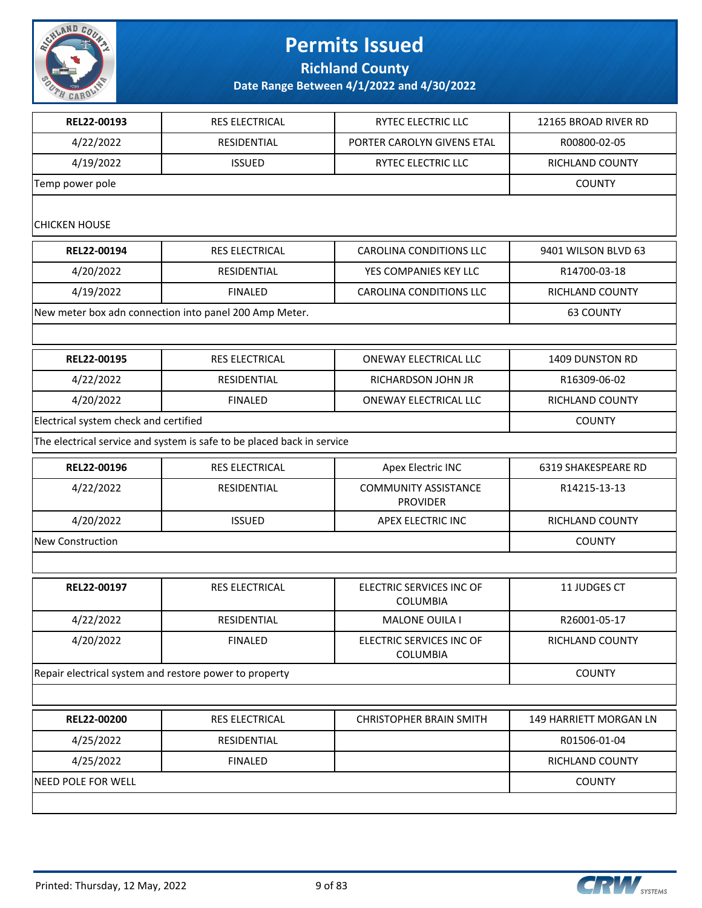# Permits Issued

## Richland County

### Date Range Between 4/1/2022 and 4/30/2022

| | | | |
|---|---|---|---|
| **REL22-00193** | RES ELECTRICAL | RYTEC ELECTRIC LLC | 12165 BROAD RIVER RD |
| 4/22/2022 | RESIDENTIAL | PORTER CAROLYN GIVENS ETAL | R00800-02-05 |
| 4/19/2022 | ISSUED | RYTEC ELECTRIC LLC | RICHLAND COUNTY |
| Temp power pole | | | COUNTY |
| CHICKEN HOUSE | | | |

| | | | |
|---|---|---|---|
| **REL22-00194** | RES ELECTRICAL | CAROLINA CONDITIONS LLC | 9401 WILSON BLVD 63 |
| 4/20/2022 | RESIDENTIAL | YES COMPANIES KEY LLC | R14700-03-18 |
| 4/19/2022 | FINALED | CAROLINA CONDITIONS LLC | RICHLAND COUNTY |
| New meter box adn connection into panel 200 Amp Meter. | | | 63 COUNTY |

| | | | |
|---|---|---|---|
| **REL22-00195** | RES ELECTRICAL | ONEWAY ELECTRICAL LLC | 1409 DUNSTON RD |
| 4/22/2022 | RESIDENTIAL | RICHARDSON JOHN JR | R16309-06-02 |
| 4/20/2022 | FINALED | ONEWAY ELECTRICAL LLC | RICHLAND COUNTY |
| Electrical system check and certified | | | COUNTY |
| The electrical service and system is safe to be placed back in service | | | |

| | | | |
|---|---|---|---|
| **REL22-00196** | RES ELECTRICAL | Apex Electric INC | 6319 SHAKESPEARE RD |
| 4/22/2022 | RESIDENTIAL | COMMUNITY ASSISTANCE PROVIDER | R14215-13-13 |
| 4/20/2022 | ISSUED | APEX ELECTRIC INC | RICHLAND COUNTY |
| New Construction | | | COUNTY |

| | | | |
|---|---|---|---|
| **REL22-00197** | RES ELECTRICAL | ELECTRIC SERVICES INC OF COLUMBIA | 11 JUDGES CT |
| 4/22/2022 | RESIDENTIAL | MALONE OUILA I | R26001-05-17 |
| 4/20/2022 | FINALED | ELECTRIC SERVICES INC OF COLUMBIA | RICHLAND COUNTY |
| Repair electrical system and restore power to property | | | COUNTY |

| | | | |
|---|---|---|---|
| **REL22-00200** | RES ELECTRICAL | CHRISTOPHER BRAIN SMITH | 149 HARRIETT MORGAN LN |
| 4/25/2022 | RESIDENTIAL | | R01506-01-04 |
| 4/25/2022 | FINALED | | RICHLAND COUNTY |
| NEED POLE FOR WELL | | | COUNTY |

Printed: Thursday, 12 May, 2022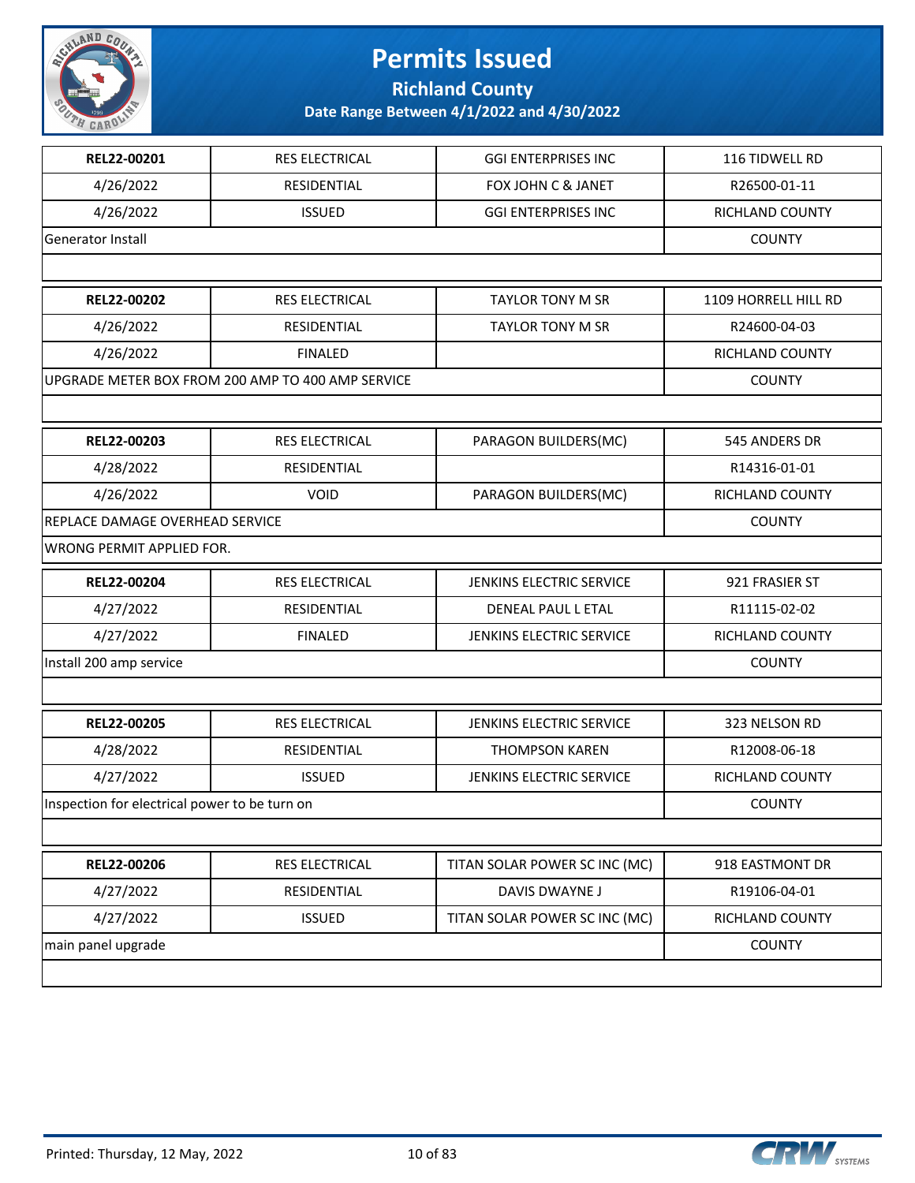# Permits Issued

**Richland County**

**Date Range Between 4/1/2022 and 4/30/2022**

| REL22-00201 | RES ELECTRICAL | GGI ENTERPRISES INC | 116 TIDWELL RD |
|---|---|---|---|
| 4/26/2022 | RESIDENTIAL | FOX JOHN C & JANET | R26500-01-11 |
| 4/26/2022 | ISSUED | GGI ENTERPRISES INC | RICHLAND COUNTY |
| Generator Install | | | COUNTY |

| REL22-00202 | RES ELECTRICAL | TAYLOR TONY M SR | 1109 HORRELL HILL RD |
|---|---|---|---|
| 4/26/2022 | RESIDENTIAL | TAYLOR TONY M SR | R24600-04-03 |
| 4/26/2022 | FINALED | | RICHLAND COUNTY |
| UPGRADE METER BOX FROM 200 AMP TO 400 AMP SERVICE | | | COUNTY |

| REL22-00203 | RES ELECTRICAL | PARAGON BUILDERS(MC) | 545 ANDERS DR |
|---|---|---|---|
| 4/28/2022 | RESIDENTIAL | | R14316-01-01 |
| 4/26/2022 | VOID | PARAGON BUILDERS(MC) | RICHLAND COUNTY |
| REPLACE DAMAGE OVERHEAD SERVICE | | | COUNTY |
| WRONG PERMIT APPLIED FOR. | | | |

| REL22-00204 | RES ELECTRICAL | JENKINS ELECTRIC SERVICE | 921 FRASIER ST |
|---|---|---|---|
| 4/27/2022 | RESIDENTIAL | DENEAL PAUL L ETAL | R11115-02-02 |
| 4/27/2022 | FINALED | JENKINS ELECTRIC SERVICE | RICHLAND COUNTY |
| Install 200 amp service | | | COUNTY |

| REL22-00205 | RES ELECTRICAL | JENKINS ELECTRIC SERVICE | 323 NELSON RD |
|---|---|---|---|
| 4/28/2022 | RESIDENTIAL | THOMPSON KAREN | R12008-06-18 |
| 4/27/2022 | ISSUED | JENKINS ELECTRIC SERVICE | RICHLAND COUNTY |
| Inspection for electrical power to be turn on | | | COUNTY |

| REL22-00206 | RES ELECTRICAL | TITAN SOLAR POWER SC INC (MC) | 918 EASTMONT DR |
|---|---|---|---|
| 4/27/2022 | RESIDENTIAL | DAVIS DWAYNE J | R19106-04-01 |
| 4/27/2022 | ISSUED | TITAN SOLAR POWER SC INC (MC) | RICHLAND COUNTY |
| main panel upgrade | | | COUNTY |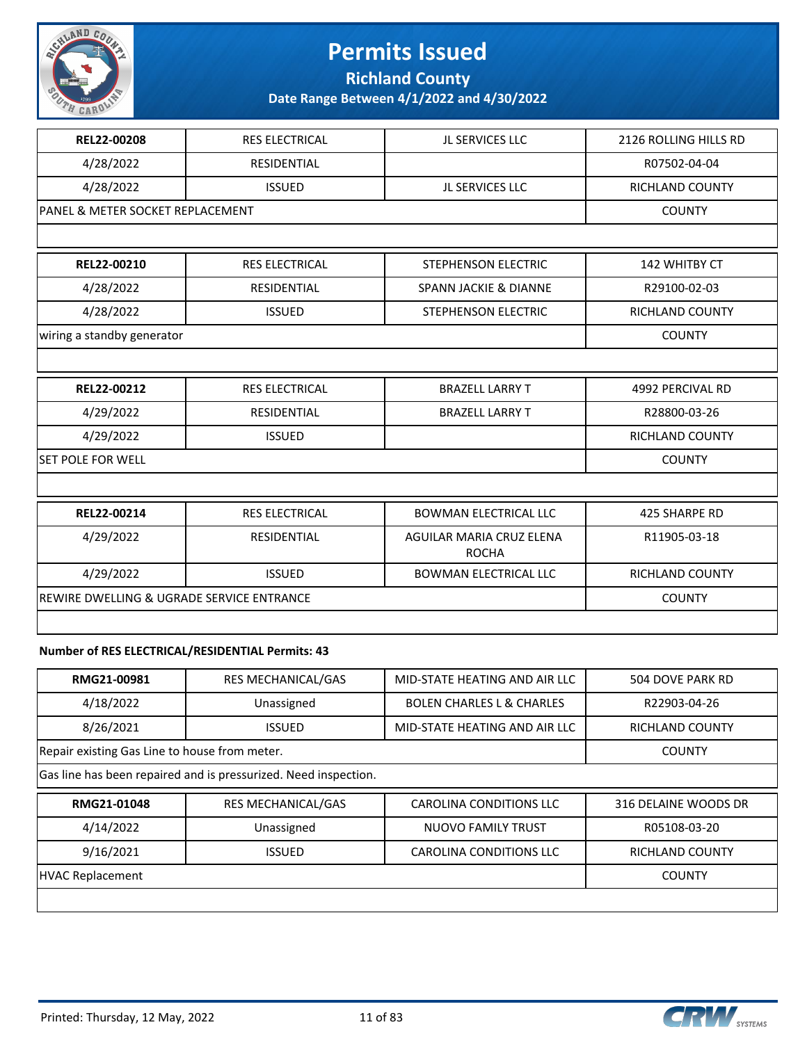# Permits Issued

**Richland County**

**Date Range Between 4/1/2022 and 4/30/2022**

| REL22-00208 | RES ELECTRICAL | JL SERVICES LLC | 2126 ROLLING HILLS RD |
|---|---|---|---|
| 4/28/2022 | RESIDENTIAL | | R07502-04-04 |
| 4/28/2022 | ISSUED | JL SERVICES LLC | RICHLAND COUNTY |
| PANEL & METER SOCKET REPLACEMENT | | | COUNTY |
| | | | |

| REL22-00210 | RES ELECTRICAL | STEPHENSON ELECTRIC | 142 WHITBY CT |
|---|---|---|---|
| 4/28/2022 | RESIDENTIAL | SPANN JACKIE & DIANNE | R29100-02-03 |
| 4/28/2022 | ISSUED | STEPHENSON ELECTRIC | RICHLAND COUNTY |
| wiring a standby generator | | | COUNTY |
| | | | |

| REL22-00212 | RES ELECTRICAL | BRAZELL LARRY T | 4992 PERCIVAL RD |
|---|---|---|---|
| 4/29/2022 | RESIDENTIAL | BRAZELL LARRY T | R28800-03-26 |
| 4/29/2022 | ISSUED | | RICHLAND COUNTY |
| SET POLE FOR WELL | | | COUNTY |
| | | | |

| REL22-00214 | RES ELECTRICAL | BOWMAN ELECTRICAL LLC | 425 SHARPE RD |
|---|---|---|---|
| 4/29/2022 | RESIDENTIAL | AGUILAR MARIA CRUZ ELENA ROCHA | R11905-03-18 |
| 4/29/2022 | ISSUED | BOWMAN ELECTRICAL LLC | RICHLAND COUNTY |
| REWIRE DWELLING & UGRADE SERVICE ENTRANCE | | | COUNTY |
| | | | |

**Number of RES ELECTRICAL/RESIDENTIAL Permits: 43**

| RMG21-00981 | RES MECHANICAL/GAS | MID-STATE HEATING AND AIR LLC | 504 DOVE PARK RD |
|---|---|---|---|
| 4/18/2022 | Unassigned | BOLEN CHARLES L & CHARLES | R22903-04-26 |
| 8/26/2021 | ISSUED | MID-STATE HEATING AND AIR LLC | RICHLAND COUNTY |
| Repair existing Gas Line to house from meter. | | | COUNTY |
| Gas line has been repaired and is pressurized. Need inspection. | | | |

| RMG21-01048 | RES MECHANICAL/GAS | CAROLINA CONDITIONS LLC | 316 DELAINE WOODS DR |
|---|---|---|---|
| 4/14/2022 | Unassigned | NUOVO FAMILY TRUST | R05108-03-20 |
| 9/16/2021 | ISSUED | CAROLINA CONDITIONS LLC | RICHLAND COUNTY |
| HVAC Replacement | | | COUNTY |
| | | | |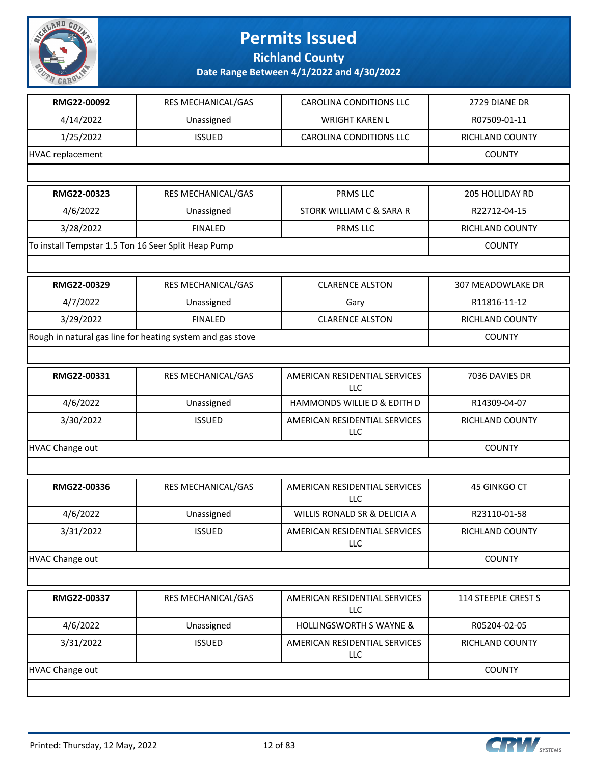# Permits Issued

## Richland County

### Date Range Between 4/1/2022 and 4/30/2022

| RMG22-00092 | RES MECHANICAL/GAS | CAROLINA CONDITIONS LLC | 2729 DIANE DR |
|---|---|---|---|
| 4/14/2022 | Unassigned | WRIGHT KAREN L | R07509-01-11 |
| 1/25/2022 | ISSUED | CAROLINA CONDITIONS LLC | RICHLAND COUNTY |
| HVAC replacement | | | COUNTY |

| RMG22-00323 | RES MECHANICAL/GAS | PRMS LLC | 205 HOLLIDAY RD |
|---|---|---|---|
| 4/6/2022 | Unassigned | STORK WILLIAM C & SARA R | R22712-04-15 |
| 3/28/2022 | FINALED | PRMS LLC | RICHLAND COUNTY |
| To install Tempstar 1.5 Ton 16 Seer Split Heap Pump | | | COUNTY |

| RMG22-00329 | RES MECHANICAL/GAS | CLARENCE ALSTON | 307 MEADOWLAKE DR |
|---|---|---|---|
| 4/7/2022 | Unassigned | Gary | R11816-11-12 |
| 3/29/2022 | FINALED | CLARENCE ALSTON | RICHLAND COUNTY |
| Rough in natural gas line for heating system and gas stove | | | COUNTY |

| RMG22-00331 | RES MECHANICAL/GAS | AMERICAN RESIDENTIAL SERVICES LLC | 7036 DAVIES DR |
|---|---|---|---|
| 4/6/2022 | Unassigned | HAMMONDS WILLIE D & EDITH D | R14309-04-07 |
| 3/30/2022 | ISSUED | AMERICAN RESIDENTIAL SERVICES LLC | RICHLAND COUNTY |
| HVAC Change out | | | COUNTY |

| RMG22-00336 | RES MECHANICAL/GAS | AMERICAN RESIDENTIAL SERVICES LLC | 45 GINKGO CT |
|---|---|---|---|
| 4/6/2022 | Unassigned | WILLIS RONALD SR & DELICIA A | R23110-01-58 |
| 3/31/2022 | ISSUED | AMERICAN RESIDENTIAL SERVICES LLC | RICHLAND COUNTY |
| HVAC Change out | | | COUNTY |

| RMG22-00337 | RES MECHANICAL/GAS | AMERICAN RESIDENTIAL SERVICES LLC | 114 STEEPLE CREST S |
|---|---|---|---|
| 4/6/2022 | Unassigned | HOLLINGSWORTH S WAYNE & | R05204-02-05 |
| 3/31/2022 | ISSUED | AMERICAN RESIDENTIAL SERVICES LLC | RICHLAND COUNTY |
| HVAC Change out | | | COUNTY |

Printed: Thursday, 12 May, 2022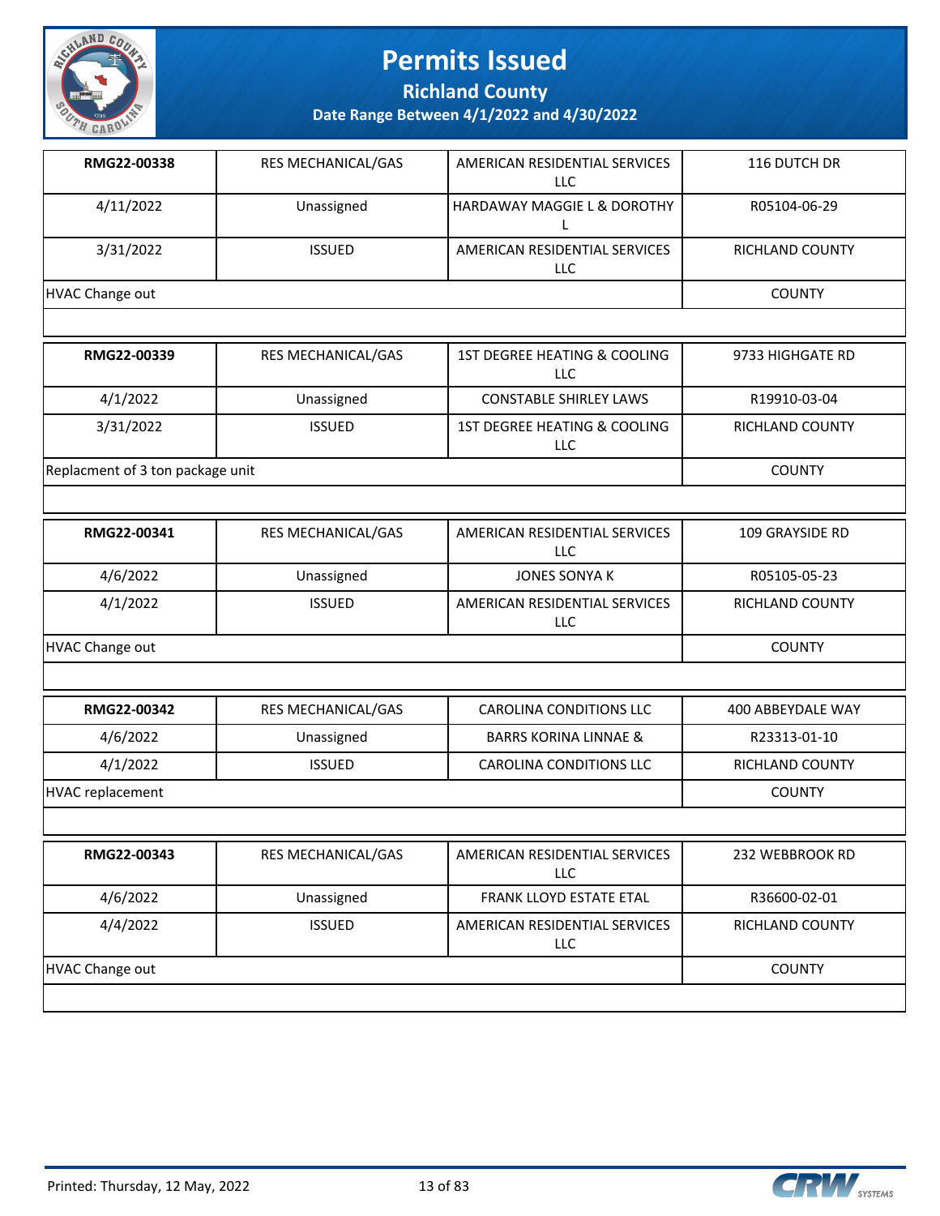# Permits Issued

## Richland County

### Date Range Between 4/1/2022 and 4/30/2022

| | | | |
|---|---|---|---|
| **RMG22-00338** | RES MECHANICAL/GAS | AMERICAN RESIDENTIAL SERVICES LLC | 116 DUTCH DR |
| 4/11/2022 | Unassigned | HARDAWAY MAGGIE L & DOROTHY L | R05104-06-29 |
| 3/31/2022 | ISSUED | AMERICAN RESIDENTIAL SERVICES LLC | RICHLAND COUNTY |
| HVAC Change out | | | COUNTY |

| | | | |
|---|---|---|---|
| **RMG22-00339** | RES MECHANICAL/GAS | 1ST DEGREE HEATING & COOLING LLC | 9733 HIGHGATE RD |
| 4/1/2022 | Unassigned | CONSTABLE SHIRLEY LAWS | R19910-03-04 |
| 3/31/2022 | ISSUED | 1ST DEGREE HEATING & COOLING LLC | RICHLAND COUNTY |
| Replacment of 3 ton package unit | | | COUNTY |

| | | | |
|---|---|---|---|
| **RMG22-00341** | RES MECHANICAL/GAS | AMERICAN RESIDENTIAL SERVICES LLC | 109 GRAYSIDE RD |
| 4/6/2022 | Unassigned | JONES SONYA K | R05105-05-23 |
| 4/1/2022 | ISSUED | AMERICAN RESIDENTIAL SERVICES LLC | RICHLAND COUNTY |
| HVAC Change out | | | COUNTY |

| | | | |
|---|---|---|---|
| **RMG22-00342** | RES MECHANICAL/GAS | CAROLINA CONDITIONS LLC | 400 ABBEYDALE WAY |
| 4/6/2022 | Unassigned | BARRS KORINA LINNAE & | R23313-01-10 |
| 4/1/2022 | ISSUED | CAROLINA CONDITIONS LLC | RICHLAND COUNTY |
| HVAC replacement | | | COUNTY |

| | | | |
|---|---|---|---|
| **RMG22-00343** | RES MECHANICAL/GAS | AMERICAN RESIDENTIAL SERVICES LLC | 232 WEBBROOK RD |
| 4/6/2022 | Unassigned | FRANK LLOYD ESTATE ETAL | R36600-02-01 |
| 4/4/2022 | ISSUED | AMERICAN RESIDENTIAL SERVICES LLC | RICHLAND COUNTY |
| HVAC Change out | | | COUNTY |

Printed: Thursday, 12 May, 2022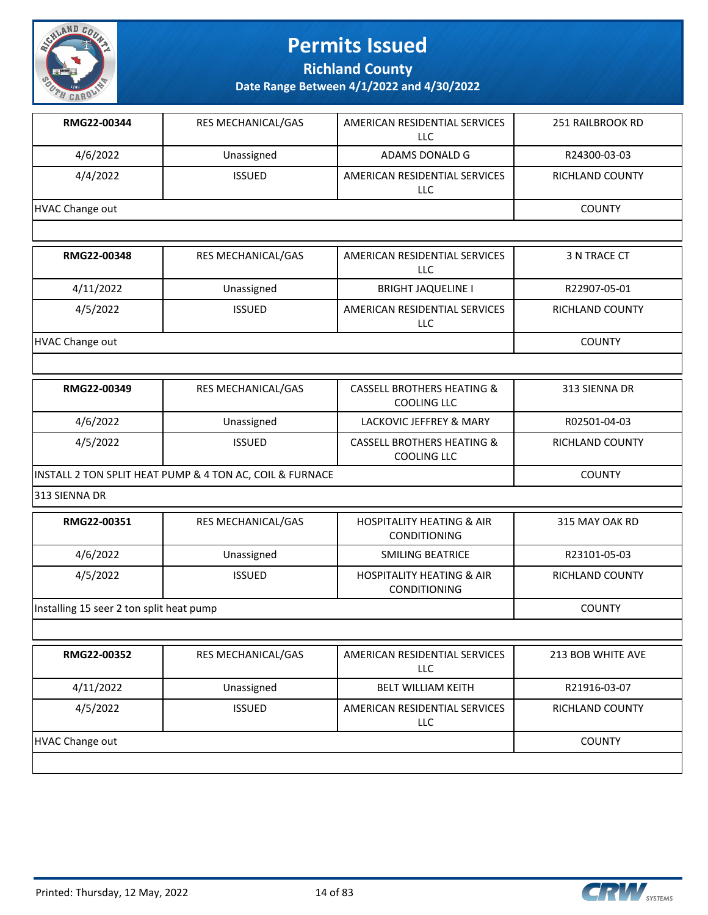# Permits Issued

## Richland County

### Date Range Between 4/1/2022 and 4/30/2022

| RMG22-00344 | RES MECHANICAL/GAS | AMERICAN RESIDENTIAL SERVICES LLC | 251 RAILBROOK RD |
|---|---|---|---|
| 4/6/2022 | Unassigned | ADAMS DONALD G | R24300-03-03 |
| 4/4/2022 | ISSUED | AMERICAN RESIDENTIAL SERVICES LLC | RICHLAND COUNTY |
| HVAC Change out | | | COUNTY |

| RMG22-00348 | RES MECHANICAL/GAS | AMERICAN RESIDENTIAL SERVICES LLC | 3 N TRACE CT |
|---|---|---|---|
| 4/11/2022 | Unassigned | BRIGHT JAQUELINE I | R22907-05-01 |
| 4/5/2022 | ISSUED | AMERICAN RESIDENTIAL SERVICES LLC | RICHLAND COUNTY |
| HVAC Change out | | | COUNTY |

| RMG22-00349 | RES MECHANICAL/GAS | CASSELL BROTHERS HEATING & COOLING LLC | 313 SIENNA DR |
|---|---|---|---|
| 4/6/2022 | Unassigned | LACKOVIC JEFFREY & MARY | R02501-04-03 |
| 4/5/2022 | ISSUED | CASSELL BROTHERS HEATING & COOLING LLC | RICHLAND COUNTY |
| INSTALL 2 TON SPLIT HEAT PUMP & 4 TON AC, COIL & FURNACE | | | COUNTY |
| 313 SIENNA DR | | | |

| RMG22-00351 | RES MECHANICAL/GAS | HOSPITALITY HEATING & AIR CONDITIONING | 315 MAY OAK RD |
|---|---|---|---|
| 4/6/2022 | Unassigned | SMILING BEATRICE | R23101-05-03 |
| 4/5/2022 | ISSUED | HOSPITALITY HEATING & AIR CONDITIONING | RICHLAND COUNTY |
| Installing 15 seer 2 ton split heat pump | | | COUNTY |

| RMG22-00352 | RES MECHANICAL/GAS | AMERICAN RESIDENTIAL SERVICES LLC | 213 BOB WHITE AVE |
|---|---|---|---|
| 4/11/2022 | Unassigned | BELT WILLIAM KEITH | R21916-03-07 |
| 4/5/2022 | ISSUED | AMERICAN RESIDENTIAL SERVICES LLC | RICHLAND COUNTY |
| HVAC Change out | | | COUNTY |

Printed: Thursday, 12 May, 2022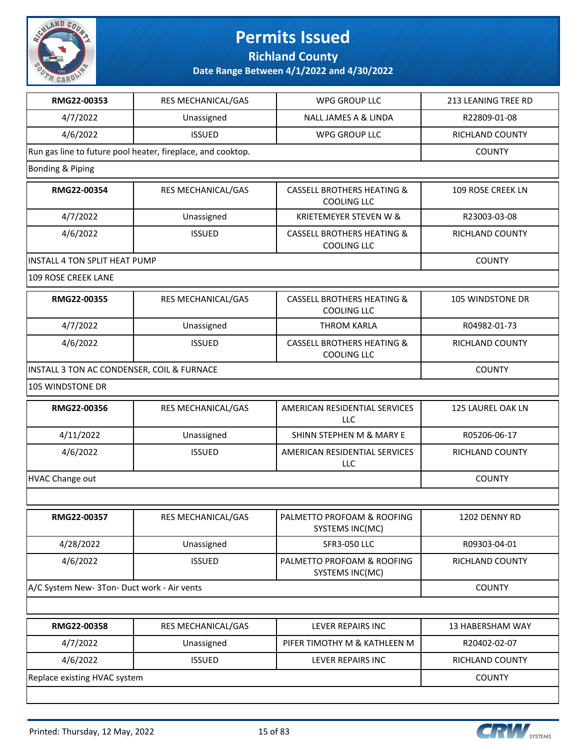# Permits Issued

## Richland County

### Date Range Between 4/1/2022 and 4/30/2022

| RMG22-00353 | RES MECHANICAL/GAS | WPG GROUP LLC | 213 LEANING TREE RD |
|---|---|---|---|
| 4/7/2022 | Unassigned | NALL JAMES A & LINDA | R22809-01-08 |
| 4/6/2022 | ISSUED | WPG GROUP LLC | RICHLAND COUNTY |
| Run gas line to future pool heater, fireplace, and cooktop. | | | COUNTY |
| Bonding & Piping | | | |

| RMG22-00354 | RES MECHANICAL/GAS | CASSELL BROTHERS HEATING & COOLING LLC | 109 ROSE CREEK LN |
|---|---|---|---|
| 4/7/2022 | Unassigned | KRIETEMEYER STEVEN W & | R23003-03-08 |
| 4/6/2022 | ISSUED | CASSELL BROTHERS HEATING & COOLING LLC | RICHLAND COUNTY |
| INSTALL 4 TON SPLIT HEAT PUMP | | | COUNTY |
| 109 ROSE CREEK LANE | | | |

| RMG22-00355 | RES MECHANICAL/GAS | CASSELL BROTHERS HEATING & COOLING LLC | 105 WINDSTONE DR |
|---|---|---|---|
| 4/7/2022 | Unassigned | THROM KARLA | R04982-01-73 |
| 4/6/2022 | ISSUED | CASSELL BROTHERS HEATING & COOLING LLC | RICHLAND COUNTY |
| INSTALL 3 TON AC CONDENSER, COIL & FURNACE | | | COUNTY |
| 105 WINDSTONE DR | | | |

| RMG22-00356 | RES MECHANICAL/GAS | AMERICAN RESIDENTIAL SERVICES LLC | 125 LAUREL OAK LN |
|---|---|---|---|
| 4/11/2022 | Unassigned | SHINN STEPHEN M & MARY E | R05206-06-17 |
| 4/6/2022 | ISSUED | AMERICAN RESIDENTIAL SERVICES LLC | RICHLAND COUNTY |
| HVAC Change out | | | COUNTY |

| RMG22-00357 | RES MECHANICAL/GAS | PALMETTO PROFOAM & ROOFING SYSTEMS INC(MC) | 1202 DENNY RD |
|---|---|---|---|
| 4/28/2022 | Unassigned | SFR3-050 LLC | R09303-04-01 |
| 4/6/2022 | ISSUED | PALMETTO PROFOAM & ROOFING SYSTEMS INC(MC) | RICHLAND COUNTY |
| A/C System New- 3Ton- Duct work - Air vents | | | COUNTY |

| RMG22-00358 | RES MECHANICAL/GAS | LEVER REPAIRS INC | 13 HABERSHAM WAY |
|---|---|---|---|
| 4/7/2022 | Unassigned | PIFER TIMOTHY M & KATHLEEN M | R20402-02-07 |
| 4/6/2022 | ISSUED | LEVER REPAIRS INC | RICHLAND COUNTY |
| Replace existing HVAC system | | | COUNTY |

Printed: Thursday, 12 May, 2022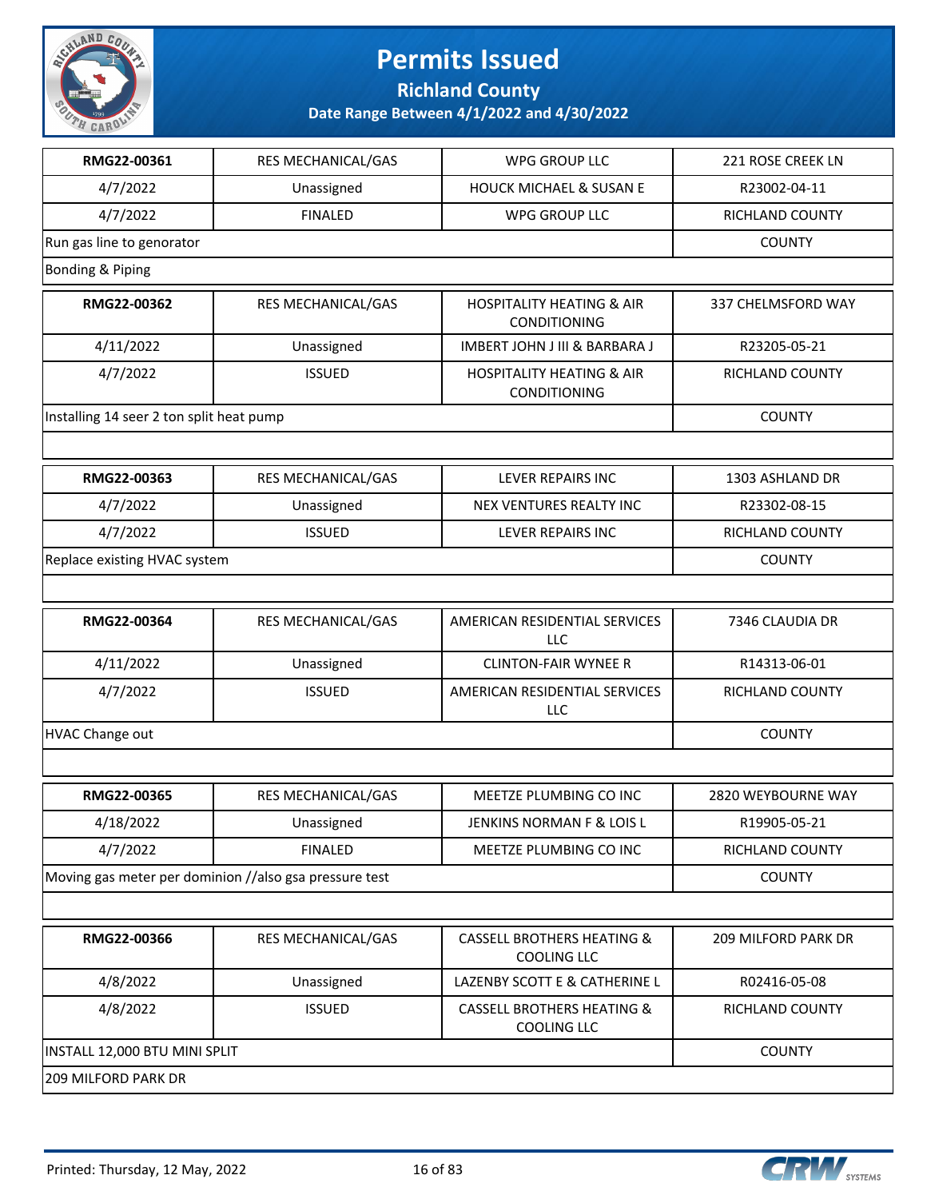# Permits Issued

**Richland County**

**Date Range Between 4/1/2022 and 4/30/2022**

| RMG22-00361 | RES MECHANICAL/GAS | WPG GROUP LLC | 221 ROSE CREEK LN |
|---|---|---|---|
| 4/7/2022 | Unassigned | HOUCK MICHAEL & SUSAN E | R23002-04-11 |
| 4/7/2022 | FINALED | WPG GROUP LLC | RICHLAND COUNTY |
| Run gas line to genorator | | | COUNTY |
| Bonding & Piping | | | |

| RMG22-00362 | RES MECHANICAL/GAS | HOSPITALITY HEATING & AIR CONDITIONING | 337 CHELMSFORD WAY |
|---|---|---|---|
| 4/11/2022 | Unassigned | IMBERT JOHN J III & BARBARA J | R23205-05-21 |
| 4/7/2022 | ISSUED | HOSPITALITY HEATING & AIR CONDITIONING | RICHLAND COUNTY |
| Installing 14 seer 2 ton split heat pump | | | COUNTY |

| RMG22-00363 | RES MECHANICAL/GAS | LEVER REPAIRS INC | 1303 ASHLAND DR |
|---|---|---|---|
| 4/7/2022 | Unassigned | NEX VENTURES REALTY INC | R23302-08-15 |
| 4/7/2022 | ISSUED | LEVER REPAIRS INC | RICHLAND COUNTY |
| Replace existing HVAC system | | | COUNTY |

| RMG22-00364 | RES MECHANICAL/GAS | AMERICAN RESIDENTIAL SERVICES LLC | 7346 CLAUDIA DR |
|---|---|---|---|
| 4/11/2022 | Unassigned | CLINTON-FAIR WYNEE R | R14313-06-01 |
| 4/7/2022 | ISSUED | AMERICAN RESIDENTIAL SERVICES LLC | RICHLAND COUNTY |
| HVAC Change out | | | COUNTY |

| RMG22-00365 | RES MECHANICAL/GAS | MEETZE PLUMBING CO INC | 2820 WEYBOURNE WAY |
|---|---|---|---|
| 4/18/2022 | Unassigned | JENKINS NORMAN F & LOIS L | R19905-05-21 |
| 4/7/2022 | FINALED | MEETZE PLUMBING CO INC | RICHLAND COUNTY |
| Moving gas meter per dominion //also gsa pressure test | | | COUNTY |

| RMG22-00366 | RES MECHANICAL/GAS | CASSELL BROTHERS HEATING & COOLING LLC | 209 MILFORD PARK DR |
|---|---|---|---|
| 4/8/2022 | Unassigned | LAZENBY SCOTT E & CATHERINE L | R02416-05-08 |
| 4/8/2022 | ISSUED | CASSELL BROTHERS HEATING & COOLING LLC | RICHLAND COUNTY |
| INSTALL 12,000 BTU MINI SPLIT | | | COUNTY |
| 209 MILFORD PARK DR | | | |

Printed: Thursday, 12 May, 2022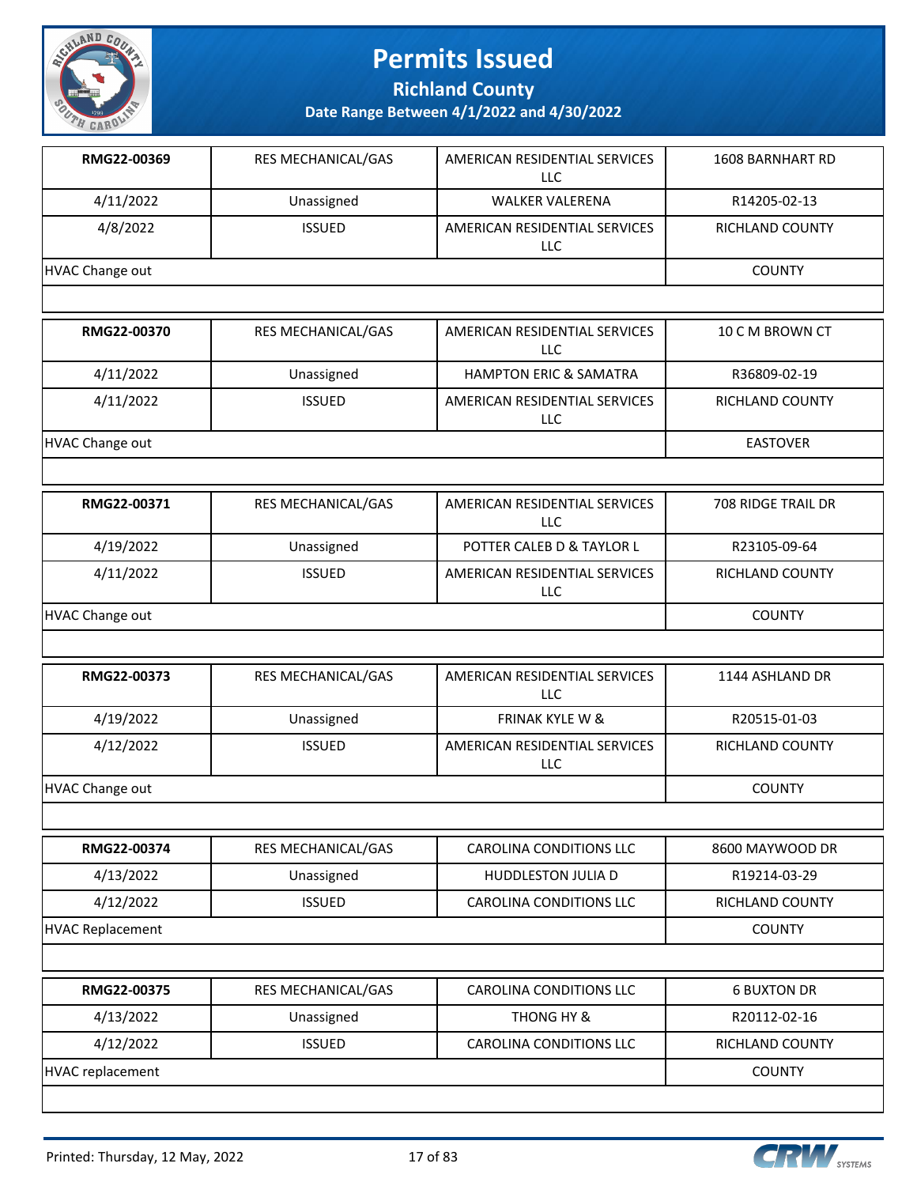# Permits Issued

## Richland County

### Date Range Between 4/1/2022 and 4/30/2022

| | | | |
|---|---|---|---|
| **RMG22-00369** | RES MECHANICAL/GAS | AMERICAN RESIDENTIAL SERVICES LLC | 1608 BARNHART RD |
| 4/11/2022 | Unassigned | WALKER VALERENA | R14205-02-13 |
| 4/8/2022 | ISSUED | AMERICAN RESIDENTIAL SERVICES LLC | RICHLAND COUNTY |
| HVAC Change out | | | COUNTY |

| | | | |
|---|---|---|---|
| **RMG22-00370** | RES MECHANICAL/GAS | AMERICAN RESIDENTIAL SERVICES LLC | 10 C M BROWN CT |
| 4/11/2022 | Unassigned | HAMPTON ERIC & SAMATRA | R36809-02-19 |
| 4/11/2022 | ISSUED | AMERICAN RESIDENTIAL SERVICES LLC | RICHLAND COUNTY |
| HVAC Change out | | | EASTOVER |

| | | | |
|---|---|---|---|
| **RMG22-00371** | RES MECHANICAL/GAS | AMERICAN RESIDENTIAL SERVICES LLC | 708 RIDGE TRAIL DR |
| 4/19/2022 | Unassigned | POTTER CALEB D & TAYLOR L | R23105-09-64 |
| 4/11/2022 | ISSUED | AMERICAN RESIDENTIAL SERVICES LLC | RICHLAND COUNTY |
| HVAC Change out | | | COUNTY |

| | | | |
|---|---|---|---|
| **RMG22-00373** | RES MECHANICAL/GAS | AMERICAN RESIDENTIAL SERVICES LLC | 1144 ASHLAND DR |
| 4/19/2022 | Unassigned | FRINAK KYLE W & | R20515-01-03 |
| 4/12/2022 | ISSUED | AMERICAN RESIDENTIAL SERVICES LLC | RICHLAND COUNTY |
| HVAC Change out | | | COUNTY |

| | | | |
|---|---|---|---|
| **RMG22-00374** | RES MECHANICAL/GAS | CAROLINA CONDITIONS LLC | 8600 MAYWOOD DR |
| 4/13/2022 | Unassigned | HUDDLESTON JULIA D | R19214-03-29 |
| 4/12/2022 | ISSUED | CAROLINA CONDITIONS LLC | RICHLAND COUNTY |
| HVAC Replacement | | | COUNTY |

| | | | |
|---|---|---|---|
| **RMG22-00375** | RES MECHANICAL/GAS | CAROLINA CONDITIONS LLC | 6 BUXTON DR |
| 4/13/2022 | Unassigned | THONG HY & | R20112-02-16 |
| 4/12/2022 | ISSUED | CAROLINA CONDITIONS LLC | RICHLAND COUNTY |
| HVAC replacement | | | COUNTY |

Printed: Thursday, 12 May, 2022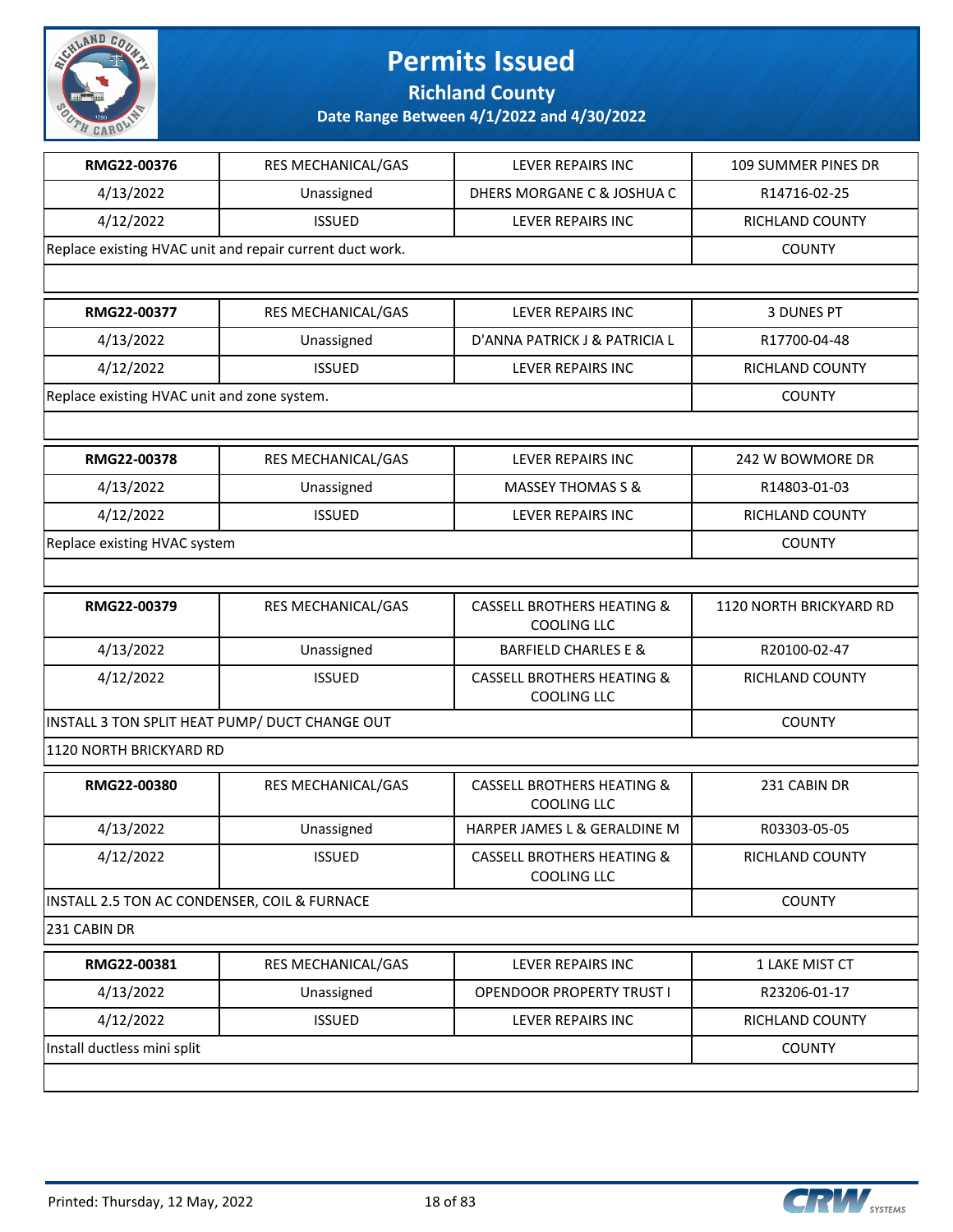# Permits Issued

## Richland County

### Date Range Between 4/1/2022 and 4/30/2022

| RMG22-00376 | RES MECHANICAL/GAS | LEVER REPAIRS INC | 109 SUMMER PINES DR |
|---|---|---|---|
| 4/13/2022 | Unassigned | DHERS MORGANE C & JOSHUA C | R14716-02-25 |
| 4/12/2022 | ISSUED | LEVER REPAIRS INC | RICHLAND COUNTY |
| Replace existing HVAC unit and repair current duct work. | | | COUNTY |

| RMG22-00377 | RES MECHANICAL/GAS | LEVER REPAIRS INC | 3 DUNES PT |
|---|---|---|---|
| 4/13/2022 | Unassigned | D'ANNA PATRICK J & PATRICIA L | R17700-04-48 |
| 4/12/2022 | ISSUED | LEVER REPAIRS INC | RICHLAND COUNTY |
| Replace existing HVAC unit and zone system. | | | COUNTY |

| RMG22-00378 | RES MECHANICAL/GAS | LEVER REPAIRS INC | 242 W BOWMORE DR |
|---|---|---|---|
| 4/13/2022 | Unassigned | MASSEY THOMAS S & | R14803-01-03 |
| 4/12/2022 | ISSUED | LEVER REPAIRS INC | RICHLAND COUNTY |
| Replace existing HVAC system | | | COUNTY |

| RMG22-00379 | RES MECHANICAL/GAS | CASSELL BROTHERS HEATING & COOLING LLC | 1120 NORTH BRICKYARD RD |
|---|---|---|---|
| 4/13/2022 | Unassigned | BARFIELD CHARLES E & | R20100-02-47 |
| 4/12/2022 | ISSUED | CASSELL BROTHERS HEATING & COOLING LLC | RICHLAND COUNTY |
| INSTALL 3 TON SPLIT HEAT PUMP/ DUCT CHANGE OUT | | | COUNTY |
| 1120 NORTH BRICKYARD RD | | | |

| RMG22-00380 | RES MECHANICAL/GAS | CASSELL BROTHERS HEATING & COOLING LLC | 231 CABIN DR |
|---|---|---|---|
| 4/13/2022 | Unassigned | HARPER JAMES L & GERALDINE M | R03303-05-05 |
| 4/12/2022 | ISSUED | CASSELL BROTHERS HEATING & COOLING LLC | RICHLAND COUNTY |
| INSTALL 2.5 TON AC CONDENSER, COIL & FURNACE | | | COUNTY |
| 231 CABIN DR | | | |

| RMG22-00381 | RES MECHANICAL/GAS | LEVER REPAIRS INC | 1 LAKE MIST CT |
|---|---|---|---|
| 4/13/2022 | Unassigned | OPENDOOR PROPERTY TRUST I | R23206-01-17 |
| 4/12/2022 | ISSUED | LEVER REPAIRS INC | RICHLAND COUNTY |
| Install ductless mini split | | | COUNTY |

Printed: Thursday, 12 May, 2022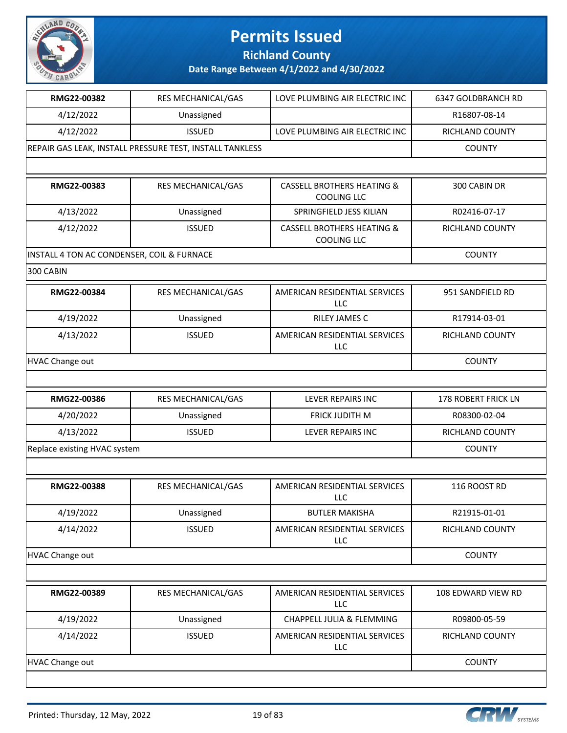# Permits Issued

**Richland County**

**Date Range Between 4/1/2022 and 4/30/2022**

| RMG22-00382 | RES MECHANICAL/GAS | LOVE PLUMBING AIR ELECTRIC INC | 6347 GOLDBRANCH RD |
|---|---|---|---|
| 4/12/2022 | Unassigned | | R16807-08-14 |
| 4/12/2022 | ISSUED | LOVE PLUMBING AIR ELECTRIC INC | RICHLAND COUNTY |
| REPAIR GAS LEAK, INSTALL PRESSURE TEST, INSTALL TANKLESS | | | COUNTY |

| RMG22-00383 | RES MECHANICAL/GAS | CASSELL BROTHERS HEATING & COOLING LLC | 300 CABIN DR |
|---|---|---|---|
| 4/13/2022 | Unassigned | SPRINGFIELD JESS KILIAN | R02416-07-17 |
| 4/12/2022 | ISSUED | CASSELL BROTHERS HEATING & COOLING LLC | RICHLAND COUNTY |
| INSTALL 4 TON AC CONDENSER, COIL & FURNACE | | | COUNTY |
| 300 CABIN | | | |

| RMG22-00384 | RES MECHANICAL/GAS | AMERICAN RESIDENTIAL SERVICES LLC | 951 SANDFIELD RD |
|---|---|---|---|
| 4/19/2022 | Unassigned | RILEY JAMES C | R17914-03-01 |
| 4/13/2022 | ISSUED | AMERICAN RESIDENTIAL SERVICES LLC | RICHLAND COUNTY |
| HVAC Change out | | | COUNTY |

| RMG22-00386 | RES MECHANICAL/GAS | LEVER REPAIRS INC | 178 ROBERT FRICK LN |
|---|---|---|---|
| 4/20/2022 | Unassigned | FRICK JUDITH M | R08300-02-04 |
| 4/13/2022 | ISSUED | LEVER REPAIRS INC | RICHLAND COUNTY |
| Replace existing HVAC system | | | COUNTY |

| RMG22-00388 | RES MECHANICAL/GAS | AMERICAN RESIDENTIAL SERVICES LLC | 116 ROOST RD |
|---|---|---|---|
| 4/19/2022 | Unassigned | BUTLER MAKISHA | R21915-01-01 |
| 4/14/2022 | ISSUED | AMERICAN RESIDENTIAL SERVICES LLC | RICHLAND COUNTY |
| HVAC Change out | | | COUNTY |

| RMG22-00389 | RES MECHANICAL/GAS | AMERICAN RESIDENTIAL SERVICES LLC | 108 EDWARD VIEW RD |
|---|---|---|---|
| 4/19/2022 | Unassigned | CHAPPELL JULIA & FLEMMING | R09800-05-59 |
| 4/14/2022 | ISSUED | AMERICAN RESIDENTIAL SERVICES LLC | RICHLAND COUNTY |
| HVAC Change out | | | COUNTY |

Printed: Thursday, 12 May, 2022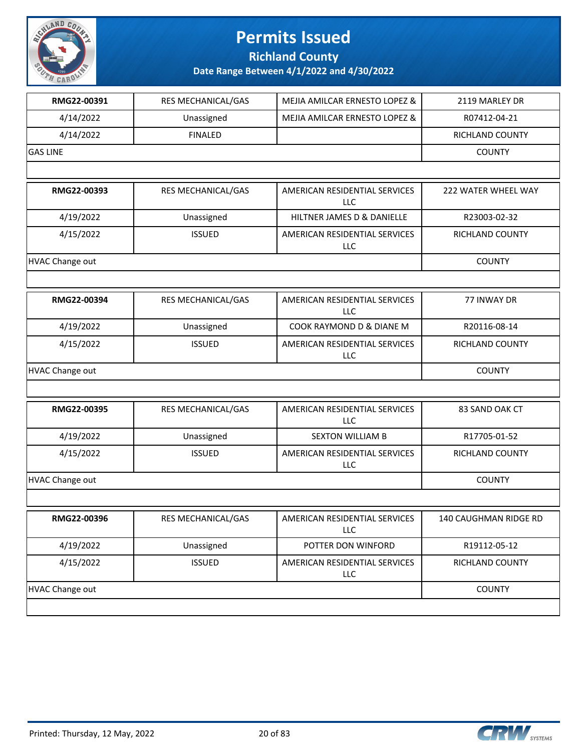# Permits Issued

## Richland County

### Date Range Between 4/1/2022 and 4/30/2022

| RMG22-00391 | RES MECHANICAL/GAS | MEJIA AMILCAR ERNESTO LOPEZ & | 2119 MARLEY DR |
|---|---|---|---|
| 4/14/2022 | Unassigned | MEJIA AMILCAR ERNESTO LOPEZ & | R07412-04-21 |
| 4/14/2022 | FINALED | | RICHLAND COUNTY |
| GAS LINE | | | COUNTY |

| RMG22-00393 | RES MECHANICAL/GAS | AMERICAN RESIDENTIAL SERVICES LLC | 222 WATER WHEEL WAY |
|---|---|---|---|
| 4/19/2022 | Unassigned | HILTNER JAMES D & DANIELLE | R23003-02-32 |
| 4/15/2022 | ISSUED | AMERICAN RESIDENTIAL SERVICES LLC | RICHLAND COUNTY |
| HVAC Change out | | | COUNTY |

| RMG22-00394 | RES MECHANICAL/GAS | AMERICAN RESIDENTIAL SERVICES LLC | 77 INWAY DR |
|---|---|---|---|
| 4/19/2022 | Unassigned | COOK RAYMOND D & DIANE M | R20116-08-14 |
| 4/15/2022 | ISSUED | AMERICAN RESIDENTIAL SERVICES LLC | RICHLAND COUNTY |
| HVAC Change out | | | COUNTY |

| RMG22-00395 | RES MECHANICAL/GAS | AMERICAN RESIDENTIAL SERVICES LLC | 83 SAND OAK CT |
|---|---|---|---|
| 4/19/2022 | Unassigned | SEXTON WILLIAM B | R17705-01-52 |
| 4/15/2022 | ISSUED | AMERICAN RESIDENTIAL SERVICES LLC | RICHLAND COUNTY |
| HVAC Change out | | | COUNTY |

| RMG22-00396 | RES MECHANICAL/GAS | AMERICAN RESIDENTIAL SERVICES LLC | 140 CAUGHMAN RIDGE RD |
|---|---|---|---|
| 4/19/2022 | Unassigned | POTTER DON WINFORD | R19112-05-12 |
| 4/15/2022 | ISSUED | AMERICAN RESIDENTIAL SERVICES LLC | RICHLAND COUNTY |
| HVAC Change out | | | COUNTY |

Printed: Thursday, 12 May, 2022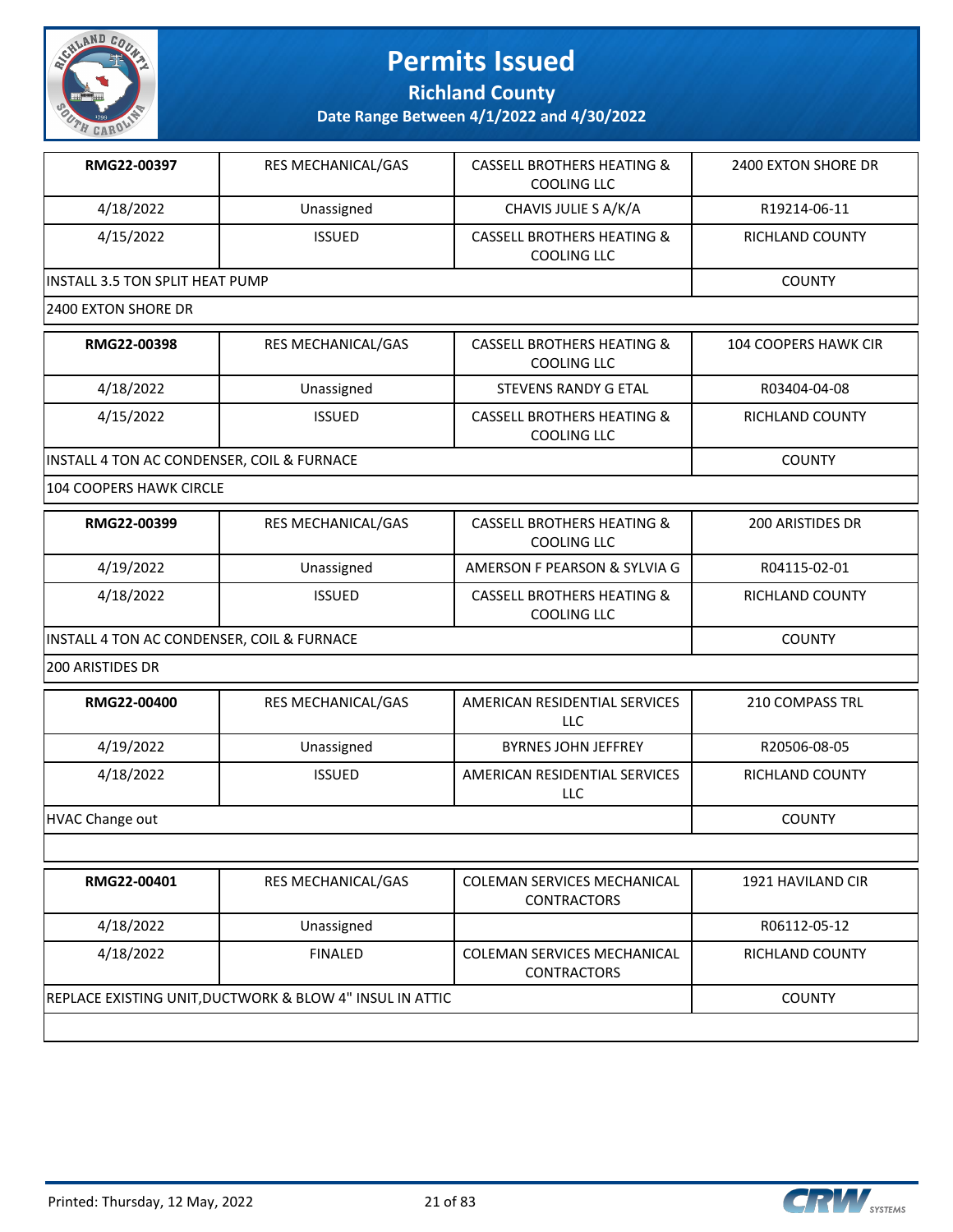# Permits Issued

## Richland County

### Date Range Between 4/1/2022 and 4/30/2022

| | | | |
|---|---|---|---|
| **RMG22-00397** | RES MECHANICAL/GAS | CASSELL BROTHERS HEATING & COOLING LLC | 2400 EXTON SHORE DR |
| 4/18/2022 | Unassigned | CHAVIS JULIE S A/K/A | R19214-06-11 |
| 4/15/2022 | ISSUED | CASSELL BROTHERS HEATING & COOLING LLC | RICHLAND COUNTY |
| INSTALL 3.5 TON SPLIT HEAT PUMP | | | COUNTY |
| 2400 EXTON SHORE DR | | | |

| | | | |
|---|---|---|---|
| **RMG22-00398** | RES MECHANICAL/GAS | CASSELL BROTHERS HEATING & COOLING LLC | 104 COOPERS HAWK CIR |
| 4/18/2022 | Unassigned | STEVENS RANDY G ETAL | R03404-04-08 |
| 4/15/2022 | ISSUED | CASSELL BROTHERS HEATING & COOLING LLC | RICHLAND COUNTY |
| INSTALL 4 TON AC CONDENSER, COIL & FURNACE | | | COUNTY |
| 104 COOPERS HAWK CIRCLE | | | |

| | | | |
|---|---|---|---|
| **RMG22-00399** | RES MECHANICAL/GAS | CASSELL BROTHERS HEATING & COOLING LLC | 200 ARISTIDES DR |
| 4/19/2022 | Unassigned | AMERSON F PEARSON & SYLVIA G | R04115-02-01 |
| 4/18/2022 | ISSUED | CASSELL BROTHERS HEATING & COOLING LLC | RICHLAND COUNTY |
| INSTALL 4 TON AC CONDENSER, COIL & FURNACE | | | COUNTY |
| 200 ARISTIDES DR | | | |

| | | | |
|---|---|---|---|
| **RMG22-00400** | RES MECHANICAL/GAS | AMERICAN RESIDENTIAL SERVICES LLC | 210 COMPASS TRL |
| 4/19/2022 | Unassigned | BYRNES JOHN JEFFREY | R20506-08-05 |
| 4/18/2022 | ISSUED | AMERICAN RESIDENTIAL SERVICES LLC | RICHLAND COUNTY |
| HVAC Change out | | | COUNTY |
| | | | |

| | | | |
|---|---|---|---|
| **RMG22-00401** | RES MECHANICAL/GAS | COLEMAN SERVICES MECHANICAL CONTRACTORS | 1921 HAVILAND CIR |
| 4/18/2022 | Unassigned | | R06112-05-12 |
| 4/18/2022 | FINALED | COLEMAN SERVICES MECHANICAL CONTRACTORS | RICHLAND COUNTY |
| REPLACE EXISTING UNIT,DUCTWORK & BLOW 4" INSUL IN ATTIC | | | COUNTY |
| | | | |

Printed: Thursday, 12 May, 2022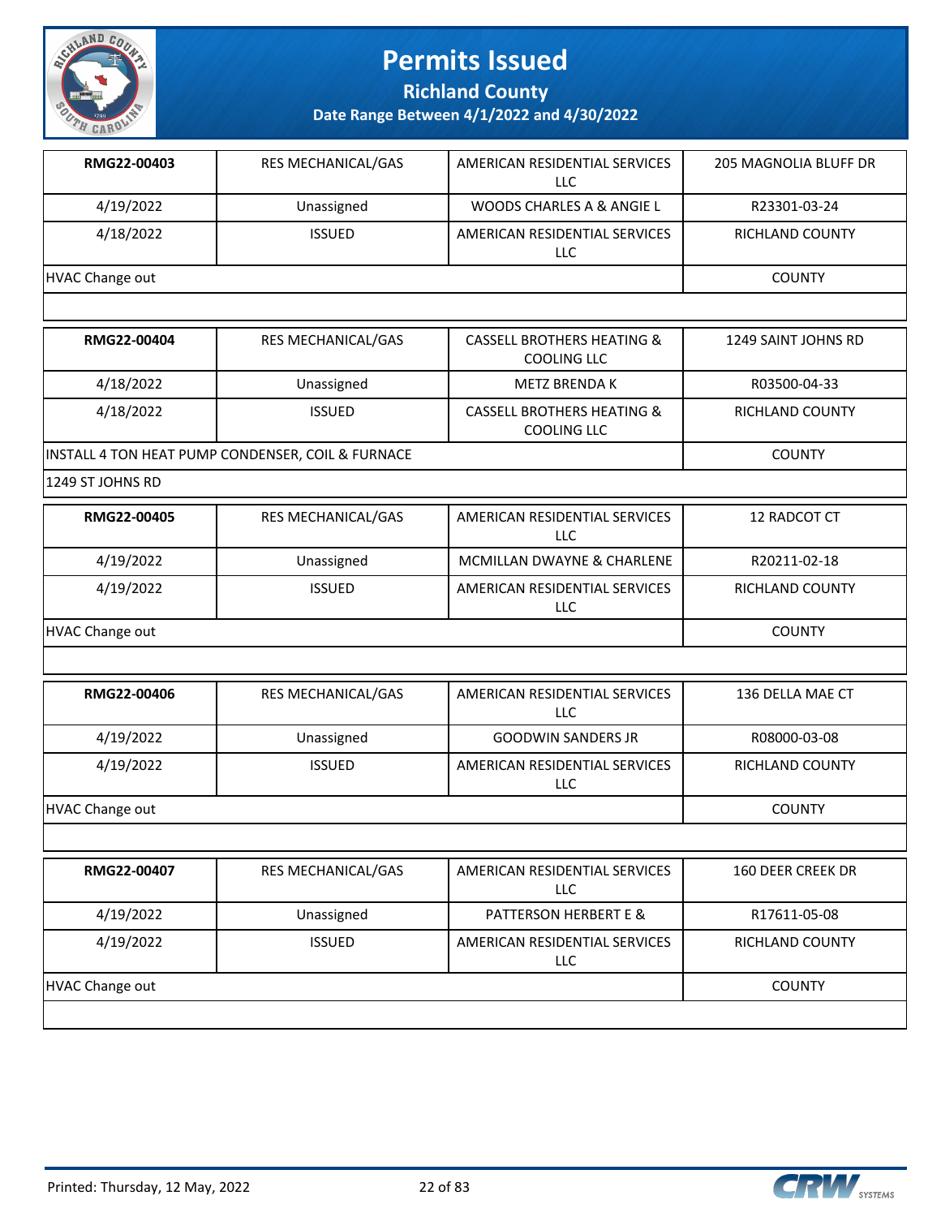# Permits Issued

## Richland County

### Date Range Between 4/1/2022 and 4/30/2022

| | | | |
|---|---|---|---|
| **RMG22-00403** | RES MECHANICAL/GAS | AMERICAN RESIDENTIAL SERVICES LLC | 205 MAGNOLIA BLUFF DR |
| 4/19/2022 | Unassigned | WOODS CHARLES A & ANGIE L | R23301-03-24 |
| 4/18/2022 | ISSUED | AMERICAN RESIDENTIAL SERVICES LLC | RICHLAND COUNTY |
| HVAC Change out | | | COUNTY |

| | | | |
|---|---|---|---|
| **RMG22-00404** | RES MECHANICAL/GAS | CASSELL BROTHERS HEATING & COOLING LLC | 1249 SAINT JOHNS RD |
| 4/18/2022 | Unassigned | METZ BRENDA K | R03500-04-33 |
| 4/18/2022 | ISSUED | CASSELL BROTHERS HEATING & COOLING LLC | RICHLAND COUNTY |
| INSTALL 4 TON HEAT PUMP CONDENSER, COIL & FURNACE | | | COUNTY |
| 1249 ST JOHNS RD | | | |

| | | | |
|---|---|---|---|
| **RMG22-00405** | RES MECHANICAL/GAS | AMERICAN RESIDENTIAL SERVICES LLC | 12 RADCOT CT |
| 4/19/2022 | Unassigned | MCMILLAN DWAYNE & CHARLENE | R20211-02-18 |
| 4/19/2022 | ISSUED | AMERICAN RESIDENTIAL SERVICES LLC | RICHLAND COUNTY |
| HVAC Change out | | | COUNTY |

| | | | |
|---|---|---|---|
| **RMG22-00406** | RES MECHANICAL/GAS | AMERICAN RESIDENTIAL SERVICES LLC | 136 DELLA MAE CT |
| 4/19/2022 | Unassigned | GOODWIN SANDERS JR | R08000-03-08 |
| 4/19/2022 | ISSUED | AMERICAN RESIDENTIAL SERVICES LLC | RICHLAND COUNTY |
| HVAC Change out | | | COUNTY |

| | | | |
|---|---|---|---|
| **RMG22-00407** | RES MECHANICAL/GAS | AMERICAN RESIDENTIAL SERVICES LLC | 160 DEER CREEK DR |
| 4/19/2022 | Unassigned | PATTERSON HERBERT E & | R17611-05-08 |
| 4/19/2022 | ISSUED | AMERICAN RESIDENTIAL SERVICES LLC | RICHLAND COUNTY |
| HVAC Change out | | | COUNTY |

Printed: Thursday, 12 May, 2022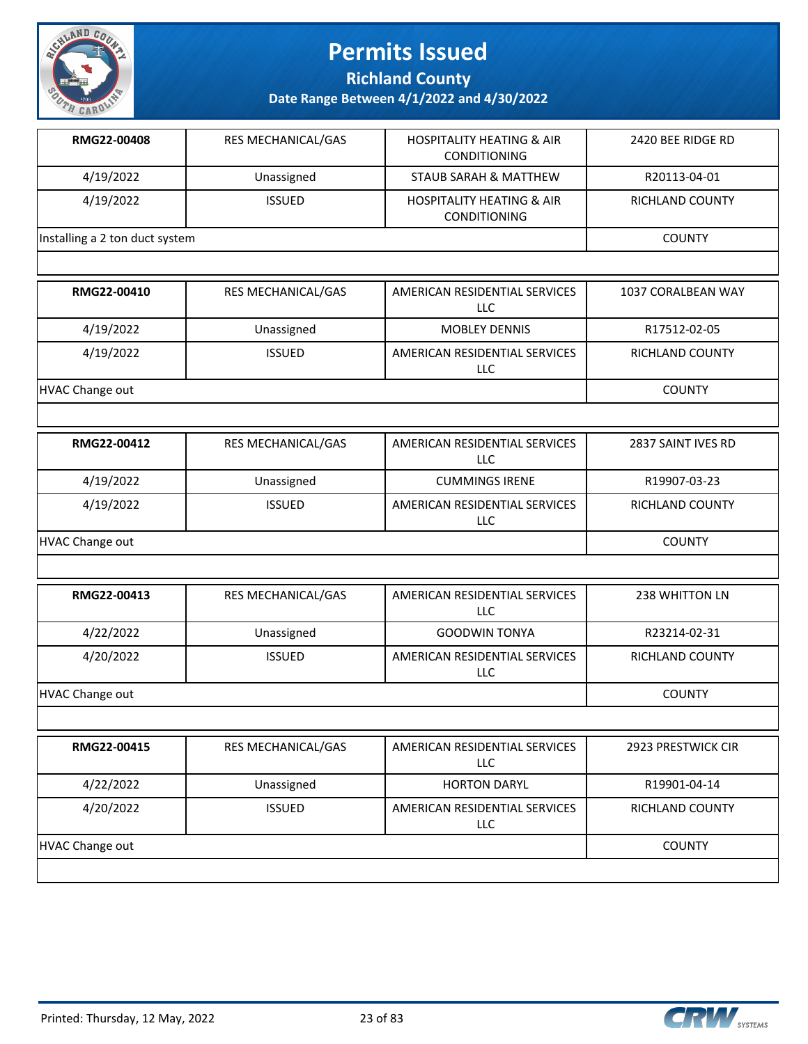# Permits Issued

## Richland County

### Date Range Between 4/1/2022 and 4/30/2022

| | | | |
|---|---|---|---|
| **RMG22-00408** | RES MECHANICAL/GAS | HOSPITALITY HEATING & AIR CONDITIONING | 2420 BEE RIDGE RD |
| 4/19/2022 | Unassigned | STAUB SARAH & MATTHEW | R20113-04-01 |
| 4/19/2022 | ISSUED | HOSPITALITY HEATING & AIR CONDITIONING | RICHLAND COUNTY |
| Installing a 2 ton duct system | | | COUNTY |

| | | | |
|---|---|---|---|
| **RMG22-00410** | RES MECHANICAL/GAS | AMERICAN RESIDENTIAL SERVICES LLC | 1037 CORALBEAN WAY |
| 4/19/2022 | Unassigned | MOBLEY DENNIS | R17512-02-05 |
| 4/19/2022 | ISSUED | AMERICAN RESIDENTIAL SERVICES LLC | RICHLAND COUNTY |
| HVAC Change out | | | COUNTY |

| | | | |
|---|---|---|---|
| **RMG22-00412** | RES MECHANICAL/GAS | AMERICAN RESIDENTIAL SERVICES LLC | 2837 SAINT IVES RD |
| 4/19/2022 | Unassigned | CUMMINGS IRENE | R19907-03-23 |
| 4/19/2022 | ISSUED | AMERICAN RESIDENTIAL SERVICES LLC | RICHLAND COUNTY |
| HVAC Change out | | | COUNTY |

| | | | |
|---|---|---|---|
| **RMG22-00413** | RES MECHANICAL/GAS | AMERICAN RESIDENTIAL SERVICES LLC | 238 WHITTON LN |
| 4/22/2022 | Unassigned | GOODWIN TONYA | R23214-02-31 |
| 4/20/2022 | ISSUED | AMERICAN RESIDENTIAL SERVICES LLC | RICHLAND COUNTY |
| HVAC Change out | | | COUNTY |

| | | | |
|---|---|---|---|
| **RMG22-00415** | RES MECHANICAL/GAS | AMERICAN RESIDENTIAL SERVICES LLC | 2923 PRESTWICK CIR |
| 4/22/2022 | Unassigned | HORTON DARYL | R19901-04-14 |
| 4/20/2022 | ISSUED | AMERICAN RESIDENTIAL SERVICES LLC | RICHLAND COUNTY |
| HVAC Change out | | | COUNTY |

Printed: Thursday, 12 May, 2022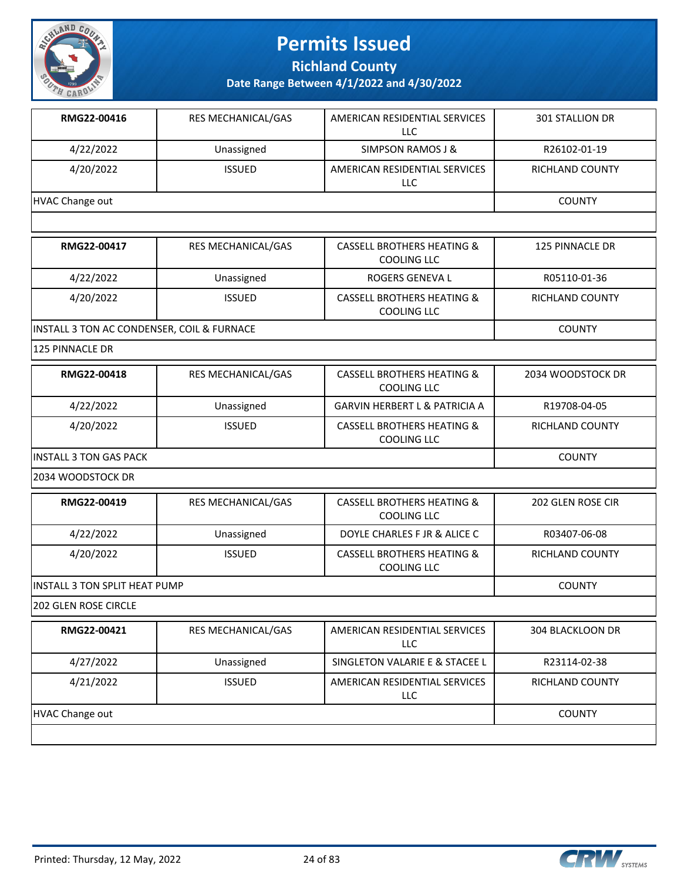# Permits Issued

## Richland County

### Date Range Between 4/1/2022 and 4/30/2022

| | | | |
|---|---|---|---|
| **RMG22-00416** | RES MECHANICAL/GAS | AMERICAN RESIDENTIAL SERVICES LLC | 301 STALLION DR |
| 4/22/2022 | Unassigned | SIMPSON RAMOS J & | R26102-01-19 |
| 4/20/2022 | ISSUED | AMERICAN RESIDENTIAL SERVICES LLC | RICHLAND COUNTY |
| HVAC Change out | | | COUNTY |
| | | | |

| | | | |
|---|---|---|---|
| **RMG22-00417** | RES MECHANICAL/GAS | CASSELL BROTHERS HEATING & COOLING LLC | 125 PINNACLE DR |
| 4/22/2022 | Unassigned | ROGERS GENEVA L | R05110-01-36 |
| 4/20/2022 | ISSUED | CASSELL BROTHERS HEATING & COOLING LLC | RICHLAND COUNTY |
| INSTALL 3 TON AC CONDENSER, COIL & FURNACE | | | COUNTY |
| 125 PINNACLE DR | | | |

| | | | |
|---|---|---|---|
| **RMG22-00418** | RES MECHANICAL/GAS | CASSELL BROTHERS HEATING & COOLING LLC | 2034 WOODSTOCK DR |
| 4/22/2022 | Unassigned | GARVIN HERBERT L & PATRICIA A | R19708-04-05 |
| 4/20/2022 | ISSUED | CASSELL BROTHERS HEATING & COOLING LLC | RICHLAND COUNTY |
| INSTALL 3 TON GAS PACK | | | COUNTY |
| 2034 WOODSTOCK DR | | | |

| | | | |
|---|---|---|---|
| **RMG22-00419** | RES MECHANICAL/GAS | CASSELL BROTHERS HEATING & COOLING LLC | 202 GLEN ROSE CIR |
| 4/22/2022 | Unassigned | DOYLE CHARLES F JR & ALICE C | R03407-06-08 |
| 4/20/2022 | ISSUED | CASSELL BROTHERS HEATING & COOLING LLC | RICHLAND COUNTY |
| INSTALL 3 TON SPLIT HEAT PUMP | | | COUNTY |
| 202 GLEN ROSE CIRCLE | | | |

| | | | |
|---|---|---|---|
| **RMG22-00421** | RES MECHANICAL/GAS | AMERICAN RESIDENTIAL SERVICES LLC | 304 BLACKLOON DR |
| 4/27/2022 | Unassigned | SINGLETON VALARIE E & STACEE L | R23114-02-38 |
| 4/21/2022 | ISSUED | AMERICAN RESIDENTIAL SERVICES LLC | RICHLAND COUNTY |
| HVAC Change out | | | COUNTY |
| | | | |

Printed: Thursday, 12 May, 2022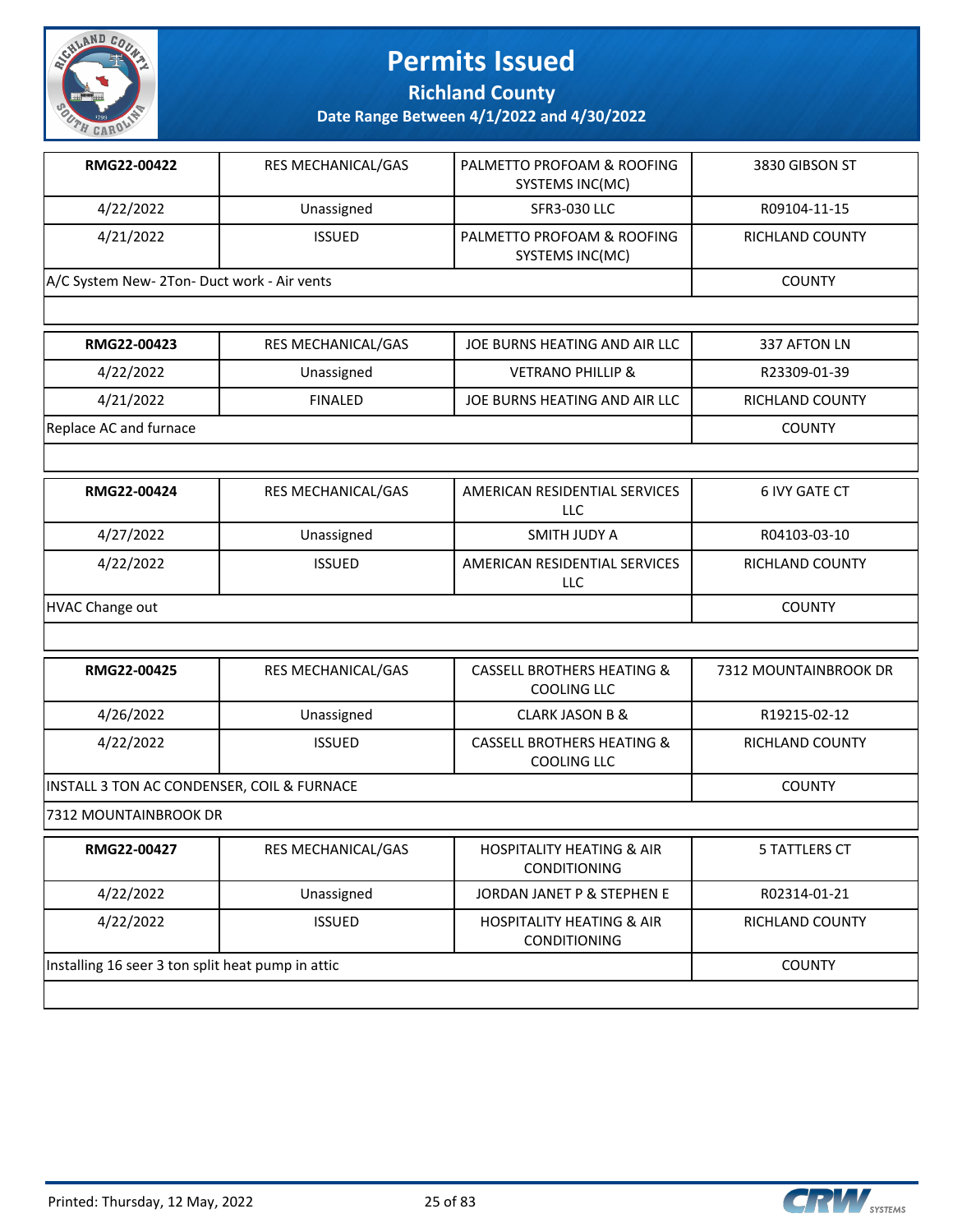# Permits Issued

## Richland County

### Date Range Between 4/1/2022 and 4/30/2022

| | | | |
|---|---|---|---|
| **RMG22-00422** | RES MECHANICAL/GAS | PALMETTO PROFOAM & ROOFING SYSTEMS INC(MC) | 3830 GIBSON ST |
| 4/22/2022 | Unassigned | SFR3-030 LLC | R09104-11-15 |
| 4/21/2022 | ISSUED | PALMETTO PROFOAM & ROOFING SYSTEMS INC(MC) | RICHLAND COUNTY |
| A/C System New- 2Ton- Duct work - Air vents | | | COUNTY |
| | | | |

| | | | |
|---|---|---|---|
| **RMG22-00423** | RES MECHANICAL/GAS | JOE BURNS HEATING AND AIR LLC | 337 AFTON LN |
| 4/22/2022 | Unassigned | VETRANO PHILLIP & | R23309-01-39 |
| 4/21/2022 | FINALED | JOE BURNS HEATING AND AIR LLC | RICHLAND COUNTY |
| Replace AC and furnace | | | COUNTY |
| | | | |

| | | | |
|---|---|---|---|
| **RMG22-00424** | RES MECHANICAL/GAS | AMERICAN RESIDENTIAL SERVICES LLC | 6 IVY GATE CT |
| 4/27/2022 | Unassigned | SMITH JUDY A | R04103-03-10 |
| 4/22/2022 | ISSUED | AMERICAN RESIDENTIAL SERVICES LLC | RICHLAND COUNTY |
| HVAC Change out | | | COUNTY |
| | | | |

| | | | |
|---|---|---|---|
| **RMG22-00425** | RES MECHANICAL/GAS | CASSELL BROTHERS HEATING & COOLING LLC | 7312 MOUNTAINBROOK DR |
| 4/26/2022 | Unassigned | CLARK JASON B & | R19215-02-12 |
| 4/22/2022 | ISSUED | CASSELL BROTHERS HEATING & COOLING LLC | RICHLAND COUNTY |
| INSTALL 3 TON AC CONDENSER, COIL & FURNACE | | | COUNTY |
| 7312 MOUNTAINBROOK DR | | | |

| | | | |
|---|---|---|---|
| **RMG22-00427** | RES MECHANICAL/GAS | HOSPITALITY HEATING & AIR CONDITIONING | 5 TATTLERS CT |
| 4/22/2022 | Unassigned | JORDAN JANET P & STEPHEN E | R02314-01-21 |
| 4/22/2022 | ISSUED | HOSPITALITY HEATING & AIR CONDITIONING | RICHLAND COUNTY |
| Installing 16 seer 3 ton split heat pump in attic | | | COUNTY |
| | | | |

Printed: Thursday, 12 May, 2022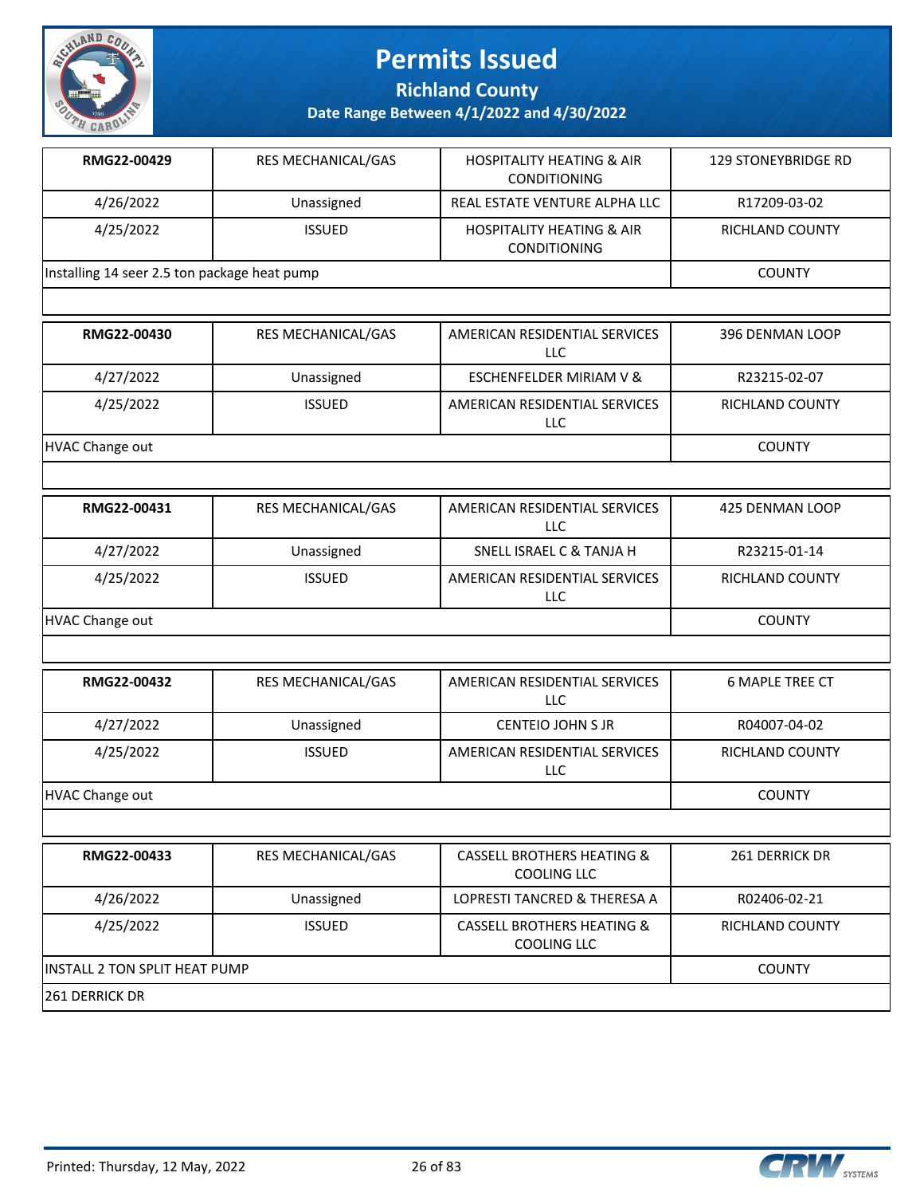# Permits Issued

## Richland County

### Date Range Between 4/1/2022 and 4/30/2022

| RMG22-00429 | RES MECHANICAL/GAS | HOSPITALITY HEATING & AIR CONDITIONING | 129 STONEYBRIDGE RD |
|---|---|---|---|
| 4/26/2022 | Unassigned | REAL ESTATE VENTURE ALPHA LLC | R17209-03-02 |
| 4/25/2022 | ISSUED | HOSPITALITY HEATING & AIR CONDITIONING | RICHLAND COUNTY |
| Installing 14 seer 2.5 ton package heat pump | | | COUNTY |

| RMG22-00430 | RES MECHANICAL/GAS | AMERICAN RESIDENTIAL SERVICES LLC | 396 DENMAN LOOP |
|---|---|---|---|
| 4/27/2022 | Unassigned | ESCHENFELDER MIRIAM V & | R23215-02-07 |
| 4/25/2022 | ISSUED | AMERICAN RESIDENTIAL SERVICES LLC | RICHLAND COUNTY |
| HVAC Change out | | | COUNTY |

| RMG22-00431 | RES MECHANICAL/GAS | AMERICAN RESIDENTIAL SERVICES LLC | 425 DENMAN LOOP |
|---|---|---|---|
| 4/27/2022 | Unassigned | SNELL ISRAEL C & TANJA H | R23215-01-14 |
| 4/25/2022 | ISSUED | AMERICAN RESIDENTIAL SERVICES LLC | RICHLAND COUNTY |
| HVAC Change out | | | COUNTY |

| RMG22-00432 | RES MECHANICAL/GAS | AMERICAN RESIDENTIAL SERVICES LLC | 6 MAPLE TREE CT |
|---|---|---|---|
| 4/27/2022 | Unassigned | CENTEIO JOHN S JR | R04007-04-02 |
| 4/25/2022 | ISSUED | AMERICAN RESIDENTIAL SERVICES LLC | RICHLAND COUNTY |
| HVAC Change out | | | COUNTY |

| RMG22-00433 | RES MECHANICAL/GAS | CASSELL BROTHERS HEATING & COOLING LLC | 261 DERRICK DR |
|---|---|---|---|
| 4/26/2022 | Unassigned | LOPRESTI TANCRED & THERESA A | R02406-02-21 |
| 4/25/2022 | ISSUED | CASSELL BROTHERS HEATING & COOLING LLC | RICHLAND COUNTY |
| INSTALL 2 TON SPLIT HEAT PUMP | | | COUNTY |
| 261 DERRICK DR | | | |

Printed: Thursday, 12 May, 2022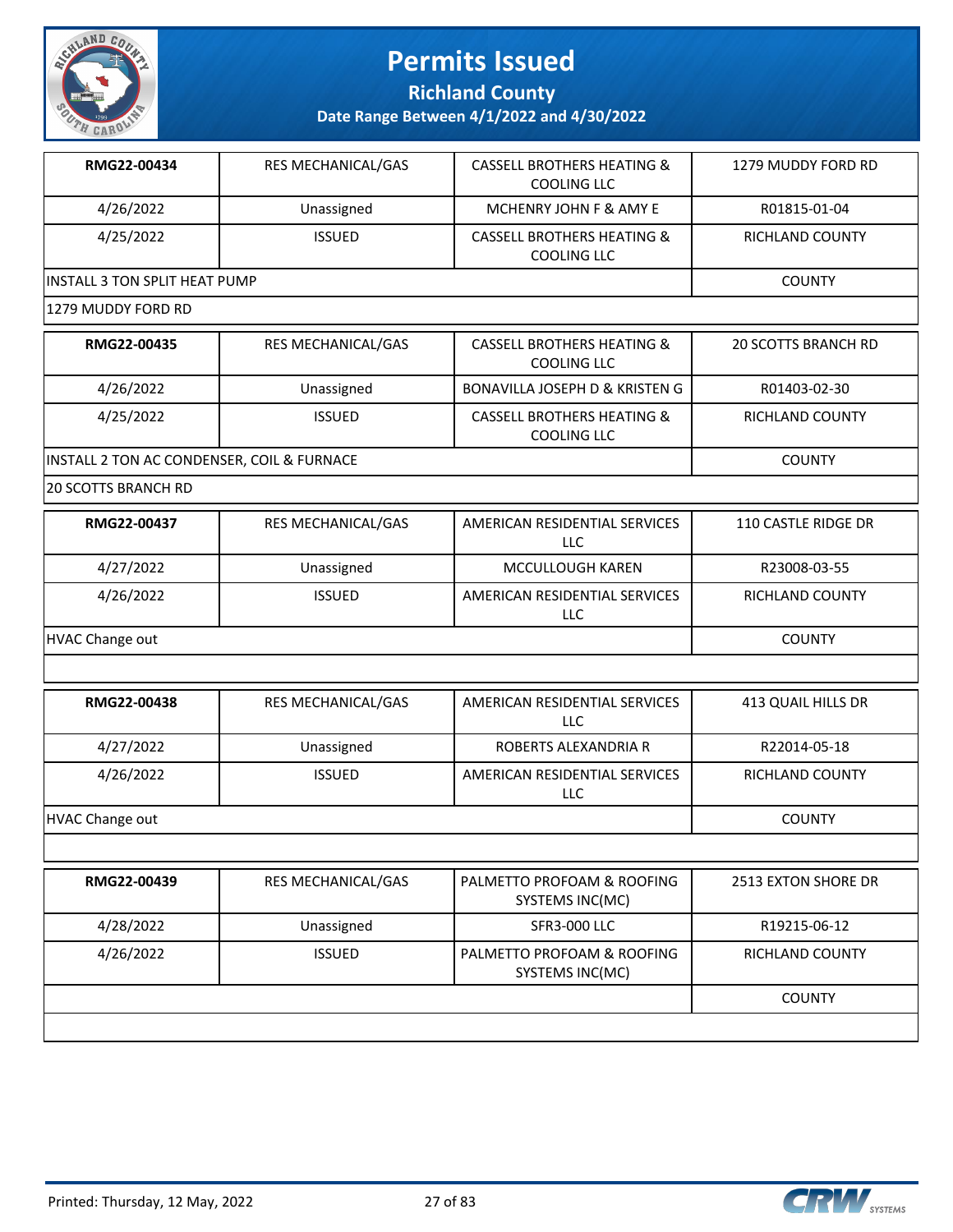# Permits Issued

## Richland County

### Date Range Between 4/1/2022 and 4/30/2022

| | | | |
|---|---|---|---|
| **RMG22-00434** | RES MECHANICAL/GAS | CASSELL BROTHERS HEATING & COOLING LLC | 1279 MUDDY FORD RD |
| 4/26/2022 | Unassigned | MCHENRY JOHN F & AMY E | R01815-01-04 |
| 4/25/2022 | ISSUED | CASSELL BROTHERS HEATING & COOLING LLC | RICHLAND COUNTY |
| INSTALL 3 TON SPLIT HEAT PUMP | | | COUNTY |
| 1279 MUDDY FORD RD | | | |

| | | | |
|---|---|---|---|
| **RMG22-00435** | RES MECHANICAL/GAS | CASSELL BROTHERS HEATING & COOLING LLC | 20 SCOTTS BRANCH RD |
| 4/26/2022 | Unassigned | BONAVILLA JOSEPH D & KRISTEN G | R01403-02-30 |
| 4/25/2022 | ISSUED | CASSELL BROTHERS HEATING & COOLING LLC | RICHLAND COUNTY |
| INSTALL 2 TON AC CONDENSER, COIL & FURNACE | | | COUNTY |
| 20 SCOTTS BRANCH RD | | | |

| | | | |
|---|---|---|---|
| **RMG22-00437** | RES MECHANICAL/GAS | AMERICAN RESIDENTIAL SERVICES LLC | 110 CASTLE RIDGE DR |
| 4/27/2022 | Unassigned | MCCULLOUGH KAREN | R23008-03-55 |
| 4/26/2022 | ISSUED | AMERICAN RESIDENTIAL SERVICES LLC | RICHLAND COUNTY |
| HVAC Change out | | | COUNTY |
| | | | |

| | | | |
|---|---|---|---|
| **RMG22-00438** | RES MECHANICAL/GAS | AMERICAN RESIDENTIAL SERVICES LLC | 413 QUAIL HILLS DR |
| 4/27/2022 | Unassigned | ROBERTS ALEXANDRIA R | R22014-05-18 |
| 4/26/2022 | ISSUED | AMERICAN RESIDENTIAL SERVICES LLC | RICHLAND COUNTY |
| HVAC Change out | | | COUNTY |
| | | | |

| | | | |
|---|---|---|---|
| **RMG22-00439** | RES MECHANICAL/GAS | PALMETTO PROFOAM & ROOFING SYSTEMS INC(MC) | 2513 EXTON SHORE DR |
| 4/28/2022 | Unassigned | SFR3-000 LLC | R19215-06-12 |
| 4/26/2022 | ISSUED | PALMETTO PROFOAM & ROOFING SYSTEMS INC(MC) | RICHLAND COUNTY |
| | | | COUNTY |
| | | | |

Printed: Thursday, 12 May, 2022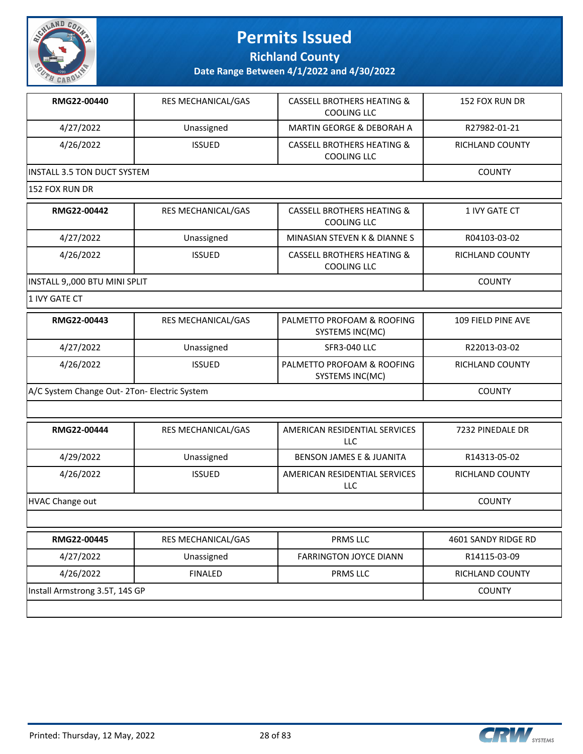# Permits Issued

## Richland County

### Date Range Between 4/1/2022 and 4/30/2022

| | | | |
|---|---|---|---|
| **RMG22-00440** | RES MECHANICAL/GAS | CASSELL BROTHERS HEATING & COOLING LLC | 152 FOX RUN DR |
| 4/27/2022 | Unassigned | MARTIN GEORGE & DEBORAH A | R27982-01-21 |
| 4/26/2022 | ISSUED | CASSELL BROTHERS HEATING & COOLING LLC | RICHLAND COUNTY |
| INSTALL 3.5 TON DUCT SYSTEM | | | COUNTY |
| 152 FOX RUN DR | | | |

| | | | |
|---|---|---|---|
| **RMG22-00442** | RES MECHANICAL/GAS | CASSELL BROTHERS HEATING & COOLING LLC | 1 IVY GATE CT |
| 4/27/2022 | Unassigned | MINASIAN STEVEN K & DIANNE S | R04103-03-02 |
| 4/26/2022 | ISSUED | CASSELL BROTHERS HEATING & COOLING LLC | RICHLAND COUNTY |
| INSTALL 9,,000 BTU MINI SPLIT | | | COUNTY |
| 1 IVY GATE CT | | | |

| | | | |
|---|---|---|---|
| **RMG22-00443** | RES MECHANICAL/GAS | PALMETTO PROFOAM & ROOFING SYSTEMS INC(MC) | 109 FIELD PINE AVE |
| 4/27/2022 | Unassigned | SFR3-040 LLC | R22013-03-02 |
| 4/26/2022 | ISSUED | PALMETTO PROFOAM & ROOFING SYSTEMS INC(MC) | RICHLAND COUNTY |
| A/C System Change Out- 2Ton- Electric System | | | COUNTY |
| | | | |

| | | | |
|---|---|---|---|
| **RMG22-00444** | RES MECHANICAL/GAS | AMERICAN RESIDENTIAL SERVICES LLC | 7232 PINEDALE DR |
| 4/29/2022 | Unassigned | BENSON JAMES E & JUANITA | R14313-05-02 |
| 4/26/2022 | ISSUED | AMERICAN RESIDENTIAL SERVICES LLC | RICHLAND COUNTY |
| HVAC Change out | | | COUNTY |
| | | | |

| | | | |
|---|---|---|---|
| **RMG22-00445** | RES MECHANICAL/GAS | PRMS LLC | 4601 SANDY RIDGE RD |
| 4/27/2022 | Unassigned | FARRINGTON JOYCE DIANN | R14115-03-09 |
| 4/26/2022 | FINALED | PRMS LLC | RICHLAND COUNTY |
| Install Armstrong 3.5T, 14S GP | | | COUNTY |
| | | | |

Printed: Thursday, 12 May, 2022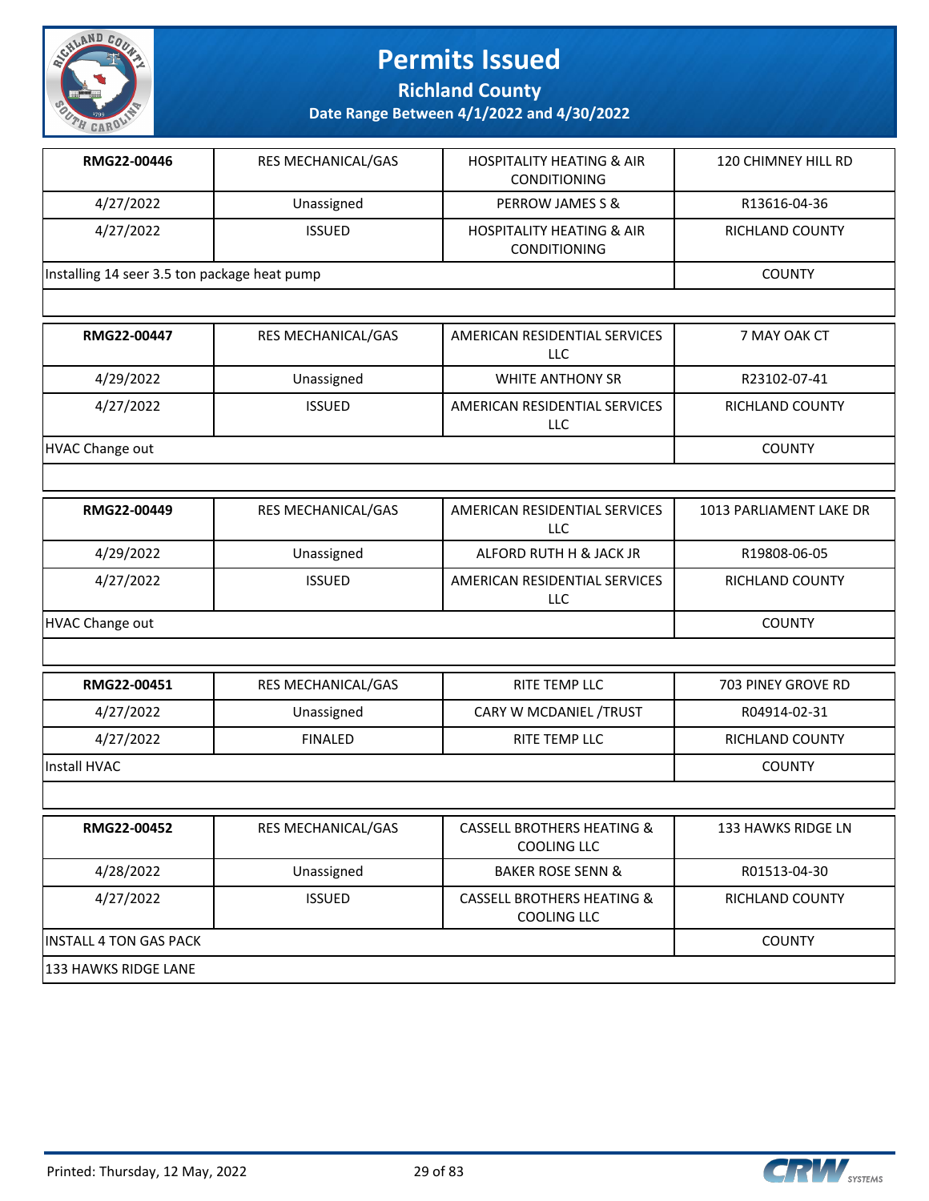# Permits Issued

## Richland County

### Date Range Between 4/1/2022 and 4/30/2022

| RMG22-00446 | RES MECHANICAL/GAS | HOSPITALITY HEATING & AIR CONDITIONING | 120 CHIMNEY HILL RD |
|---|---|---|---|
| 4/27/2022 | Unassigned | PERROW JAMES S & | R13616-04-36 |
| 4/27/2022 | ISSUED | HOSPITALITY HEATING & AIR CONDITIONING | RICHLAND COUNTY |
| Installing 14 seer 3.5 ton package heat pump | | | COUNTY |

| RMG22-00447 | RES MECHANICAL/GAS | AMERICAN RESIDENTIAL SERVICES LLC | 7 MAY OAK CT |
|---|---|---|---|
| 4/29/2022 | Unassigned | WHITE ANTHONY SR | R23102-07-41 |
| 4/27/2022 | ISSUED | AMERICAN RESIDENTIAL SERVICES LLC | RICHLAND COUNTY |
| HVAC Change out | | | COUNTY |

| RMG22-00449 | RES MECHANICAL/GAS | AMERICAN RESIDENTIAL SERVICES LLC | 1013 PARLIAMENT LAKE DR |
|---|---|---|---|
| 4/29/2022 | Unassigned | ALFORD RUTH H & JACK JR | R19808-06-05 |
| 4/27/2022 | ISSUED | AMERICAN RESIDENTIAL SERVICES LLC | RICHLAND COUNTY |
| HVAC Change out | | | COUNTY |

| RMG22-00451 | RES MECHANICAL/GAS | RITE TEMP LLC | 703 PINEY GROVE RD |
|---|---|---|---|
| 4/27/2022 | Unassigned | CARY W MCDANIEL /TRUST | R04914-02-31 |
| 4/27/2022 | FINALED | RITE TEMP LLC | RICHLAND COUNTY |
| Install HVAC | | | COUNTY |

| RMG22-00452 | RES MECHANICAL/GAS | CASSELL BROTHERS HEATING & COOLING LLC | 133 HAWKS RIDGE LN |
|---|---|---|---|
| 4/28/2022 | Unassigned | BAKER ROSE SENN & | R01513-04-30 |
| 4/27/2022 | ISSUED | CASSELL BROTHERS HEATING & COOLING LLC | RICHLAND COUNTY |
| INSTALL 4 TON GAS PACK | | | COUNTY |
| 133 HAWKS RIDGE LANE | | | |

Printed: Thursday, 12 May, 2022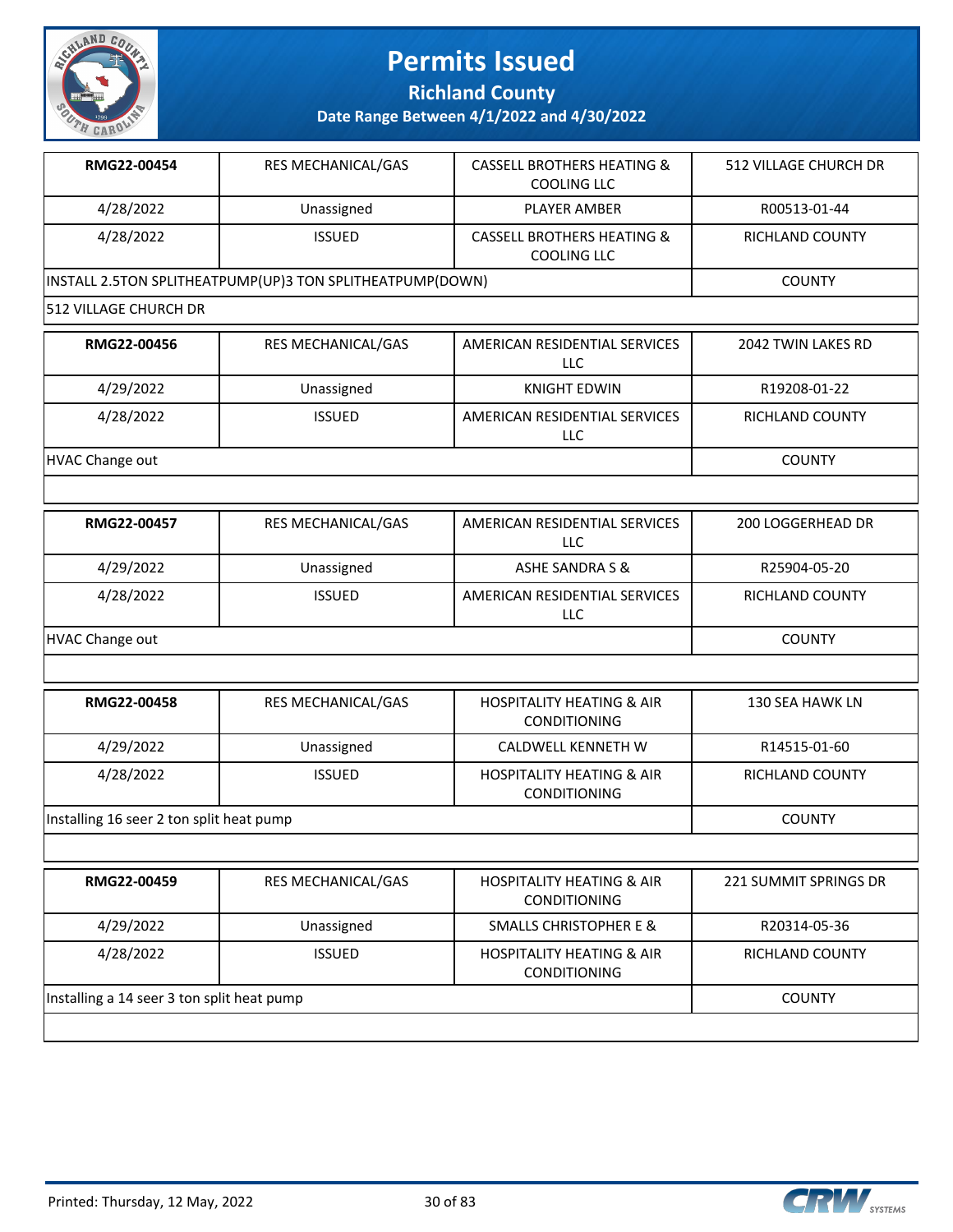# Permits Issued

## Richland County

### Date Range Between 4/1/2022 and 4/30/2022

| | | | |
|---|---|---|---|
| **RMG22-00454** | RES MECHANICAL/GAS | CASSELL BROTHERS HEATING & COOLING LLC | 512 VILLAGE CHURCH DR |
| 4/28/2022 | Unassigned | PLAYER AMBER | R00513-01-44 |
| 4/28/2022 | ISSUED | CASSELL BROTHERS HEATING & COOLING LLC | RICHLAND COUNTY |
| INSTALL 2.5TON SPLITHEATPUMP(UP)3 TON SPLITHEATPUMP(DOWN) | | | COUNTY |
| 512 VILLAGE CHURCH DR | | | |

| | | | |
|---|---|---|---|
| **RMG22-00456** | RES MECHANICAL/GAS | AMERICAN RESIDENTIAL SERVICES LLC | 2042 TWIN LAKES RD |
| 4/29/2022 | Unassigned | KNIGHT EDWIN | R19208-01-22 |
| 4/28/2022 | ISSUED | AMERICAN RESIDENTIAL SERVICES LLC | RICHLAND COUNTY |
| HVAC Change out | | | COUNTY |

| | | | |
|---|---|---|---|
| **RMG22-00457** | RES MECHANICAL/GAS | AMERICAN RESIDENTIAL SERVICES LLC | 200 LOGGERHEAD DR |
| 4/29/2022 | Unassigned | ASHE SANDRA S & | R25904-05-20 |
| 4/28/2022 | ISSUED | AMERICAN RESIDENTIAL SERVICES LLC | RICHLAND COUNTY |
| HVAC Change out | | | COUNTY |

| | | | |
|---|---|---|---|
| **RMG22-00458** | RES MECHANICAL/GAS | HOSPITALITY HEATING & AIR CONDITIONING | 130 SEA HAWK LN |
| 4/29/2022 | Unassigned | CALDWELL KENNETH W | R14515-01-60 |
| 4/28/2022 | ISSUED | HOSPITALITY HEATING & AIR CONDITIONING | RICHLAND COUNTY |
| Installing 16 seer 2 ton split heat pump | | | COUNTY |

| | | | |
|---|---|---|---|
| **RMG22-00459** | RES MECHANICAL/GAS | HOSPITALITY HEATING & AIR CONDITIONING | 221 SUMMIT SPRINGS DR |
| 4/29/2022 | Unassigned | SMALLS CHRISTOPHER E & | R20314-05-36 |
| 4/28/2022 | ISSUED | HOSPITALITY HEATING & AIR CONDITIONING | RICHLAND COUNTY |
| Installing a 14 seer 3 ton split heat pump | | | COUNTY |

Printed: Thursday, 12 May, 2022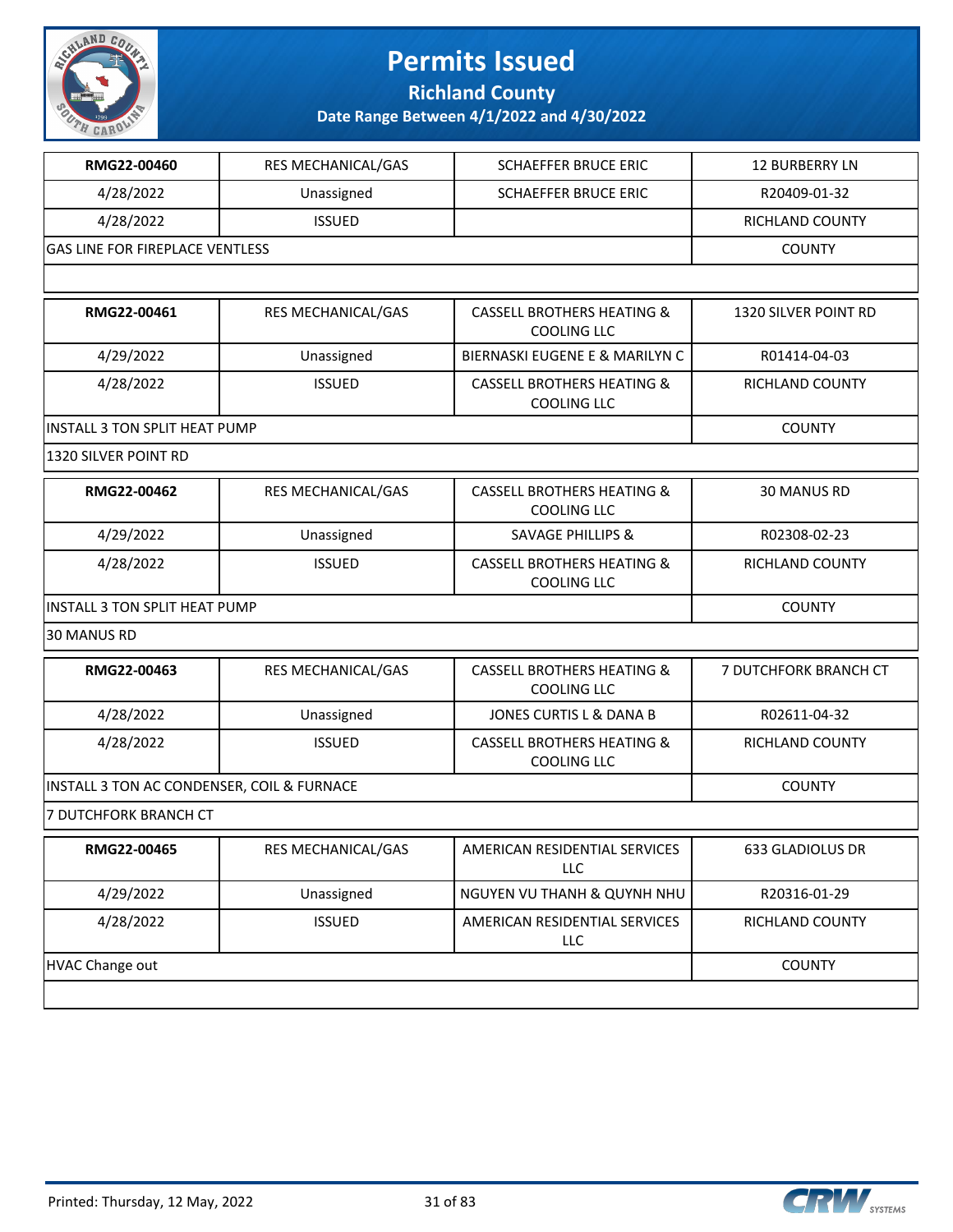# Permits Issued

## Richland County

### Date Range Between 4/1/2022 and 4/30/2022

| RMG22-00460 | RES MECHANICAL/GAS | SCHAEFFER BRUCE ERIC | 12 BURBERRY LN |
|---|---|---|---|
| 4/28/2022 | Unassigned | SCHAEFFER BRUCE ERIC | R20409-01-32 |
| 4/28/2022 | ISSUED | | RICHLAND COUNTY |
| GAS LINE FOR FIREPLACE VENTLESS | | | COUNTY |
| | | | |

| RMG22-00461 | RES MECHANICAL/GAS | CASSELL BROTHERS HEATING & COOLING LLC | 1320 SILVER POINT RD |
|---|---|---|---|
| 4/29/2022 | Unassigned | BIERNASKI EUGENE E & MARILYN C | R01414-04-03 |
| 4/28/2022 | ISSUED | CASSELL BROTHERS HEATING & COOLING LLC | RICHLAND COUNTY |
| INSTALL 3 TON SPLIT HEAT PUMP | | | COUNTY |
| 1320 SILVER POINT RD | | | |

| RMG22-00462 | RES MECHANICAL/GAS | CASSELL BROTHERS HEATING & COOLING LLC | 30 MANUS RD |
|---|---|---|---|
| 4/29/2022 | Unassigned | SAVAGE PHILLIPS & | R02308-02-23 |
| 4/28/2022 | ISSUED | CASSELL BROTHERS HEATING & COOLING LLC | RICHLAND COUNTY |
| INSTALL 3 TON SPLIT HEAT PUMP | | | COUNTY |
| 30 MANUS RD | | | |

| RMG22-00463 | RES MECHANICAL/GAS | CASSELL BROTHERS HEATING & COOLING LLC | 7 DUTCHFORK BRANCH CT |
|---|---|---|---|
| 4/28/2022 | Unassigned | JONES CURTIS L & DANA B | R02611-04-32 |
| 4/28/2022 | ISSUED | CASSELL BROTHERS HEATING & COOLING LLC | RICHLAND COUNTY |
| INSTALL 3 TON AC CONDENSER, COIL & FURNACE | | | COUNTY |
| 7 DUTCHFORK BRANCH CT | | | |

| RMG22-00465 | RES MECHANICAL/GAS | AMERICAN RESIDENTIAL SERVICES LLC | 633 GLADIOLUS DR |
|---|---|---|---|
| 4/29/2022 | Unassigned | NGUYEN VU THANH & QUYNH NHU | R20316-01-29 |
| 4/28/2022 | ISSUED | AMERICAN RESIDENTIAL SERVICES LLC | RICHLAND COUNTY |
| HVAC Change out | | | COUNTY |
| | | | |

Printed: Thursday, 12 May, 2022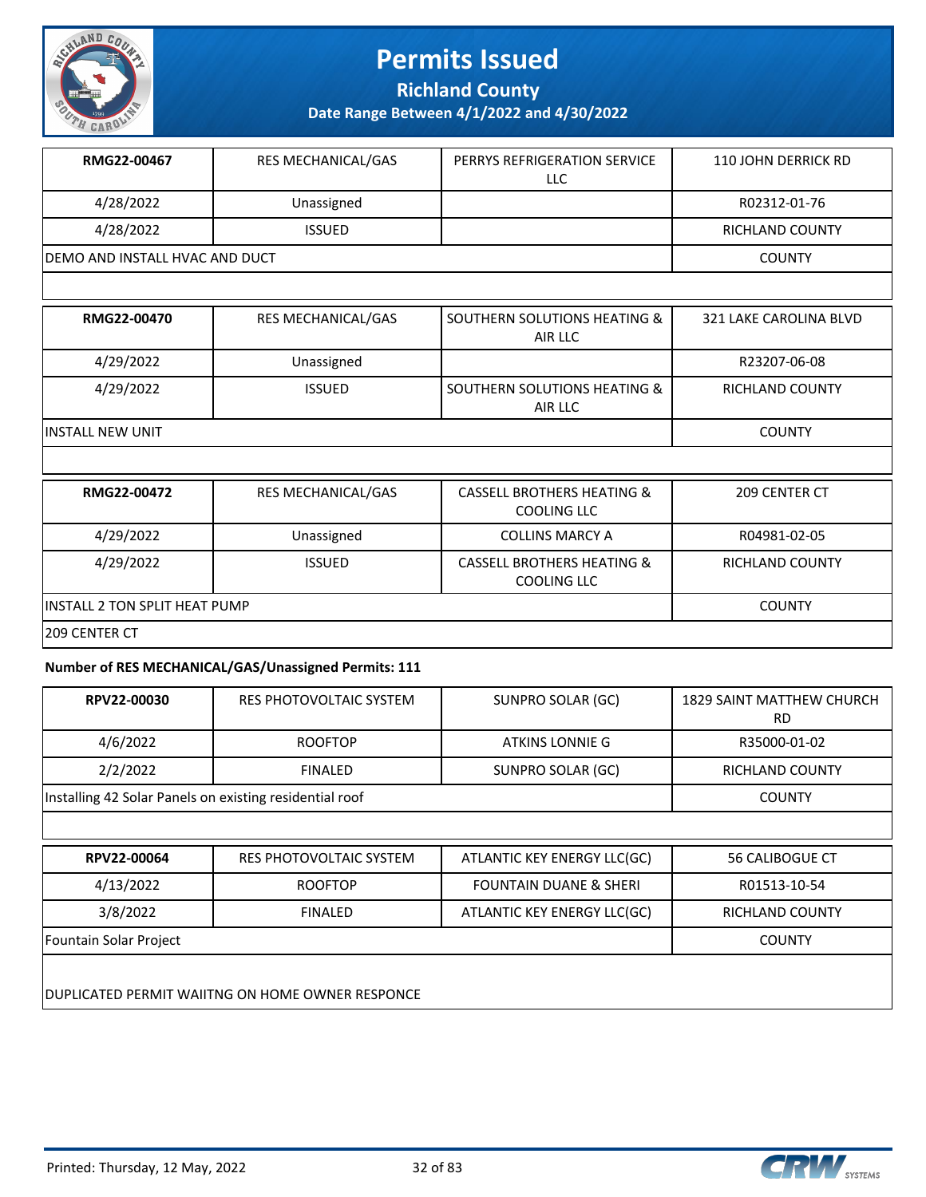| RMG22-00467 | RES MECHANICAL/GAS | PERRYS REFRIGERATION SERVICE LLC | 110 JOHN DERRICK RD |
|---|---|---|---|
| 4/28/2022 | Unassigned | | R02312-01-76 |
| 4/28/2022 | ISSUED | | RICHLAND COUNTY |
| DEMO AND INSTALL HVAC AND DUCT | | | COUNTY |
| | | | |

| RMG22-00470 | RES MECHANICAL/GAS | SOUTHERN SOLUTIONS HEATING & AIR LLC | 321 LAKE CAROLINA BLVD |
|---|---|---|---|
| 4/29/2022 | Unassigned | | R23207-06-08 |
| 4/29/2022 | ISSUED | SOUTHERN SOLUTIONS HEATING & AIR LLC | RICHLAND COUNTY |
| INSTALL NEW UNIT | | | COUNTY |
| | | | |

| RMG22-00472 | RES MECHANICAL/GAS | CASSELL BROTHERS HEATING & COOLING LLC | 209 CENTER CT |
|---|---|---|---|
| 4/29/2022 | Unassigned | COLLINS MARCY A | R04981-02-05 |
| 4/29/2022 | ISSUED | CASSELL BROTHERS HEATING & COOLING LLC | RICHLAND COUNTY |
| INSTALL 2 TON SPLIT HEAT PUMP | | | COUNTY |
| 209 CENTER CT | | | |

**Number of RES MECHANICAL/GAS/Unassigned Permits: 111**

| RPV22-00030 | RES PHOTOVOLTAIC SYSTEM | SUNPRO SOLAR (GC) | 1829 SAINT MATTHEW CHURCH RD |
|---|---|---|---|
| 4/6/2022 | ROOFTOP | ATKINS LONNIE G | R35000-01-02 |
| 2/2/2022 | FINALED | SUNPRO SOLAR (GC) | RICHLAND COUNTY |
| Installing 42 Solar Panels on existing residential roof | | | COUNTY |
| | | | |

| RPV22-00064 | RES PHOTOVOLTAIC SYSTEM | ATLANTIC KEY ENERGY LLC(GC) | 56 CALIBOGUE CT |
|---|---|---|---|
| 4/13/2022 | ROOFTOP | FOUNTAIN DUANE & SHERI | R01513-10-54 |
| 3/8/2022 | FINALED | ATLANTIC KEY ENERGY LLC(GC) | RICHLAND COUNTY |
| Fountain Solar Project | | | COUNTY |
| DUPLICATED PERMIT WAIITNG ON HOME OWNER RESPONCE | | | |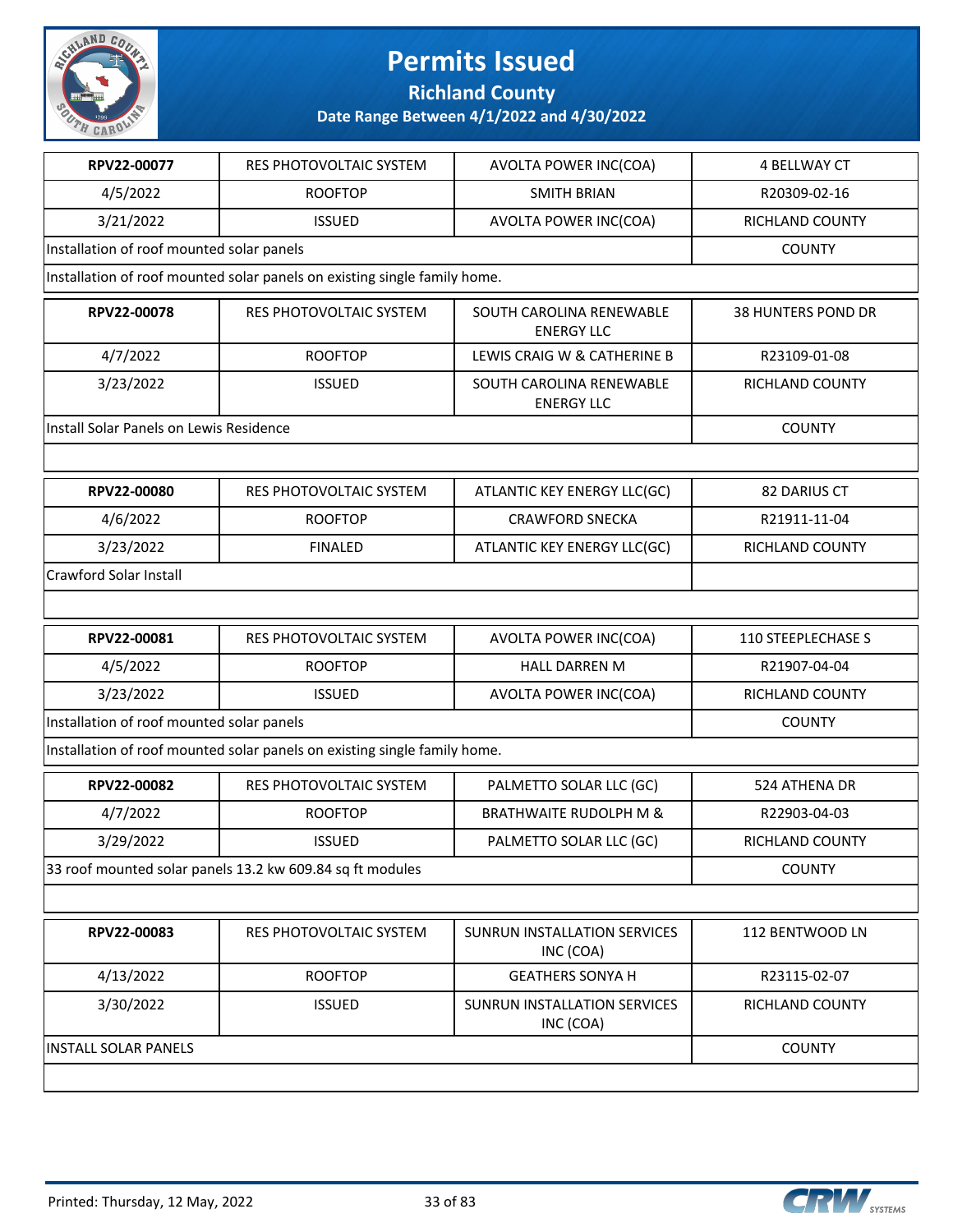# Permits Issued

## Richland County

### Date Range Between 4/1/2022 and 4/30/2022

| RPV22-00077 | RES PHOTOVOLTAIC SYSTEM | AVOLTA POWER INC(COA) | 4 BELLWAY CT |
|---|---|---|---|
| 4/5/2022 | ROOFTOP | SMITH BRIAN | R20309-02-16 |
| 3/21/2022 | ISSUED | AVOLTA POWER INC(COA) | RICHLAND COUNTY |
| Installation of roof mounted solar panels | | | COUNTY |
| Installation of roof mounted solar panels on existing single family home. | | | |

| RPV22-00078 | RES PHOTOVOLTAIC SYSTEM | SOUTH CAROLINA RENEWABLE ENERGY LLC | 38 HUNTERS POND DR |
|---|---|---|---|
| 4/7/2022 | ROOFTOP | LEWIS CRAIG W & CATHERINE B | R23109-01-08 |
| 3/23/2022 | ISSUED | SOUTH CAROLINA RENEWABLE ENERGY LLC | RICHLAND COUNTY |
| Install Solar Panels on Lewis Residence | | | COUNTY |

| RPV22-00080 | RES PHOTOVOLTAIC SYSTEM | ATLANTIC KEY ENERGY LLC(GC) | 82 DARIUS CT |
|---|---|---|---|
| 4/6/2022 | ROOFTOP | CRAWFORD SNECKA | R21911-11-04 |
| 3/23/2022 | FINALED | ATLANTIC KEY ENERGY LLC(GC) | RICHLAND COUNTY |
| Crawford Solar Install | | | |

| RPV22-00081 | RES PHOTOVOLTAIC SYSTEM | AVOLTA POWER INC(COA) | 110 STEEPLECHASE S |
|---|---|---|---|
| 4/5/2022 | ROOFTOP | HALL DARREN M | R21907-04-04 |
| 3/23/2022 | ISSUED | AVOLTA POWER INC(COA) | RICHLAND COUNTY |
| Installation of roof mounted solar panels | | | COUNTY |
| Installation of roof mounted solar panels on existing single family home. | | | |

| RPV22-00082 | RES PHOTOVOLTAIC SYSTEM | PALMETTO SOLAR LLC (GC) | 524 ATHENA DR |
|---|---|---|---|
| 4/7/2022 | ROOFTOP | BRATHWAITE RUDOLPH M & | R22903-04-03 |
| 3/29/2022 | ISSUED | PALMETTO SOLAR LLC (GC) | RICHLAND COUNTY |
| 33 roof mounted solar panels 13.2 kw 609.84 sq ft modules | | | COUNTY |

| RPV22-00083 | RES PHOTOVOLTAIC SYSTEM | SUNRUN INSTALLATION SERVICES INC (COA) | 112 BENTWOOD LN |
|---|---|---|---|
| 4/13/2022 | ROOFTOP | GEATHERS SONYA H | R23115-02-07 |
| 3/30/2022 | ISSUED | SUNRUN INSTALLATION SERVICES INC (COA) | RICHLAND COUNTY |
| INSTALL SOLAR PANELS | | | COUNTY |

Printed: Thursday, 12 May, 2022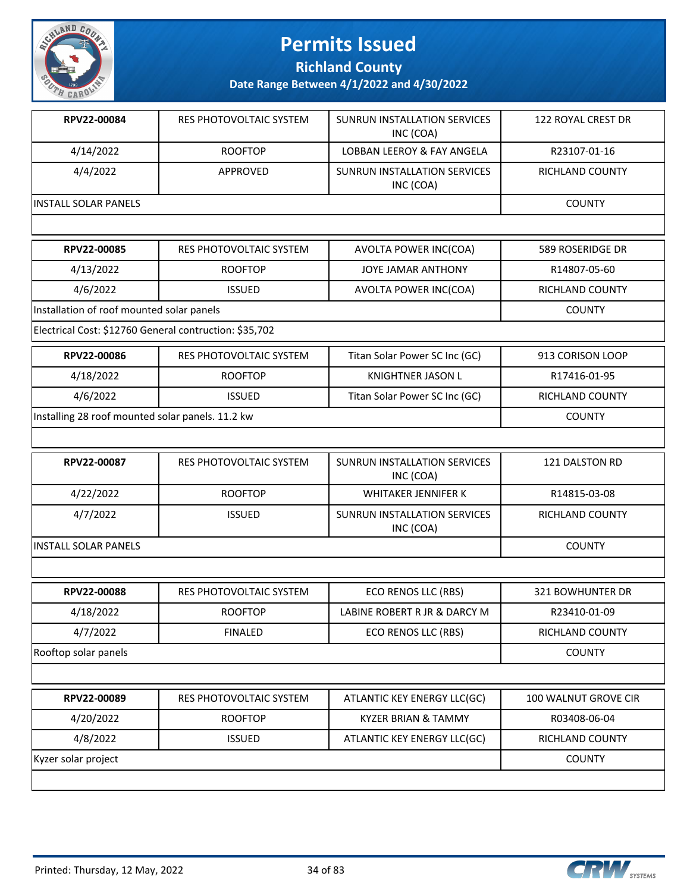# Permits Issued

## Richland County

### Date Range Between 4/1/2022 and 4/30/2022

| | | | |
|---|---|---|---|
| **RPV22-00084** | RES PHOTOVOLTAIC SYSTEM | SUNRUN INSTALLATION SERVICES INC (COA) | 122 ROYAL CREST DR |
| 4/14/2022 | ROOFTOP | LOBBAN LEEROY & FAY ANGELA | R23107-01-16 |
| 4/4/2022 | APPROVED | SUNRUN INSTALLATION SERVICES INC (COA) | RICHLAND COUNTY |
| INSTALL SOLAR PANELS | | | COUNTY |

| | | | |
|---|---|---|---|
| **RPV22-00085** | RES PHOTOVOLTAIC SYSTEM | AVOLTA POWER INC(COA) | 589 ROSERIDGE DR |
| 4/13/2022 | ROOFTOP | JOYE JAMAR ANTHONY | R14807-05-60 |
| 4/6/2022 | ISSUED | AVOLTA POWER INC(COA) | RICHLAND COUNTY |
| Installation of roof mounted solar panels | | | COUNTY |
| Electrical Cost: $12760 General contruction: $35,702 | | | |

| | | | |
|---|---|---|---|
| **RPV22-00086** | RES PHOTOVOLTAIC SYSTEM | Titan Solar Power SC Inc (GC) | 913 CORISON LOOP |
| 4/18/2022 | ROOFTOP | KNIGHTNER JASON L | R17416-01-95 |
| 4/6/2022 | ISSUED | Titan Solar Power SC Inc (GC) | RICHLAND COUNTY |
| Installing 28 roof mounted solar panels. 11.2 kw | | | COUNTY |

| | | | |
|---|---|---|---|
| **RPV22-00087** | RES PHOTOVOLTAIC SYSTEM | SUNRUN INSTALLATION SERVICES INC (COA) | 121 DALSTON RD |
| 4/22/2022 | ROOFTOP | WHITAKER JENNIFER K | R14815-03-08 |
| 4/7/2022 | ISSUED | SUNRUN INSTALLATION SERVICES INC (COA) | RICHLAND COUNTY |
| INSTALL SOLAR PANELS | | | COUNTY |

| | | | |
|---|---|---|---|
| **RPV22-00088** | RES PHOTOVOLTAIC SYSTEM | ECO RENOS LLC (RBS) | 321 BOWHUNTER DR |
| 4/18/2022 | ROOFTOP | LABINE ROBERT R JR & DARCY M | R23410-01-09 |
| 4/7/2022 | FINALED | ECO RENOS LLC (RBS) | RICHLAND COUNTY |
| Rooftop solar panels | | | COUNTY |

| | | | |
|---|---|---|---|
| **RPV22-00089** | RES PHOTOVOLTAIC SYSTEM | ATLANTIC KEY ENERGY LLC(GC) | 100 WALNUT GROVE CIR |
| 4/20/2022 | ROOFTOP | KYZER BRIAN & TAMMY | R03408-06-04 |
| 4/8/2022 | ISSUED | ATLANTIC KEY ENERGY LLC(GC) | RICHLAND COUNTY |
| Kyzer solar project | | | COUNTY |

Printed: Thursday, 12 May, 2022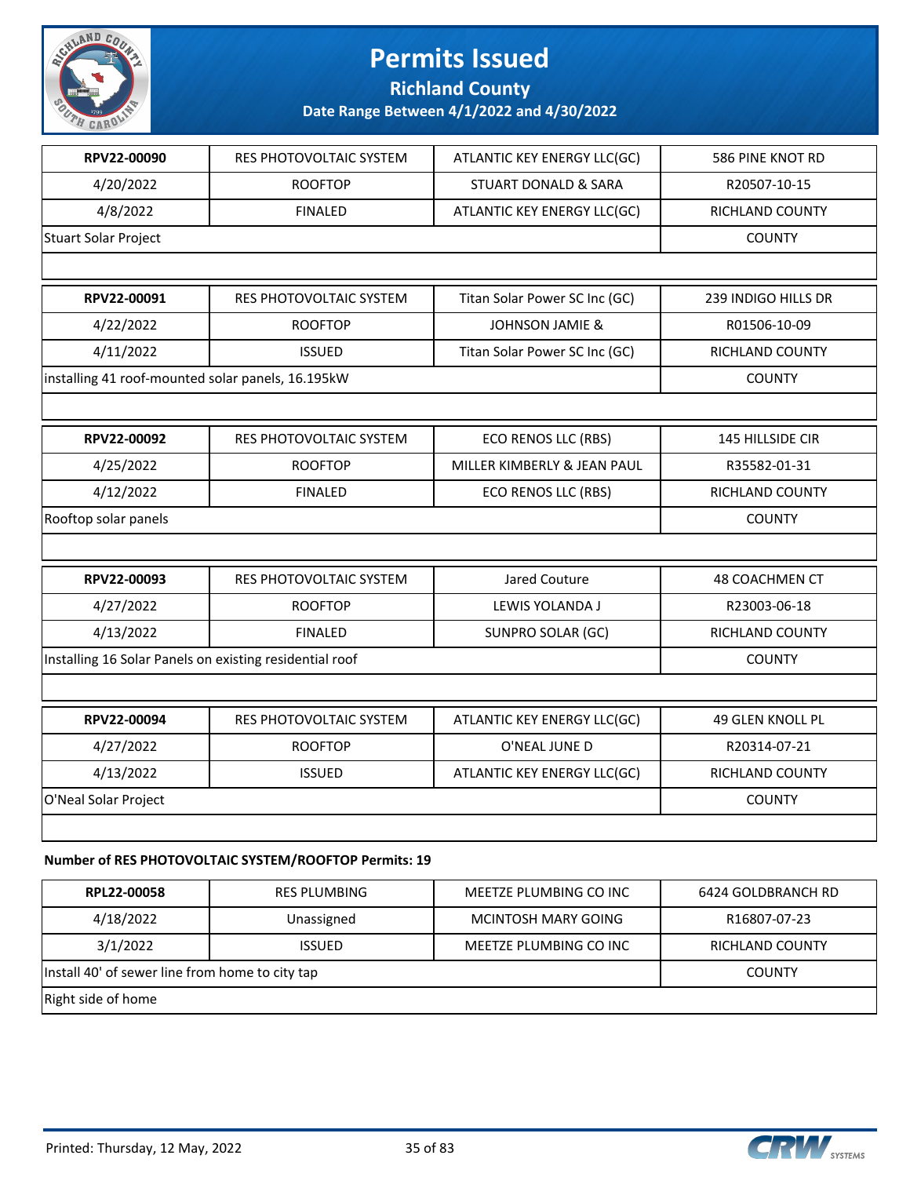| RPV22-00090 | RES PHOTOVOLTAIC SYSTEM | ATLANTIC KEY ENERGY LLC(GC) | 586 PINE KNOT RD |
|---|---|---|---|
| 4/20/2022 | ROOFTOP | STUART DONALD & SARA | R20507-10-15 |
| 4/8/2022 | FINALED | ATLANTIC KEY ENERGY LLC(GC) | RICHLAND COUNTY |
| Stuart Solar Project | | | COUNTY |

| RPV22-00091 | RES PHOTOVOLTAIC SYSTEM | Titan Solar Power SC Inc (GC) | 239 INDIGO HILLS DR |
|---|---|---|---|
| 4/22/2022 | ROOFTOP | JOHNSON JAMIE & | R01506-10-09 |
| 4/11/2022 | ISSUED | Titan Solar Power SC Inc (GC) | RICHLAND COUNTY |
| installing 41 roof-mounted solar panels, 16.195kW | | | COUNTY |

| RPV22-00092 | RES PHOTOVOLTAIC SYSTEM | ECO RENOS LLC (RBS) | 145 HILLSIDE CIR |
|---|---|---|---|
| 4/25/2022 | ROOFTOP | MILLER KIMBERLY & JEAN PAUL | R35582-01-31 |
| 4/12/2022 | FINALED | ECO RENOS LLC (RBS) | RICHLAND COUNTY |
| Rooftop solar panels | | | COUNTY |

| RPV22-00093 | RES PHOTOVOLTAIC SYSTEM | Jared Couture | 48 COACHMEN CT |
|---|---|---|---|
| 4/27/2022 | ROOFTOP | LEWIS YOLANDA J | R23003-06-18 |
| 4/13/2022 | FINALED | SUNPRO SOLAR (GC) | RICHLAND COUNTY |
| Installing 16 Solar Panels on existing residential roof | | | COUNTY |

| RPV22-00094 | RES PHOTOVOLTAIC SYSTEM | ATLANTIC KEY ENERGY LLC(GC) | 49 GLEN KNOLL PL |
|---|---|---|---|
| 4/27/2022 | ROOFTOP | O'NEAL JUNE D | R20314-07-21 |
| 4/13/2022 | ISSUED | ATLANTIC KEY ENERGY LLC(GC) | RICHLAND COUNTY |
| O'Neal Solar Project | | | COUNTY |

**Number of RES PHOTOVOLTAIC SYSTEM/ROOFTOP Permits: 19**

| RPL22-00058 | RES PLUMBING | MEETZE PLUMBING CO INC | 6424 GOLDBRANCH RD |
|---|---|---|---|
| 4/18/2022 | Unassigned | MCINTOSH MARY GOING | R16807-07-23 |
| 3/1/2022 | ISSUED | MEETZE PLUMBING CO INC | RICHLAND COUNTY |
| Install 40' of sewer line from home to city tap | | | COUNTY |
| Right side of home | | | |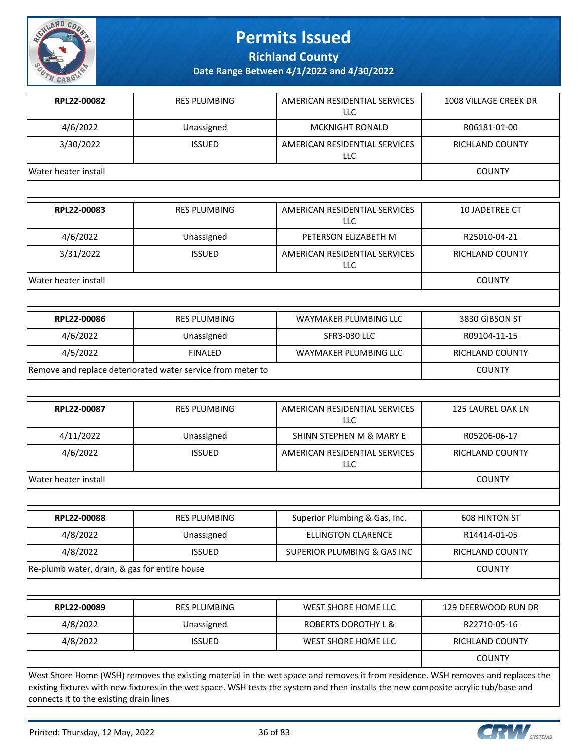# Permits Issued

## Richland County

### Date Range Between 4/1/2022 and 4/30/2022

| | | | |
|---|---|---|---|
| **RPL22-00082** | RES PLUMBING | AMERICAN RESIDENTIAL SERVICES LLC | 1008 VILLAGE CREEK DR |
| 4/6/2022 | Unassigned | MCKNIGHT RONALD | R06181-01-00 |
| 3/30/2022 | ISSUED | AMERICAN RESIDENTIAL SERVICES LLC | RICHLAND COUNTY |
| Water heater install | | | COUNTY |

| | | | |
|---|---|---|---|
| **RPL22-00083** | RES PLUMBING | AMERICAN RESIDENTIAL SERVICES LLC | 10 JADETREE CT |
| 4/6/2022 | Unassigned | PETERSON ELIZABETH M | R25010-04-21 |
| 3/31/2022 | ISSUED | AMERICAN RESIDENTIAL SERVICES LLC | RICHLAND COUNTY |
| Water heater install | | | COUNTY |

| | | | |
|---|---|---|---|
| **RPL22-00086** | RES PLUMBING | WAYMAKER PLUMBING LLC | 3830 GIBSON ST |
| 4/6/2022 | Unassigned | SFR3-030 LLC | R09104-11-15 |
| 4/5/2022 | FINALED | WAYMAKER PLUMBING LLC | RICHLAND COUNTY |
| Remove and replace deteriorated water service from meter to | | | COUNTY |

| | | | |
|---|---|---|---|
| **RPL22-00087** | RES PLUMBING | AMERICAN RESIDENTIAL SERVICES LLC | 125 LAUREL OAK LN |
| 4/11/2022 | Unassigned | SHINN STEPHEN M & MARY E | R05206-06-17 |
| 4/6/2022 | ISSUED | AMERICAN RESIDENTIAL SERVICES LLC | RICHLAND COUNTY |
| Water heater install | | | COUNTY |

| | | | |
|---|---|---|---|
| **RPL22-00088** | RES PLUMBING | Superior Plumbing & Gas, Inc. | 608 HINTON ST |
| 4/8/2022 | Unassigned | ELLINGTON CLARENCE | R14414-01-05 |
| 4/8/2022 | ISSUED | SUPERIOR PLUMBING & GAS INC | RICHLAND COUNTY |
| Re-plumb water, drain, & gas for entire house | | | COUNTY |

| | | | |
|---|---|---|---|
| **RPL22-00089** | RES PLUMBING | WEST SHORE HOME LLC | 129 DEERWOOD RUN DR |
| 4/8/2022 | Unassigned | ROBERTS DOROTHY L & | R22710-05-16 |
| 4/8/2022 | ISSUED | WEST SHORE HOME LLC | RICHLAND COUNTY |
| | | | COUNTY |

West Shore Home (WSH) removes the existing material in the wet space and removes it from residence. WSH removes and replaces the existing fixtures with new fixtures in the wet space. WSH tests the system and then installs the new composite acrylic tub/base and connects it to the existing drain lines

Printed: Thursday, 12 May, 2022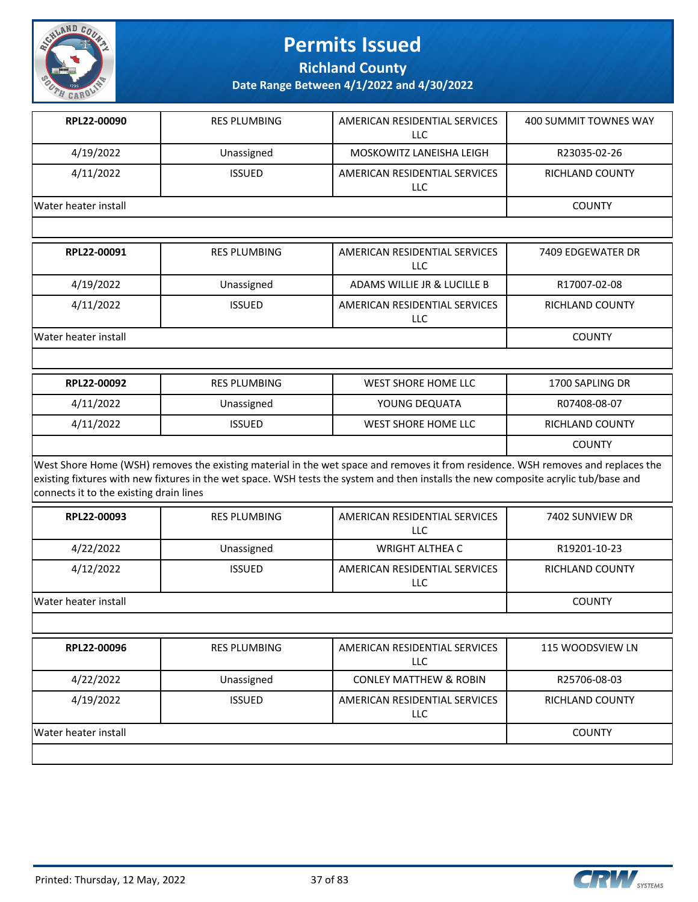# Permits Issued

## Richland County

### Date Range Between 4/1/2022 and 4/30/2022

| | | | |
|---|---|---|---|
| **RPL22-00090** | RES PLUMBING | AMERICAN RESIDENTIAL SERVICES LLC | 400 SUMMIT TOWNES WAY |
| 4/19/2022 | Unassigned | MOSKOWITZ LANEISHA LEIGH | R23035-02-26 |
| 4/11/2022 | ISSUED | AMERICAN RESIDENTIAL SERVICES LLC | RICHLAND COUNTY |
| Water heater install | | | COUNTY |

| | | | |
|---|---|---|---|
| **RPL22-00091** | RES PLUMBING | AMERICAN RESIDENTIAL SERVICES LLC | 7409 EDGEWATER DR |
| 4/19/2022 | Unassigned | ADAMS WILLIE JR & LUCILLE B | R17007-02-08 |
| 4/11/2022 | ISSUED | AMERICAN RESIDENTIAL SERVICES LLC | RICHLAND COUNTY |
| Water heater install | | | COUNTY |

| | | | |
|---|---|---|---|
| **RPL22-00092** | RES PLUMBING | WEST SHORE HOME LLC | 1700 SAPLING DR |
| 4/11/2022 | Unassigned | YOUNG DEQUATA | R07408-08-07 |
| 4/11/2022 | ISSUED | WEST SHORE HOME LLC | RICHLAND COUNTY |
| | | | COUNTY |

West Shore Home (WSH) removes the existing material in the wet space and removes it from residence. WSH removes and replaces the existing fixtures with new fixtures in the wet space. WSH tests the system and then installs the new composite acrylic tub/base and connects it to the existing drain lines

| | | | |
|---|---|---|---|
| **RPL22-00093** | RES PLUMBING | AMERICAN RESIDENTIAL SERVICES LLC | 7402 SUNVIEW DR |
| 4/22/2022 | Unassigned | WRIGHT ALTHEA C | R19201-10-23 |
| 4/12/2022 | ISSUED | AMERICAN RESIDENTIAL SERVICES LLC | RICHLAND COUNTY |
| Water heater install | | | COUNTY |

| | | | |
|---|---|---|---|
| **RPL22-00096** | RES PLUMBING | AMERICAN RESIDENTIAL SERVICES LLC | 115 WOODSVIEW LN |
| 4/22/2022 | Unassigned | CONLEY MATTHEW & ROBIN | R25706-08-03 |
| 4/19/2022 | ISSUED | AMERICAN RESIDENTIAL SERVICES LLC | RICHLAND COUNTY |
| Water heater install | | | COUNTY |

Printed: Thursday, 12 May, 2022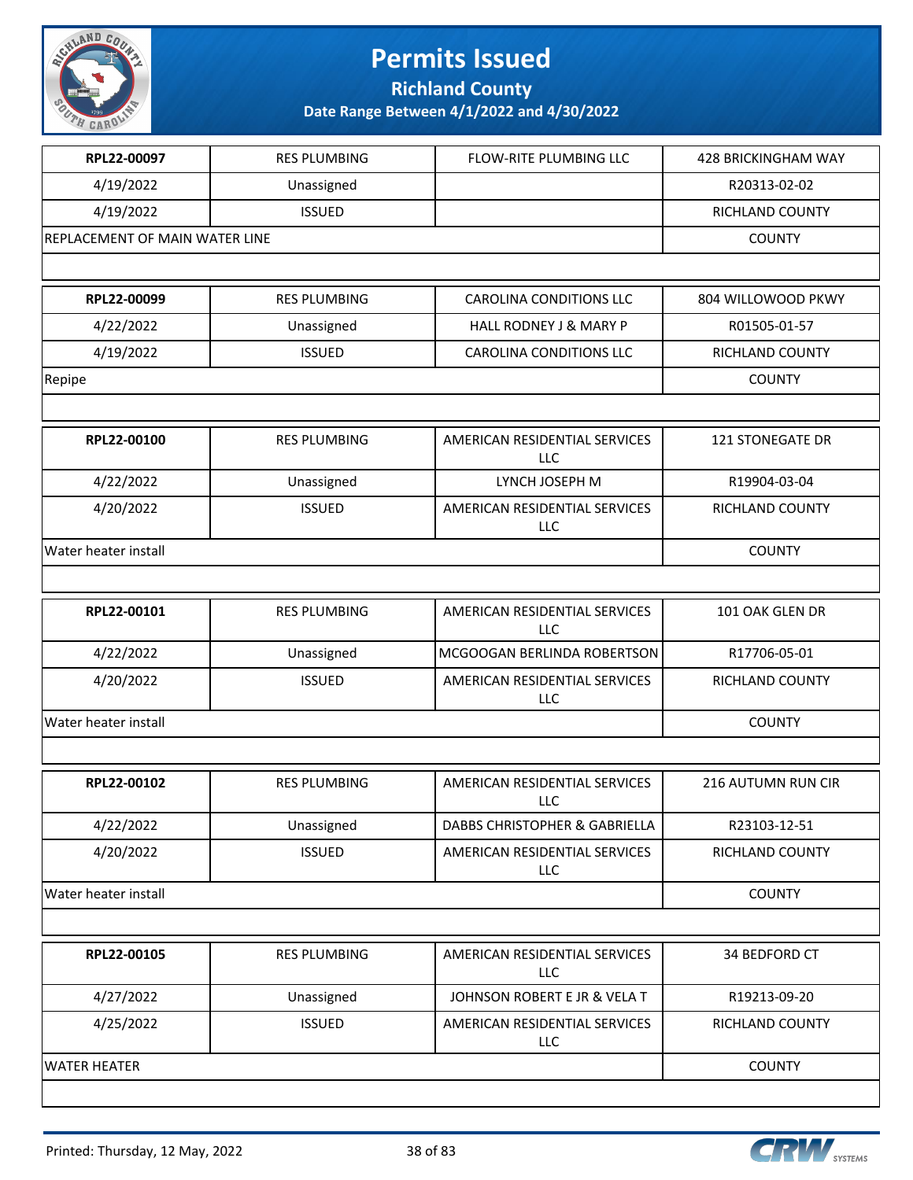# Permits Issued

## Richland County

### Date Range Between 4/1/2022 and 4/30/2022

| | | | |
|---|---|---|---|
| **RPL22-00097** | RES PLUMBING | FLOW-RITE PLUMBING LLC | 428 BRICKINGHAM WAY |
| 4/19/2022 | Unassigned | | R20313-02-02 |
| 4/19/2022 | ISSUED | | RICHLAND COUNTY |
| REPLACEMENT OF MAIN WATER LINE | | | COUNTY |

| | | | |
|---|---|---|---|
| **RPL22-00099** | RES PLUMBING | CAROLINA CONDITIONS LLC | 804 WILLOWOOD PKWY |
| 4/22/2022 | Unassigned | HALL RODNEY J & MARY P | R01505-01-57 |
| 4/19/2022 | ISSUED | CAROLINA CONDITIONS LLC | RICHLAND COUNTY |
| Repipe | | | COUNTY |

| | | | |
|---|---|---|---|
| **RPL22-00100** | RES PLUMBING | AMERICAN RESIDENTIAL SERVICES LLC | 121 STONEGATE DR |
| 4/22/2022 | Unassigned | LYNCH JOSEPH M | R19904-03-04 |
| 4/20/2022 | ISSUED | AMERICAN RESIDENTIAL SERVICES LLC | RICHLAND COUNTY |
| Water heater install | | | COUNTY |

| | | | |
|---|---|---|---|
| **RPL22-00101** | RES PLUMBING | AMERICAN RESIDENTIAL SERVICES LLC | 101 OAK GLEN DR |
| 4/22/2022 | Unassigned | MCGOOGAN BERLINDA ROBERTSON | R17706-05-01 |
| 4/20/2022 | ISSUED | AMERICAN RESIDENTIAL SERVICES LLC | RICHLAND COUNTY |
| Water heater install | | | COUNTY |

| | | | |
|---|---|---|---|
| **RPL22-00102** | RES PLUMBING | AMERICAN RESIDENTIAL SERVICES LLC | 216 AUTUMN RUN CIR |
| 4/22/2022 | Unassigned | DABBS CHRISTOPHER & GABRIELLA | R23103-12-51 |
| 4/20/2022 | ISSUED | AMERICAN RESIDENTIAL SERVICES LLC | RICHLAND COUNTY |
| Water heater install | | | COUNTY |

| | | | |
|---|---|---|---|
| **RPL22-00105** | RES PLUMBING | AMERICAN RESIDENTIAL SERVICES LLC | 34 BEDFORD CT |
| 4/27/2022 | Unassigned | JOHNSON ROBERT E JR & VELA T | R19213-09-20 |
| 4/25/2022 | ISSUED | AMERICAN RESIDENTIAL SERVICES LLC | RICHLAND COUNTY |
| WATER HEATER | | | COUNTY |

Printed: Thursday, 12 May, 2022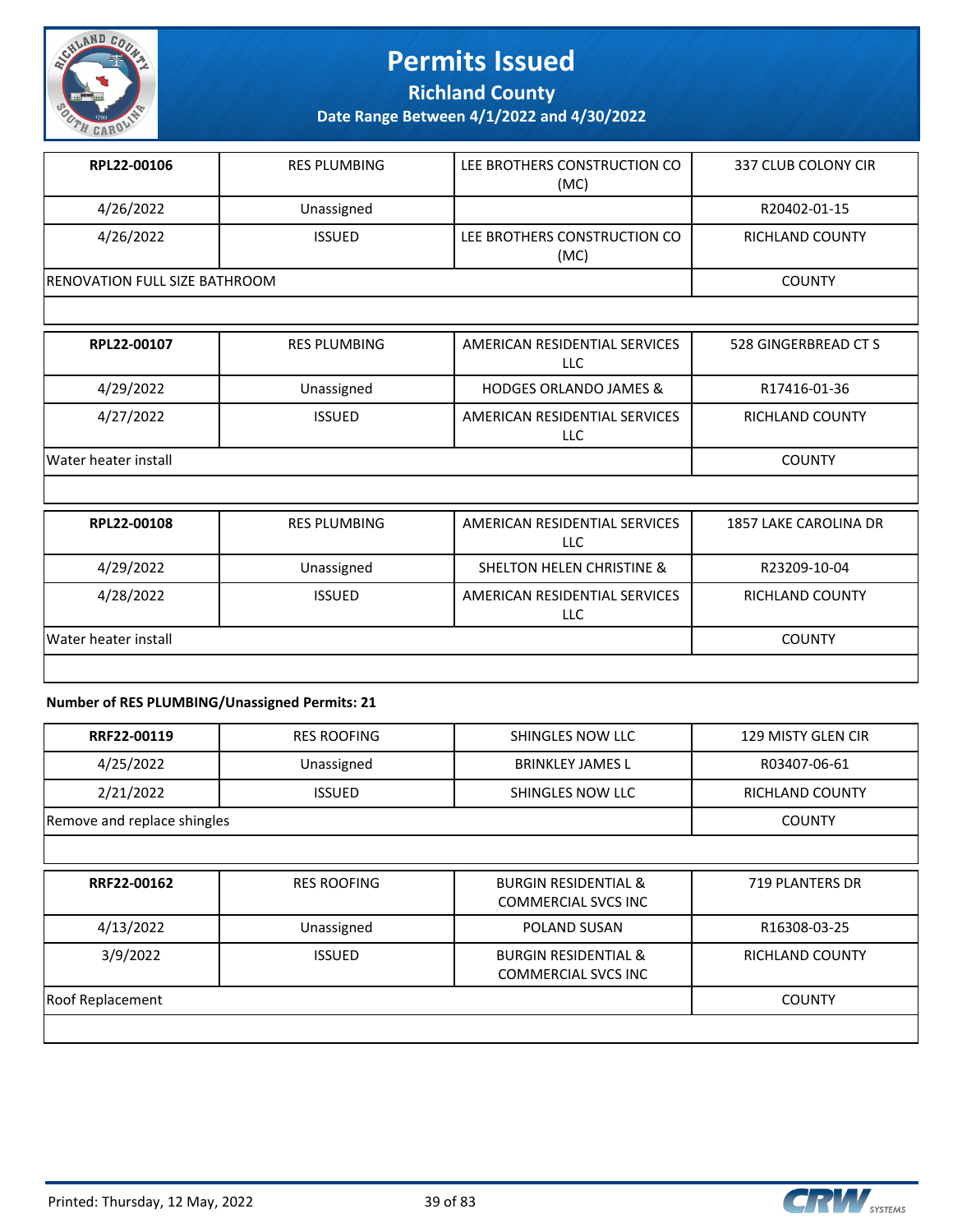| RPL22-00106 | RES PLUMBING | LEE BROTHERS CONSTRUCTION CO (MC) | 337 CLUB COLONY CIR |
|---|---|---|---|
| 4/26/2022 | Unassigned | | R20402-01-15 |
| 4/26/2022 | ISSUED | LEE BROTHERS CONSTRUCTION CO (MC) | RICHLAND COUNTY |
| RENOVATION FULL SIZE BATHROOM | | | COUNTY |

| RPL22-00107 | RES PLUMBING | AMERICAN RESIDENTIAL SERVICES LLC | 528 GINGERBREAD CT S |
|---|---|---|---|
| 4/29/2022 | Unassigned | HODGES ORLANDO JAMES & | R17416-01-36 |
| 4/27/2022 | ISSUED | AMERICAN RESIDENTIAL SERVICES LLC | RICHLAND COUNTY |
| Water heater install | | | COUNTY |

| RPL22-00108 | RES PLUMBING | AMERICAN RESIDENTIAL SERVICES LLC | 1857 LAKE CAROLINA DR |
|---|---|---|---|
| 4/29/2022 | Unassigned | SHELTON HELEN CHRISTINE & | R23209-10-04 |
| 4/28/2022 | ISSUED | AMERICAN RESIDENTIAL SERVICES LLC | RICHLAND COUNTY |
| Water heater install | | | COUNTY |

**Number of RES PLUMBING/Unassigned Permits: 21**

| RRF22-00119 | RES ROOFING | SHINGLES NOW LLC | 129 MISTY GLEN CIR |
|---|---|---|---|
| 4/25/2022 | Unassigned | BRINKLEY JAMES L | R03407-06-61 |
| 2/21/2022 | ISSUED | SHINGLES NOW LLC | RICHLAND COUNTY |
| Remove and replace shingles | | | COUNTY |

| RRF22-00162 | RES ROOFING | BURGIN RESIDENTIAL & COMMERCIAL SVCS INC | 719 PLANTERS DR |
|---|---|---|---|
| 4/13/2022 | Unassigned | POLAND SUSAN | R16308-03-25 |
| 3/9/2022 | ISSUED | BURGIN RESIDENTIAL & COMMERCIAL SVCS INC | RICHLAND COUNTY |
| Roof Replacement | | | COUNTY |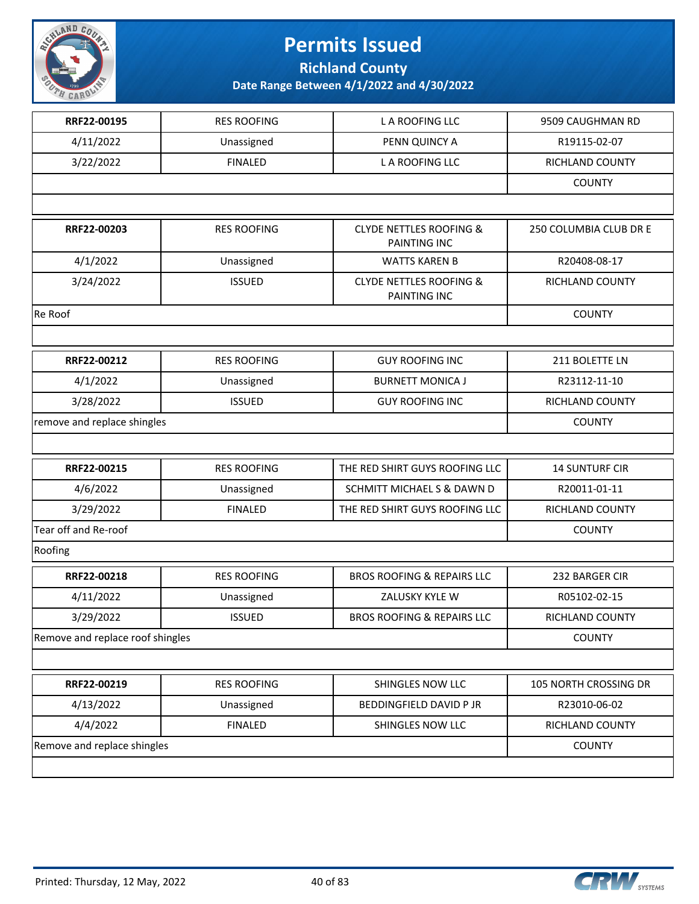# Permits Issued

## Richland County

### Date Range Between 4/1/2022 and 4/30/2022

| | | | |
|---|---|---|---|
| **RRF22-00195** | RES ROOFING | L A ROOFING LLC | 9509 CAUGHMAN RD |
| 4/11/2022 | Unassigned | PENN QUINCY A | R19115-02-07 |
| 3/22/2022 | FINALED | L A ROOFING LLC | RICHLAND COUNTY |
| | | | COUNTY |
| | | | |

| | | | |
|---|---|---|---|
| **RRF22-00203** | RES ROOFING | CLYDE NETTLES ROOFING & PAINTING INC | 250 COLUMBIA CLUB DR E |
| 4/1/2022 | Unassigned | WATTS KAREN B | R20408-08-17 |
| 3/24/2022 | ISSUED | CLYDE NETTLES ROOFING & PAINTING INC | RICHLAND COUNTY |
| Re Roof | | | COUNTY |
| | | | |

| | | | |
|---|---|---|---|
| **RRF22-00212** | RES ROOFING | GUY ROOFING INC | 211 BOLETTE LN |
| 4/1/2022 | Unassigned | BURNETT MONICA J | R23112-11-10 |
| 3/28/2022 | ISSUED | GUY ROOFING INC | RICHLAND COUNTY |
| remove and replace shingles | | | COUNTY |
| | | | |

| | | | |
|---|---|---|---|
| **RRF22-00215** | RES ROOFING | THE RED SHIRT GUYS ROOFING LLC | 14 SUNTURF CIR |
| 4/6/2022 | Unassigned | SCHMITT MICHAEL S & DAWN D | R20011-01-11 |
| 3/29/2022 | FINALED | THE RED SHIRT GUYS ROOFING LLC | RICHLAND COUNTY |
| Tear off and Re-roof | | | COUNTY |
| Roofing | | | |

| | | | |
|---|---|---|---|
| **RRF22-00218** | RES ROOFING | BROS ROOFING & REPAIRS LLC | 232 BARGER CIR |
| 4/11/2022 | Unassigned | ZALUSKY KYLE W | R05102-02-15 |
| 3/29/2022 | ISSUED | BROS ROOFING & REPAIRS LLC | RICHLAND COUNTY |
| Remove and replace roof shingles | | | COUNTY |
| | | | |

| | | | |
|---|---|---|---|
| **RRF22-00219** | RES ROOFING | SHINGLES NOW LLC | 105 NORTH CROSSING DR |
| 4/13/2022 | Unassigned | BEDDINGFIELD DAVID P JR | R23010-06-02 |
| 4/4/2022 | FINALED | SHINGLES NOW LLC | RICHLAND COUNTY |
| Remove and replace shingles | | | COUNTY |
| | | | |

Printed: Thursday, 12 May, 2022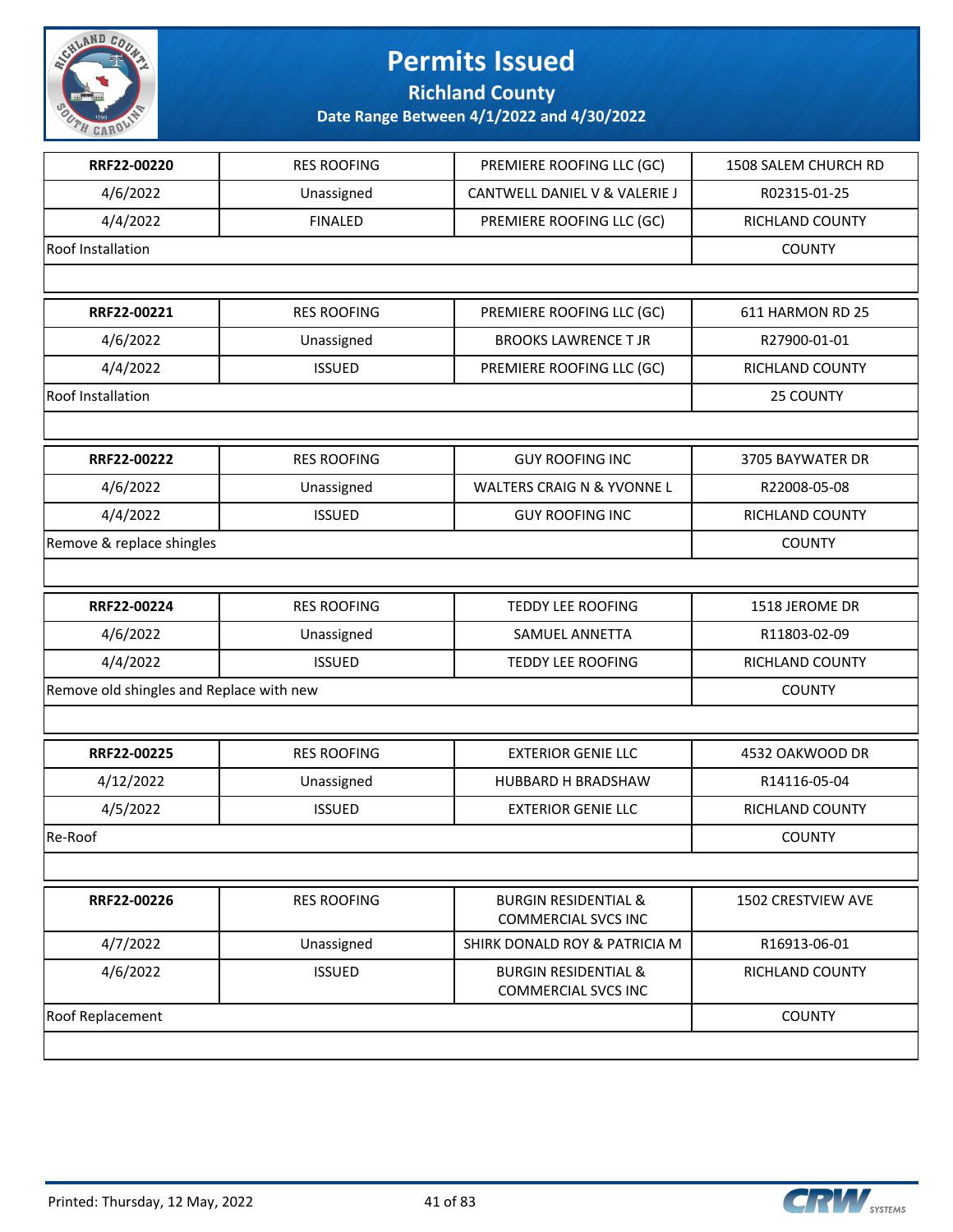# Permits Issued

## Richland County

### Date Range Between 4/1/2022 and 4/30/2022

| | | | |
|---|---|---|---|
| **RRF22-00220** | RES ROOFING | PREMIERE ROOFING LLC (GC) | 1508 SALEM CHURCH RD |
| 4/6/2022 | Unassigned | CANTWELL DANIEL V & VALERIE J | R02315-01-25 |
| 4/4/2022 | FINALED | PREMIERE ROOFING LLC (GC) | RICHLAND COUNTY |
| Roof Installation | | | COUNTY |

| | | | |
|---|---|---|---|
| **RRF22-00221** | RES ROOFING | PREMIERE ROOFING LLC (GC) | 611 HARMON RD 25 |
| 4/6/2022 | Unassigned | BROOKS LAWRENCE T JR | R27900-01-01 |
| 4/4/2022 | ISSUED | PREMIERE ROOFING LLC (GC) | RICHLAND COUNTY |
| Roof Installation | | | 25 COUNTY |

| | | | |
|---|---|---|---|
| **RRF22-00222** | RES ROOFING | GUY ROOFING INC | 3705 BAYWATER DR |
| 4/6/2022 | Unassigned | WALTERS CRAIG N & YVONNE L | R22008-05-08 |
| 4/4/2022 | ISSUED | GUY ROOFING INC | RICHLAND COUNTY |
| Remove & replace shingles | | | COUNTY |

| | | | |
|---|---|---|---|
| **RRF22-00224** | RES ROOFING | TEDDY LEE ROOFING | 1518 JEROME DR |
| 4/6/2022 | Unassigned | SAMUEL ANNETTA | R11803-02-09 |
| 4/4/2022 | ISSUED | TEDDY LEE ROOFING | RICHLAND COUNTY |
| Remove old shingles and Replace with new | | | COUNTY |

| | | | |
|---|---|---|---|
| **RRF22-00225** | RES ROOFING | EXTERIOR GENIE LLC | 4532 OAKWOOD DR |
| 4/12/2022 | Unassigned | HUBBARD H BRADSHAW | R14116-05-04 |
| 4/5/2022 | ISSUED | EXTERIOR GENIE LLC | RICHLAND COUNTY |
| Re-Roof | | | COUNTY |

| | | | |
|---|---|---|---|
| **RRF22-00226** | RES ROOFING | BURGIN RESIDENTIAL & COMMERCIAL SVCS INC | 1502 CRESTVIEW AVE |
| 4/7/2022 | Unassigned | SHIRK DONALD ROY & PATRICIA M | R16913-06-01 |
| 4/6/2022 | ISSUED | BURGIN RESIDENTIAL & COMMERCIAL SVCS INC | RICHLAND COUNTY |
| Roof Replacement | | | COUNTY |

Printed: Thursday, 12 May, 2022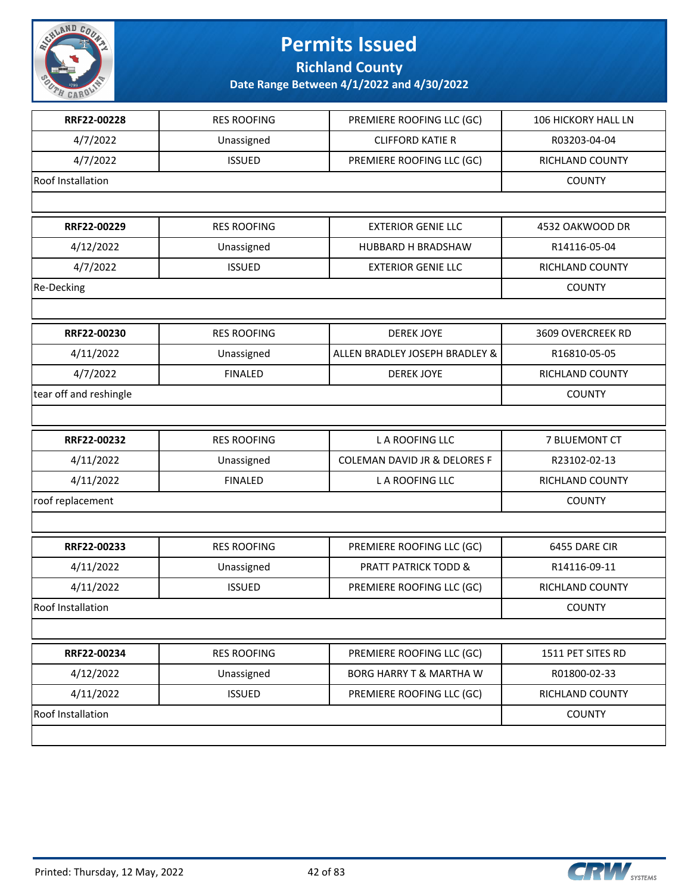# Permits Issued

## Richland County

### Date Range Between 4/1/2022 and 4/30/2022

| | | | |
|---|---|---|---|
| **RRF22-00228** | RES ROOFING | PREMIERE ROOFING LLC (GC) | 106 HICKORY HALL LN |
| 4/7/2022 | Unassigned | CLIFFORD KATIE R | R03203-04-04 |
| 4/7/2022 | ISSUED | PREMIERE ROOFING LLC (GC) | RICHLAND COUNTY |
| Roof Installation | | | COUNTY |

| | | | |
|---|---|---|---|
| **RRF22-00229** | RES ROOFING | EXTERIOR GENIE LLC | 4532 OAKWOOD DR |
| 4/12/2022 | Unassigned | HUBBARD H BRADSHAW | R14116-05-04 |
| 4/7/2022 | ISSUED | EXTERIOR GENIE LLC | RICHLAND COUNTY |
| Re-Decking | | | COUNTY |

| | | | |
|---|---|---|---|
| **RRF22-00230** | RES ROOFING | DEREK JOYE | 3609 OVERCREEK RD |
| 4/11/2022 | Unassigned | ALLEN BRADLEY JOSEPH BRADLEY & | R16810-05-05 |
| 4/7/2022 | FINALED | DEREK JOYE | RICHLAND COUNTY |
| tear off and reshingle | | | COUNTY |

| | | | |
|---|---|---|---|
| **RRF22-00232** | RES ROOFING | L A ROOFING LLC | 7 BLUEMONT CT |
| 4/11/2022 | Unassigned | COLEMAN DAVID JR & DELORES F | R23102-02-13 |
| 4/11/2022 | FINALED | L A ROOFING LLC | RICHLAND COUNTY |
| roof replacement | | | COUNTY |

| | | | |
|---|---|---|---|
| **RRF22-00233** | RES ROOFING | PREMIERE ROOFING LLC (GC) | 6455 DARE CIR |
| 4/11/2022 | Unassigned | PRATT PATRICK TODD & | R14116-09-11 |
| 4/11/2022 | ISSUED | PREMIERE ROOFING LLC (GC) | RICHLAND COUNTY |
| Roof Installation | | | COUNTY |

| | | | |
|---|---|---|---|
| **RRF22-00234** | RES ROOFING | PREMIERE ROOFING LLC (GC) | 1511 PET SITES RD |
| 4/12/2022 | Unassigned | BORG HARRY T & MARTHA W | R01800-02-33 |
| 4/11/2022 | ISSUED | PREMIERE ROOFING LLC (GC) | RICHLAND COUNTY |
| Roof Installation | | | COUNTY |

Printed: Thursday, 12 May, 2022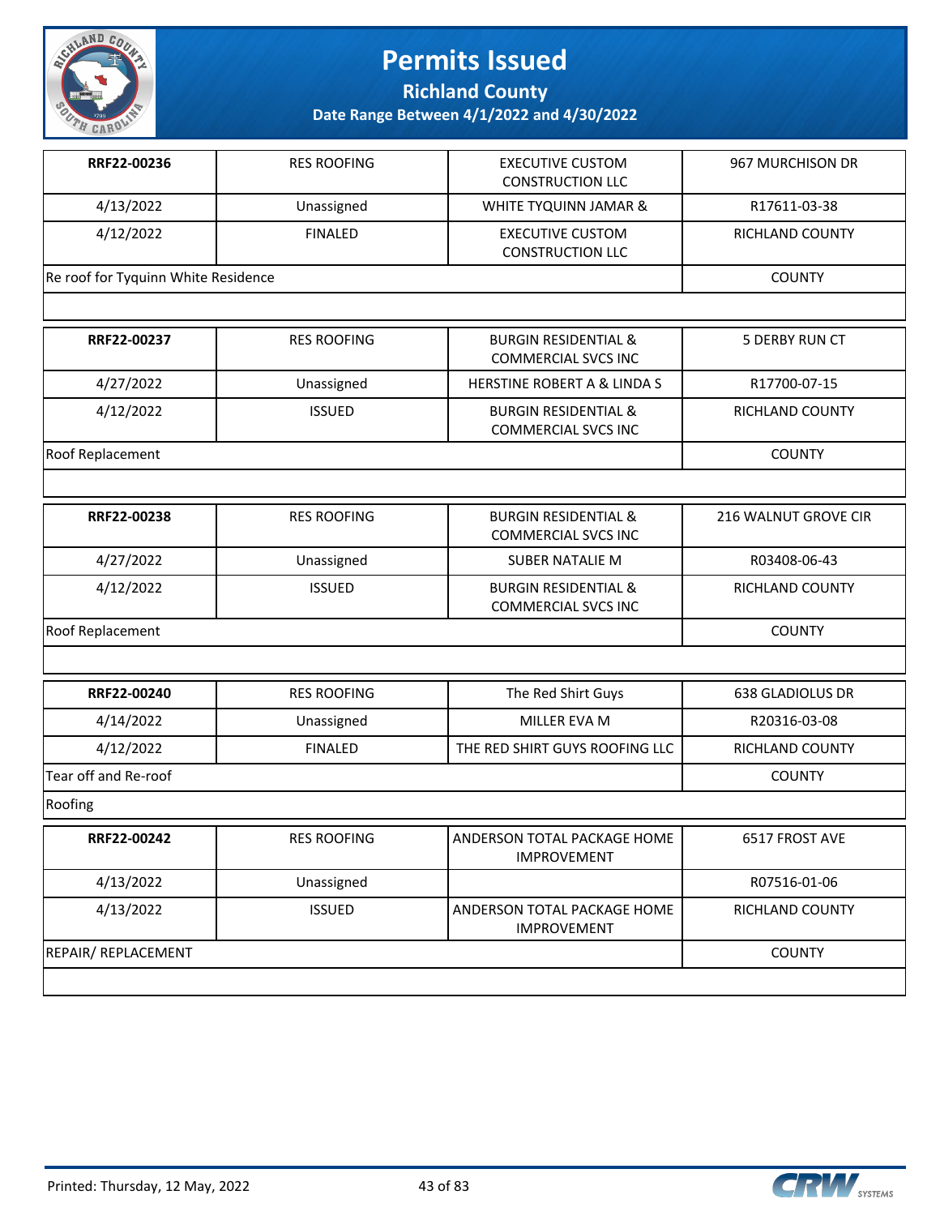# Permits Issued

## Richland County

### Date Range Between 4/1/2022 and 4/30/2022

| | | | |
|---|---|---|---|
| **RRF22-00236** | RES ROOFING | EXECUTIVE CUSTOM CONSTRUCTION LLC | 967 MURCHISON DR |
| 4/13/2022 | Unassigned | WHITE TYQUINN JAMAR & | R17611-03-38 |
| 4/12/2022 | FINALED | EXECUTIVE CUSTOM CONSTRUCTION LLC | RICHLAND COUNTY |
| Re roof for Tyquinn White Residence | | | COUNTY |

| | | | |
|---|---|---|---|
| **RRF22-00237** | RES ROOFING | BURGIN RESIDENTIAL & COMMERCIAL SVCS INC | 5 DERBY RUN CT |
| 4/27/2022 | Unassigned | HERSTINE ROBERT A & LINDA S | R17700-07-15 |
| 4/12/2022 | ISSUED | BURGIN RESIDENTIAL & COMMERCIAL SVCS INC | RICHLAND COUNTY |
| Roof Replacement | | | COUNTY |

| | | | |
|---|---|---|---|
| **RRF22-00238** | RES ROOFING | BURGIN RESIDENTIAL & COMMERCIAL SVCS INC | 216 WALNUT GROVE CIR |
| 4/27/2022 | Unassigned | SUBER NATALIE M | R03408-06-43 |
| 4/12/2022 | ISSUED | BURGIN RESIDENTIAL & COMMERCIAL SVCS INC | RICHLAND COUNTY |
| Roof Replacement | | | COUNTY |

| | | | |
|---|---|---|---|
| **RRF22-00240** | RES ROOFING | The Red Shirt Guys | 638 GLADIOLUS DR |
| 4/14/2022 | Unassigned | MILLER EVA M | R20316-03-08 |
| 4/12/2022 | FINALED | THE RED SHIRT GUYS ROOFING LLC | RICHLAND COUNTY |
| Tear off and Re-roof | | | COUNTY |
| Roofing | | | |

| | | | |
|---|---|---|---|
| **RRF22-00242** | RES ROOFING | ANDERSON TOTAL PACKAGE HOME IMPROVEMENT | 6517 FROST AVE |
| 4/13/2022 | Unassigned | | R07516-01-06 |
| 4/13/2022 | ISSUED | ANDERSON TOTAL PACKAGE HOME IMPROVEMENT | RICHLAND COUNTY |
| REPAIR/ REPLACEMENT | | | COUNTY |

Printed: Thursday, 12 May, 2022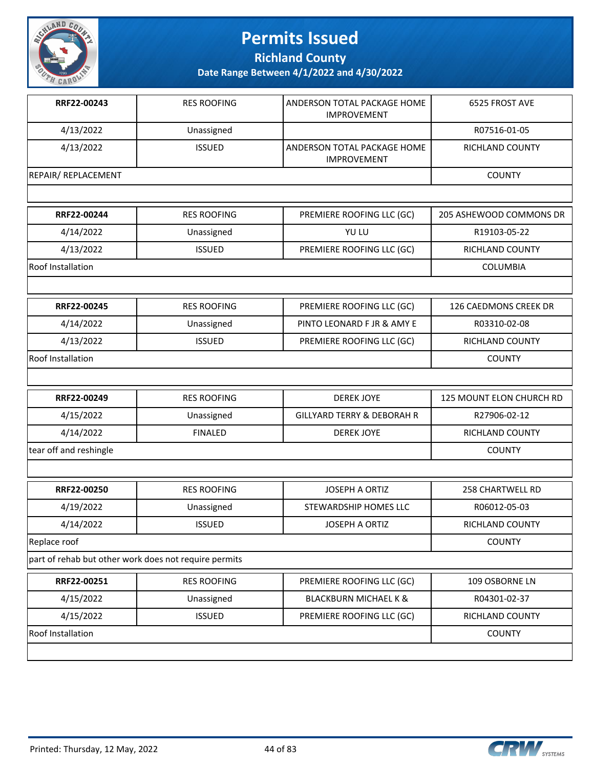# Permits Issued

## Richland County

### Date Range Between 4/1/2022 and 4/30/2022

| RRF22-00243 | RES ROOFING | ANDERSON TOTAL PACKAGE HOME IMPROVEMENT | 6525 FROST AVE |
|---|---|---|---|
| 4/13/2022 | Unassigned | | R07516-01-05 |
| 4/13/2022 | ISSUED | ANDERSON TOTAL PACKAGE HOME IMPROVEMENT | RICHLAND COUNTY |
| REPAIR/ REPLACEMENT | | | COUNTY |
| | | | |

| RRF22-00244 | RES ROOFING | PREMIERE ROOFING LLC (GC) | 205 ASHEWOOD COMMONS DR |
|---|---|---|---|
| 4/14/2022 | Unassigned | YU LU | R19103-05-22 |
| 4/13/2022 | ISSUED | PREMIERE ROOFING LLC (GC) | RICHLAND COUNTY |
| Roof Installation | | | COLUMBIA |
| | | | |

| RRF22-00245 | RES ROOFING | PREMIERE ROOFING LLC (GC) | 126 CAEDMONS CREEK DR |
|---|---|---|---|
| 4/14/2022 | Unassigned | PINTO LEONARD F JR & AMY E | R03310-02-08 |
| 4/13/2022 | ISSUED | PREMIERE ROOFING LLC (GC) | RICHLAND COUNTY |
| Roof Installation | | | COUNTY |
| | | | |

| RRF22-00249 | RES ROOFING | DEREK JOYE | 125 MOUNT ELON CHURCH RD |
|---|---|---|---|
| 4/15/2022 | Unassigned | GILLYARD TERRY & DEBORAH R | R27906-02-12 |
| 4/14/2022 | FINALED | DEREK JOYE | RICHLAND COUNTY |
| tear off and reshingle | | | COUNTY |
| | | | |

| RRF22-00250 | RES ROOFING | JOSEPH A ORTIZ | 258 CHARTWELL RD |
|---|---|---|---|
| 4/19/2022 | Unassigned | STEWARDSHIP HOMES LLC | R06012-05-03 |
| 4/14/2022 | ISSUED | JOSEPH A ORTIZ | RICHLAND COUNTY |
| Replace roof | | | COUNTY |
| part of rehab but other work does not require permits | | | |

| RRF22-00251 | RES ROOFING | PREMIERE ROOFING LLC (GC) | 109 OSBORNE LN |
|---|---|---|---|
| 4/15/2022 | Unassigned | BLACKBURN MICHAEL K & | R04301-02-37 |
| 4/15/2022 | ISSUED | PREMIERE ROOFING LLC (GC) | RICHLAND COUNTY |
| Roof Installation | | | COUNTY |
| | | | |

Printed: Thursday, 12 May, 2022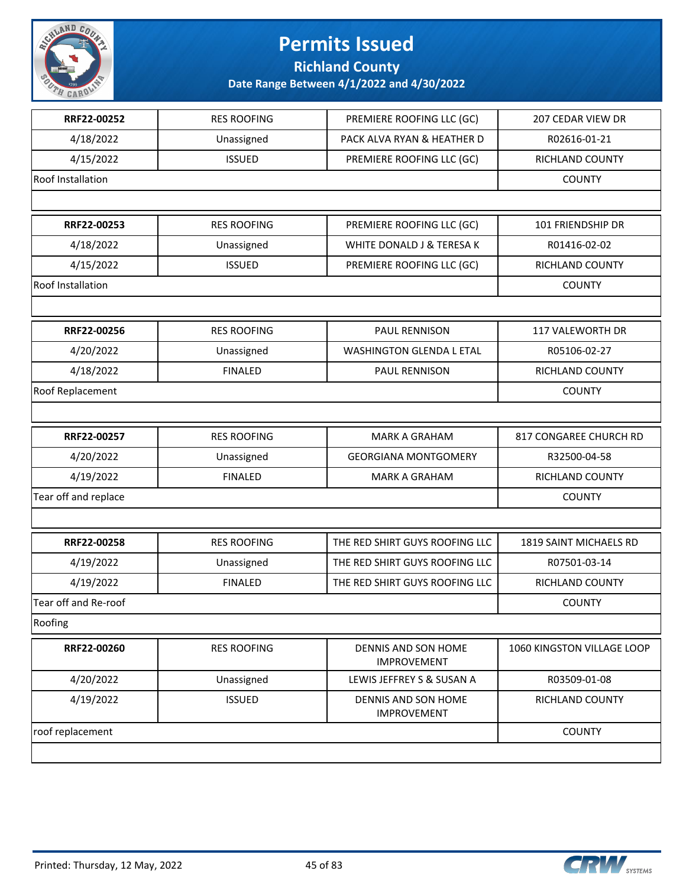# Permits Issued

## Richland County

### Date Range Between 4/1/2022 and 4/30/2022

| | | | |
|---|---|---|---|
| **RRF22-00252** | RES ROOFING | PREMIERE ROOFING LLC (GC) | 207 CEDAR VIEW DR |
| 4/18/2022 | Unassigned | PACK ALVA RYAN & HEATHER D | R02616-01-21 |
| 4/15/2022 | ISSUED | PREMIERE ROOFING LLC (GC) | RICHLAND COUNTY |
| Roof Installation | | | COUNTY |

| | | | |
|---|---|---|---|
| **RRF22-00253** | RES ROOFING | PREMIERE ROOFING LLC (GC) | 101 FRIENDSHIP DR |
| 4/18/2022 | Unassigned | WHITE DONALD J & TERESA K | R01416-02-02 |
| 4/15/2022 | ISSUED | PREMIERE ROOFING LLC (GC) | RICHLAND COUNTY |
| Roof Installation | | | COUNTY |

| | | | |
|---|---|---|---|
| **RRF22-00256** | RES ROOFING | PAUL RENNISON | 117 VALEWORTH DR |
| 4/20/2022 | Unassigned | WASHINGTON GLENDA L ETAL | R05106-02-27 |
| 4/18/2022 | FINALED | PAUL RENNISON | RICHLAND COUNTY |
| Roof Replacement | | | COUNTY |

| | | | |
|---|---|---|---|
| **RRF22-00257** | RES ROOFING | MARK A GRAHAM | 817 CONGAREE CHURCH RD |
| 4/20/2022 | Unassigned | GEORGIANA MONTGOMERY | R32500-04-58 |
| 4/19/2022 | FINALED | MARK A GRAHAM | RICHLAND COUNTY |
| Tear off and replace | | | COUNTY |

| | | | |
|---|---|---|---|
| **RRF22-00258** | RES ROOFING | THE RED SHIRT GUYS ROOFING LLC | 1819 SAINT MICHAELS RD |
| 4/19/2022 | Unassigned | THE RED SHIRT GUYS ROOFING LLC | R07501-03-14 |
| 4/19/2022 | FINALED | THE RED SHIRT GUYS ROOFING LLC | RICHLAND COUNTY |
| Tear off and Re-roof | | | COUNTY |
| Roofing | | | |

| | | | |
|---|---|---|---|
| **RRF22-00260** | RES ROOFING | DENNIS AND SON HOME IMPROVEMENT | 1060 KINGSTON VILLAGE LOOP |
| 4/20/2022 | Unassigned | LEWIS JEFFREY S & SUSAN A | R03509-01-08 |
| 4/19/2022 | ISSUED | DENNIS AND SON HOME IMPROVEMENT | RICHLAND COUNTY |
| roof replacement | | | COUNTY |

Printed: Thursday, 12 May, 2022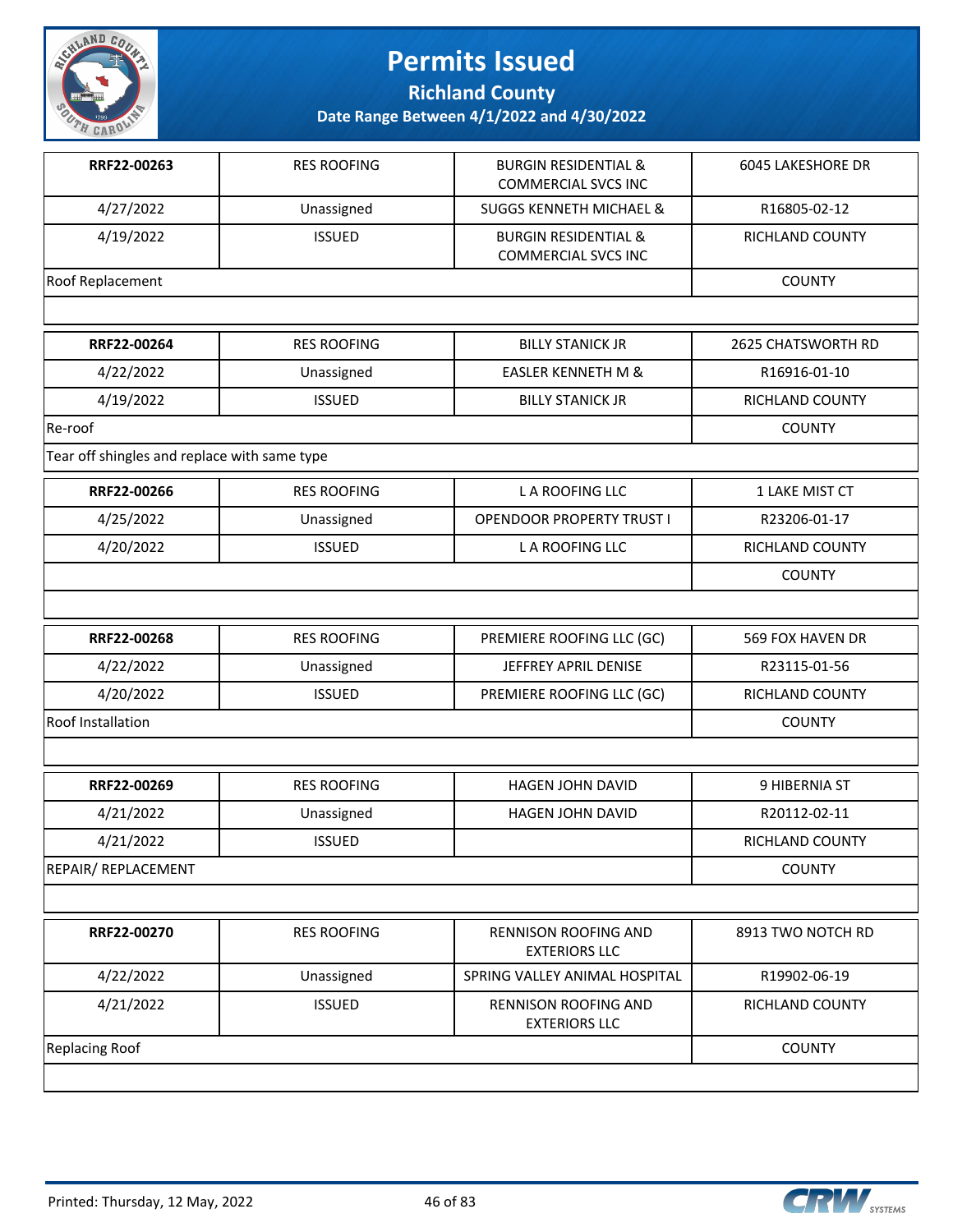# Permits Issued

**Richland County**

**Date Range Between 4/1/2022 and 4/30/2022**

| | | | |
|---|---|---|---|
| **RRF22-00263** | RES ROOFING | BURGIN RESIDENTIAL & COMMERCIAL SVCS INC | 6045 LAKESHORE DR |
| 4/27/2022 | Unassigned | SUGGS KENNETH MICHAEL & | R16805-02-12 |
| 4/19/2022 | ISSUED | BURGIN RESIDENTIAL & COMMERCIAL SVCS INC | RICHLAND COUNTY |
| Roof Replacement | | | COUNTY |
| | | | |

| | | | |
|---|---|---|---|
| **RRF22-00264** | RES ROOFING | BILLY STANICK JR | 2625 CHATSWORTH RD |
| 4/22/2022 | Unassigned | EASLER KENNETH M & | R16916-01-10 |
| 4/19/2022 | ISSUED | BILLY STANICK JR | RICHLAND COUNTY |
| Re-roof | | | COUNTY |
| Tear off shingles and replace with same type | | | |

| | | | |
|---|---|---|---|
| **RRF22-00266** | RES ROOFING | L A ROOFING LLC | 1 LAKE MIST CT |
| 4/25/2022 | Unassigned | OPENDOOR PROPERTY TRUST I | R23206-01-17 |
| 4/20/2022 | ISSUED | L A ROOFING LLC | RICHLAND COUNTY |
| | | | COUNTY |
| | | | |

| | | | |
|---|---|---|---|
| **RRF22-00268** | RES ROOFING | PREMIERE ROOFING LLC (GC) | 569 FOX HAVEN DR |
| 4/22/2022 | Unassigned | JEFFREY APRIL DENISE | R23115-01-56 |
| 4/20/2022 | ISSUED | PREMIERE ROOFING LLC (GC) | RICHLAND COUNTY |
| Roof Installation | | | COUNTY |
| | | | |

| | | | |
|---|---|---|---|
| **RRF22-00269** | RES ROOFING | HAGEN JOHN DAVID | 9 HIBERNIA ST |
| 4/21/2022 | Unassigned | HAGEN JOHN DAVID | R20112-02-11 |
| 4/21/2022 | ISSUED | | RICHLAND COUNTY |
| REPAIR/ REPLACEMENT | | | COUNTY |
| | | | |

| | | | |
|---|---|---|---|
| **RRF22-00270** | RES ROOFING | RENNISON ROOFING AND EXTERIORS LLC | 8913 TWO NOTCH RD |
| 4/22/2022 | Unassigned | SPRING VALLEY ANIMAL HOSPITAL | R19902-06-19 |
| 4/21/2022 | ISSUED | RENNISON ROOFING AND EXTERIORS LLC | RICHLAND COUNTY |
| Replacing Roof | | | COUNTY |
| | | | |

Printed: Thursday, 12 May, 2022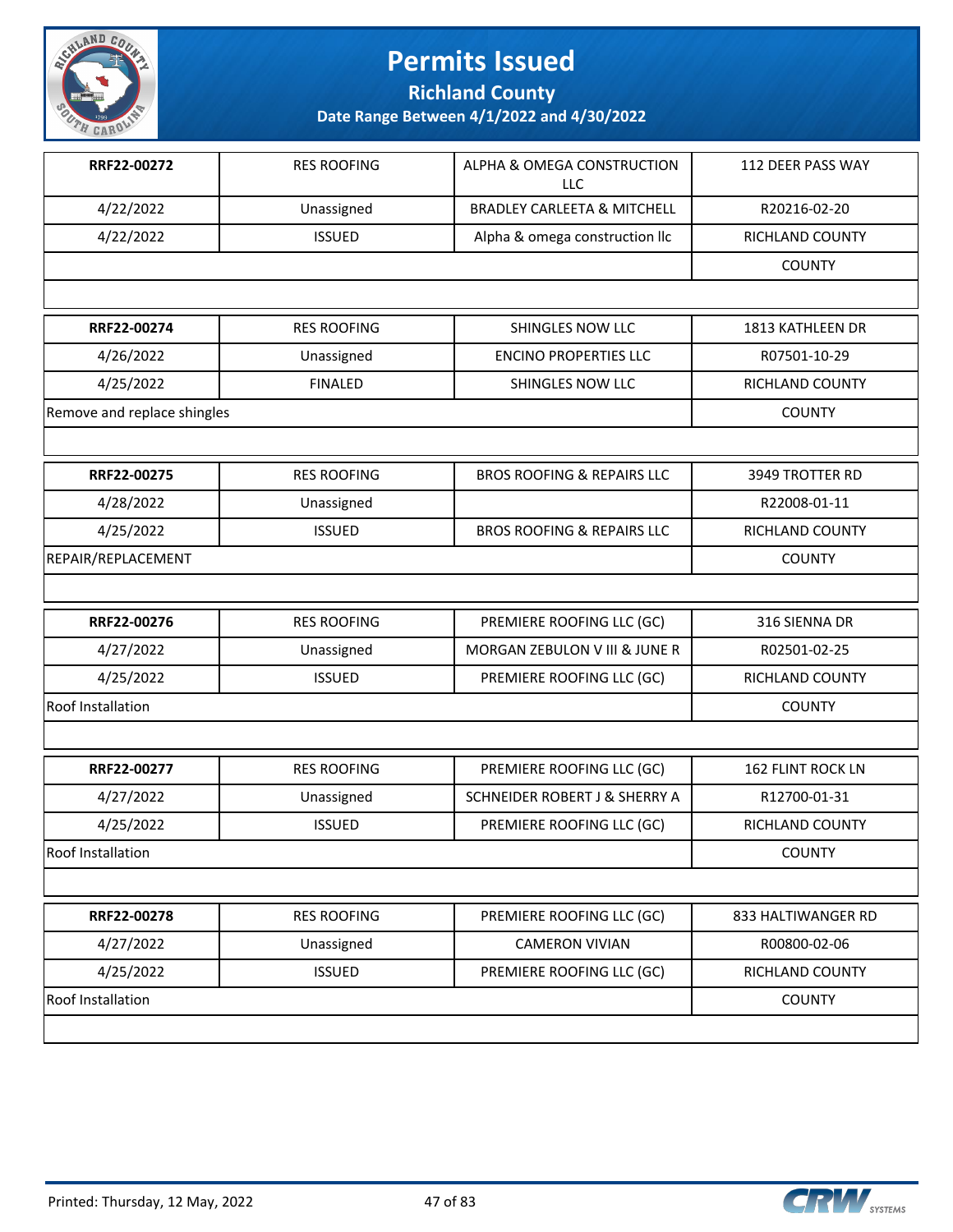# Permits Issued

## Richland County

### Date Range Between 4/1/2022 and 4/30/2022

| | | | |
|---|---|---|---|
| **RRF22-00272** | RES ROOFING | ALPHA & OMEGA CONSTRUCTION LLC | 112 DEER PASS WAY |
| 4/22/2022 | Unassigned | BRADLEY CARLEETA & MITCHELL | R20216-02-20 |
| 4/22/2022 | ISSUED | Alpha & omega construction llc | RICHLAND COUNTY |
| | | | COUNTY |

| | | | |
|---|---|---|---|
| **RRF22-00274** | RES ROOFING | SHINGLES NOW LLC | 1813 KATHLEEN DR |
| 4/26/2022 | Unassigned | ENCINO PROPERTIES LLC | R07501-10-29 |
| 4/25/2022 | FINALED | SHINGLES NOW LLC | RICHLAND COUNTY |
| Remove and replace shingles | | | COUNTY |

| | | | |
|---|---|---|---|
| **RRF22-00275** | RES ROOFING | BROS ROOFING & REPAIRS LLC | 3949 TROTTER RD |
| 4/28/2022 | Unassigned | | R22008-01-11 |
| 4/25/2022 | ISSUED | BROS ROOFING & REPAIRS LLC | RICHLAND COUNTY |
| REPAIR/REPLACEMENT | | | COUNTY |

| | | | |
|---|---|---|---|
| **RRF22-00276** | RES ROOFING | PREMIERE ROOFING LLC (GC) | 316 SIENNA DR |
| 4/27/2022 | Unassigned | MORGAN ZEBULON V III & JUNE R | R02501-02-25 |
| 4/25/2022 | ISSUED | PREMIERE ROOFING LLC (GC) | RICHLAND COUNTY |
| Roof Installation | | | COUNTY |

| | | | |
|---|---|---|---|
| **RRF22-00277** | RES ROOFING | PREMIERE ROOFING LLC (GC) | 162 FLINT ROCK LN |
| 4/27/2022 | Unassigned | SCHNEIDER ROBERT J & SHERRY A | R12700-01-31 |
| 4/25/2022 | ISSUED | PREMIERE ROOFING LLC (GC) | RICHLAND COUNTY |
| Roof Installation | | | COUNTY |

| | | | |
|---|---|---|---|
| **RRF22-00278** | RES ROOFING | PREMIERE ROOFING LLC (GC) | 833 HALTIWANGER RD |
| 4/27/2022 | Unassigned | CAMERON VIVIAN | R00800-02-06 |
| 4/25/2022 | ISSUED | PREMIERE ROOFING LLC (GC) | RICHLAND COUNTY |
| Roof Installation | | | COUNTY |

Printed: Thursday, 12 May, 2022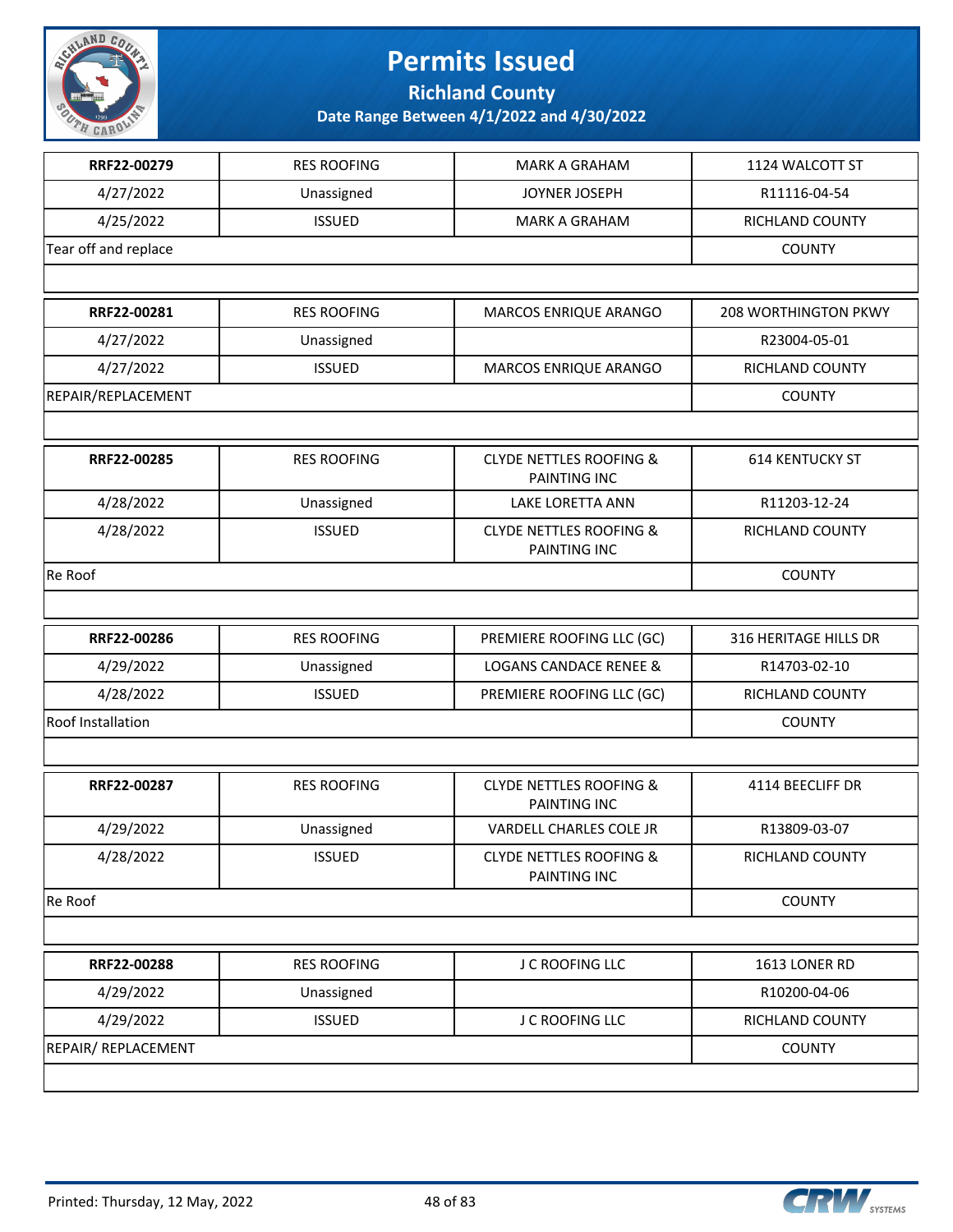# Permits Issued

## Richland County

### Date Range Between 4/1/2022 and 4/30/2022

| RRF22-00279 | RES ROOFING | MARK A GRAHAM | 1124 WALCOTT ST |
|---|---|---|---|
| 4/27/2022 | Unassigned | JOYNER JOSEPH | R11116-04-54 |
| 4/25/2022 | ISSUED | MARK A GRAHAM | RICHLAND COUNTY |
| Tear off and replace | | | COUNTY |

| RRF22-00281 | RES ROOFING | MARCOS ENRIQUE ARANGO | 208 WORTHINGTON PKWY |
|---|---|---|---|
| 4/27/2022 | Unassigned | | R23004-05-01 |
| 4/27/2022 | ISSUED | MARCOS ENRIQUE ARANGO | RICHLAND COUNTY |
| REPAIR/REPLACEMENT | | | COUNTY |

| RRF22-00285 | RES ROOFING | CLYDE NETTLES ROOFING & PAINTING INC | 614 KENTUCKY ST |
|---|---|---|---|
| 4/28/2022 | Unassigned | LAKE LORETTA ANN | R11203-12-24 |
| 4/28/2022 | ISSUED | CLYDE NETTLES ROOFING & PAINTING INC | RICHLAND COUNTY |
| Re Roof | | | COUNTY |

| RRF22-00286 | RES ROOFING | PREMIERE ROOFING LLC (GC) | 316 HERITAGE HILLS DR |
|---|---|---|---|
| 4/29/2022 | Unassigned | LOGANS CANDACE RENEE & | R14703-02-10 |
| 4/28/2022 | ISSUED | PREMIERE ROOFING LLC (GC) | RICHLAND COUNTY |
| Roof Installation | | | COUNTY |

| RRF22-00287 | RES ROOFING | CLYDE NETTLES ROOFING & PAINTING INC | 4114 BEECLIFF DR |
|---|---|---|---|
| 4/29/2022 | Unassigned | VARDELL CHARLES COLE JR | R13809-03-07 |
| 4/28/2022 | ISSUED | CLYDE NETTLES ROOFING & PAINTING INC | RICHLAND COUNTY |
| Re Roof | | | COUNTY |

| RRF22-00288 | RES ROOFING | J C ROOFING LLC | 1613 LONER RD |
|---|---|---|---|
| 4/29/2022 | Unassigned | | R10200-04-06 |
| 4/29/2022 | ISSUED | J C ROOFING LLC | RICHLAND COUNTY |
| REPAIR/ REPLACEMENT | | | COUNTY |

Printed: Thursday, 12 May, 2022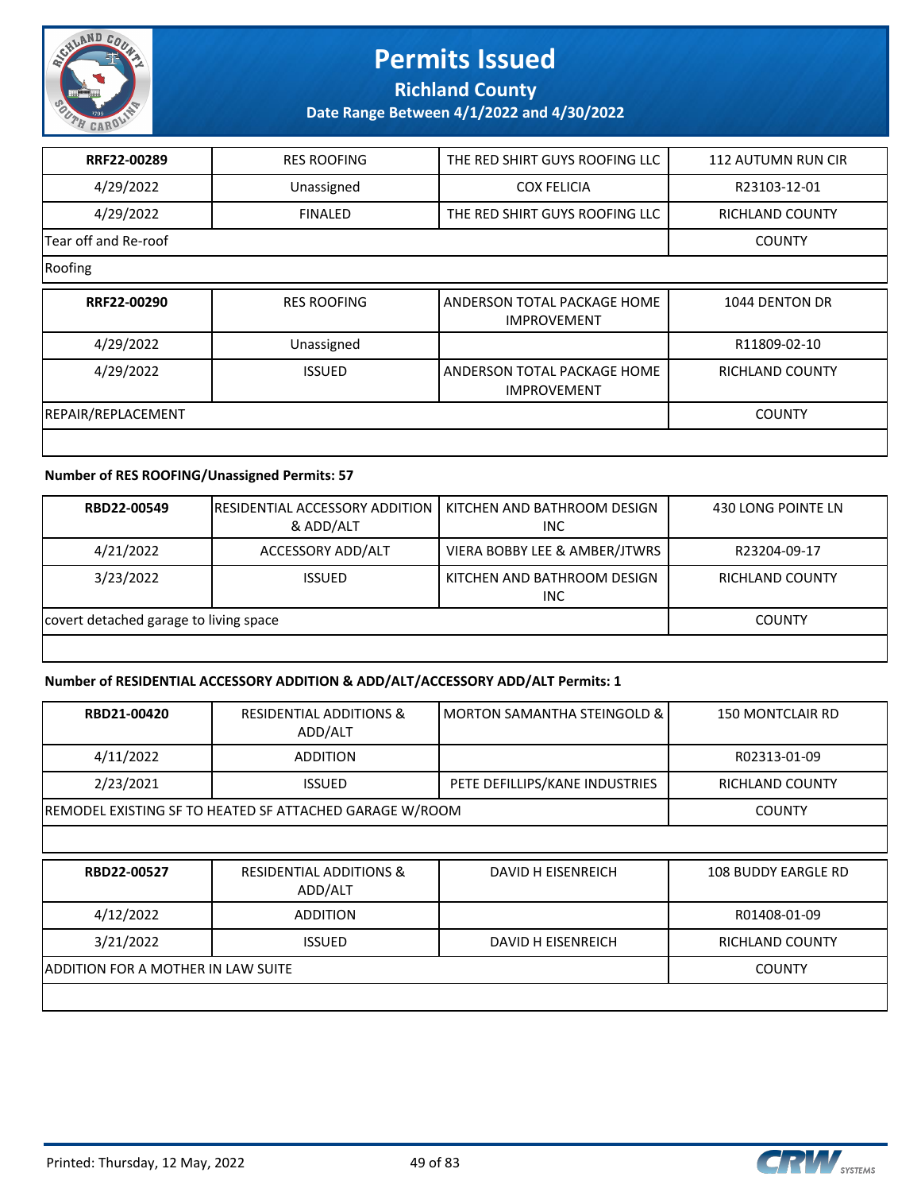# Permits Issued

## Richland County

### Date Range Between 4/1/2022 and 4/30/2022

| | | | |
|---|---|---|---|
| **RRF22-00289** | RES ROOFING | THE RED SHIRT GUYS ROOFING LLC | 112 AUTUMN RUN CIR |
| 4/29/2022 | Unassigned | COX FELICIA | R23103-12-01 |
| 4/29/2022 | FINALED | THE RED SHIRT GUYS ROOFING LLC | RICHLAND COUNTY |
| Tear off and Re-roof | | | COUNTY |
| Roofing | | | |

| | | | |
|---|---|---|---|
| **RRF22-00290** | RES ROOFING | ANDERSON TOTAL PACKAGE HOME IMPROVEMENT | 1044 DENTON DR |
| 4/29/2022 | Unassigned | | R11809-02-10 |
| 4/29/2022 | ISSUED | ANDERSON TOTAL PACKAGE HOME IMPROVEMENT | RICHLAND COUNTY |
| REPAIR/REPLACEMENT | | | COUNTY |

**Number of RES ROOFING/Unassigned Permits: 57**

| | | | |
|---|---|---|---|
| **RBD22-00549** | RESIDENTIAL ACCESSORY ADDITION & ADD/ALT | KITCHEN AND BATHROOM DESIGN INC | 430 LONG POINTE LN |
| 4/21/2022 | ACCESSORY ADD/ALT | VIERA BOBBY LEE & AMBER/JTWRS | R23204-09-17 |
| 3/23/2022 | ISSUED | KITCHEN AND BATHROOM DESIGN INC | RICHLAND COUNTY |
| covert detached garage to living space | | | COUNTY |

**Number of RESIDENTIAL ACCESSORY ADDITION & ADD/ALT/ACCESSORY ADD/ALT Permits: 1**

| | | | |
|---|---|---|---|
| **RBD21-00420** | RESIDENTIAL ADDITIONS & ADD/ALT | MORTON SAMANTHA STEINGOLD & | 150 MONTCLAIR RD |
| 4/11/2022 | ADDITION | | R02313-01-09 |
| 2/23/2021 | ISSUED | PETE DEFILLIPS/KANE INDUSTRIES | RICHLAND COUNTY |
| REMODEL EXISTING SF TO HEATED SF ATTACHED GARAGE W/ROOM | | | COUNTY |

| | | | |
|---|---|---|---|
| **RBD22-00527** | RESIDENTIAL ADDITIONS & ADD/ALT | DAVID H EISENREICH | 108 BUDDY EARGLE RD |
| 4/12/2022 | ADDITION | | R01408-01-09 |
| 3/21/2022 | ISSUED | DAVID H EISENREICH | RICHLAND COUNTY |
| ADDITION FOR A MOTHER IN LAW SUITE | | | COUNTY |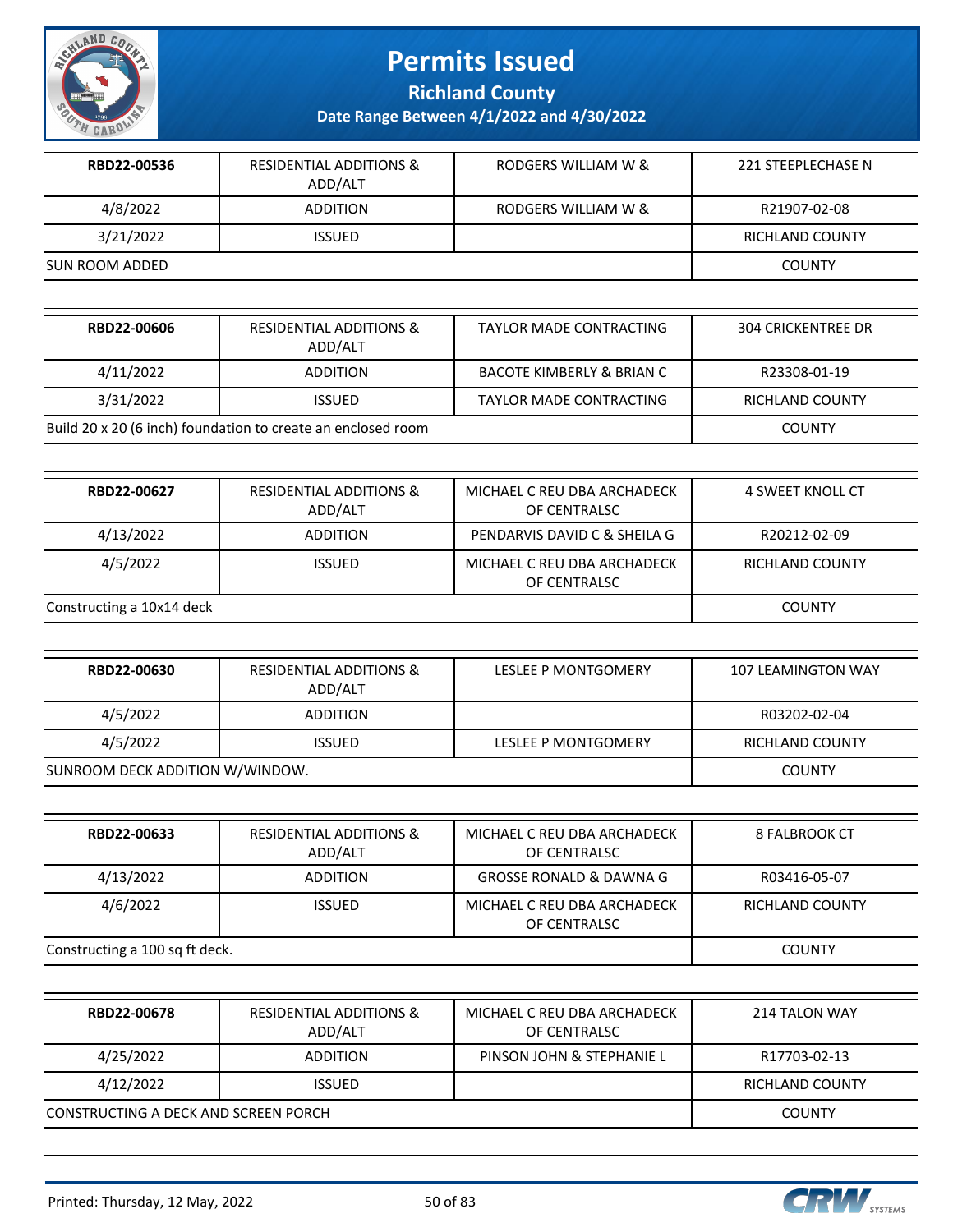# Permits Issued

## Richland County

### Date Range Between 4/1/2022 and 4/30/2022

| RBD22-00536 | RESIDENTIAL ADDITIONS & ADD/ALT | RODGERS WILLIAM W & | 221 STEEPLECHASE N |
|---|---|---|---|
| 4/8/2022 | ADDITION | RODGERS WILLIAM W & | R21907-02-08 |
| 3/21/2022 | ISSUED | | RICHLAND COUNTY |
| SUN ROOM ADDED | | | COUNTY |

| RBD22-00606 | RESIDENTIAL ADDITIONS & ADD/ALT | TAYLOR MADE CONTRACTING | 304 CRICKENTREE DR |
|---|---|---|---|
| 4/11/2022 | ADDITION | BACOTE KIMBERLY & BRIAN C | R23308-01-19 |
| 3/31/2022 | ISSUED | TAYLOR MADE CONTRACTING | RICHLAND COUNTY |
| Build 20 x 20 (6 inch) foundation to create an enclosed room | | | COUNTY |

| RBD22-00627 | RESIDENTIAL ADDITIONS & ADD/ALT | MICHAEL C REU DBA ARCHADECK OF CENTRALSC | 4 SWEET KNOLL CT |
|---|---|---|---|
| 4/13/2022 | ADDITION | PENDARVIS DAVID C & SHEILA G | R20212-02-09 |
| 4/5/2022 | ISSUED | MICHAEL C REU DBA ARCHADECK OF CENTRALSC | RICHLAND COUNTY |
| Constructing a 10x14 deck | | | COUNTY |

| RBD22-00630 | RESIDENTIAL ADDITIONS & ADD/ALT | LESLEE P MONTGOMERY | 107 LEAMINGTON WAY |
|---|---|---|---|
| 4/5/2022 | ADDITION | | R03202-02-04 |
| 4/5/2022 | ISSUED | LESLEE P MONTGOMERY | RICHLAND COUNTY |
| SUNROOM DECK ADDITION W/WINDOW. | | | COUNTY |

| RBD22-00633 | RESIDENTIAL ADDITIONS & ADD/ALT | MICHAEL C REU DBA ARCHADECK OF CENTRALSC | 8 FALBROOK CT |
|---|---|---|---|
| 4/13/2022 | ADDITION | GROSSE RONALD & DAWNA G | R03416-05-07 |
| 4/6/2022 | ISSUED | MICHAEL C REU DBA ARCHADECK OF CENTRALSC | RICHLAND COUNTY |
| Constructing a 100 sq ft deck. | | | COUNTY |

| RBD22-00678 | RESIDENTIAL ADDITIONS & ADD/ALT | MICHAEL C REU DBA ARCHADECK OF CENTRALSC | 214 TALON WAY |
|---|---|---|---|
| 4/25/2022 | ADDITION | PINSON JOHN & STEPHANIE L | R17703-02-13 |
| 4/12/2022 | ISSUED | | RICHLAND COUNTY |
| CONSTRUCTING A DECK AND SCREEN PORCH | | | COUNTY |

Printed: Thursday, 12 May, 2022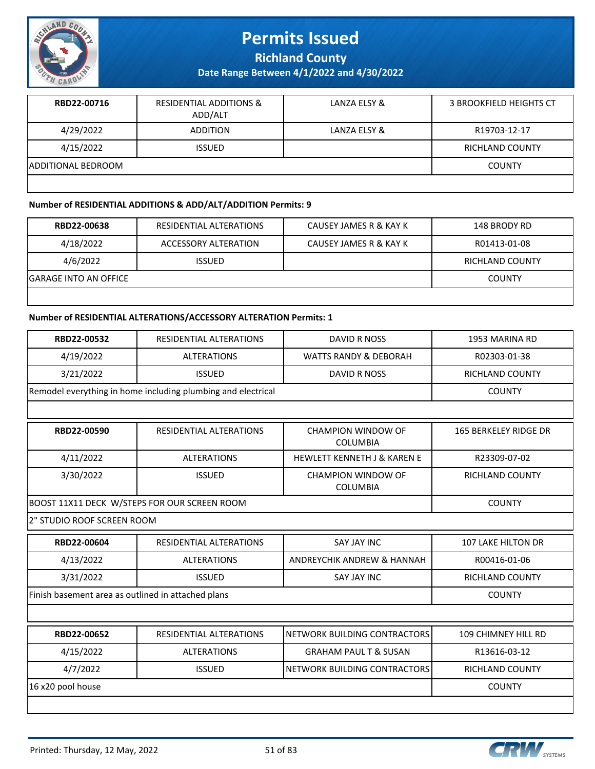| RBD22-00716 | RESIDENTIAL ADDITIONS & ADD/ALT | LANZA ELSY & | 3 BROOKFIELD HEIGHTS CT |
|---|---|---|---|
| 4/29/2022 | ADDITION | LANZA ELSY & | R19703-12-17 |
| 4/15/2022 | ISSUED | | RICHLAND COUNTY |
| ADDITIONAL BEDROOM | | | COUNTY |

**Number of RESIDENTIAL ADDITIONS & ADD/ALT/ADDITION Permits: 9**

| RBD22-00638 | RESIDENTIAL ALTERATIONS | CAUSEY JAMES R & KAY K | 148 BRODY RD |
|---|---|---|---|
| 4/18/2022 | ACCESSORY ALTERATION | CAUSEY JAMES R & KAY K | R01413-01-08 |
| 4/6/2022 | ISSUED | | RICHLAND COUNTY |
| GARAGE INTO AN OFFICE | | | COUNTY |

**Number of RESIDENTIAL ALTERATIONS/ACCESSORY ALTERATION Permits: 1**

| RBD22-00532 | RESIDENTIAL ALTERATIONS | DAVID R NOSS | 1953 MARINA RD |
|---|---|---|---|
| 4/19/2022 | ALTERATIONS | WATTS RANDY & DEBORAH | R02303-01-38 |
| 3/21/2022 | ISSUED | DAVID R NOSS | RICHLAND COUNTY |
| Remodel everything in home including plumbing and electrical | | | COUNTY |

| RBD22-00590 | RESIDENTIAL ALTERATIONS | CHAMPION WINDOW OF COLUMBIA | 165 BERKELEY RIDGE DR |
|---|---|---|---|
| 4/11/2022 | ALTERATIONS | HEWLETT KENNETH J & KAREN E | R23309-07-02 |
| 3/30/2022 | ISSUED | CHAMPION WINDOW OF COLUMBIA | RICHLAND COUNTY |
| BOOST 11X11 DECK W/STEPS FOR OUR SCREEN ROOM | | | COUNTY |
| 2" STUDIO ROOF SCREEN ROOM | | | |

| RBD22-00604 | RESIDENTIAL ALTERATIONS | SAY JAY INC | 107 LAKE HILTON DR |
|---|---|---|---|
| 4/13/2022 | ALTERATIONS | ANDREYCHIK ANDREW & HANNAH | R00416-01-06 |
| 3/31/2022 | ISSUED | SAY JAY INC | RICHLAND COUNTY |
| Finish basement area as outlined in attached plans | | | COUNTY |

| RBD22-00652 | RESIDENTIAL ALTERATIONS | NETWORK BUILDING CONTRACTORS | 109 CHIMNEY HILL RD |
|---|---|---|---|
| 4/15/2022 | ALTERATIONS | GRAHAM PAUL T & SUSAN | R13616-03-12 |
| 4/7/2022 | ISSUED | NETWORK BUILDING CONTRACTORS | RICHLAND COUNTY |
| 16 x20 pool house | | | COUNTY |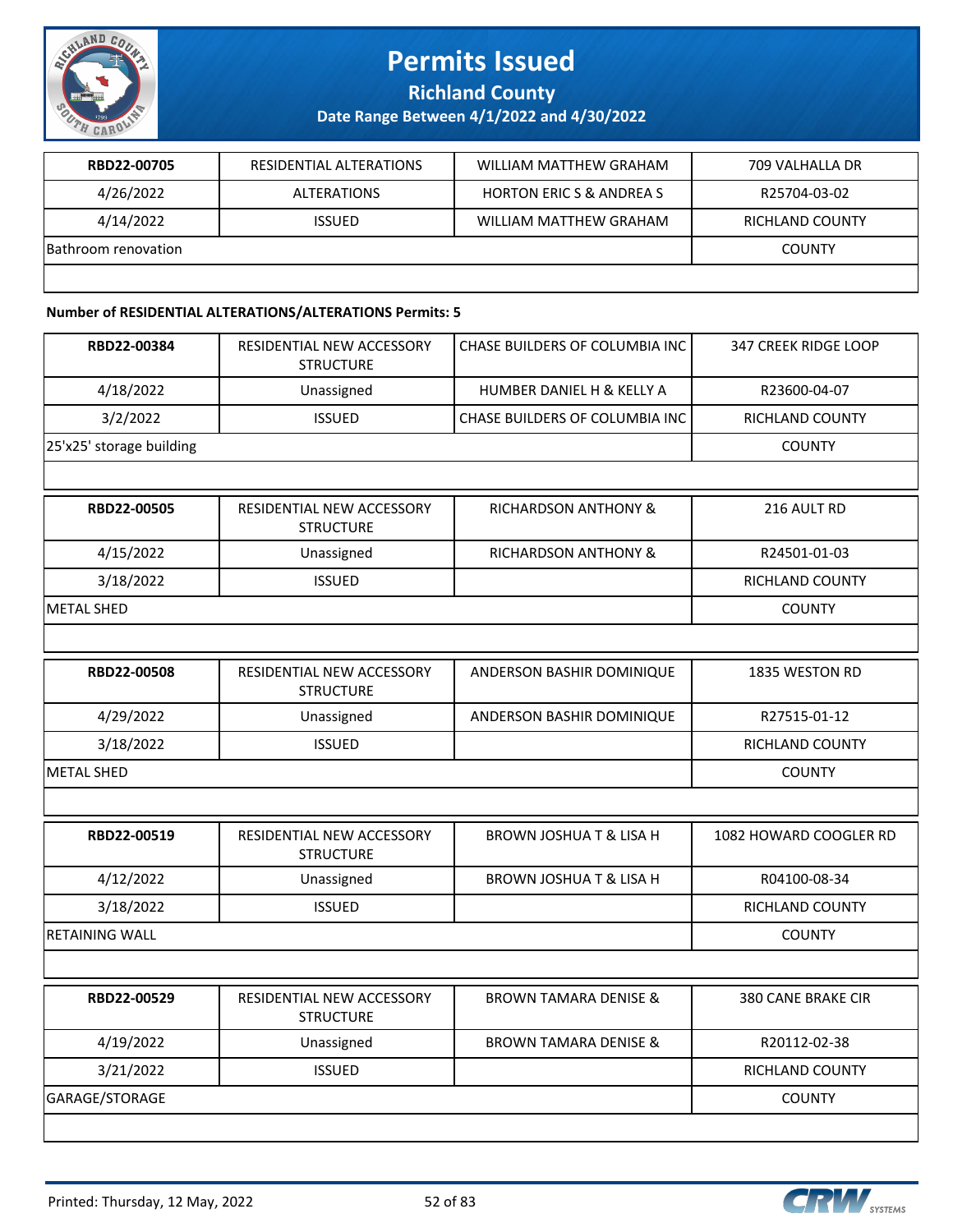| RBD22-00705 | RESIDENTIAL ALTERATIONS | WILLIAM MATTHEW GRAHAM | 709 VALHALLA DR |
|---|---|---|---|
| 4/26/2022 | ALTERATIONS | HORTON ERIC S & ANDREA S | R25704-03-02 |
| 4/14/2022 | ISSUED | WILLIAM MATTHEW GRAHAM | RICHLAND COUNTY |
| Bathroom renovation | | | COUNTY |

**Number of RESIDENTIAL ALTERATIONS/ALTERATIONS Permits: 5**

| RBD22-00384 | RESIDENTIAL NEW ACCESSORY STRUCTURE | CHASE BUILDERS OF COLUMBIA INC | 347 CREEK RIDGE LOOP |
|---|---|---|---|
| 4/18/2022 | Unassigned | HUMBER DANIEL H & KELLY A | R23600-04-07 |
| 3/2/2022 | ISSUED | CHASE BUILDERS OF COLUMBIA INC | RICHLAND COUNTY |
| 25'x25' storage building | | | COUNTY |

| RBD22-00505 | RESIDENTIAL NEW ACCESSORY STRUCTURE | RICHARDSON ANTHONY & | 216 AULT RD |
|---|---|---|---|
| 4/15/2022 | Unassigned | RICHARDSON ANTHONY & | R24501-01-03 |
| 3/18/2022 | ISSUED | | RICHLAND COUNTY |
| METAL SHED | | | COUNTY |

| RBD22-00508 | RESIDENTIAL NEW ACCESSORY STRUCTURE | ANDERSON BASHIR DOMINIQUE | 1835 WESTON RD |
|---|---|---|---|
| 4/29/2022 | Unassigned | ANDERSON BASHIR DOMINIQUE | R27515-01-12 |
| 3/18/2022 | ISSUED | | RICHLAND COUNTY |
| METAL SHED | | | COUNTY |

| RBD22-00519 | RESIDENTIAL NEW ACCESSORY STRUCTURE | BROWN JOSHUA T & LISA H | 1082 HOWARD COOGLER RD |
|---|---|---|---|
| 4/12/2022 | Unassigned | BROWN JOSHUA T & LISA H | R04100-08-34 |
| 3/18/2022 | ISSUED | | RICHLAND COUNTY |
| RETAINING WALL | | | COUNTY |

| RBD22-00529 | RESIDENTIAL NEW ACCESSORY STRUCTURE | BROWN TAMARA DENISE & | 380 CANE BRAKE CIR |
|---|---|---|---|
| 4/19/2022 | Unassigned | BROWN TAMARA DENISE & | R20112-02-38 |
| 3/21/2022 | ISSUED | | RICHLAND COUNTY |
| GARAGE/STORAGE | | | COUNTY |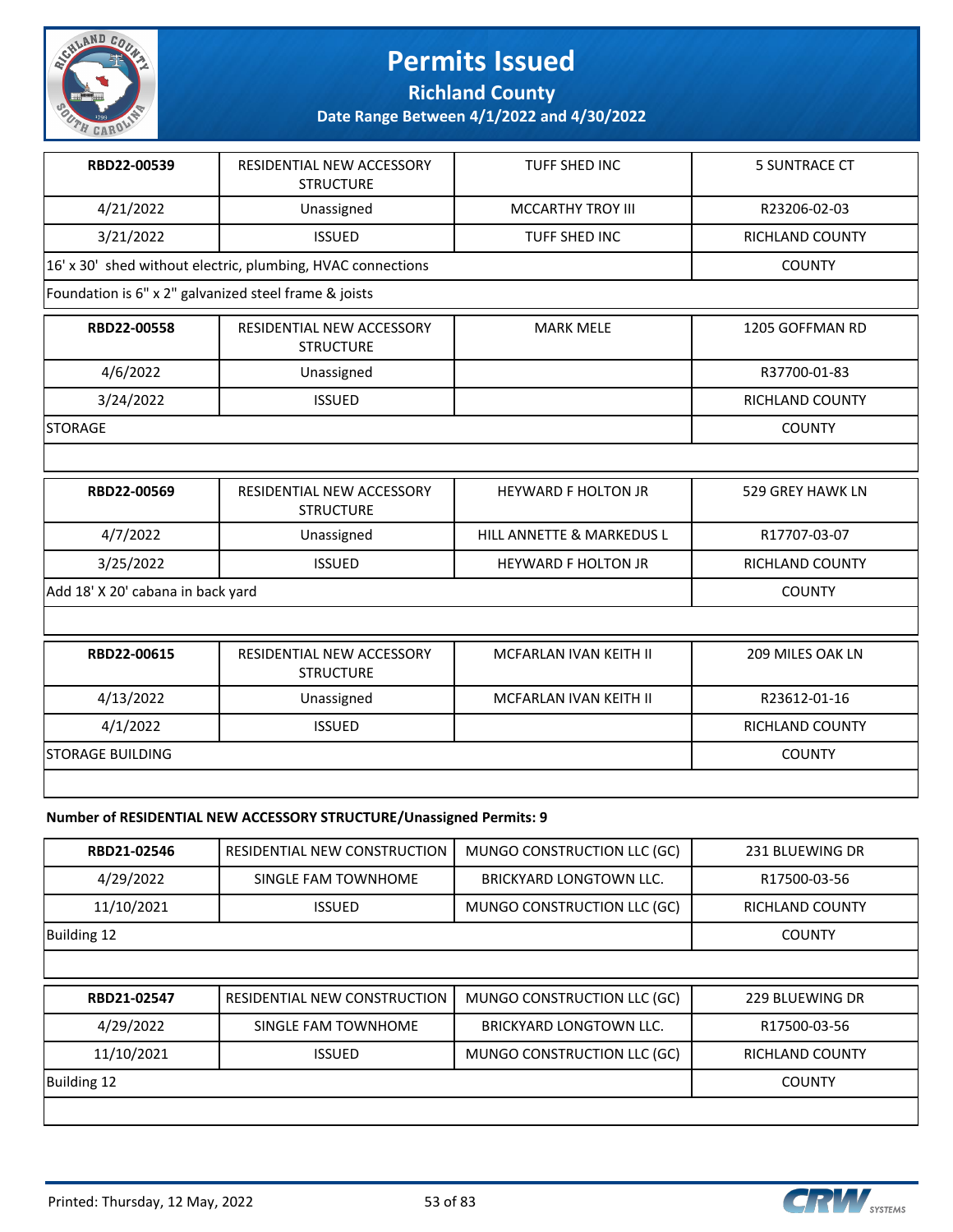# Permits Issued

**Richland County**

**Date Range Between 4/1/2022 and 4/30/2022**

| RBD22-00539 | RESIDENTIAL NEW ACCESSORY STRUCTURE | TUFF SHED INC | 5 SUNTRACE CT |
|---|---|---|---|
| 4/21/2022 | Unassigned | MCCARTHY TROY III | R23206-02-03 |
| 3/21/2022 | ISSUED | TUFF SHED INC | RICHLAND COUNTY |
| 16' x 30' shed without electric, plumbing, HVAC connections | | | COUNTY |
| Foundation is 6" x 2" galvanized steel frame & joists | | | |

| RBD22-00558 | RESIDENTIAL NEW ACCESSORY STRUCTURE | MARK MELE | 1205 GOFFMAN RD |
|---|---|---|---|
| 4/6/2022 | Unassigned | | R37700-01-83 |
| 3/24/2022 | ISSUED | | RICHLAND COUNTY |
| STORAGE | | | COUNTY |
| | | | |

| RBD22-00569 | RESIDENTIAL NEW ACCESSORY STRUCTURE | HEYWARD F HOLTON JR | 529 GREY HAWK LN |
|---|---|---|---|
| 4/7/2022 | Unassigned | HILL ANNETTE & MARKEDUS L | R17707-03-07 |
| 3/25/2022 | ISSUED | HEYWARD F HOLTON JR | RICHLAND COUNTY |
| Add 18' X 20' cabana in back yard | | | COUNTY |
| | | | |

| RBD22-00615 | RESIDENTIAL NEW ACCESSORY STRUCTURE | MCFARLAN IVAN KEITH II | 209 MILES OAK LN |
|---|---|---|---|
| 4/13/2022 | Unassigned | MCFARLAN IVAN KEITH II | R23612-01-16 |
| 4/1/2022 | ISSUED | | RICHLAND COUNTY |
| STORAGE BUILDING | | | COUNTY |
| | | | |

**Number of RESIDENTIAL NEW ACCESSORY STRUCTURE/Unassigned Permits: 9**

| RBD21-02546 | RESIDENTIAL NEW CONSTRUCTION | MUNGO CONSTRUCTION LLC (GC) | 231 BLUEWING DR |
|---|---|---|---|
| 4/29/2022 | SINGLE FAM TOWNHOME | BRICKYARD LONGTOWN LLC. | R17500-03-56 |
| 11/10/2021 | ISSUED | MUNGO CONSTRUCTION LLC (GC) | RICHLAND COUNTY |
| Building 12 | | | COUNTY |
| | | | |

| RBD21-02547 | RESIDENTIAL NEW CONSTRUCTION | MUNGO CONSTRUCTION LLC (GC) | 229 BLUEWING DR |
|---|---|---|---|
| 4/29/2022 | SINGLE FAM TOWNHOME | BRICKYARD LONGTOWN LLC. | R17500-03-56 |
| 11/10/2021 | ISSUED | MUNGO CONSTRUCTION LLC (GC) | RICHLAND COUNTY |
| Building 12 | | | COUNTY |
| | | | |

Printed: Thursday, 12 May, 2022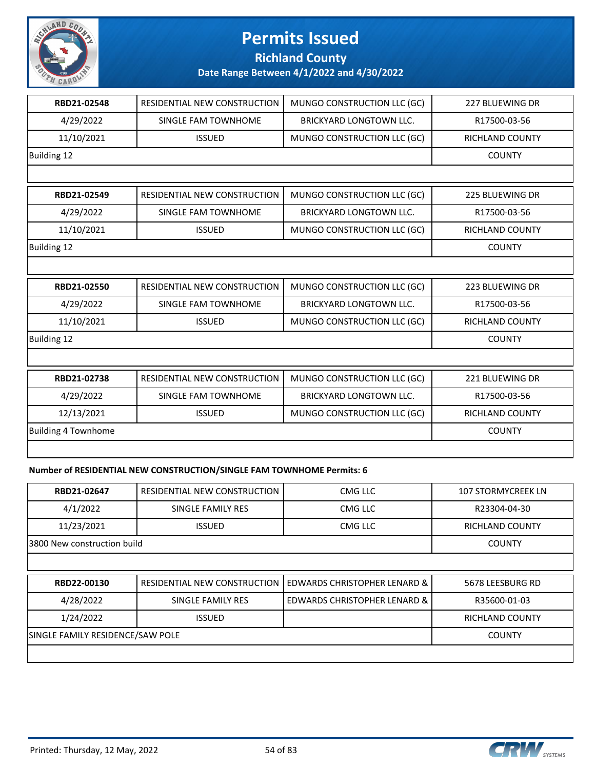| | | | |
|---|---|---|---|
| **RBD21-02548** | RESIDENTIAL NEW CONSTRUCTION | MUNGO CONSTRUCTION LLC (GC) | 227 BLUEWING DR |
| 4/29/2022 | SINGLE FAM TOWNHOME | BRICKYARD LONGTOWN LLC. | R17500-03-56 |
| 11/10/2021 | ISSUED | MUNGO CONSTRUCTION LLC (GC) | RICHLAND COUNTY |
| Building 12 | | | COUNTY |

| | | | |
|---|---|---|---|
| **RBD21-02549** | RESIDENTIAL NEW CONSTRUCTION | MUNGO CONSTRUCTION LLC (GC) | 225 BLUEWING DR |
| 4/29/2022 | SINGLE FAM TOWNHOME | BRICKYARD LONGTOWN LLC. | R17500-03-56 |
| 11/10/2021 | ISSUED | MUNGO CONSTRUCTION LLC (GC) | RICHLAND COUNTY |
| Building 12 | | | COUNTY |

| | | | |
|---|---|---|---|
| **RBD21-02550** | RESIDENTIAL NEW CONSTRUCTION | MUNGO CONSTRUCTION LLC (GC) | 223 BLUEWING DR |
| 4/29/2022 | SINGLE FAM TOWNHOME | BRICKYARD LONGTOWN LLC. | R17500-03-56 |
| 11/10/2021 | ISSUED | MUNGO CONSTRUCTION LLC (GC) | RICHLAND COUNTY |
| Building 12 | | | COUNTY |

| | | | |
|---|---|---|---|
| **RBD21-02738** | RESIDENTIAL NEW CONSTRUCTION | MUNGO CONSTRUCTION LLC (GC) | 221 BLUEWING DR |
| 4/29/2022 | SINGLE FAM TOWNHOME | BRICKYARD LONGTOWN LLC. | R17500-03-56 |
| 12/13/2021 | ISSUED | MUNGO CONSTRUCTION LLC (GC) | RICHLAND COUNTY |
| Building 4 Townhome | | | COUNTY |

**Number of RESIDENTIAL NEW CONSTRUCTION/SINGLE FAM TOWNHOME Permits: 6**

| | | | |
|---|---|---|---|
| **RBD21-02647** | RESIDENTIAL NEW CONSTRUCTION | CMG LLC | 107 STORMYCREEK LN |
| 4/1/2022 | SINGLE FAMILY RES | CMG LLC | R23304-04-30 |
| 11/23/2021 | ISSUED | CMG LLC | RICHLAND COUNTY |
| 3800 New construction build | | | COUNTY |

| | | | |
|---|---|---|---|
| **RBD22-00130** | RESIDENTIAL NEW CONSTRUCTION | EDWARDS CHRISTOPHER LENARD & | 5678 LEESBURG RD |
| 4/28/2022 | SINGLE FAMILY RES | EDWARDS CHRISTOPHER LENARD & | R35600-01-03 |
| 1/24/2022 | ISSUED | | RICHLAND COUNTY |
| SINGLE FAMILY RESIDENCE/SAW POLE | | | COUNTY |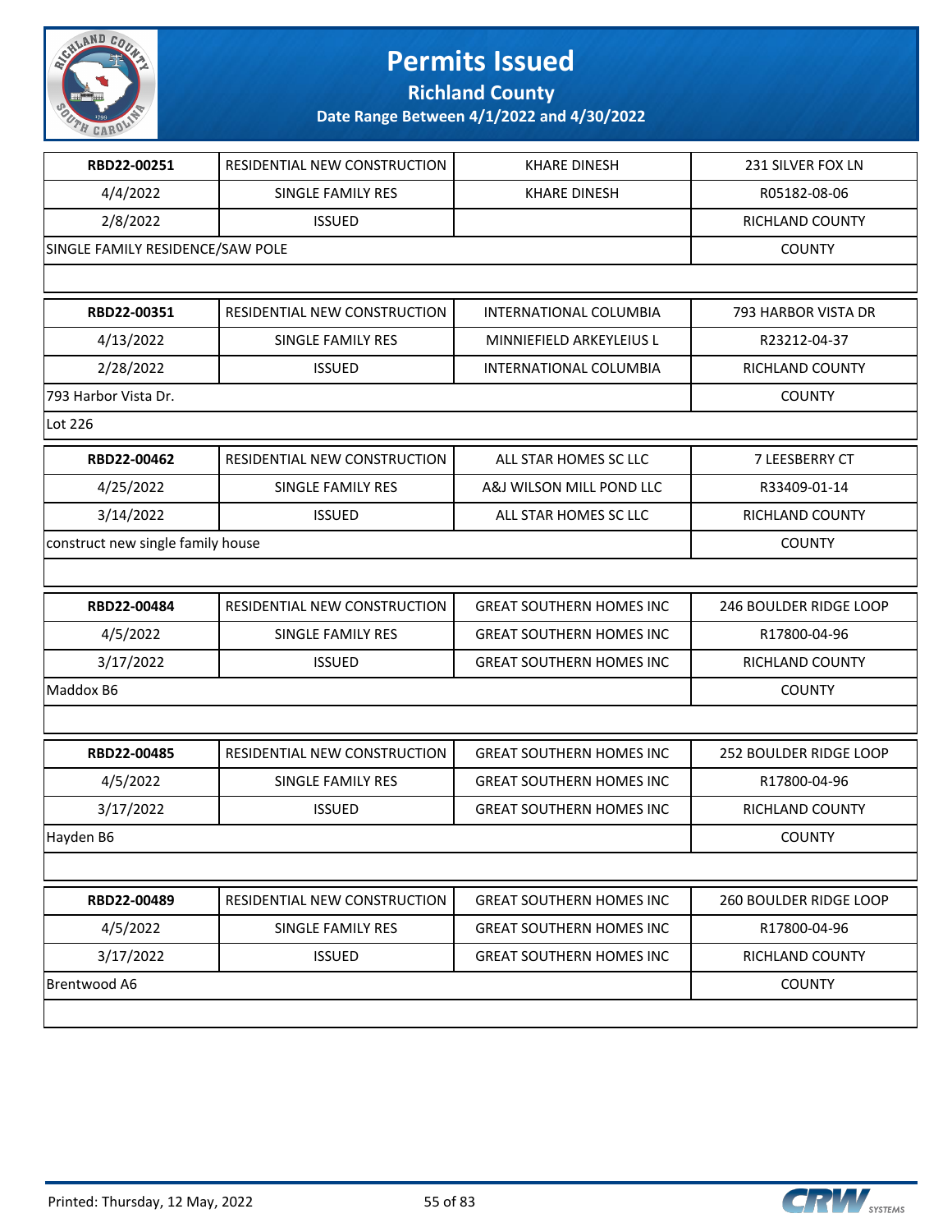# Permits Issued

**Richland County**

**Date Range Between 4/1/2022 and 4/30/2022**

| | | | |
|---|---|---|---|
| **RBD22-00251** | RESIDENTIAL NEW CONSTRUCTION | KHARE DINESH | 231 SILVER FOX LN |
| 4/4/2022 | SINGLE FAMILY RES | KHARE DINESH | R05182-08-06 |
| 2/8/2022 | ISSUED | | RICHLAND COUNTY |
| SINGLE FAMILY RESIDENCE/SAW POLE | | | COUNTY |
| | | | |
| **RBD22-00351** | RESIDENTIAL NEW CONSTRUCTION | INTERNATIONAL COLUMBIA | 793 HARBOR VISTA DR |
| 4/13/2022 | SINGLE FAMILY RES | MINNIEFIELD ARKEYLEIUS L | R23212-04-37 |
| 2/28/2022 | ISSUED | INTERNATIONAL COLUMBIA | RICHLAND COUNTY |
| 793 Harbor Vista Dr. | | | COUNTY |
| Lot 226 | | | |
| **RBD22-00462** | RESIDENTIAL NEW CONSTRUCTION | ALL STAR HOMES SC LLC | 7 LEESBERRY CT |
| 4/25/2022 | SINGLE FAMILY RES | A&J WILSON MILL POND LLC | R33409-01-14 |
| 3/14/2022 | ISSUED | ALL STAR HOMES SC LLC | RICHLAND COUNTY |
| construct new single family house | | | COUNTY |
| | | | |
| **RBD22-00484** | RESIDENTIAL NEW CONSTRUCTION | GREAT SOUTHERN HOMES INC | 246 BOULDER RIDGE LOOP |
| 4/5/2022 | SINGLE FAMILY RES | GREAT SOUTHERN HOMES INC | R17800-04-96 |
| 3/17/2022 | ISSUED | GREAT SOUTHERN HOMES INC | RICHLAND COUNTY |
| Maddox B6 | | | COUNTY |
| | | | |
| **RBD22-00485** | RESIDENTIAL NEW CONSTRUCTION | GREAT SOUTHERN HOMES INC | 252 BOULDER RIDGE LOOP |
| 4/5/2022 | SINGLE FAMILY RES | GREAT SOUTHERN HOMES INC | R17800-04-96 |
| 3/17/2022 | ISSUED | GREAT SOUTHERN HOMES INC | RICHLAND COUNTY |
| Hayden B6 | | | COUNTY |
| | | | |
| **RBD22-00489** | RESIDENTIAL NEW CONSTRUCTION | GREAT SOUTHERN HOMES INC | 260 BOULDER RIDGE LOOP |
| 4/5/2022 | SINGLE FAMILY RES | GREAT SOUTHERN HOMES INC | R17800-04-96 |
| 3/17/2022 | ISSUED | GREAT SOUTHERN HOMES INC | RICHLAND COUNTY |
| Brentwood A6 | | | COUNTY |
| | | | |

Printed: Thursday, 12 May, 2022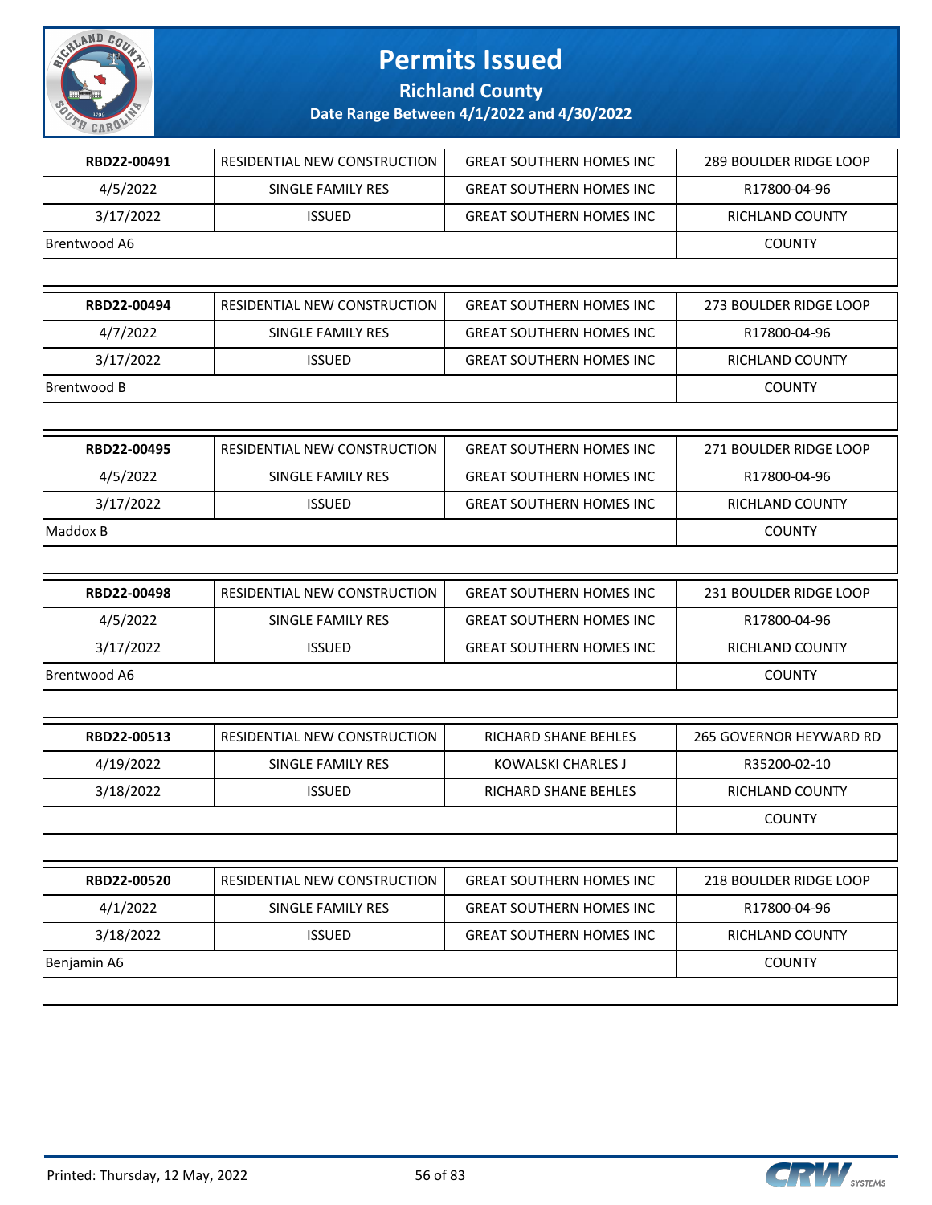# Permits Issued

## Richland County

### Date Range Between 4/1/2022 and 4/30/2022

| | | | |
|---|---|---|---|
| **RBD22-00491** | RESIDENTIAL NEW CONSTRUCTION | GREAT SOUTHERN HOMES INC | 289 BOULDER RIDGE LOOP |
| 4/5/2022 | SINGLE FAMILY RES | GREAT SOUTHERN HOMES INC | R17800-04-96 |
| 3/17/2022 | ISSUED | GREAT SOUTHERN HOMES INC | RICHLAND COUNTY |
| Brentwood A6 | | | COUNTY |

| | | | |
|---|---|---|---|
| **RBD22-00494** | RESIDENTIAL NEW CONSTRUCTION | GREAT SOUTHERN HOMES INC | 273 BOULDER RIDGE LOOP |
| 4/7/2022 | SINGLE FAMILY RES | GREAT SOUTHERN HOMES INC | R17800-04-96 |
| 3/17/2022 | ISSUED | GREAT SOUTHERN HOMES INC | RICHLAND COUNTY |
| Brentwood B | | | COUNTY |

| | | | |
|---|---|---|---|
| **RBD22-00495** | RESIDENTIAL NEW CONSTRUCTION | GREAT SOUTHERN HOMES INC | 271 BOULDER RIDGE LOOP |
| 4/5/2022 | SINGLE FAMILY RES | GREAT SOUTHERN HOMES INC | R17800-04-96 |
| 3/17/2022 | ISSUED | GREAT SOUTHERN HOMES INC | RICHLAND COUNTY |
| Maddox B | | | COUNTY |

| | | | |
|---|---|---|---|
| **RBD22-00498** | RESIDENTIAL NEW CONSTRUCTION | GREAT SOUTHERN HOMES INC | 231 BOULDER RIDGE LOOP |
| 4/5/2022 | SINGLE FAMILY RES | GREAT SOUTHERN HOMES INC | R17800-04-96 |
| 3/17/2022 | ISSUED | GREAT SOUTHERN HOMES INC | RICHLAND COUNTY |
| Brentwood A6 | | | COUNTY |

| | | | |
|---|---|---|---|
| **RBD22-00513** | RESIDENTIAL NEW CONSTRUCTION | RICHARD SHANE BEHLES | 265 GOVERNOR HEYWARD RD |
| 4/19/2022 | SINGLE FAMILY RES | KOWALSKI CHARLES J | R35200-02-10 |
| 3/18/2022 | ISSUED | RICHARD SHANE BEHLES | RICHLAND COUNTY |
| | | | COUNTY |

| | | | |
|---|---|---|---|
| **RBD22-00520** | RESIDENTIAL NEW CONSTRUCTION | GREAT SOUTHERN HOMES INC | 218 BOULDER RIDGE LOOP |
| 4/1/2022 | SINGLE FAMILY RES | GREAT SOUTHERN HOMES INC | R17800-04-96 |
| 3/18/2022 | ISSUED | GREAT SOUTHERN HOMES INC | RICHLAND COUNTY |
| Benjamin A6 | | | COUNTY |

Printed: Thursday, 12 May, 2022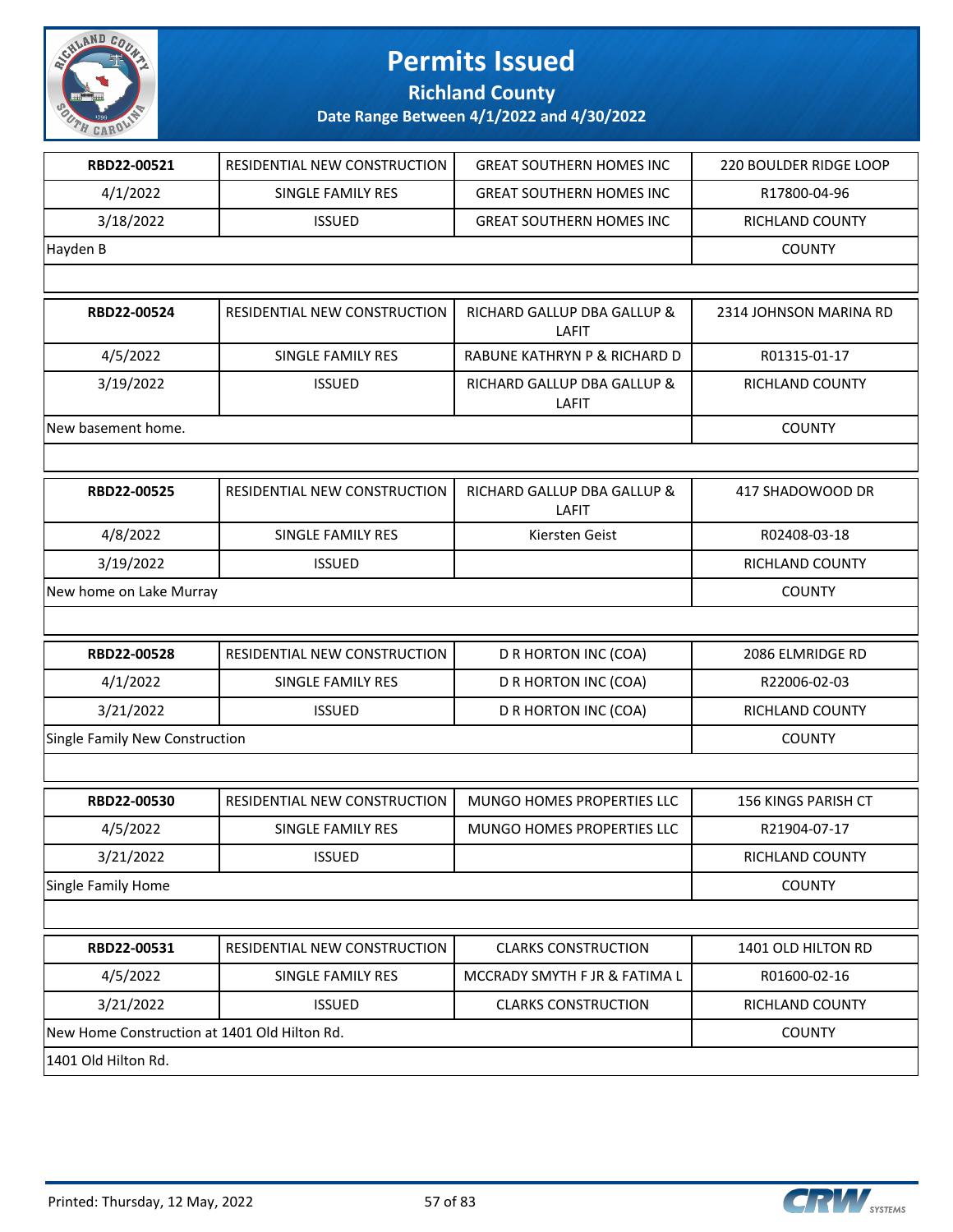# Permits Issued

## Richland County

### Date Range Between 4/1/2022 and 4/30/2022

| | | | |
|---|---|---|---|
| **RBD22-00521** | RESIDENTIAL NEW CONSTRUCTION | GREAT SOUTHERN HOMES INC | 220 BOULDER RIDGE LOOP |
| 4/1/2022 | SINGLE FAMILY RES | GREAT SOUTHERN HOMES INC | R17800-04-96 |
| 3/18/2022 | ISSUED | GREAT SOUTHERN HOMES INC | RICHLAND COUNTY |
| Hayden B | | | COUNTY |

| | | | |
|---|---|---|---|
| **RBD22-00524** | RESIDENTIAL NEW CONSTRUCTION | RICHARD GALLUP DBA GALLUP & LAFIT | 2314 JOHNSON MARINA RD |
| 4/5/2022 | SINGLE FAMILY RES | RABUNE KATHRYN P & RICHARD D | R01315-01-17 |
| 3/19/2022 | ISSUED | RICHARD GALLUP DBA GALLUP & LAFIT | RICHLAND COUNTY |
| New basement home. | | | COUNTY |

| | | | |
|---|---|---|---|
| **RBD22-00525** | RESIDENTIAL NEW CONSTRUCTION | RICHARD GALLUP DBA GALLUP & LAFIT | 417 SHADOWOOD DR |
| 4/8/2022 | SINGLE FAMILY RES | Kiersten Geist | R02408-03-18 |
| 3/19/2022 | ISSUED | | RICHLAND COUNTY |
| New home on Lake Murray | | | COUNTY |

| | | | |
|---|---|---|---|
| **RBD22-00528** | RESIDENTIAL NEW CONSTRUCTION | D R HORTON INC (COA) | 2086 ELMRIDGE RD |
| 4/1/2022 | SINGLE FAMILY RES | D R HORTON INC (COA) | R22006-02-03 |
| 3/21/2022 | ISSUED | D R HORTON INC (COA) | RICHLAND COUNTY |
| Single Family New Construction | | | COUNTY |

| | | | |
|---|---|---|---|
| **RBD22-00530** | RESIDENTIAL NEW CONSTRUCTION | MUNGO HOMES PROPERTIES LLC | 156 KINGS PARISH CT |
| 4/5/2022 | SINGLE FAMILY RES | MUNGO HOMES PROPERTIES LLC | R21904-07-17 |
| 3/21/2022 | ISSUED | | RICHLAND COUNTY |
| Single Family Home | | | COUNTY |

| | | | |
|---|---|---|---|
| **RBD22-00531** | RESIDENTIAL NEW CONSTRUCTION | CLARKS CONSTRUCTION | 1401 OLD HILTON RD |
| 4/5/2022 | SINGLE FAMILY RES | MCCRADY SMYTH F JR & FATIMA L | R01600-02-16 |
| 3/21/2022 | ISSUED | CLARKS CONSTRUCTION | RICHLAND COUNTY |
| New Home Construction at 1401 Old Hilton Rd. | | | COUNTY |
| 1401 Old Hilton Rd. | | | |

Printed: Thursday, 12 May, 2022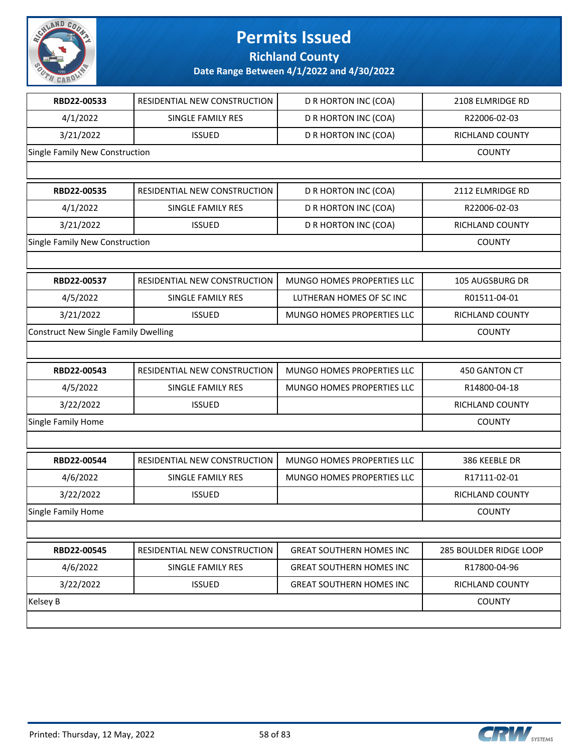# Permits Issued

## Richland County

### Date Range Between 4/1/2022 and 4/30/2022

| RBD22-00533 | RESIDENTIAL NEW CONSTRUCTION | D R HORTON INC (COA) | 2108 ELMRIDGE RD |
|---|---|---|---|
| 4/1/2022 | SINGLE FAMILY RES | D R HORTON INC (COA) | R22006-02-03 |
| 3/21/2022 | ISSUED | D R HORTON INC (COA) | RICHLAND COUNTY |
| Single Family New Construction | | | COUNTY |

| RBD22-00535 | RESIDENTIAL NEW CONSTRUCTION | D R HORTON INC (COA) | 2112 ELMRIDGE RD |
|---|---|---|---|
| 4/1/2022 | SINGLE FAMILY RES | D R HORTON INC (COA) | R22006-02-03 |
| 3/21/2022 | ISSUED | D R HORTON INC (COA) | RICHLAND COUNTY |
| Single Family New Construction | | | COUNTY |

| RBD22-00537 | RESIDENTIAL NEW CONSTRUCTION | MUNGO HOMES PROPERTIES LLC | 105 AUGSBURG DR |
|---|---|---|---|
| 4/5/2022 | SINGLE FAMILY RES | LUTHERAN HOMES OF SC INC | R01511-04-01 |
| 3/21/2022 | ISSUED | MUNGO HOMES PROPERTIES LLC | RICHLAND COUNTY |
| Construct New Single Family Dwelling | | | COUNTY |

| RBD22-00543 | RESIDENTIAL NEW CONSTRUCTION | MUNGO HOMES PROPERTIES LLC | 450 GANTON CT |
|---|---|---|---|
| 4/5/2022 | SINGLE FAMILY RES | MUNGO HOMES PROPERTIES LLC | R14800-04-18 |
| 3/22/2022 | ISSUED | | RICHLAND COUNTY |
| Single Family Home | | | COUNTY |

| RBD22-00544 | RESIDENTIAL NEW CONSTRUCTION | MUNGO HOMES PROPERTIES LLC | 386 KEEBLE DR |
|---|---|---|---|
| 4/6/2022 | SINGLE FAMILY RES | MUNGO HOMES PROPERTIES LLC | R17111-02-01 |
| 3/22/2022 | ISSUED | | RICHLAND COUNTY |
| Single Family Home | | | COUNTY |

| RBD22-00545 | RESIDENTIAL NEW CONSTRUCTION | GREAT SOUTHERN HOMES INC | 285 BOULDER RIDGE LOOP |
|---|---|---|---|
| 4/6/2022 | SINGLE FAMILY RES | GREAT SOUTHERN HOMES INC | R17800-04-96 |
| 3/22/2022 | ISSUED | GREAT SOUTHERN HOMES INC | RICHLAND COUNTY |
| Kelsey B | | | COUNTY |

Printed: Thursday, 12 May, 2022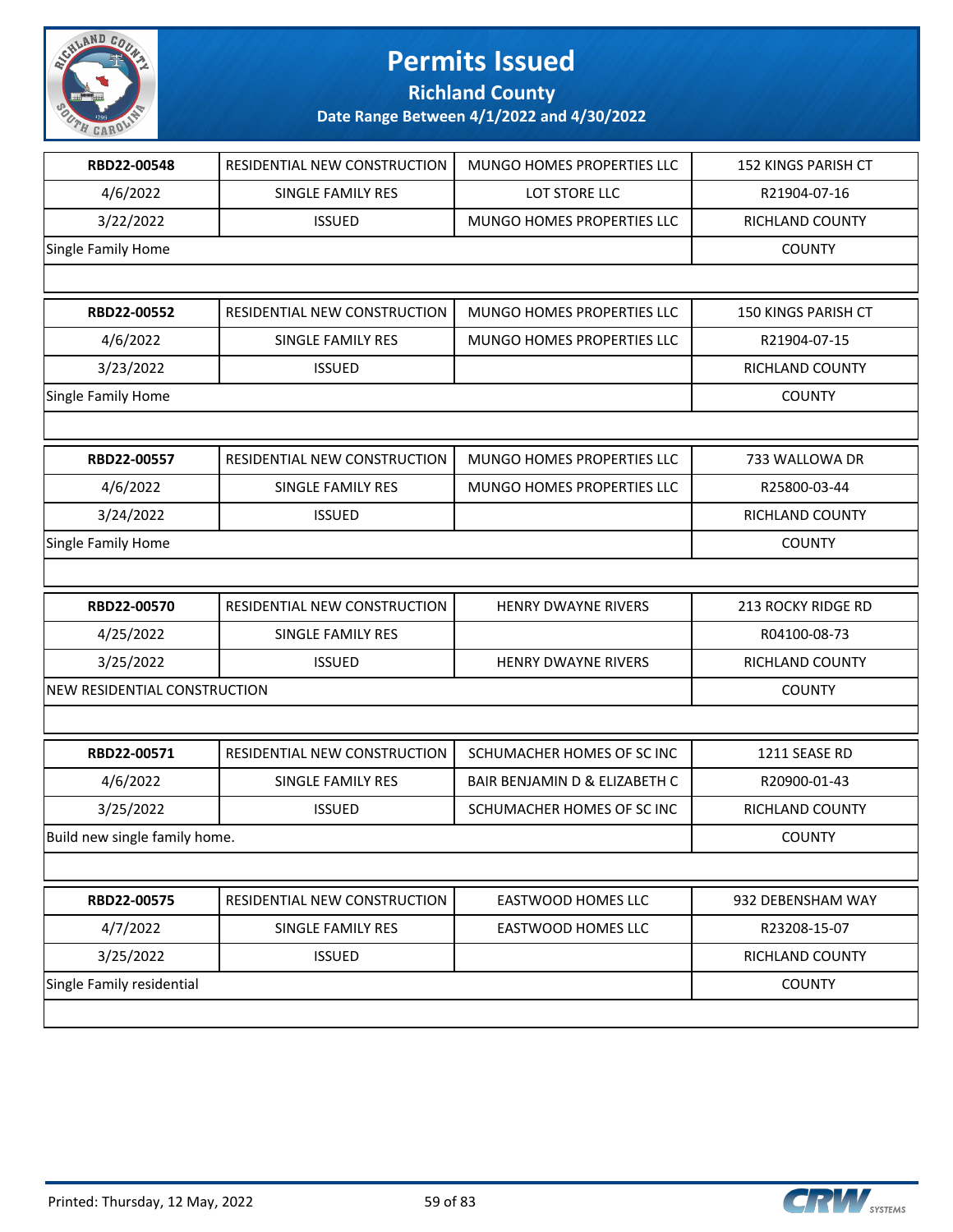# Permits Issued

## Richland County

**Date Range Between 4/1/2022 and 4/30/2022**

| | | | |
|---|---|---|---|
| **RBD22-00548** | RESIDENTIAL NEW CONSTRUCTION | MUNGO HOMES PROPERTIES LLC | 152 KINGS PARISH CT |
| 4/6/2022 | SINGLE FAMILY RES | LOT STORE LLC | R21904-07-16 |
| 3/22/2022 | ISSUED | MUNGO HOMES PROPERTIES LLC | RICHLAND COUNTY |
| Single Family Home | | | COUNTY |

| | | | |
|---|---|---|---|
| **RBD22-00552** | RESIDENTIAL NEW CONSTRUCTION | MUNGO HOMES PROPERTIES LLC | 150 KINGS PARISH CT |
| 4/6/2022 | SINGLE FAMILY RES | MUNGO HOMES PROPERTIES LLC | R21904-07-15 |
| 3/23/2022 | ISSUED | | RICHLAND COUNTY |
| Single Family Home | | | COUNTY |

| | | | |
|---|---|---|---|
| **RBD22-00557** | RESIDENTIAL NEW CONSTRUCTION | MUNGO HOMES PROPERTIES LLC | 733 WALLOWA DR |
| 4/6/2022 | SINGLE FAMILY RES | MUNGO HOMES PROPERTIES LLC | R25800-03-44 |
| 3/24/2022 | ISSUED | | RICHLAND COUNTY |
| Single Family Home | | | COUNTY |

| | | | |
|---|---|---|---|
| **RBD22-00570** | RESIDENTIAL NEW CONSTRUCTION | HENRY DWAYNE RIVERS | 213 ROCKY RIDGE RD |
| 4/25/2022 | SINGLE FAMILY RES | | R04100-08-73 |
| 3/25/2022 | ISSUED | HENRY DWAYNE RIVERS | RICHLAND COUNTY |
| NEW RESIDENTIAL CONSTRUCTION | | | COUNTY |

| | | | |
|---|---|---|---|
| **RBD22-00571** | RESIDENTIAL NEW CONSTRUCTION | SCHUMACHER HOMES OF SC INC | 1211 SEASE RD |
| 4/6/2022 | SINGLE FAMILY RES | BAIR BENJAMIN D & ELIZABETH C | R20900-01-43 |
| 3/25/2022 | ISSUED | SCHUMACHER HOMES OF SC INC | RICHLAND COUNTY |
| Build new single family home. | | | COUNTY |

| | | | |
|---|---|---|---|
| **RBD22-00575** | RESIDENTIAL NEW CONSTRUCTION | EASTWOOD HOMES LLC | 932 DEBENSHAM WAY |
| 4/7/2022 | SINGLE FAMILY RES | EASTWOOD HOMES LLC | R23208-15-07 |
| 3/25/2022 | ISSUED | | RICHLAND COUNTY |
| Single Family residential | | | COUNTY |

Printed: Thursday, 12 May, 2022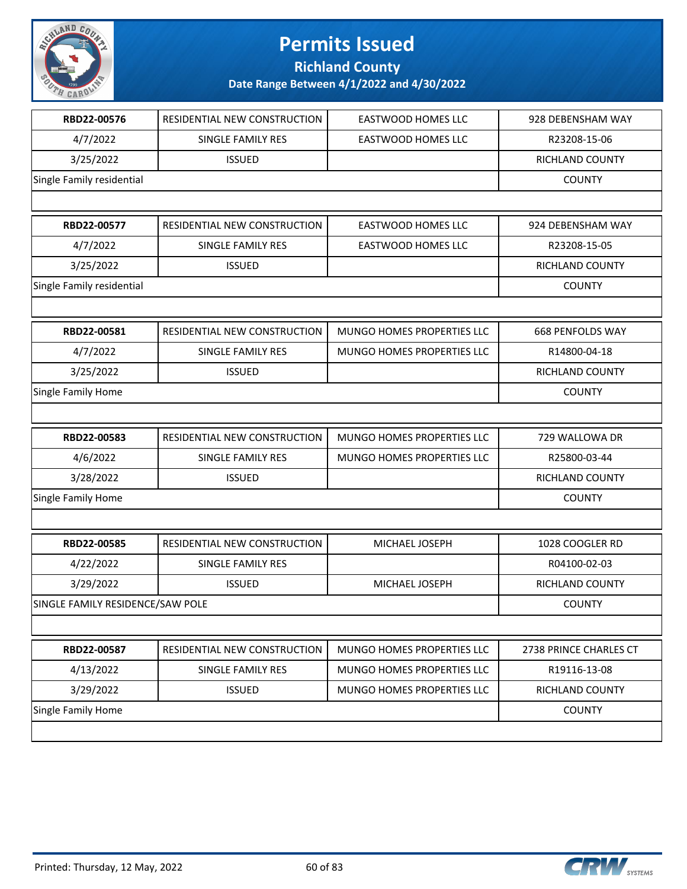# Permits Issued

## Richland County

### Date Range Between 4/1/2022 and 4/30/2022

| RBD22-00576 | RESIDENTIAL NEW CONSTRUCTION | EASTWOOD HOMES LLC | 928 DEBENSHAM WAY |
|---|---|---|---|
| 4/7/2022 | SINGLE FAMILY RES | EASTWOOD HOMES LLC | R23208-15-06 |
| 3/25/2022 | ISSUED | | RICHLAND COUNTY |
| Single Family residential | | | COUNTY |

| RBD22-00577 | RESIDENTIAL NEW CONSTRUCTION | EASTWOOD HOMES LLC | 924 DEBENSHAM WAY |
|---|---|---|---|
| 4/7/2022 | SINGLE FAMILY RES | EASTWOOD HOMES LLC | R23208-15-05 |
| 3/25/2022 | ISSUED | | RICHLAND COUNTY |
| Single Family residential | | | COUNTY |

| RBD22-00581 | RESIDENTIAL NEW CONSTRUCTION | MUNGO HOMES PROPERTIES LLC | 668 PENFOLDS WAY |
|---|---|---|---|
| 4/7/2022 | SINGLE FAMILY RES | MUNGO HOMES PROPERTIES LLC | R14800-04-18 |
| 3/25/2022 | ISSUED | | RICHLAND COUNTY |
| Single Family Home | | | COUNTY |

| RBD22-00583 | RESIDENTIAL NEW CONSTRUCTION | MUNGO HOMES PROPERTIES LLC | 729 WALLOWA DR |
|---|---|---|---|
| 4/6/2022 | SINGLE FAMILY RES | MUNGO HOMES PROPERTIES LLC | R25800-03-44 |
| 3/28/2022 | ISSUED | | RICHLAND COUNTY |
| Single Family Home | | | COUNTY |

| RBD22-00585 | RESIDENTIAL NEW CONSTRUCTION | MICHAEL JOSEPH | 1028 COOGLER RD |
|---|---|---|---|
| 4/22/2022 | SINGLE FAMILY RES | | R04100-02-03 |
| 3/29/2022 | ISSUED | MICHAEL JOSEPH | RICHLAND COUNTY |
| SINGLE FAMILY RESIDENCE/SAW POLE | | | COUNTY |

| RBD22-00587 | RESIDENTIAL NEW CONSTRUCTION | MUNGO HOMES PROPERTIES LLC | 2738 PRINCE CHARLES CT |
|---|---|---|---|
| 4/13/2022 | SINGLE FAMILY RES | MUNGO HOMES PROPERTIES LLC | R19116-13-08 |
| 3/29/2022 | ISSUED | MUNGO HOMES PROPERTIES LLC | RICHLAND COUNTY |
| Single Family Home | | | COUNTY |

Printed: Thursday, 12 May, 2022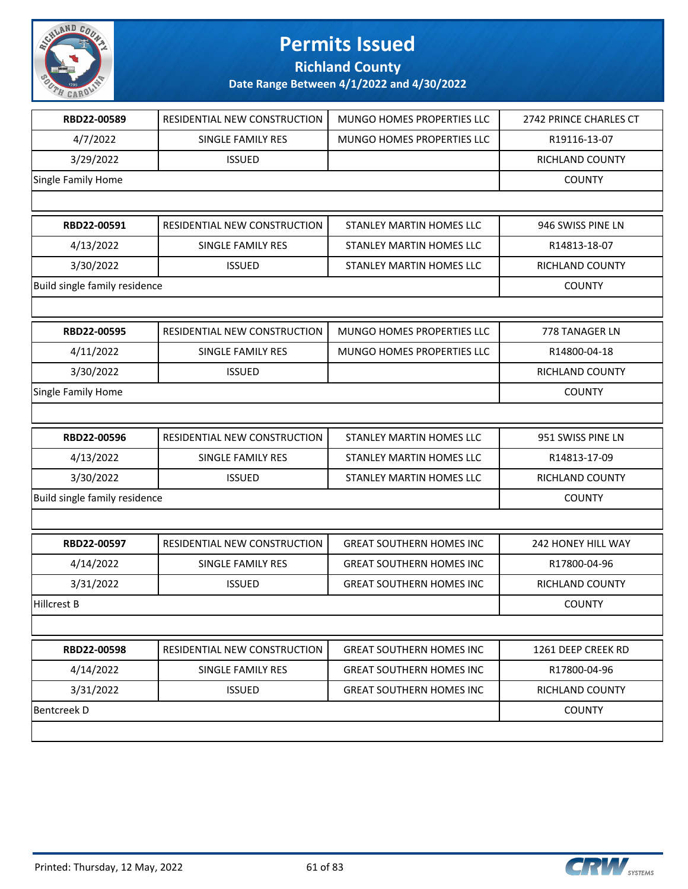# Permits Issued

## Richland County

### Date Range Between 4/1/2022 and 4/30/2022

| | | | |
|---|---|---|---|
| RBD22-00589 | RESIDENTIAL NEW CONSTRUCTION | MUNGO HOMES PROPERTIES LLC | 2742 PRINCE CHARLES CT |
| 4/7/2022 | SINGLE FAMILY RES | MUNGO HOMES PROPERTIES LLC | R19116-13-07 |
| 3/29/2022 | ISSUED | | RICHLAND COUNTY |
| Single Family Home | | | COUNTY |

| | | | |
|---|---|---|---|
| RBD22-00591 | RESIDENTIAL NEW CONSTRUCTION | STANLEY MARTIN HOMES LLC | 946 SWISS PINE LN |
| 4/13/2022 | SINGLE FAMILY RES | STANLEY MARTIN HOMES LLC | R14813-18-07 |
| 3/30/2022 | ISSUED | STANLEY MARTIN HOMES LLC | RICHLAND COUNTY |
| Build single family residence | | | COUNTY |

| | | | |
|---|---|---|---|
| RBD22-00595 | RESIDENTIAL NEW CONSTRUCTION | MUNGO HOMES PROPERTIES LLC | 778 TANAGER LN |
| 4/11/2022 | SINGLE FAMILY RES | MUNGO HOMES PROPERTIES LLC | R14800-04-18 |
| 3/30/2022 | ISSUED | | RICHLAND COUNTY |
| Single Family Home | | | COUNTY |

| | | | |
|---|---|---|---|
| RBD22-00596 | RESIDENTIAL NEW CONSTRUCTION | STANLEY MARTIN HOMES LLC | 951 SWISS PINE LN |
| 4/13/2022 | SINGLE FAMILY RES | STANLEY MARTIN HOMES LLC | R14813-17-09 |
| 3/30/2022 | ISSUED | STANLEY MARTIN HOMES LLC | RICHLAND COUNTY |
| Build single family residence | | | COUNTY |

| | | | |
|---|---|---|---|
| RBD22-00597 | RESIDENTIAL NEW CONSTRUCTION | GREAT SOUTHERN HOMES INC | 242 HONEY HILL WAY |
| 4/14/2022 | SINGLE FAMILY RES | GREAT SOUTHERN HOMES INC | R17800-04-96 |
| 3/31/2022 | ISSUED | GREAT SOUTHERN HOMES INC | RICHLAND COUNTY |
| Hillcrest B | | | COUNTY |

| | | | |
|---|---|---|---|
| RBD22-00598 | RESIDENTIAL NEW CONSTRUCTION | GREAT SOUTHERN HOMES INC | 1261 DEEP CREEK RD |
| 4/14/2022 | SINGLE FAMILY RES | GREAT SOUTHERN HOMES INC | R17800-04-96 |
| 3/31/2022 | ISSUED | GREAT SOUTHERN HOMES INC | RICHLAND COUNTY |
| Bentcreek D | | | COUNTY |

Printed: Thursday, 12 May, 2022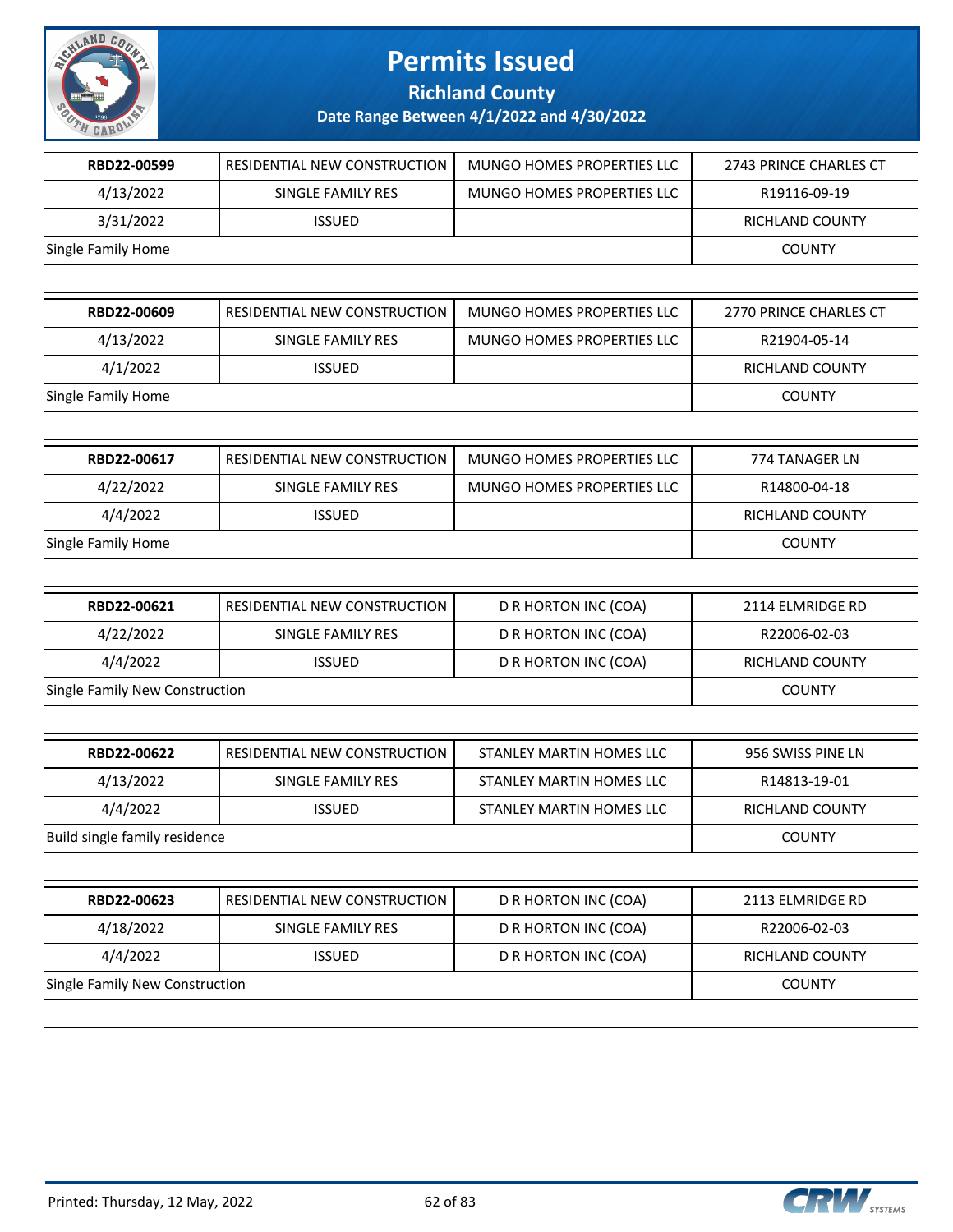# Permits Issued

## Richland County

### Date Range Between 4/1/2022 and 4/30/2022

| | | | |
|---|---|---|---|
| **RBD22-00599** | RESIDENTIAL NEW CONSTRUCTION | MUNGO HOMES PROPERTIES LLC | 2743 PRINCE CHARLES CT |
| 4/13/2022 | SINGLE FAMILY RES | MUNGO HOMES PROPERTIES LLC | R19116-09-19 |
| 3/31/2022 | ISSUED | | RICHLAND COUNTY |
| Single Family Home | | | COUNTY |

| | | | |
|---|---|---|---|
| **RBD22-00609** | RESIDENTIAL NEW CONSTRUCTION | MUNGO HOMES PROPERTIES LLC | 2770 PRINCE CHARLES CT |
| 4/13/2022 | SINGLE FAMILY RES | MUNGO HOMES PROPERTIES LLC | R21904-05-14 |
| 4/1/2022 | ISSUED | | RICHLAND COUNTY |
| Single Family Home | | | COUNTY |

| | | | |
|---|---|---|---|
| **RBD22-00617** | RESIDENTIAL NEW CONSTRUCTION | MUNGO HOMES PROPERTIES LLC | 774 TANAGER LN |
| 4/22/2022 | SINGLE FAMILY RES | MUNGO HOMES PROPERTIES LLC | R14800-04-18 |
| 4/4/2022 | ISSUED | | RICHLAND COUNTY |
| Single Family Home | | | COUNTY |

| | | | |
|---|---|---|---|
| **RBD22-00621** | RESIDENTIAL NEW CONSTRUCTION | D R HORTON INC (COA) | 2114 ELMRIDGE RD |
| 4/22/2022 | SINGLE FAMILY RES | D R HORTON INC (COA) | R22006-02-03 |
| 4/4/2022 | ISSUED | D R HORTON INC (COA) | RICHLAND COUNTY |
| Single Family New Construction | | | COUNTY |

| | | | |
|---|---|---|---|
| **RBD22-00622** | RESIDENTIAL NEW CONSTRUCTION | STANLEY MARTIN HOMES LLC | 956 SWISS PINE LN |
| 4/13/2022 | SINGLE FAMILY RES | STANLEY MARTIN HOMES LLC | R14813-19-01 |
| 4/4/2022 | ISSUED | STANLEY MARTIN HOMES LLC | RICHLAND COUNTY |
| Build single family residence | | | COUNTY |

| | | | |
|---|---|---|---|
| **RBD22-00623** | RESIDENTIAL NEW CONSTRUCTION | D R HORTON INC (COA) | 2113 ELMRIDGE RD |
| 4/18/2022 | SINGLE FAMILY RES | D R HORTON INC (COA) | R22006-02-03 |
| 4/4/2022 | ISSUED | D R HORTON INC (COA) | RICHLAND COUNTY |
| Single Family New Construction | | | COUNTY |

Printed: Thursday, 12 May, 2022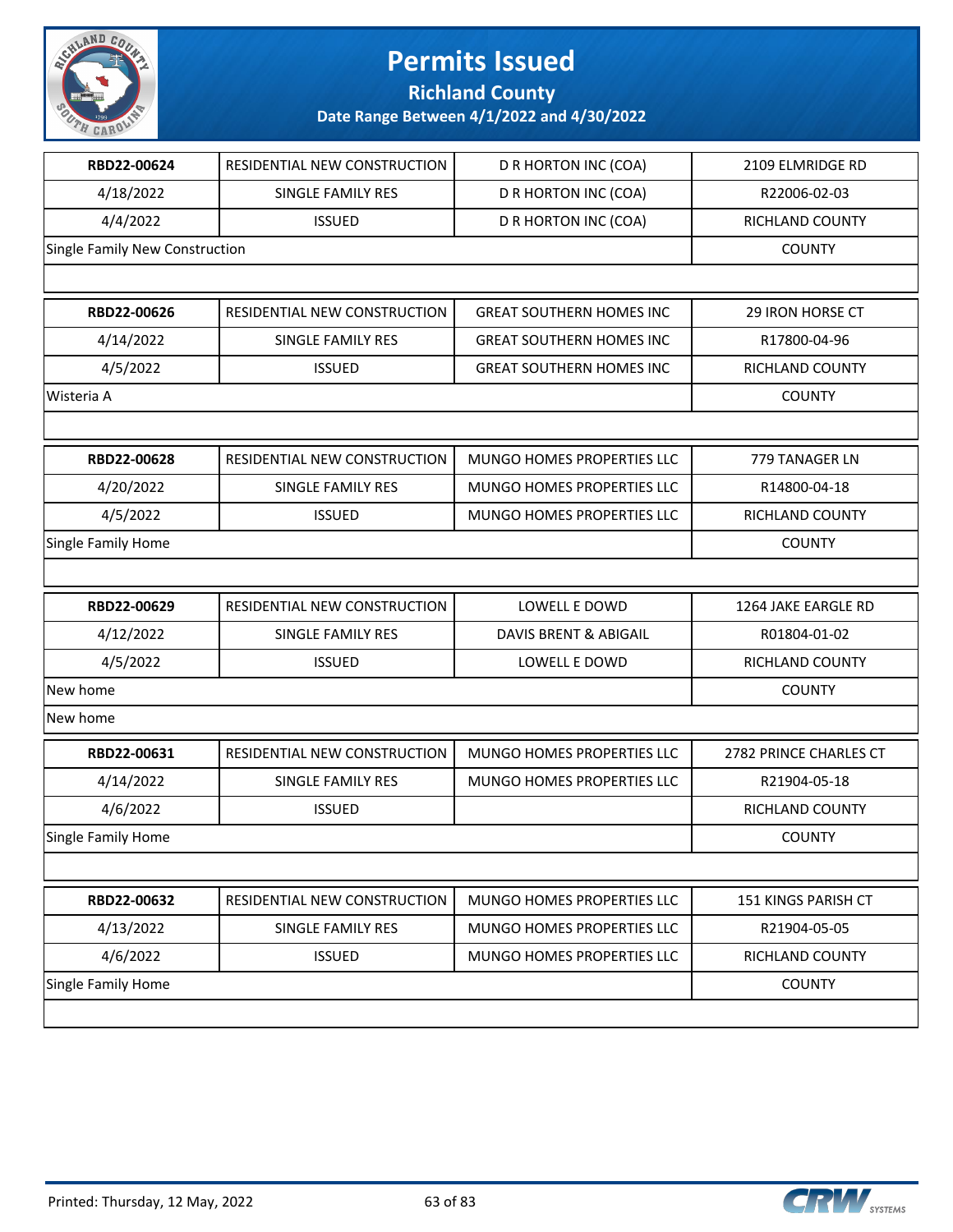# Permits Issued

## Richland County

### Date Range Between 4/1/2022 and 4/30/2022

| RBD22-00624 | RESIDENTIAL NEW CONSTRUCTION | D R HORTON INC (COA) | 2109 ELMRIDGE RD |
|---|---|---|---|
| 4/18/2022 | SINGLE FAMILY RES | D R HORTON INC (COA) | R22006-02-03 |
| 4/4/2022 | ISSUED | D R HORTON INC (COA) | RICHLAND COUNTY |
| Single Family New Construction | | | COUNTY |

| RBD22-00626 | RESIDENTIAL NEW CONSTRUCTION | GREAT SOUTHERN HOMES INC | 29 IRON HORSE CT |
|---|---|---|---|
| 4/14/2022 | SINGLE FAMILY RES | GREAT SOUTHERN HOMES INC | R17800-04-96 |
| 4/5/2022 | ISSUED | GREAT SOUTHERN HOMES INC | RICHLAND COUNTY |
| Wisteria A | | | COUNTY |

| RBD22-00628 | RESIDENTIAL NEW CONSTRUCTION | MUNGO HOMES PROPERTIES LLC | 779 TANAGER LN |
|---|---|---|---|
| 4/20/2022 | SINGLE FAMILY RES | MUNGO HOMES PROPERTIES LLC | R14800-04-18 |
| 4/5/2022 | ISSUED | MUNGO HOMES PROPERTIES LLC | RICHLAND COUNTY |
| Single Family Home | | | COUNTY |

| RBD22-00629 | RESIDENTIAL NEW CONSTRUCTION | LOWELL E DOWD | 1264 JAKE EARGLE RD |
|---|---|---|---|
| 4/12/2022 | SINGLE FAMILY RES | DAVIS BRENT & ABIGAIL | R01804-01-02 |
| 4/5/2022 | ISSUED | LOWELL E DOWD | RICHLAND COUNTY |
| New home | | | COUNTY |
| New home | | | |

| RBD22-00631 | RESIDENTIAL NEW CONSTRUCTION | MUNGO HOMES PROPERTIES LLC | 2782 PRINCE CHARLES CT |
|---|---|---|---|
| 4/14/2022 | SINGLE FAMILY RES | MUNGO HOMES PROPERTIES LLC | R21904-05-18 |
| 4/6/2022 | ISSUED | | RICHLAND COUNTY |
| Single Family Home | | | COUNTY |

| RBD22-00632 | RESIDENTIAL NEW CONSTRUCTION | MUNGO HOMES PROPERTIES LLC | 151 KINGS PARISH CT |
|---|---|---|---|
| 4/13/2022 | SINGLE FAMILY RES | MUNGO HOMES PROPERTIES LLC | R21904-05-05 |
| 4/6/2022 | ISSUED | MUNGO HOMES PROPERTIES LLC | RICHLAND COUNTY |
| Single Family Home | | | COUNTY |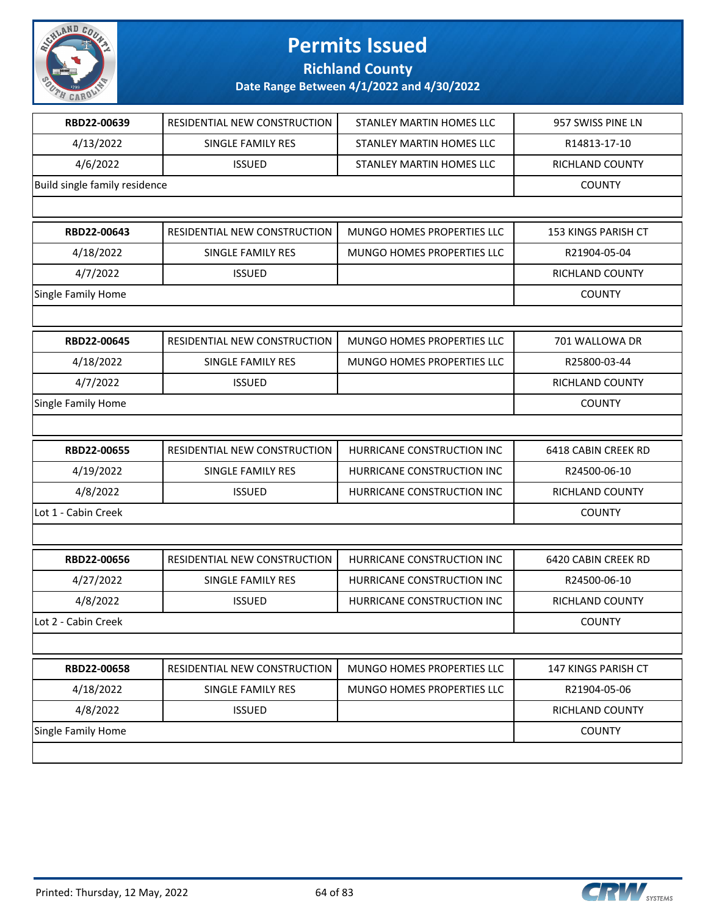# Permits Issued

## Richland County

### Date Range Between 4/1/2022 and 4/30/2022

| | | | |
|---|---|---|---|
| **RBD22-00639** | RESIDENTIAL NEW CONSTRUCTION | STANLEY MARTIN HOMES LLC | 957 SWISS PINE LN |
| 4/13/2022 | SINGLE FAMILY RES | STANLEY MARTIN HOMES LLC | R14813-17-10 |
| 4/6/2022 | ISSUED | STANLEY MARTIN HOMES LLC | RICHLAND COUNTY |
| Build single family residence | | | COUNTY |

| | | | |
|---|---|---|---|
| **RBD22-00643** | RESIDENTIAL NEW CONSTRUCTION | MUNGO HOMES PROPERTIES LLC | 153 KINGS PARISH CT |
| 4/18/2022 | SINGLE FAMILY RES | MUNGO HOMES PROPERTIES LLC | R21904-05-04 |
| 4/7/2022 | ISSUED | | RICHLAND COUNTY |
| Single Family Home | | | COUNTY |

| | | | |
|---|---|---|---|
| **RBD22-00645** | RESIDENTIAL NEW CONSTRUCTION | MUNGO HOMES PROPERTIES LLC | 701 WALLOWA DR |
| 4/18/2022 | SINGLE FAMILY RES | MUNGO HOMES PROPERTIES LLC | R25800-03-44 |
| 4/7/2022 | ISSUED | | RICHLAND COUNTY |
| Single Family Home | | | COUNTY |

| | | | |
|---|---|---|---|
| **RBD22-00655** | RESIDENTIAL NEW CONSTRUCTION | HURRICANE CONSTRUCTION INC | 6418 CABIN CREEK RD |
| 4/19/2022 | SINGLE FAMILY RES | HURRICANE CONSTRUCTION INC | R24500-06-10 |
| 4/8/2022 | ISSUED | HURRICANE CONSTRUCTION INC | RICHLAND COUNTY |
| Lot 1 - Cabin Creek | | | COUNTY |

| | | | |
|---|---|---|---|
| **RBD22-00656** | RESIDENTIAL NEW CONSTRUCTION | HURRICANE CONSTRUCTION INC | 6420 CABIN CREEK RD |
| 4/27/2022 | SINGLE FAMILY RES | HURRICANE CONSTRUCTION INC | R24500-06-10 |
| 4/8/2022 | ISSUED | HURRICANE CONSTRUCTION INC | RICHLAND COUNTY |
| Lot 2 - Cabin Creek | | | COUNTY |

| | | | |
|---|---|---|---|
| **RBD22-00658** | RESIDENTIAL NEW CONSTRUCTION | MUNGO HOMES PROPERTIES LLC | 147 KINGS PARISH CT |
| 4/18/2022 | SINGLE FAMILY RES | MUNGO HOMES PROPERTIES LLC | R21904-05-06 |
| 4/8/2022 | ISSUED | | RICHLAND COUNTY |
| Single Family Home | | | COUNTY |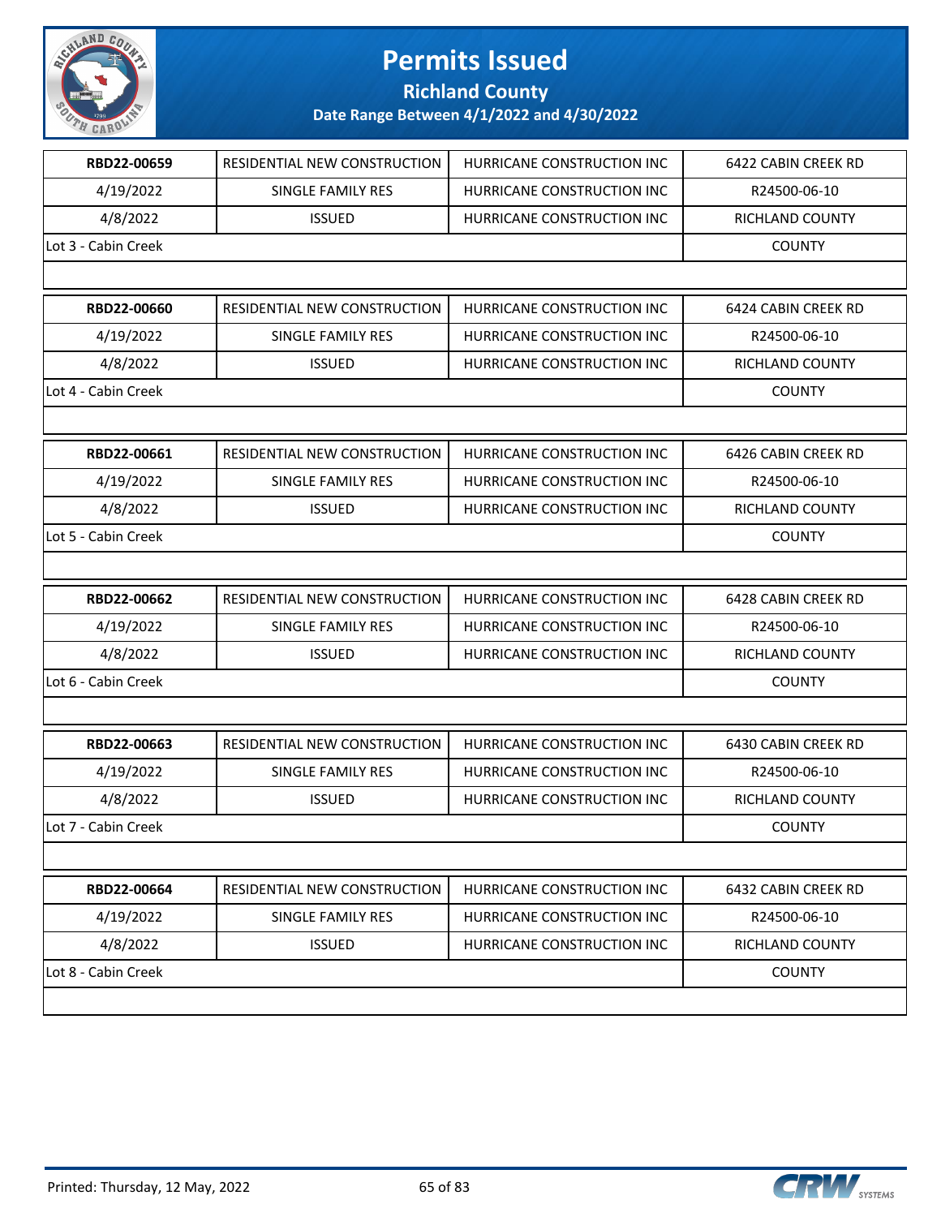# Permits Issued

## Richland County

### Date Range Between 4/1/2022 and 4/30/2022

| | | | |
|---|---|---|---|
| **RBD22-00659** | RESIDENTIAL NEW CONSTRUCTION | HURRICANE CONSTRUCTION INC | 6422 CABIN CREEK RD |
| 4/19/2022 | SINGLE FAMILY RES | HURRICANE CONSTRUCTION INC | R24500-06-10 |
| 4/8/2022 | ISSUED | HURRICANE CONSTRUCTION INC | RICHLAND COUNTY |
| Lot 3 - Cabin Creek | | | COUNTY |

| | | | |
|---|---|---|---|
| **RBD22-00660** | RESIDENTIAL NEW CONSTRUCTION | HURRICANE CONSTRUCTION INC | 6424 CABIN CREEK RD |
| 4/19/2022 | SINGLE FAMILY RES | HURRICANE CONSTRUCTION INC | R24500-06-10 |
| 4/8/2022 | ISSUED | HURRICANE CONSTRUCTION INC | RICHLAND COUNTY |
| Lot 4 - Cabin Creek | | | COUNTY |

| | | | |
|---|---|---|---|
| **RBD22-00661** | RESIDENTIAL NEW CONSTRUCTION | HURRICANE CONSTRUCTION INC | 6426 CABIN CREEK RD |
| 4/19/2022 | SINGLE FAMILY RES | HURRICANE CONSTRUCTION INC | R24500-06-10 |
| 4/8/2022 | ISSUED | HURRICANE CONSTRUCTION INC | RICHLAND COUNTY |
| Lot 5 - Cabin Creek | | | COUNTY |

| | | | |
|---|---|---|---|
| **RBD22-00662** | RESIDENTIAL NEW CONSTRUCTION | HURRICANE CONSTRUCTION INC | 6428 CABIN CREEK RD |
| 4/19/2022 | SINGLE FAMILY RES | HURRICANE CONSTRUCTION INC | R24500-06-10 |
| 4/8/2022 | ISSUED | HURRICANE CONSTRUCTION INC | RICHLAND COUNTY |
| Lot 6 - Cabin Creek | | | COUNTY |

| | | | |
|---|---|---|---|
| **RBD22-00663** | RESIDENTIAL NEW CONSTRUCTION | HURRICANE CONSTRUCTION INC | 6430 CABIN CREEK RD |
| 4/19/2022 | SINGLE FAMILY RES | HURRICANE CONSTRUCTION INC | R24500-06-10 |
| 4/8/2022 | ISSUED | HURRICANE CONSTRUCTION INC | RICHLAND COUNTY |
| Lot 7 - Cabin Creek | | | COUNTY |

| | | | |
|---|---|---|---|
| **RBD22-00664** | RESIDENTIAL NEW CONSTRUCTION | HURRICANE CONSTRUCTION INC | 6432 CABIN CREEK RD |
| 4/19/2022 | SINGLE FAMILY RES | HURRICANE CONSTRUCTION INC | R24500-06-10 |
| 4/8/2022 | ISSUED | HURRICANE CONSTRUCTION INC | RICHLAND COUNTY |
| Lot 8 - Cabin Creek | | | COUNTY |

Printed: Thursday, 12 May, 2022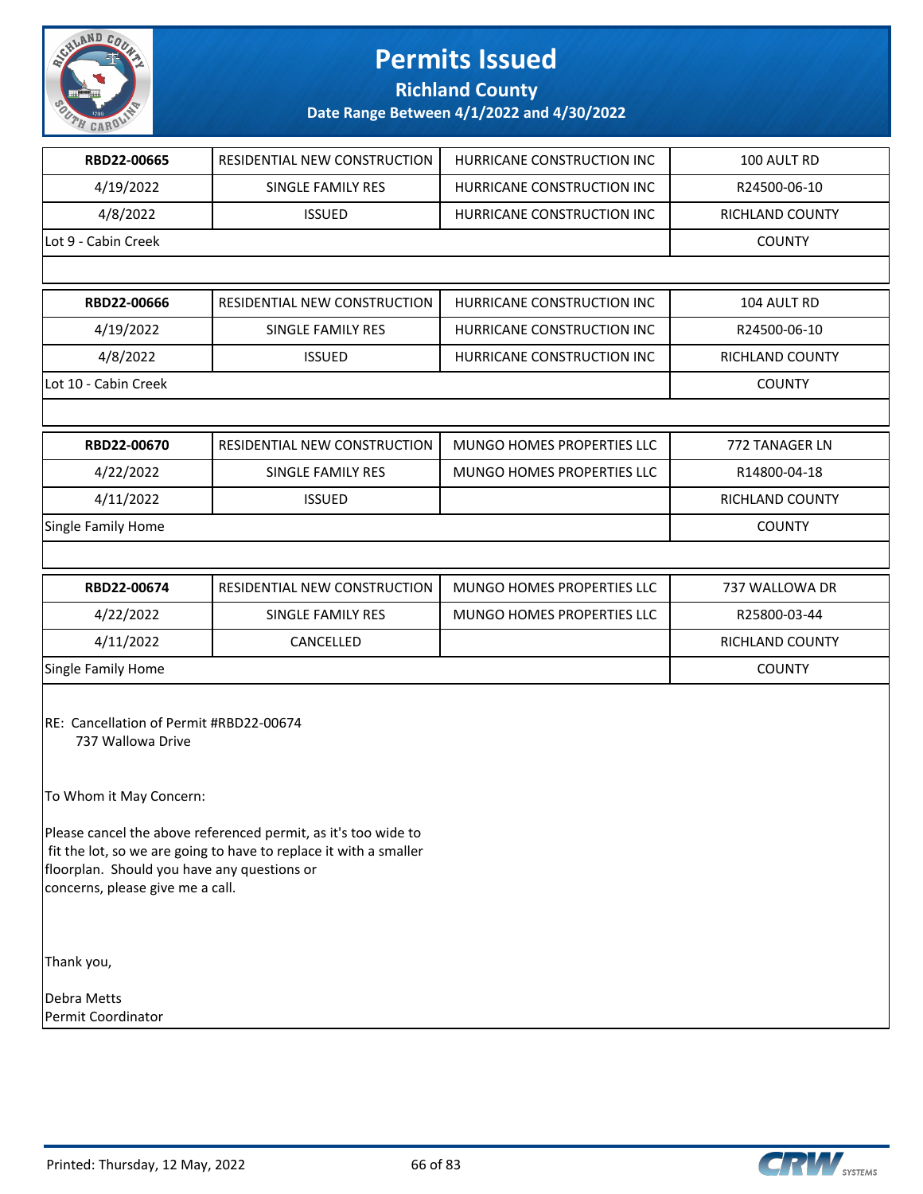# Permits Issued

## Richland County

### Date Range Between 4/1/2022 and 4/30/2022

| RBD22-00665 | RESIDENTIAL NEW CONSTRUCTION | HURRICANE CONSTRUCTION INC | 100 AULT RD |
|---|---|---|---|
| 4/19/2022 | SINGLE FAMILY RES | HURRICANE CONSTRUCTION INC | R24500-06-10 |
| 4/8/2022 | ISSUED | HURRICANE CONSTRUCTION INC | RICHLAND COUNTY |
| Lot 9 - Cabin Creek | | | COUNTY |

| RBD22-00666 | RESIDENTIAL NEW CONSTRUCTION | HURRICANE CONSTRUCTION INC | 104 AULT RD |
|---|---|---|---|
| 4/19/2022 | SINGLE FAMILY RES | HURRICANE CONSTRUCTION INC | R24500-06-10 |
| 4/8/2022 | ISSUED | HURRICANE CONSTRUCTION INC | RICHLAND COUNTY |
| Lot 10 - Cabin Creek | | | COUNTY |

| RBD22-00670 | RESIDENTIAL NEW CONSTRUCTION | MUNGO HOMES PROPERTIES LLC | 772 TANAGER LN |
|---|---|---|---|
| 4/22/2022 | SINGLE FAMILY RES | MUNGO HOMES PROPERTIES LLC | R14800-04-18 |
| 4/11/2022 | ISSUED | | RICHLAND COUNTY |
| Single Family Home | | | COUNTY |

| RBD22-00674 | RESIDENTIAL NEW CONSTRUCTION | MUNGO HOMES PROPERTIES LLC | 737 WALLOWA DR |
|---|---|---|---|
| 4/22/2022 | SINGLE FAMILY RES | MUNGO HOMES PROPERTIES LLC | R25800-03-44 |
| 4/11/2022 | CANCELLED | | RICHLAND COUNTY |
| Single Family Home | | | COUNTY |

RE: Cancellation of Permit #RBD22-00674
737 Wallowa Drive

To Whom it May Concern:

Please cancel the above referenced permit, as it's too wide to fit the lot, so we are going to have to replace it with a smaller floorplan. Should you have any questions or concerns, please give me a call.

Thank you,

Debra Metts
Permit Coordinator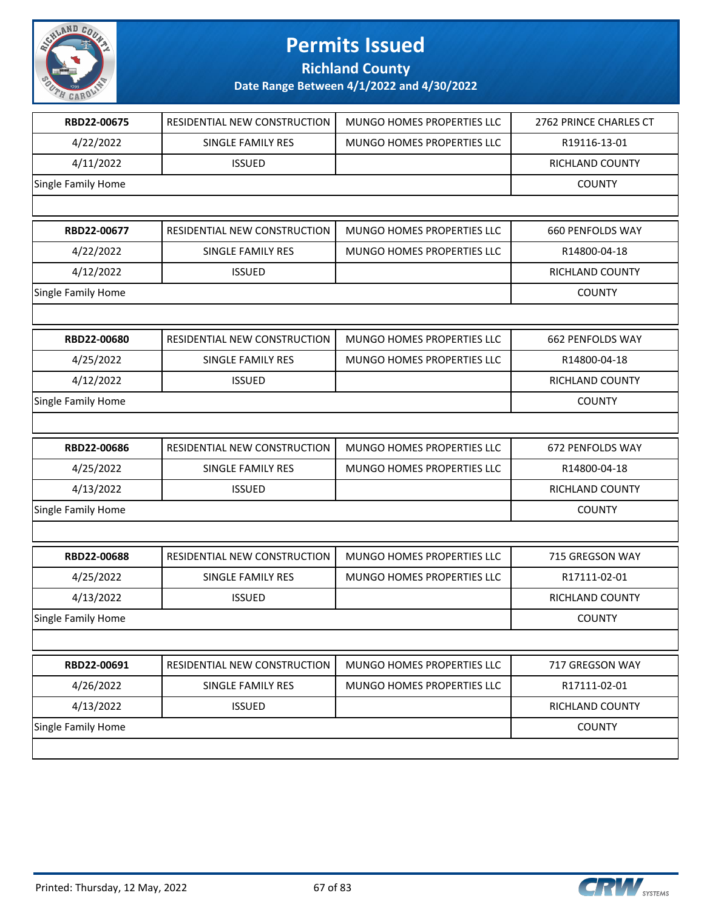# Permits Issued

## Richland County

### Date Range Between 4/1/2022 and 4/30/2022

| | | | |
|---|---|---|---|
| **RBD22-00675** | RESIDENTIAL NEW CONSTRUCTION | MUNGO HOMES PROPERTIES LLC | 2762 PRINCE CHARLES CT |
| 4/22/2022 | SINGLE FAMILY RES | MUNGO HOMES PROPERTIES LLC | R19116-13-01 |
| 4/11/2022 | ISSUED | | RICHLAND COUNTY |
| Single Family Home | | | COUNTY |

| | | | |
|---|---|---|---|
| **RBD22-00677** | RESIDENTIAL NEW CONSTRUCTION | MUNGO HOMES PROPERTIES LLC | 660 PENFOLDS WAY |
| 4/22/2022 | SINGLE FAMILY RES | MUNGO HOMES PROPERTIES LLC | R14800-04-18 |
| 4/12/2022 | ISSUED | | RICHLAND COUNTY |
| Single Family Home | | | COUNTY |

| | | | |
|---|---|---|---|
| **RBD22-00680** | RESIDENTIAL NEW CONSTRUCTION | MUNGO HOMES PROPERTIES LLC | 662 PENFOLDS WAY |
| 4/25/2022 | SINGLE FAMILY RES | MUNGO HOMES PROPERTIES LLC | R14800-04-18 |
| 4/12/2022 | ISSUED | | RICHLAND COUNTY |
| Single Family Home | | | COUNTY |

| | | | |
|---|---|---|---|
| **RBD22-00686** | RESIDENTIAL NEW CONSTRUCTION | MUNGO HOMES PROPERTIES LLC | 672 PENFOLDS WAY |
| 4/25/2022 | SINGLE FAMILY RES | MUNGO HOMES PROPERTIES LLC | R14800-04-18 |
| 4/13/2022 | ISSUED | | RICHLAND COUNTY |
| Single Family Home | | | COUNTY |

| | | | |
|---|---|---|---|
| **RBD22-00688** | RESIDENTIAL NEW CONSTRUCTION | MUNGO HOMES PROPERTIES LLC | 715 GREGSON WAY |
| 4/25/2022 | SINGLE FAMILY RES | MUNGO HOMES PROPERTIES LLC | R17111-02-01 |
| 4/13/2022 | ISSUED | | RICHLAND COUNTY |
| Single Family Home | | | COUNTY |

| | | | |
|---|---|---|---|
| **RBD22-00691** | RESIDENTIAL NEW CONSTRUCTION | MUNGO HOMES PROPERTIES LLC | 717 GREGSON WAY |
| 4/26/2022 | SINGLE FAMILY RES | MUNGO HOMES PROPERTIES LLC | R17111-02-01 |
| 4/13/2022 | ISSUED | | RICHLAND COUNTY |
| Single Family Home | | | COUNTY |

Printed: Thursday, 12 May, 2022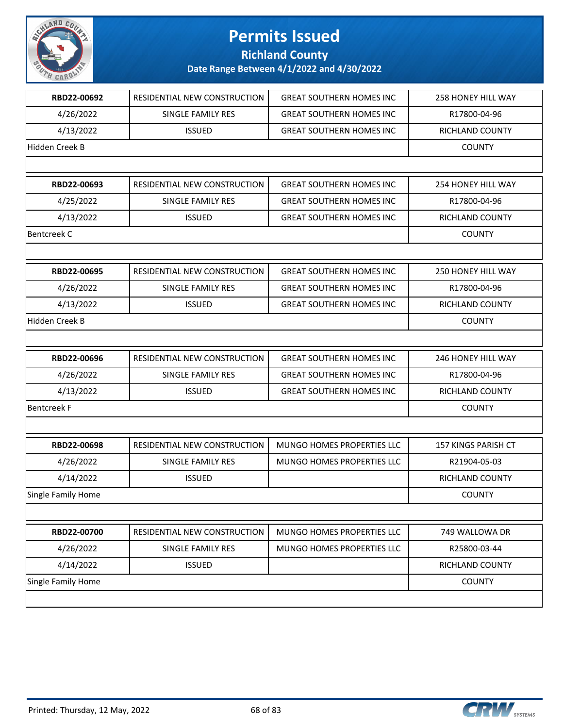# Permits Issued

## Richland County

### Date Range Between 4/1/2022 and 4/30/2022

| | | | |
|---|---|---|---|
| **RBD22-00692** | RESIDENTIAL NEW CONSTRUCTION | GREAT SOUTHERN HOMES INC | 258 HONEY HILL WAY |
| 4/26/2022 | SINGLE FAMILY RES | GREAT SOUTHERN HOMES INC | R17800-04-96 |
| 4/13/2022 | ISSUED | GREAT SOUTHERN HOMES INC | RICHLAND COUNTY |
| Hidden Creek B | | | COUNTY |

| | | | |
|---|---|---|---|
| **RBD22-00693** | RESIDENTIAL NEW CONSTRUCTION | GREAT SOUTHERN HOMES INC | 254 HONEY HILL WAY |
| 4/25/2022 | SINGLE FAMILY RES | GREAT SOUTHERN HOMES INC | R17800-04-96 |
| 4/13/2022 | ISSUED | GREAT SOUTHERN HOMES INC | RICHLAND COUNTY |
| Bentcreek C | | | COUNTY |

| | | | |
|---|---|---|---|
| **RBD22-00695** | RESIDENTIAL NEW CONSTRUCTION | GREAT SOUTHERN HOMES INC | 250 HONEY HILL WAY |
| 4/26/2022 | SINGLE FAMILY RES | GREAT SOUTHERN HOMES INC | R17800-04-96 |
| 4/13/2022 | ISSUED | GREAT SOUTHERN HOMES INC | RICHLAND COUNTY |
| Hidden Creek B | | | COUNTY |

| | | | |
|---|---|---|---|
| **RBD22-00696** | RESIDENTIAL NEW CONSTRUCTION | GREAT SOUTHERN HOMES INC | 246 HONEY HILL WAY |
| 4/26/2022 | SINGLE FAMILY RES | GREAT SOUTHERN HOMES INC | R17800-04-96 |
| 4/13/2022 | ISSUED | GREAT SOUTHERN HOMES INC | RICHLAND COUNTY |
| Bentcreek F | | | COUNTY |

| | | | |
|---|---|---|---|
| **RBD22-00698** | RESIDENTIAL NEW CONSTRUCTION | MUNGO HOMES PROPERTIES LLC | 157 KINGS PARISH CT |
| 4/26/2022 | SINGLE FAMILY RES | MUNGO HOMES PROPERTIES LLC | R21904-05-03 |
| 4/14/2022 | ISSUED | | RICHLAND COUNTY |
| Single Family Home | | | COUNTY |

| | | | |
|---|---|---|---|
| **RBD22-00700** | RESIDENTIAL NEW CONSTRUCTION | MUNGO HOMES PROPERTIES LLC | 749 WALLOWA DR |
| 4/26/2022 | SINGLE FAMILY RES | MUNGO HOMES PROPERTIES LLC | R25800-03-44 |
| 4/14/2022 | ISSUED | | RICHLAND COUNTY |
| Single Family Home | | | COUNTY |

Printed: Thursday, 12 May, 2022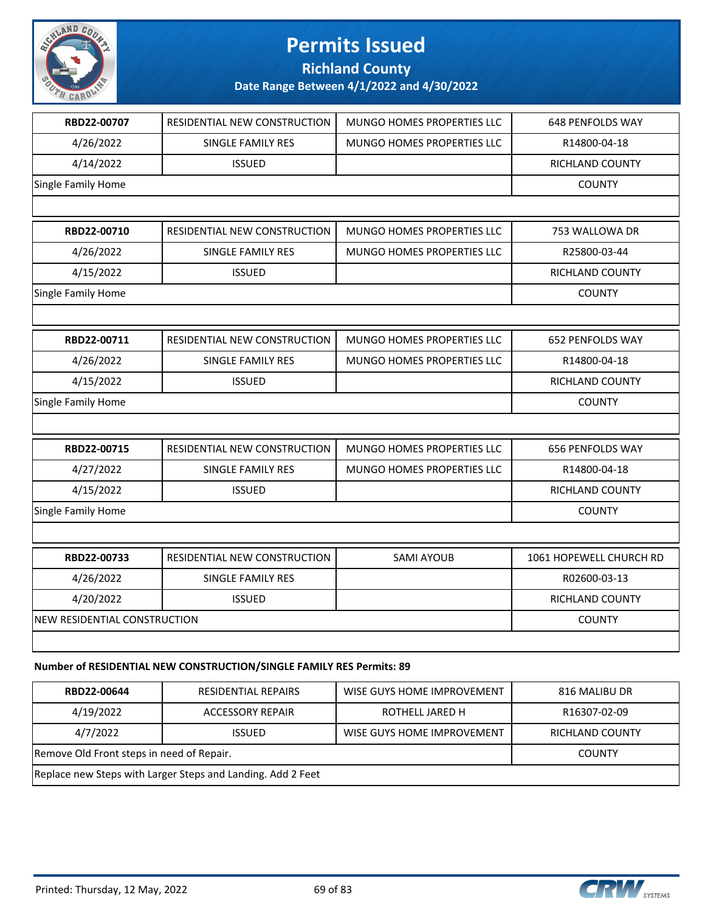# Permits Issued

## Richland County

### Date Range Between 4/1/2022 and 4/30/2022

| RBD22-00707 | RESIDENTIAL NEW CONSTRUCTION | MUNGO HOMES PROPERTIES LLC | 648 PENFOLDS WAY |
|---|---|---|---|
| 4/26/2022 | SINGLE FAMILY RES | MUNGO HOMES PROPERTIES LLC | R14800-04-18 |
| 4/14/2022 | ISSUED | | RICHLAND COUNTY |
| Single Family Home | | | COUNTY |

| RBD22-00710 | RESIDENTIAL NEW CONSTRUCTION | MUNGO HOMES PROPERTIES LLC | 753 WALLOWA DR |
|---|---|---|---|
| 4/26/2022 | SINGLE FAMILY RES | MUNGO HOMES PROPERTIES LLC | R25800-03-44 |
| 4/15/2022 | ISSUED | | RICHLAND COUNTY |
| Single Family Home | | | COUNTY |

| RBD22-00711 | RESIDENTIAL NEW CONSTRUCTION | MUNGO HOMES PROPERTIES LLC | 652 PENFOLDS WAY |
|---|---|---|---|
| 4/26/2022 | SINGLE FAMILY RES | MUNGO HOMES PROPERTIES LLC | R14800-04-18 |
| 4/15/2022 | ISSUED | | RICHLAND COUNTY |
| Single Family Home | | | COUNTY |

| RBD22-00715 | RESIDENTIAL NEW CONSTRUCTION | MUNGO HOMES PROPERTIES LLC | 656 PENFOLDS WAY |
|---|---|---|---|
| 4/27/2022 | SINGLE FAMILY RES | MUNGO HOMES PROPERTIES LLC | R14800-04-18 |
| 4/15/2022 | ISSUED | | RICHLAND COUNTY |
| Single Family Home | | | COUNTY |

| RBD22-00733 | RESIDENTIAL NEW CONSTRUCTION | SAMI AYOUB | 1061 HOPEWELL CHURCH RD |
|---|---|---|---|
| 4/26/2022 | SINGLE FAMILY RES | | R02600-03-13 |
| 4/20/2022 | ISSUED | | RICHLAND COUNTY |
| NEW RESIDENTIAL CONSTRUCTION | | | COUNTY |

**Number of RESIDENTIAL NEW CONSTRUCTION/SINGLE FAMILY RES Permits: 89**

| RBD22-00644 | RESIDENTIAL REPAIRS | WISE GUYS HOME IMPROVEMENT | 816 MALIBU DR |
|---|---|---|---|
| 4/19/2022 | ACCESSORY REPAIR | ROTHELL JARED H | R16307-02-09 |
| 4/7/2022 | ISSUED | WISE GUYS HOME IMPROVEMENT | RICHLAND COUNTY |
| Remove Old Front steps in need of Repair. | | | COUNTY |
| Replace new Steps with Larger Steps and Landing. Add 2 Feet | | | |

Printed: Thursday, 12 May, 2022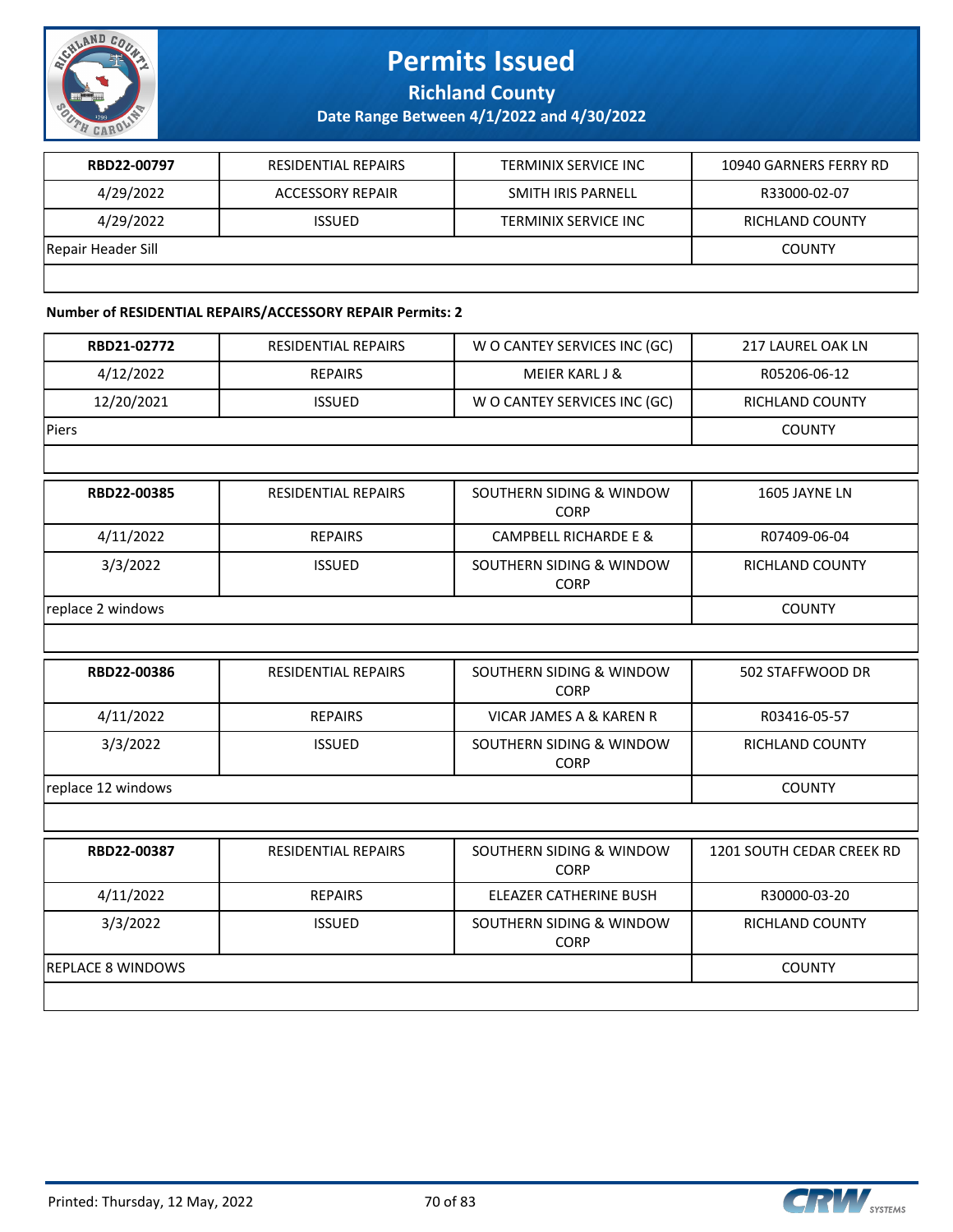| RBD22-00797 | RESIDENTIAL REPAIRS | TERMINIX SERVICE INC | 10940 GARNERS FERRY RD |
|---|---|---|---|
| 4/29/2022 | ACCESSORY REPAIR | SMITH IRIS PARNELL | R33000-02-07 |
| 4/29/2022 | ISSUED | TERMINIX SERVICE INC | RICHLAND COUNTY |
| Repair Header Sill | | | COUNTY |

**Number of RESIDENTIAL REPAIRS/ACCESSORY REPAIR Permits: 2**

| RBD21-02772 | RESIDENTIAL REPAIRS | W O CANTEY SERVICES INC (GC) | 217 LAUREL OAK LN |
|---|---|---|---|
| 4/12/2022 | REPAIRS | MEIER KARL J & | R05206-06-12 |
| 12/20/2021 | ISSUED | W O CANTEY SERVICES INC (GC) | RICHLAND COUNTY |
| Piers | | | COUNTY |

| RBD22-00385 | RESIDENTIAL REPAIRS | SOUTHERN SIDING & WINDOW CORP | 1605 JAYNE LN |
|---|---|---|---|
| 4/11/2022 | REPAIRS | CAMPBELL RICHARDE E & | R07409-06-04 |
| 3/3/2022 | ISSUED | SOUTHERN SIDING & WINDOW CORP | RICHLAND COUNTY |
| replace 2 windows | | | COUNTY |

| RBD22-00386 | RESIDENTIAL REPAIRS | SOUTHERN SIDING & WINDOW CORP | 502 STAFFWOOD DR |
|---|---|---|---|
| 4/11/2022 | REPAIRS | VICAR JAMES A & KAREN R | R03416-05-57 |
| 3/3/2022 | ISSUED | SOUTHERN SIDING & WINDOW CORP | RICHLAND COUNTY |
| replace 12 windows | | | COUNTY |

| RBD22-00387 | RESIDENTIAL REPAIRS | SOUTHERN SIDING & WINDOW CORP | 1201 SOUTH CEDAR CREEK RD |
|---|---|---|---|
| 4/11/2022 | REPAIRS | ELEAZER CATHERINE BUSH | R30000-03-20 |
| 3/3/2022 | ISSUED | SOUTHERN SIDING & WINDOW CORP | RICHLAND COUNTY |
| REPLACE 8 WINDOWS | | | COUNTY |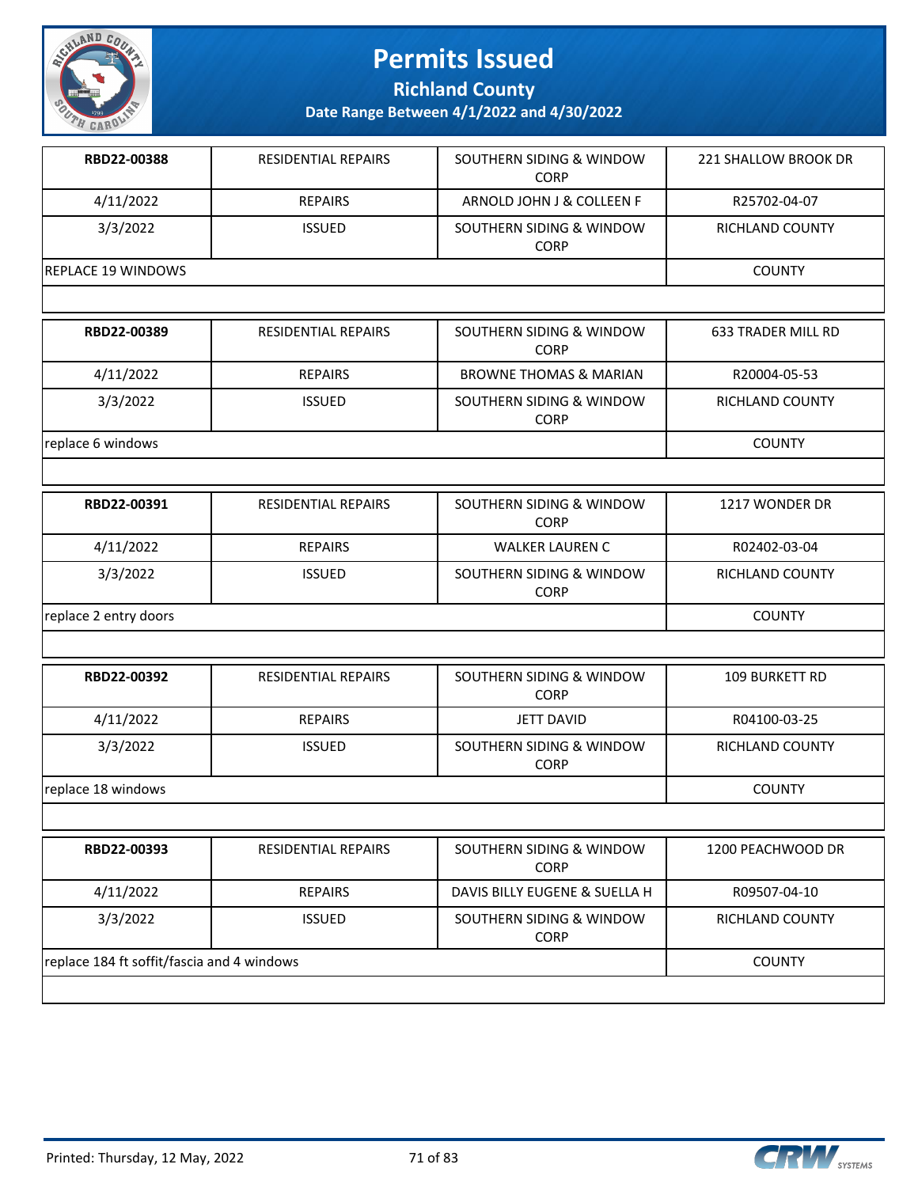# Permits Issued

**Richland County**

**Date Range Between 4/1/2022 and 4/30/2022**

| | | | |
|---|---|---|---|
| **RBD22-00388** | RESIDENTIAL REPAIRS | SOUTHERN SIDING & WINDOW CORP | 221 SHALLOW BROOK DR |
| 4/11/2022 | REPAIRS | ARNOLD JOHN J & COLLEEN F | R25702-04-07 |
| 3/3/2022 | ISSUED | SOUTHERN SIDING & WINDOW CORP | RICHLAND COUNTY |
| REPLACE 19 WINDOWS | | | COUNTY |

| | | | |
|---|---|---|---|
| **RBD22-00389** | RESIDENTIAL REPAIRS | SOUTHERN SIDING & WINDOW CORP | 633 TRADER MILL RD |
| 4/11/2022 | REPAIRS | BROWNE THOMAS & MARIAN | R20004-05-53 |
| 3/3/2022 | ISSUED | SOUTHERN SIDING & WINDOW CORP | RICHLAND COUNTY |
| replace 6 windows | | | COUNTY |

| | | | |
|---|---|---|---|
| **RBD22-00391** | RESIDENTIAL REPAIRS | SOUTHERN SIDING & WINDOW CORP | 1217 WONDER DR |
| 4/11/2022 | REPAIRS | WALKER LAUREN C | R02402-03-04 |
| 3/3/2022 | ISSUED | SOUTHERN SIDING & WINDOW CORP | RICHLAND COUNTY |
| replace 2 entry doors | | | COUNTY |

| | | | |
|---|---|---|---|
| **RBD22-00392** | RESIDENTIAL REPAIRS | SOUTHERN SIDING & WINDOW CORP | 109 BURKETT RD |
| 4/11/2022 | REPAIRS | JETT DAVID | R04100-03-25 |
| 3/3/2022 | ISSUED | SOUTHERN SIDING & WINDOW CORP | RICHLAND COUNTY |
| replace 18 windows | | | COUNTY |

| | | | |
|---|---|---|---|
| **RBD22-00393** | RESIDENTIAL REPAIRS | SOUTHERN SIDING & WINDOW CORP | 1200 PEACHWOOD DR |
| 4/11/2022 | REPAIRS | DAVIS BILLY EUGENE & SUELLA H | R09507-04-10 |
| 3/3/2022 | ISSUED | SOUTHERN SIDING & WINDOW CORP | RICHLAND COUNTY |
| replace 184 ft soffit/fascia and 4 windows | | | COUNTY |

Printed: Thursday, 12 May, 2022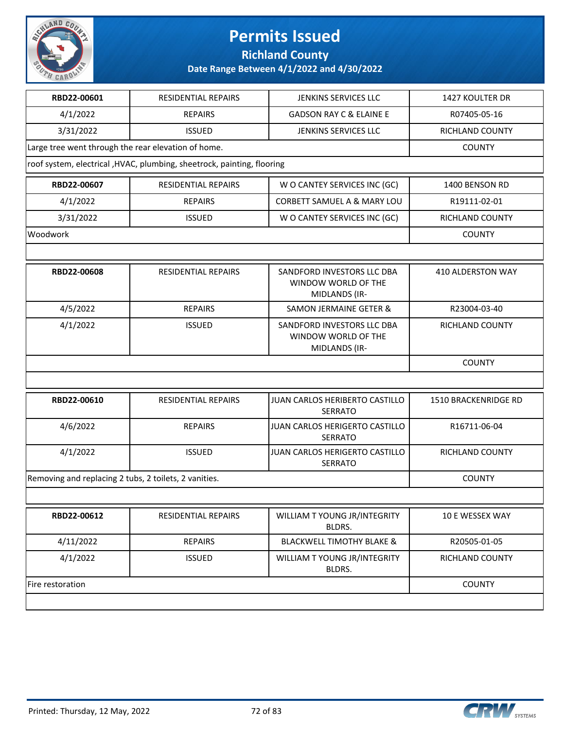# Permits Issued

## Richland County

### Date Range Between 4/1/2022 and 4/30/2022

| | | | |
|---|---|---|---|
| **RBD22-00601** | RESIDENTIAL REPAIRS | JENKINS SERVICES LLC | 1427 KOULTER DR |
| 4/1/2022 | REPAIRS | GADSON RAY C & ELAINE E | R07405-05-16 |
| 3/31/2022 | ISSUED | JENKINS SERVICES LLC | RICHLAND COUNTY |
| Large tree went through the rear elevation of home. | | | COUNTY |
| roof system, electrical ,HVAC, plumbing, sheetrock, painting, flooring | | | |

| | | | |
|---|---|---|---|
| **RBD22-00607** | RESIDENTIAL REPAIRS | W O CANTEY SERVICES INC (GC) | 1400 BENSON RD |
| 4/1/2022 | REPAIRS | CORBETT SAMUEL A & MARY LOU | R19111-02-01 |
| 3/31/2022 | ISSUED | W O CANTEY SERVICES INC (GC) | RICHLAND COUNTY |
| Woodwork | | | COUNTY |

| | | | |
|---|---|---|---|
| **RBD22-00608** | RESIDENTIAL REPAIRS | SANDFORD INVESTORS LLC DBA WINDOW WORLD OF THE MIDLANDS (IR- | 410 ALDERSTON WAY |
| 4/5/2022 | REPAIRS | SAMON JERMAINE GETER & | R23004-03-40 |
| 4/1/2022 | ISSUED | SANDFORD INVESTORS LLC DBA WINDOW WORLD OF THE MIDLANDS (IR- | RICHLAND COUNTY |
| | | | COUNTY |

| | | | |
|---|---|---|---|
| **RBD22-00610** | RESIDENTIAL REPAIRS | JUAN CARLOS HERIBERTO CASTILLO SERRATO | 1510 BRACKENRIDGE RD |
| 4/6/2022 | REPAIRS | JUAN CARLOS HERIGERTO CASTILLO SERRATO | R16711-06-04 |
| 4/1/2022 | ISSUED | JUAN CARLOS HERIGERTO CASTILLO SERRATO | RICHLAND COUNTY |
| Removing and replacing 2 tubs, 2 toilets, 2 vanities. | | | COUNTY |

| | | | |
|---|---|---|---|
| **RBD22-00612** | RESIDENTIAL REPAIRS | WILLIAM T YOUNG JR/INTEGRITY BLDRS. | 10 E WESSEX WAY |
| 4/11/2022 | REPAIRS | BLACKWELL TIMOTHY BLAKE & | R20505-01-05 |
| 4/1/2022 | ISSUED | WILLIAM T YOUNG JR/INTEGRITY BLDRS. | RICHLAND COUNTY |
| Fire restoration | | | COUNTY |

Printed: Thursday, 12 May, 2022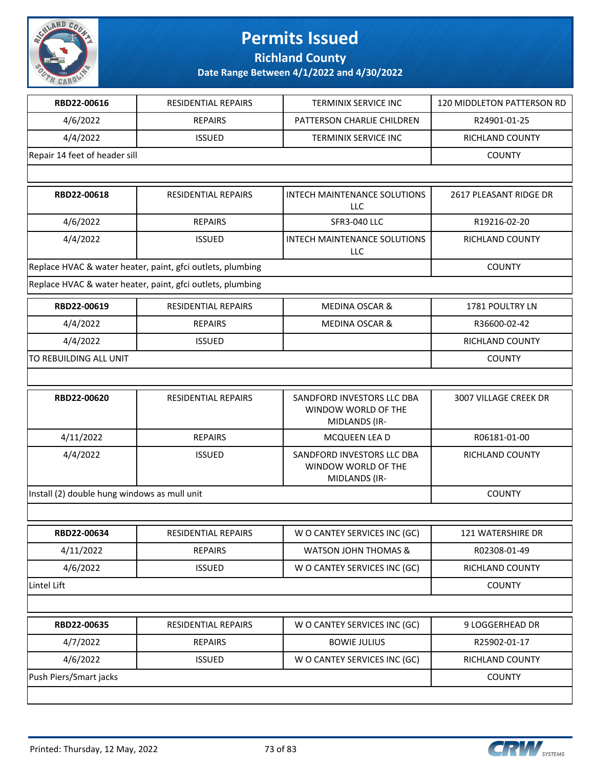# Permits Issued

## Richland County

### Date Range Between 4/1/2022 and 4/30/2022

| RBD22-00616 | RESIDENTIAL REPAIRS | TERMINIX SERVICE INC | 120 MIDDLETON PATTERSON RD |
|---|---|---|---|
| 4/6/2022 | REPAIRS | PATTERSON CHARLIE CHILDREN | R24901-01-25 |
| 4/4/2022 | ISSUED | TERMINIX SERVICE INC | RICHLAND COUNTY |
| Repair 14 feet of header sill | | | COUNTY |

| RBD22-00618 | RESIDENTIAL REPAIRS | INTECH MAINTENANCE SOLUTIONS LLC | 2617 PLEASANT RIDGE DR |
|---|---|---|---|
| 4/6/2022 | REPAIRS | SFR3-040 LLC | R19216-02-20 |
| 4/4/2022 | ISSUED | INTECH MAINTENANCE SOLUTIONS LLC | RICHLAND COUNTY |
| Replace HVAC & water heater, paint, gfci outlets, plumbing | | | COUNTY |
| Replace HVAC & water heater, paint, gfci outlets, plumbing | | | |

| RBD22-00619 | RESIDENTIAL REPAIRS | MEDINA OSCAR & | 1781 POULTRY LN |
|---|---|---|---|
| 4/4/2022 | REPAIRS | MEDINA OSCAR & | R36600-02-42 |
| 4/4/2022 | ISSUED | | RICHLAND COUNTY |
| TO REBUILDING ALL UNIT | | | COUNTY |

| RBD22-00620 | RESIDENTIAL REPAIRS | SANDFORD INVESTORS LLC DBA WINDOW WORLD OF THE MIDLANDS (IR- | 3007 VILLAGE CREEK DR |
|---|---|---|---|
| 4/11/2022 | REPAIRS | MCQUEEN LEA D | R06181-01-00 |
| 4/4/2022 | ISSUED | SANDFORD INVESTORS LLC DBA WINDOW WORLD OF THE MIDLANDS (IR- | RICHLAND COUNTY |
| Install (2) double hung windows as mull unit | | | COUNTY |

| RBD22-00634 | RESIDENTIAL REPAIRS | W O CANTEY SERVICES INC (GC) | 121 WATERSHIRE DR |
|---|---|---|---|
| 4/11/2022 | REPAIRS | WATSON JOHN THOMAS & | R02308-01-49 |
| 4/6/2022 | ISSUED | W O CANTEY SERVICES INC (GC) | RICHLAND COUNTY |
| Lintel Lift | | | COUNTY |

| RBD22-00635 | RESIDENTIAL REPAIRS | W O CANTEY SERVICES INC (GC) | 9 LOGGERHEAD DR |
|---|---|---|---|
| 4/7/2022 | REPAIRS | BOWIE JULIUS | R25902-01-17 |
| 4/6/2022 | ISSUED | W O CANTEY SERVICES INC (GC) | RICHLAND COUNTY |
| Push Piers/Smart jacks | | | COUNTY |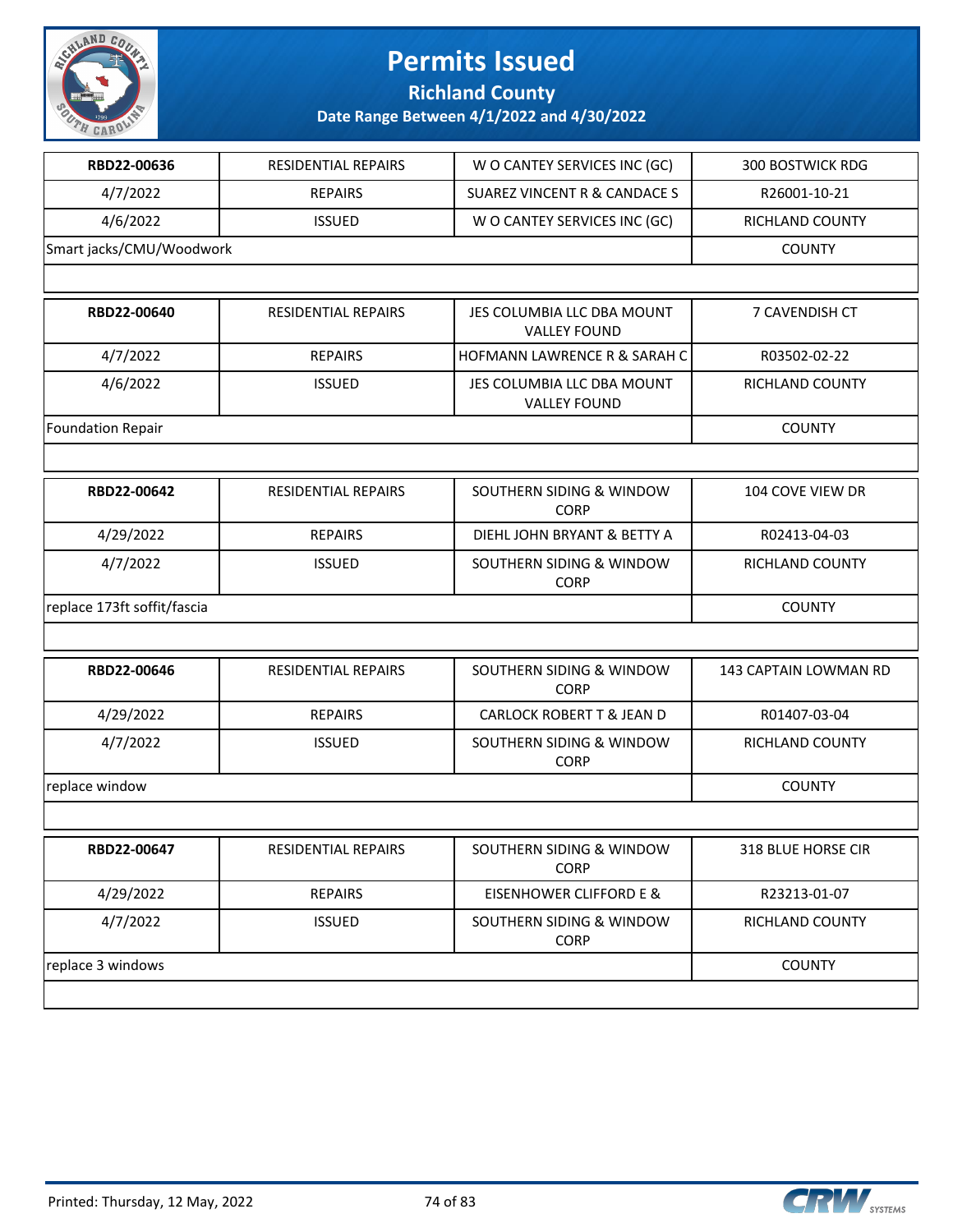# Permits Issued

## Richland County

### Date Range Between 4/1/2022 and 4/30/2022

| RBD22-00636 | RESIDENTIAL REPAIRS | W O CANTEY SERVICES INC (GC) | 300 BOSTWICK RDG |
|---|---|---|---|
| 4/7/2022 | REPAIRS | SUAREZ VINCENT R & CANDACE S | R26001-10-21 |
| 4/6/2022 | ISSUED | W O CANTEY SERVICES INC (GC) | RICHLAND COUNTY |
| Smart jacks/CMU/Woodwork | | | COUNTY |

| RBD22-00640 | RESIDENTIAL REPAIRS | JES COLUMBIA LLC DBA MOUNT VALLEY FOUND | 7 CAVENDISH CT |
|---|---|---|---|
| 4/7/2022 | REPAIRS | HOFMANN LAWRENCE R & SARAH C | R03502-02-22 |
| 4/6/2022 | ISSUED | JES COLUMBIA LLC DBA MOUNT VALLEY FOUND | RICHLAND COUNTY |
| Foundation Repair | | | COUNTY |

| RBD22-00642 | RESIDENTIAL REPAIRS | SOUTHERN SIDING & WINDOW CORP | 104 COVE VIEW DR |
|---|---|---|---|
| 4/29/2022 | REPAIRS | DIEHL JOHN BRYANT & BETTY A | R02413-04-03 |
| 4/7/2022 | ISSUED | SOUTHERN SIDING & WINDOW CORP | RICHLAND COUNTY |
| replace 173ft soffit/fascia | | | COUNTY |

| RBD22-00646 | RESIDENTIAL REPAIRS | SOUTHERN SIDING & WINDOW CORP | 143 CAPTAIN LOWMAN RD |
|---|---|---|---|
| 4/29/2022 | REPAIRS | CARLOCK ROBERT T & JEAN D | R01407-03-04 |
| 4/7/2022 | ISSUED | SOUTHERN SIDING & WINDOW CORP | RICHLAND COUNTY |
| replace window | | | COUNTY |

| RBD22-00647 | RESIDENTIAL REPAIRS | SOUTHERN SIDING & WINDOW CORP | 318 BLUE HORSE CIR |
|---|---|---|---|
| 4/29/2022 | REPAIRS | EISENHOWER CLIFFORD E & | R23213-01-07 |
| 4/7/2022 | ISSUED | SOUTHERN SIDING & WINDOW CORP | RICHLAND COUNTY |
| replace 3 windows | | | COUNTY |

Printed: Thursday, 12 May, 2022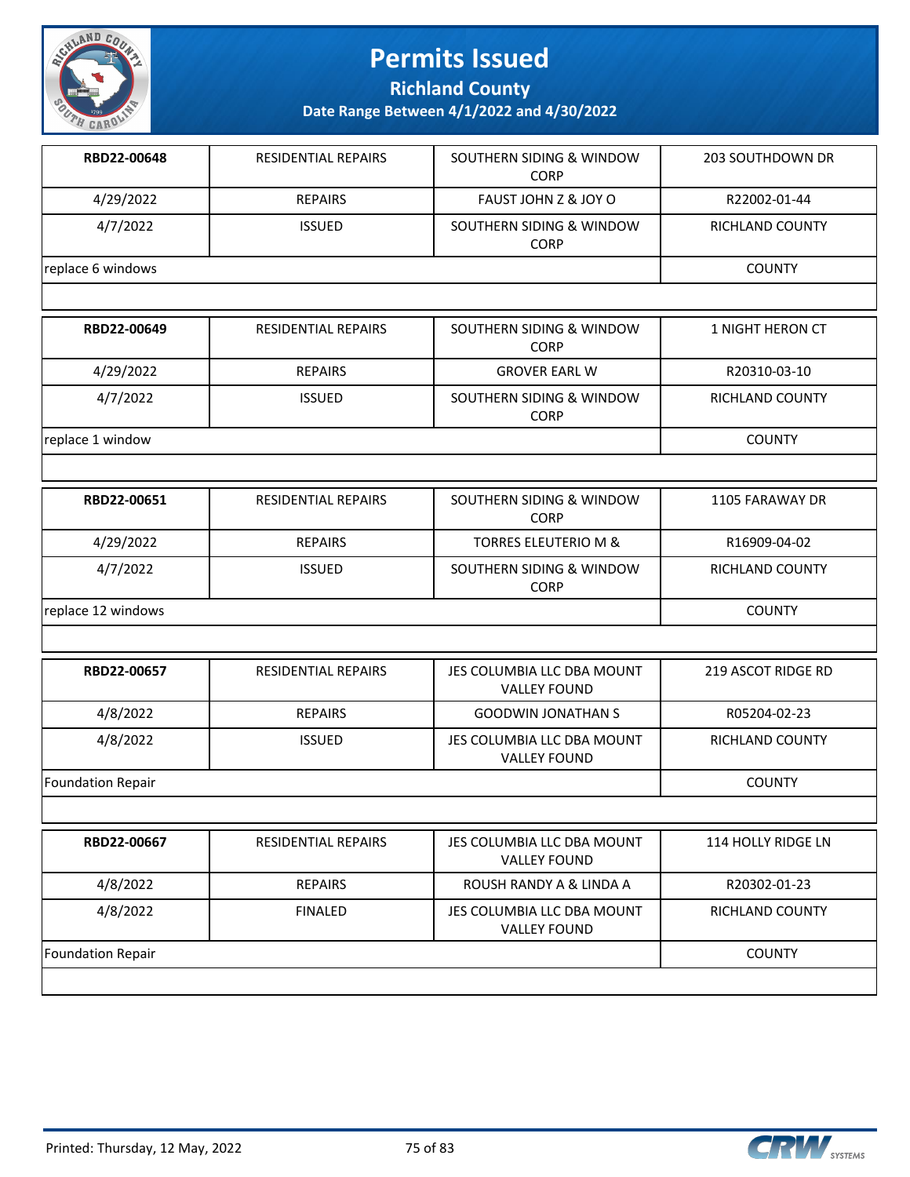# Permits Issued

**Richland County**

**Date Range Between 4/1/2022 and 4/30/2022**

| **RBD22-00648** | RESIDENTIAL REPAIRS | SOUTHERN SIDING & WINDOW CORP | 203 SOUTHDOWN DR |
|---|---|---|---|
| 4/29/2022 | REPAIRS | FAUST JOHN Z & JOY O | R22002-01-44 |
| 4/7/2022 | ISSUED | SOUTHERN SIDING & WINDOW CORP | RICHLAND COUNTY |
| replace 6 windows | | | COUNTY |

| **RBD22-00649** | RESIDENTIAL REPAIRS | SOUTHERN SIDING & WINDOW CORP | 1 NIGHT HERON CT |
|---|---|---|---|
| 4/29/2022 | REPAIRS | GROVER EARL W | R20310-03-10 |
| 4/7/2022 | ISSUED | SOUTHERN SIDING & WINDOW CORP | RICHLAND COUNTY |
| replace 1 window | | | COUNTY |

| **RBD22-00651** | RESIDENTIAL REPAIRS | SOUTHERN SIDING & WINDOW CORP | 1105 FARAWAY DR |
|---|---|---|---|
| 4/29/2022 | REPAIRS | TORRES ELEUTERIO M & | R16909-04-02 |
| 4/7/2022 | ISSUED | SOUTHERN SIDING & WINDOW CORP | RICHLAND COUNTY |
| replace 12 windows | | | COUNTY |

| **RBD22-00657** | RESIDENTIAL REPAIRS | JES COLUMBIA LLC DBA MOUNT VALLEY FOUND | 219 ASCOT RIDGE RD |
|---|---|---|---|
| 4/8/2022 | REPAIRS | GOODWIN JONATHAN S | R05204-02-23 |
| 4/8/2022 | ISSUED | JES COLUMBIA LLC DBA MOUNT VALLEY FOUND | RICHLAND COUNTY |
| Foundation Repair | | | COUNTY |

| **RBD22-00667** | RESIDENTIAL REPAIRS | JES COLUMBIA LLC DBA MOUNT VALLEY FOUND | 114 HOLLY RIDGE LN |
|---|---|---|---|
| 4/8/2022 | REPAIRS | ROUSH RANDY A & LINDA A | R20302-01-23 |
| 4/8/2022 | FINALED | JES COLUMBIA LLC DBA MOUNT VALLEY FOUND | RICHLAND COUNTY |
| Foundation Repair | | | COUNTY |

Printed: Thursday, 12 May, 2022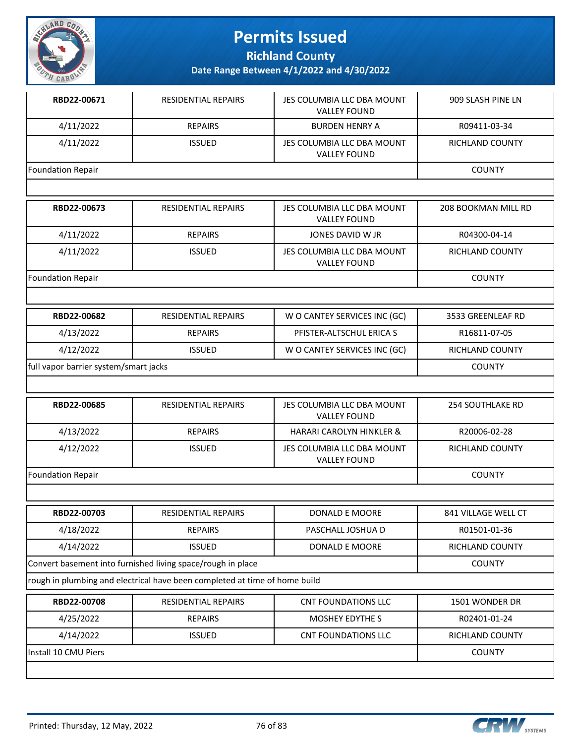# Permits Issued

## Richland County

### Date Range Between 4/1/2022 and 4/30/2022

| RBD22-00671 | RESIDENTIAL REPAIRS | JES COLUMBIA LLC DBA MOUNT VALLEY FOUND | 909 SLASH PINE LN |
|---|---|---|---|
| 4/11/2022 | REPAIRS | BURDEN HENRY A | R09411-03-34 |
| 4/11/2022 | ISSUED | JES COLUMBIA LLC DBA MOUNT VALLEY FOUND | RICHLAND COUNTY |
| Foundation Repair | | | COUNTY |

| RBD22-00673 | RESIDENTIAL REPAIRS | JES COLUMBIA LLC DBA MOUNT VALLEY FOUND | 208 BOOKMAN MILL RD |
|---|---|---|---|
| 4/11/2022 | REPAIRS | JONES DAVID W JR | R04300-04-14 |
| 4/11/2022 | ISSUED | JES COLUMBIA LLC DBA MOUNT VALLEY FOUND | RICHLAND COUNTY |
| Foundation Repair | | | COUNTY |

| RBD22-00682 | RESIDENTIAL REPAIRS | W O CANTEY SERVICES INC (GC) | 3533 GREENLEAF RD |
|---|---|---|---|
| 4/13/2022 | REPAIRS | PFISTER-ALTSCHUL ERICA S | R16811-07-05 |
| 4/12/2022 | ISSUED | W O CANTEY SERVICES INC (GC) | RICHLAND COUNTY |
| full vapor barrier system/smart jacks | | | COUNTY |

| RBD22-00685 | RESIDENTIAL REPAIRS | JES COLUMBIA LLC DBA MOUNT VALLEY FOUND | 254 SOUTHLAKE RD |
|---|---|---|---|
| 4/13/2022 | REPAIRS | HARARI CAROLYN HINKLER & | R20006-02-28 |
| 4/12/2022 | ISSUED | JES COLUMBIA LLC DBA MOUNT VALLEY FOUND | RICHLAND COUNTY |
| Foundation Repair | | | COUNTY |

| RBD22-00703 | RESIDENTIAL REPAIRS | DONALD E MOORE | 841 VILLAGE WELL CT |
|---|---|---|---|
| 4/18/2022 | REPAIRS | PASCHALL JOSHUA D | R01501-01-36 |
| 4/14/2022 | ISSUED | DONALD E MOORE | RICHLAND COUNTY |
| Convert basement into furnished living space/rough in place | | | COUNTY |
| rough in plumbing and electrical have been completed at time of home build | | | |

| RBD22-00708 | RESIDENTIAL REPAIRS | CNT FOUNDATIONS LLC | 1501 WONDER DR |
|---|---|---|---|
| 4/25/2022 | REPAIRS | MOSHEY EDYTHE S | R02401-01-24 |
| 4/14/2022 | ISSUED | CNT FOUNDATIONS LLC | RICHLAND COUNTY |
| Install 10 CMU Piers | | | COUNTY |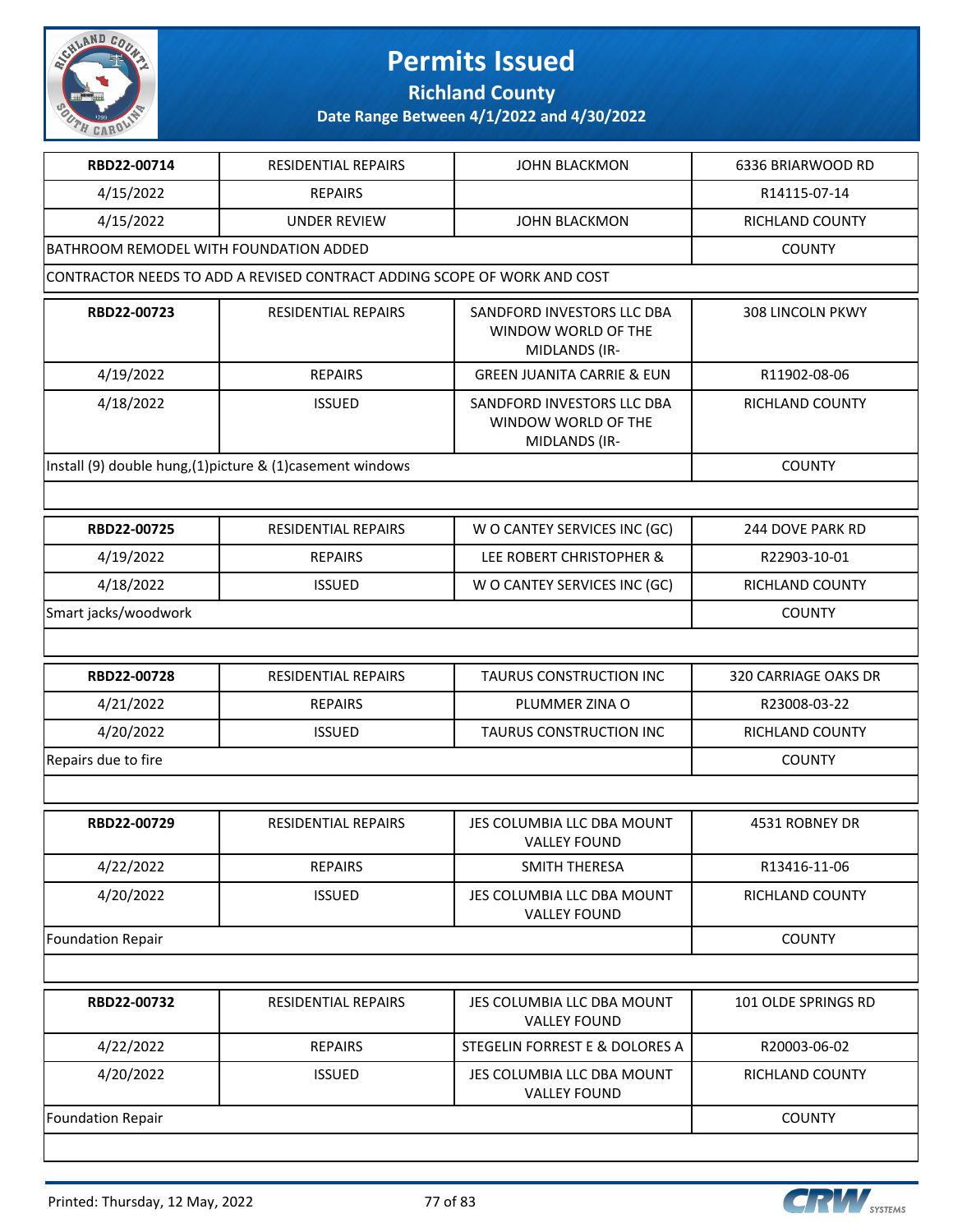# Permits Issued

**Richland County**

**Date Range Between 4/1/2022 and 4/30/2022**

| RBD22-00714 | RESIDENTIAL REPAIRS | JOHN BLACKMON | 6336 BRIARWOOD RD |
|---|---|---|---|
| 4/15/2022 | REPAIRS | | R14115-07-14 |
| 4/15/2022 | UNDER REVIEW | JOHN BLACKMON | RICHLAND COUNTY |
| BATHROOM REMODEL WITH FOUNDATION ADDED | | | COUNTY |
| CONTRACTOR NEEDS TO ADD A REVISED CONTRACT ADDING SCOPE OF WORK AND COST | | | |

| RBD22-00723 | RESIDENTIAL REPAIRS | SANDFORD INVESTORS LLC DBA WINDOW WORLD OF THE MIDLANDS (IR- | 308 LINCOLN PKWY |
|---|---|---|---|
| 4/19/2022 | REPAIRS | GREEN JUANITA CARRIE & EUN | R11902-08-06 |
| 4/18/2022 | ISSUED | SANDFORD INVESTORS LLC DBA WINDOW WORLD OF THE MIDLANDS (IR- | RICHLAND COUNTY |
| Install (9) double hung,(1)picture & (1)casement windows | | | COUNTY |
| | | | |

| RBD22-00725 | RESIDENTIAL REPAIRS | W O CANTEY SERVICES INC (GC) | 244 DOVE PARK RD |
|---|---|---|---|
| 4/19/2022 | REPAIRS | LEE ROBERT CHRISTOPHER & | R22903-10-01 |
| 4/18/2022 | ISSUED | W O CANTEY SERVICES INC (GC) | RICHLAND COUNTY |
| Smart jacks/woodwork | | | COUNTY |
| | | | |

| RBD22-00728 | RESIDENTIAL REPAIRS | TAURUS CONSTRUCTION INC | 320 CARRIAGE OAKS DR |
|---|---|---|---|
| 4/21/2022 | REPAIRS | PLUMMER ZINA O | R23008-03-22 |
| 4/20/2022 | ISSUED | TAURUS CONSTRUCTION INC | RICHLAND COUNTY |
| Repairs due to fire | | | COUNTY |
| | | | |

| RBD22-00729 | RESIDENTIAL REPAIRS | JES COLUMBIA LLC DBA MOUNT VALLEY FOUND | 4531 ROBNEY DR |
|---|---|---|---|
| 4/22/2022 | REPAIRS | SMITH THERESA | R13416-11-06 |
| 4/20/2022 | ISSUED | JES COLUMBIA LLC DBA MOUNT VALLEY FOUND | RICHLAND COUNTY |
| Foundation Repair | | | COUNTY |
| | | | |

| RBD22-00732 | RESIDENTIAL REPAIRS | JES COLUMBIA LLC DBA MOUNT VALLEY FOUND | 101 OLDE SPRINGS RD |
|---|---|---|---|
| 4/22/2022 | REPAIRS | STEGELIN FORREST E & DOLORES A | R20003-06-02 |
| 4/20/2022 | ISSUED | JES COLUMBIA LLC DBA MOUNT VALLEY FOUND | RICHLAND COUNTY |
| Foundation Repair | | | COUNTY |
| | | | |

Printed: Thursday, 12 May, 2022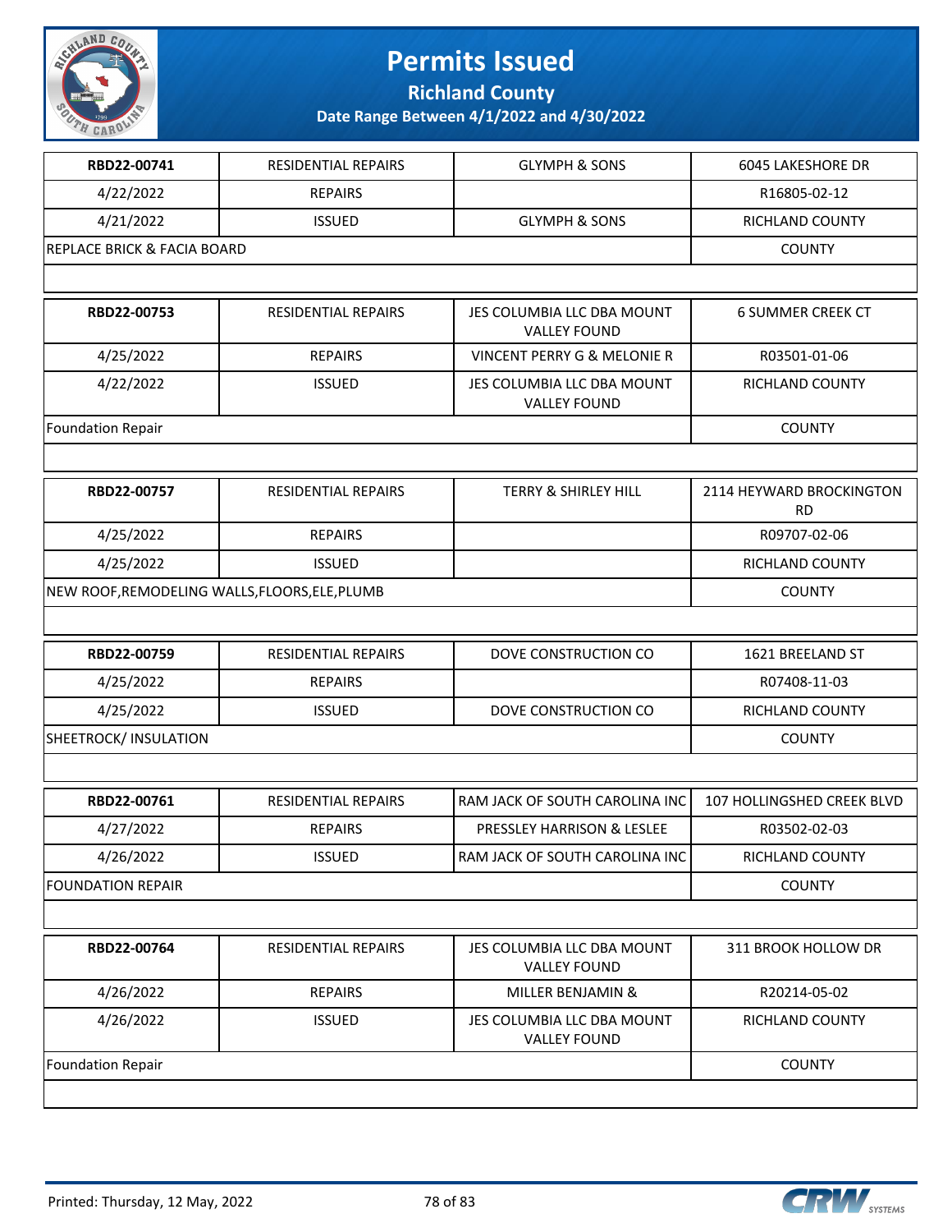# Permits Issued

## Richland County

### Date Range Between 4/1/2022 and 4/30/2022

| | | | |
|---|---|---|---|
| **RBD22-00741** | RESIDENTIAL REPAIRS | GLYMPH & SONS | 6045 LAKESHORE DR |
| 4/22/2022 | REPAIRS | | R16805-02-12 |
| 4/21/2022 | ISSUED | GLYMPH & SONS | RICHLAND COUNTY |
| REPLACE BRICK & FACIA BOARD | | | COUNTY |

| | | | |
|---|---|---|---|
| **RBD22-00753** | RESIDENTIAL REPAIRS | JES COLUMBIA LLC DBA MOUNT VALLEY FOUND | 6 SUMMER CREEK CT |
| 4/25/2022 | REPAIRS | VINCENT PERRY G & MELONIE R | R03501-01-06 |
| 4/22/2022 | ISSUED | JES COLUMBIA LLC DBA MOUNT VALLEY FOUND | RICHLAND COUNTY |
| Foundation Repair | | | COUNTY |

| | | | |
|---|---|---|---|
| **RBD22-00757** | RESIDENTIAL REPAIRS | TERRY & SHIRLEY HILL | 2114 HEYWARD BROCKINGTON RD |
| 4/25/2022 | REPAIRS | | R09707-02-06 |
| 4/25/2022 | ISSUED | | RICHLAND COUNTY |
| NEW ROOF,REMODELING WALLS,FLOORS,ELE,PLUMB | | | COUNTY |

| | | | |
|---|---|---|---|
| **RBD22-00759** | RESIDENTIAL REPAIRS | DOVE CONSTRUCTION CO | 1621 BREELAND ST |
| 4/25/2022 | REPAIRS | | R07408-11-03 |
| 4/25/2022 | ISSUED | DOVE CONSTRUCTION CO | RICHLAND COUNTY |
| SHEETROCK/ INSULATION | | | COUNTY |

| | | | |
|---|---|---|---|
| **RBD22-00761** | RESIDENTIAL REPAIRS | RAM JACK OF SOUTH CAROLINA INC | 107 HOLLINGSHED CREEK BLVD |
| 4/27/2022 | REPAIRS | PRESSLEY HARRISON & LESLEE | R03502-02-03 |
| 4/26/2022 | ISSUED | RAM JACK OF SOUTH CAROLINA INC | RICHLAND COUNTY |
| FOUNDATION REPAIR | | | COUNTY |

| | | | |
|---|---|---|---|
| **RBD22-00764** | RESIDENTIAL REPAIRS | JES COLUMBIA LLC DBA MOUNT VALLEY FOUND | 311 BROOK HOLLOW DR |
| 4/26/2022 | REPAIRS | MILLER BENJAMIN & | R20214-05-02 |
| 4/26/2022 | ISSUED | JES COLUMBIA LLC DBA MOUNT VALLEY FOUND | RICHLAND COUNTY |
| Foundation Repair | | | COUNTY |

Printed: Thursday, 12 May, 2022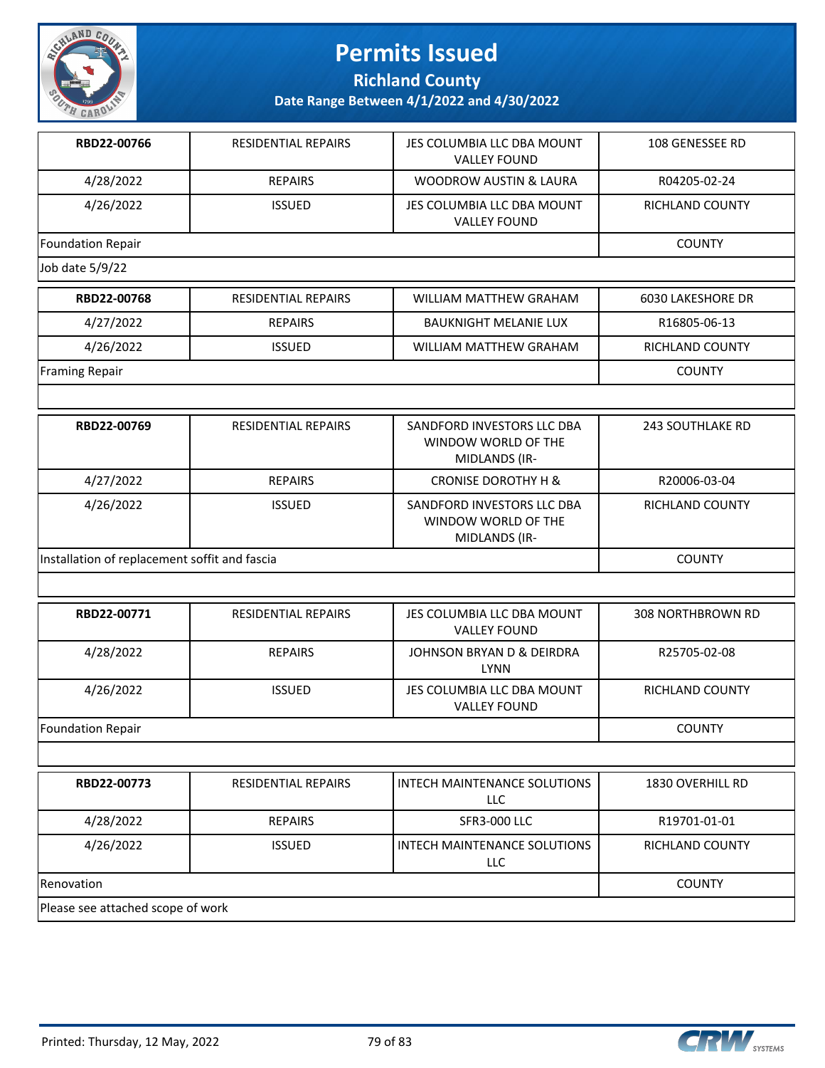# Permits Issued

**Richland County**

**Date Range Between 4/1/2022 and 4/30/2022**

| | | | |
|---|---|---|---|
| **RBD22-00766** | RESIDENTIAL REPAIRS | JES COLUMBIA LLC DBA MOUNT VALLEY FOUND | 108 GENESSEE RD |
| 4/28/2022 | REPAIRS | WOODROW AUSTIN & LAURA | R04205-02-24 |
| 4/26/2022 | ISSUED | JES COLUMBIA LLC DBA MOUNT VALLEY FOUND | RICHLAND COUNTY |
| Foundation Repair | | | COUNTY |
| Job date 5/9/22 | | | |

| | | | |
|---|---|---|---|
| **RBD22-00768** | RESIDENTIAL REPAIRS | WILLIAM MATTHEW GRAHAM | 6030 LAKESHORE DR |
| 4/27/2022 | REPAIRS | BAUKNIGHT MELANIE LUX | R16805-06-13 |
| 4/26/2022 | ISSUED | WILLIAM MATTHEW GRAHAM | RICHLAND COUNTY |
| Framing Repair | | | COUNTY |

| | | | |
|---|---|---|---|
| **RBD22-00769** | RESIDENTIAL REPAIRS | SANDFORD INVESTORS LLC DBA WINDOW WORLD OF THE MIDLANDS (IR- | 243 SOUTHLAKE RD |
| 4/27/2022 | REPAIRS | CRONISE DOROTHY H & | R20006-03-04 |
| 4/26/2022 | ISSUED | SANDFORD INVESTORS LLC DBA WINDOW WORLD OF THE MIDLANDS (IR- | RICHLAND COUNTY |
| Installation of replacement soffit and fascia | | | COUNTY |

| | | | |
|---|---|---|---|
| **RBD22-00771** | RESIDENTIAL REPAIRS | JES COLUMBIA LLC DBA MOUNT VALLEY FOUND | 308 NORTHBROWN RD |
| 4/28/2022 | REPAIRS | JOHNSON BRYAN D & DEIRDRA LYNN | R25705-02-08 |
| 4/26/2022 | ISSUED | JES COLUMBIA LLC DBA MOUNT VALLEY FOUND | RICHLAND COUNTY |
| Foundation Repair | | | COUNTY |

| | | | |
|---|---|---|---|
| **RBD22-00773** | RESIDENTIAL REPAIRS | INTECH MAINTENANCE SOLUTIONS LLC | 1830 OVERHILL RD |
| 4/28/2022 | REPAIRS | SFR3-000 LLC | R19701-01-01 |
| 4/26/2022 | ISSUED | INTECH MAINTENANCE SOLUTIONS LLC | RICHLAND COUNTY |
| Renovation | | | COUNTY |
| Please see attached scope of work | | | |

Printed: Thursday, 12 May, 2022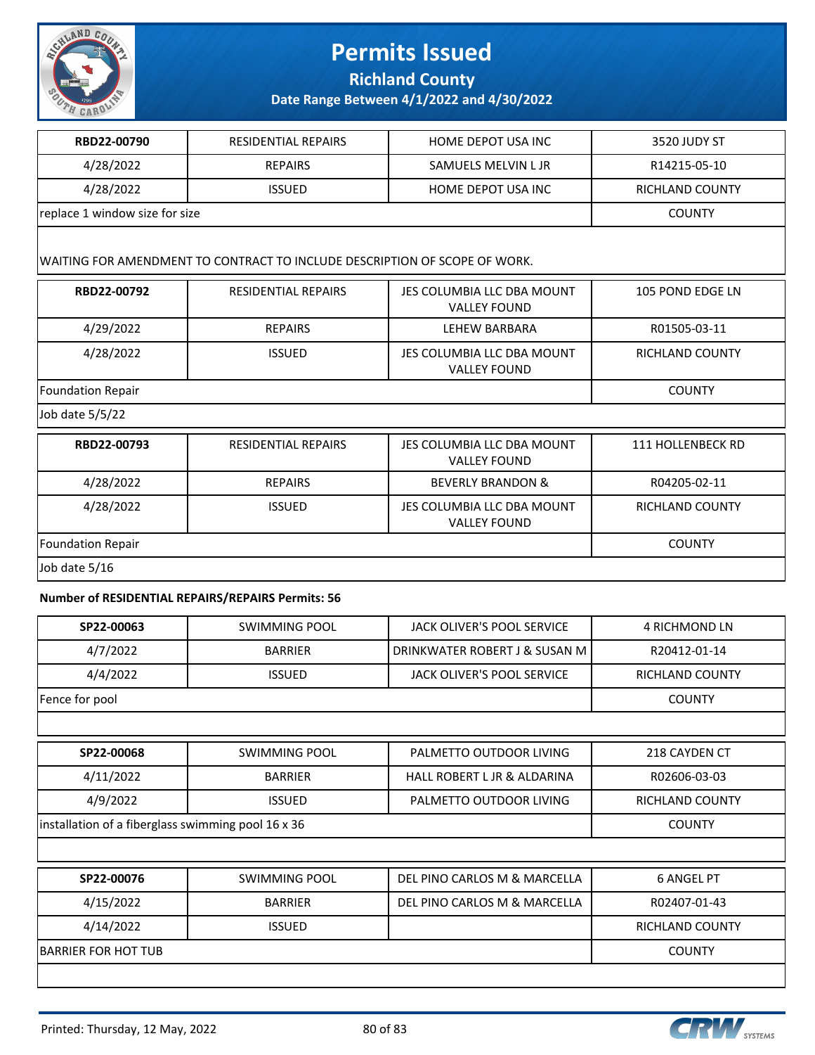| RBD22-00790 | RESIDENTIAL REPAIRS | HOME DEPOT USA INC | 3520 JUDY ST |
|---|---|---|---|
| 4/28/2022 | REPAIRS | SAMUELS MELVIN L JR | R14215-05-10 |
| 4/28/2022 | ISSUED | HOME DEPOT USA INC | RICHLAND COUNTY |
| replace 1 window size for size | | | COUNTY |
| WAITING FOR AMENDMENT TO CONTRACT TO INCLUDE DESCRIPTION OF SCOPE OF WORK. | | | |

| RBD22-00792 | RESIDENTIAL REPAIRS | JES COLUMBIA LLC DBA MOUNT VALLEY FOUND | 105 POND EDGE LN |
|---|---|---|---|
| 4/29/2022 | REPAIRS | LEHEW BARBARA | R01505-03-11 |
| 4/28/2022 | ISSUED | JES COLUMBIA LLC DBA MOUNT VALLEY FOUND | RICHLAND COUNTY |
| Foundation Repair | | | COUNTY |
| Job date 5/5/22 | | | |

| RBD22-00793 | RESIDENTIAL REPAIRS | JES COLUMBIA LLC DBA MOUNT VALLEY FOUND | 111 HOLLENBECK RD |
|---|---|---|---|
| 4/28/2022 | REPAIRS | BEVERLY BRANDON & | R04205-02-11 |
| 4/28/2022 | ISSUED | JES COLUMBIA LLC DBA MOUNT VALLEY FOUND | RICHLAND COUNTY |
| Foundation Repair | | | COUNTY |
| Job date 5/16 | | | |

**Number of RESIDENTIAL REPAIRS/REPAIRS Permits: 56**

| SP22-00063 | SWIMMING POOL | JACK OLIVER'S POOL SERVICE | 4 RICHMOND LN |
|---|---|---|---|
| 4/7/2022 | BARRIER | DRINKWATER ROBERT J & SUSAN M | R20412-01-14 |
| 4/4/2022 | ISSUED | JACK OLIVER'S POOL SERVICE | RICHLAND COUNTY |
| Fence for pool | | | COUNTY |

| SP22-00068 | SWIMMING POOL | PALMETTO OUTDOOR LIVING | 218 CAYDEN CT |
|---|---|---|---|
| 4/11/2022 | BARRIER | HALL ROBERT L JR & ALDARINA | R02606-03-03 |
| 4/9/2022 | ISSUED | PALMETTO OUTDOOR LIVING | RICHLAND COUNTY |
| installation of a fiberglass swimming pool 16 x 36 | | | COUNTY |

| SP22-00076 | SWIMMING POOL | DEL PINO CARLOS M & MARCELLA | 6 ANGEL PT |
|---|---|---|---|
| 4/15/2022 | BARRIER | DEL PINO CARLOS M & MARCELLA | R02407-01-43 |
| 4/14/2022 | ISSUED | | RICHLAND COUNTY |
| BARRIER FOR HOT TUB | | | COUNTY |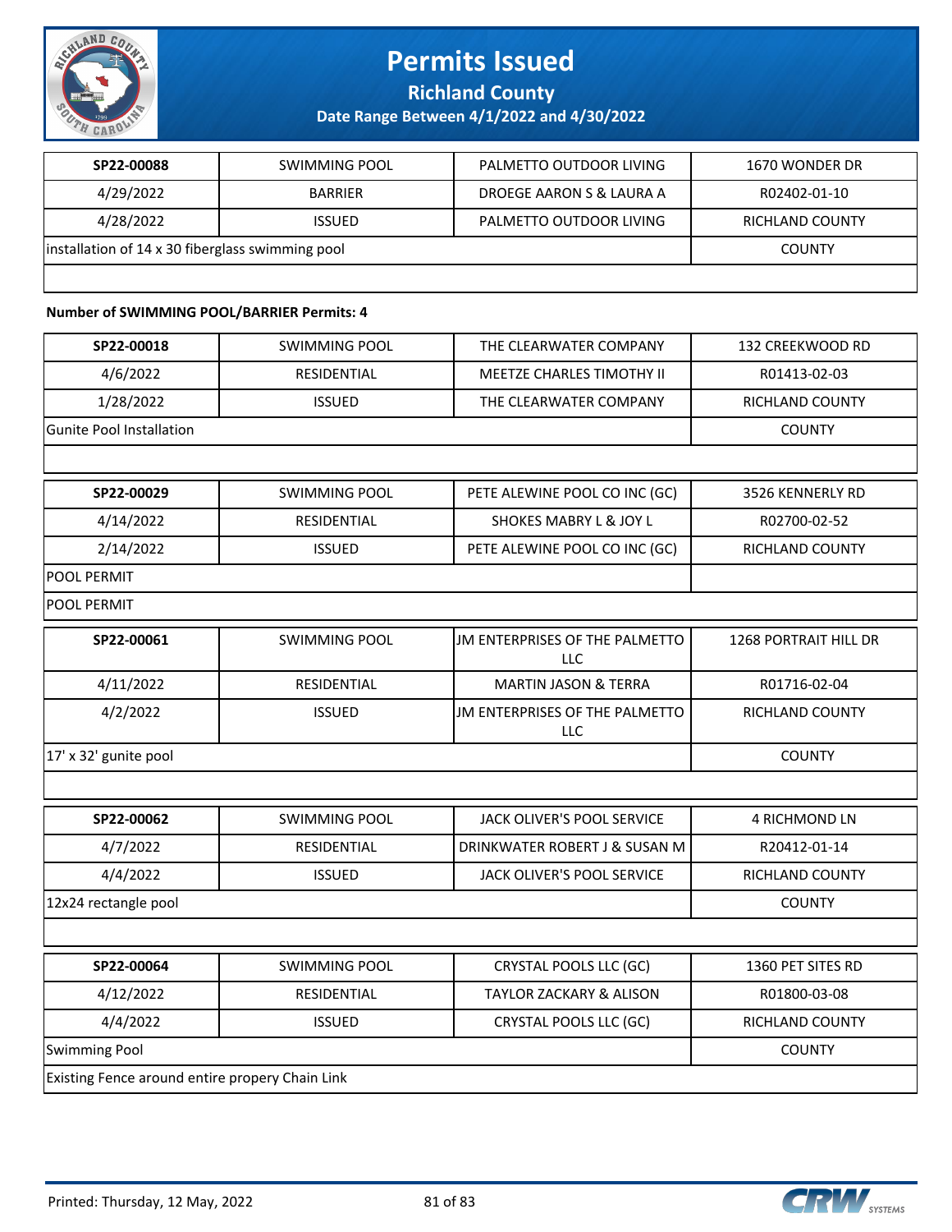| SP22-00088 | SWIMMING POOL | PALMETTO OUTDOOR LIVING | 1670 WONDER DR |
|---|---|---|---|
| 4/29/2022 | BARRIER | DROEGE AARON S & LAURA A | R02402-01-10 |
| 4/28/2022 | ISSUED | PALMETTO OUTDOOR LIVING | RICHLAND COUNTY |
| installation of 14 x 30 fiberglass swimming pool | | | COUNTY |
| | | | |

**Number of SWIMMING POOL/BARRIER Permits: 4**

| SP22-00018 | SWIMMING POOL | THE CLEARWATER COMPANY | 132 CREEKWOOD RD |
|---|---|---|---|
| 4/6/2022 | RESIDENTIAL | MEETZE CHARLES TIMOTHY II | R01413-02-03 |
| 1/28/2022 | ISSUED | THE CLEARWATER COMPANY | RICHLAND COUNTY |
| Gunite Pool Installation | | | COUNTY |
| | | | |

| SP22-00029 | SWIMMING POOL | PETE ALEWINE POOL CO INC (GC) | 3526 KENNERLY RD |
|---|---|---|---|
| 4/14/2022 | RESIDENTIAL | SHOKES MABRY L & JOY L | R02700-02-52 |
| 2/14/2022 | ISSUED | PETE ALEWINE POOL CO INC (GC) | RICHLAND COUNTY |
| POOL PERMIT | | | |
| POOL PERMIT | | | |

| SP22-00061 | SWIMMING POOL | JM ENTERPRISES OF THE PALMETTO LLC | 1268 PORTRAIT HILL DR |
|---|---|---|---|
| 4/11/2022 | RESIDENTIAL | MARTIN JASON & TERRA | R01716-02-04 |
| 4/2/2022 | ISSUED | JM ENTERPRISES OF THE PALMETTO LLC | RICHLAND COUNTY |
| 17' x 32' gunite pool | | | COUNTY |
| | | | |

| SP22-00062 | SWIMMING POOL | JACK OLIVER'S POOL SERVICE | 4 RICHMOND LN |
|---|---|---|---|
| 4/7/2022 | RESIDENTIAL | DRINKWATER ROBERT J & SUSAN M | R20412-01-14 |
| 4/4/2022 | ISSUED | JACK OLIVER'S POOL SERVICE | RICHLAND COUNTY |
| 12x24 rectangle pool | | | COUNTY |
| | | | |

| SP22-00064 | SWIMMING POOL | CRYSTAL POOLS LLC (GC) | 1360 PET SITES RD |
|---|---|---|---|
| 4/12/2022 | RESIDENTIAL | TAYLOR ZACKARY & ALISON | R01800-03-08 |
| 4/4/2022 | ISSUED | CRYSTAL POOLS LLC (GC) | RICHLAND COUNTY |
| Swimming Pool | | | COUNTY |
| Existing Fence around entire propery Chain Link | | | |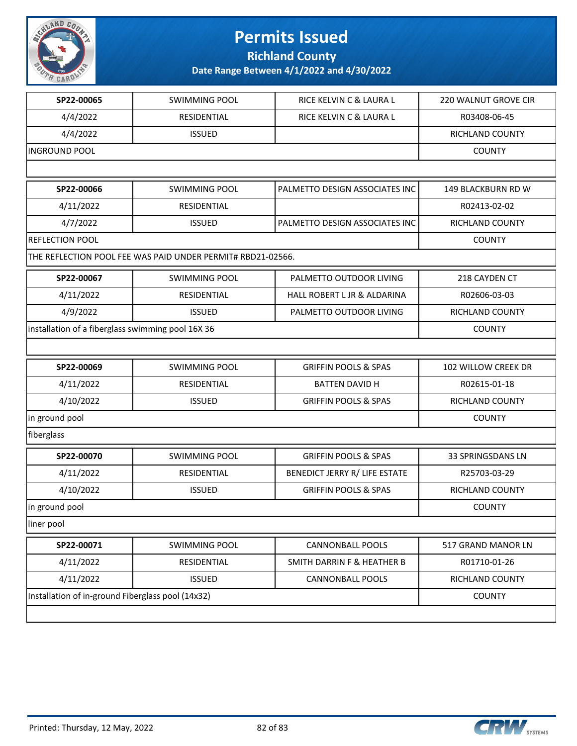# Permits Issued

## Richland County

### Date Range Between 4/1/2022 and 4/30/2022

| SP22-00065 | SWIMMING POOL | RICE KELVIN C & LAURA L | 220 WALNUT GROVE CIR |
|---|---|---|---|
| 4/4/2022 | RESIDENTIAL | RICE KELVIN C & LAURA L | R03408-06-45 |
| 4/4/2022 | ISSUED | | RICHLAND COUNTY |
| INGROUND POOL | | | COUNTY |

| SP22-00066 | SWIMMING POOL | PALMETTO DESIGN ASSOCIATES INC | 149 BLACKBURN RD W |
|---|---|---|---|
| 4/11/2022 | RESIDENTIAL | | R02413-02-02 |
| 4/7/2022 | ISSUED | PALMETTO DESIGN ASSOCIATES INC | RICHLAND COUNTY |
| REFLECTION POOL | | | COUNTY |
| THE REFLECTION POOL FEE WAS PAID UNDER PERMIT# RBD21-02566. | | | |

| SP22-00067 | SWIMMING POOL | PALMETTO OUTDOOR LIVING | 218 CAYDEN CT |
|---|---|---|---|
| 4/11/2022 | RESIDENTIAL | HALL ROBERT L JR & ALDARINA | R02606-03-03 |
| 4/9/2022 | ISSUED | PALMETTO OUTDOOR LIVING | RICHLAND COUNTY |
| installation of a fiberglass swimming pool 16X 36 | | | COUNTY |

| SP22-00069 | SWIMMING POOL | GRIFFIN POOLS & SPAS | 102 WILLOW CREEK DR |
|---|---|---|---|
| 4/11/2022 | RESIDENTIAL | BATTEN DAVID H | R02615-01-18 |
| 4/10/2022 | ISSUED | GRIFFIN POOLS & SPAS | RICHLAND COUNTY |
| in ground pool | | | COUNTY |
| fiberglass | | | |

| SP22-00070 | SWIMMING POOL | GRIFFIN POOLS & SPAS | 33 SPRINGSDANS LN |
|---|---|---|---|
| 4/11/2022 | RESIDENTIAL | BENEDICT JERRY R/ LIFE ESTATE | R25703-03-29 |
| 4/10/2022 | ISSUED | GRIFFIN POOLS & SPAS | RICHLAND COUNTY |
| in ground pool | | | COUNTY |
| liner pool | | | |

| SP22-00071 | SWIMMING POOL | CANNONBALL POOLS | 517 GRAND MANOR LN |
|---|---|---|---|
| 4/11/2022 | RESIDENTIAL | SMITH DARRIN F & HEATHER B | R01710-01-26 |
| 4/11/2022 | ISSUED | CANNONBALL POOLS | RICHLAND COUNTY |
| Installation of in-ground Fiberglass pool (14x32) | | | COUNTY |

Printed: Thursday, 12 May, 2022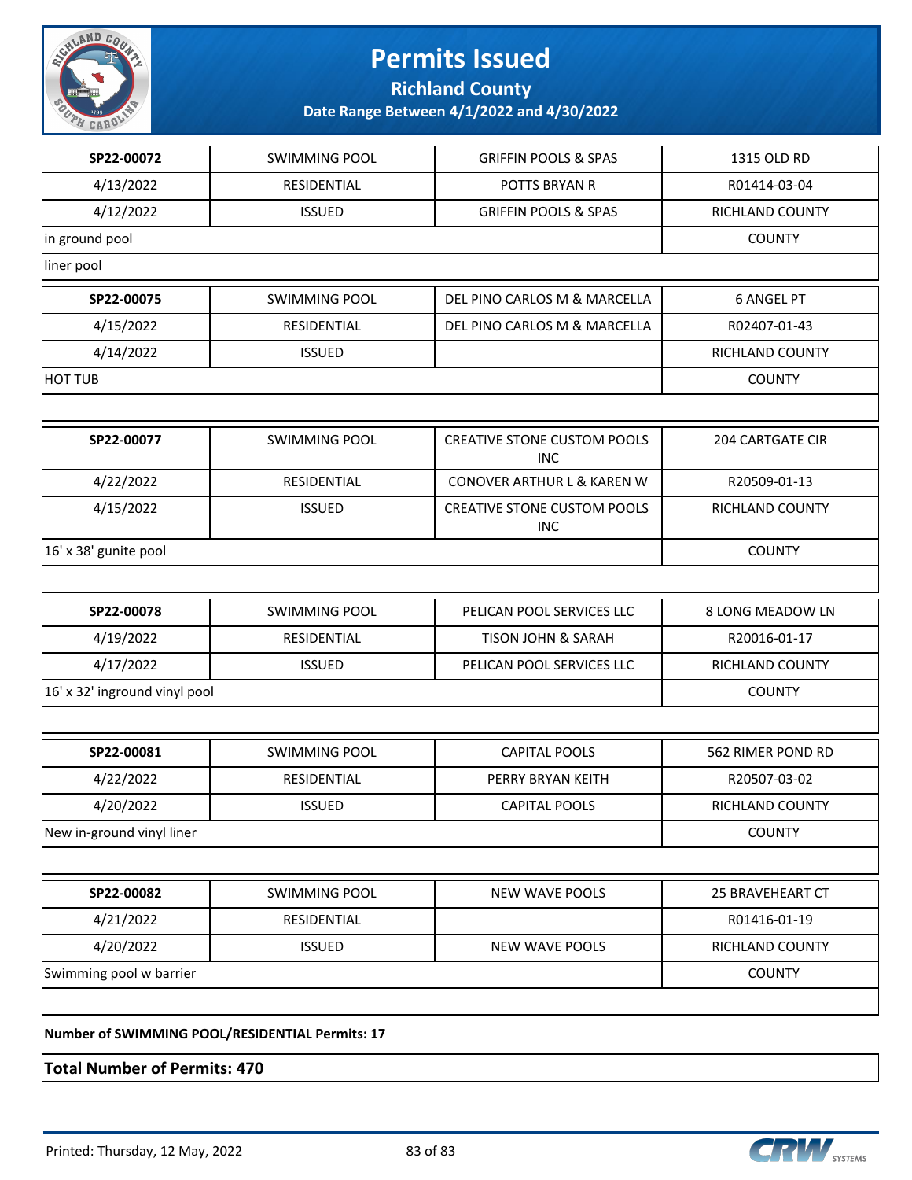# Permits Issued

## Richland County

### Date Range Between 4/1/2022 and 4/30/2022

| | | | |
|---|---|---|---|
| SP22-00072 | SWIMMING POOL | GRIFFIN POOLS & SPAS | 1315 OLD RD |
| 4/13/2022 | RESIDENTIAL | POTTS BRYAN R | R01414-03-04 |
| 4/12/2022 | ISSUED | GRIFFIN POOLS & SPAS | RICHLAND COUNTY |
| in ground pool | | | COUNTY |
| liner pool | | | |

| | | | |
|---|---|---|---|
| SP22-00075 | SWIMMING POOL | DEL PINO CARLOS M & MARCELLA | 6 ANGEL PT |
| 4/15/2022 | RESIDENTIAL | DEL PINO CARLOS M & MARCELLA | R02407-01-43 |
| 4/14/2022 | ISSUED | | RICHLAND COUNTY |
| HOT TUB | | | COUNTY |
| | | | |

| | | | |
|---|---|---|---|
| SP22-00077 | SWIMMING POOL | CREATIVE STONE CUSTOM POOLS INC | 204 CARTGATE CIR |
| 4/22/2022 | RESIDENTIAL | CONOVER ARTHUR L & KAREN W | R20509-01-13 |
| 4/15/2022 | ISSUED | CREATIVE STONE CUSTOM POOLS INC | RICHLAND COUNTY |
| 16' x 38' gunite pool | | | COUNTY |
| | | | |

| | | | |
|---|---|---|---|
| SP22-00078 | SWIMMING POOL | PELICAN POOL SERVICES LLC | 8 LONG MEADOW LN |
| 4/19/2022 | RESIDENTIAL | TISON JOHN & SARAH | R20016-01-17 |
| 4/17/2022 | ISSUED | PELICAN POOL SERVICES LLC | RICHLAND COUNTY |
| 16' x 32' inground vinyl pool | | | COUNTY |
| | | | |

| | | | |
|---|---|---|---|
| SP22-00081 | SWIMMING POOL | CAPITAL POOLS | 562 RIMER POND RD |
| 4/22/2022 | RESIDENTIAL | PERRY BRYAN KEITH | R20507-03-02 |
| 4/20/2022 | ISSUED | CAPITAL POOLS | RICHLAND COUNTY |
| New in-ground vinyl liner | | | COUNTY |
| | | | |

| | | | |
|---|---|---|---|
| SP22-00082 | SWIMMING POOL | NEW WAVE POOLS | 25 BRAVEHEART CT |
| 4/21/2022 | RESIDENTIAL | | R01416-01-19 |
| 4/20/2022 | ISSUED | NEW WAVE POOLS | RICHLAND COUNTY |
| Swimming pool w barrier | | | COUNTY |
| | | | |

**Number of SWIMMING POOL/RESIDENTIAL Permits: 17**

**Total Number of Permits: 470**

Printed: Thursday, 12 May, 2022